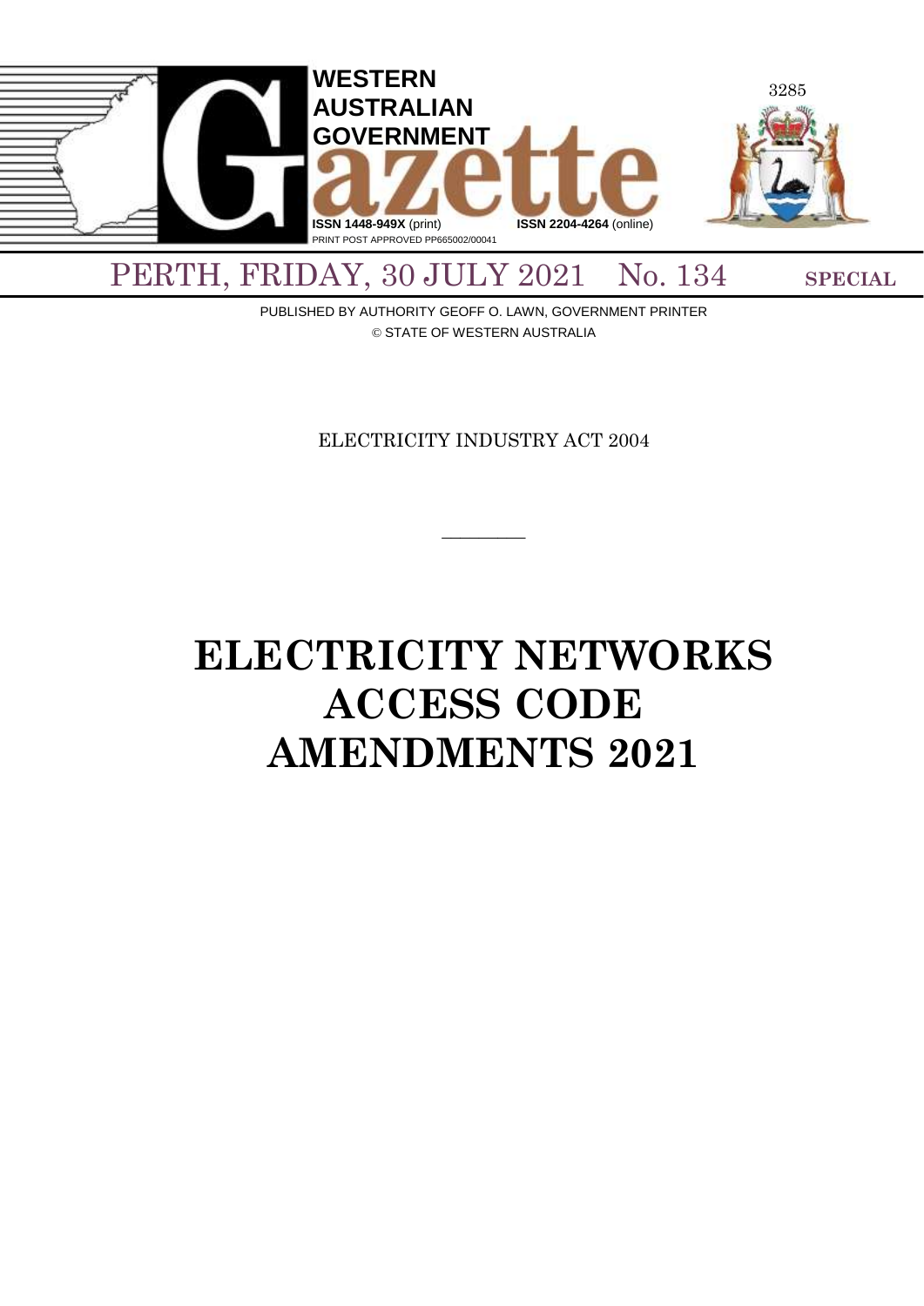# WESTERN AUSTRALIAN GOVERNMENT Gazette

**ISSN 1448-949X** (print) **ISSN 2204-4264** (online)

PRINT POST APPROVED PP665002/00041

PERTH, FRIDAY, 30 JULY 2021 No. 134 **SPECIAL**

PUBLISHED BY AUTHORITY GEOFF O. LAWN, GOVERNMENT PRINTER

© STATE OF WESTERN AUSTRALIA

ELECTRICITY INDUSTRY ACT 2004

---

# ELECTRICITY NETWORKS ACCESS CODE AMENDMENTS 2021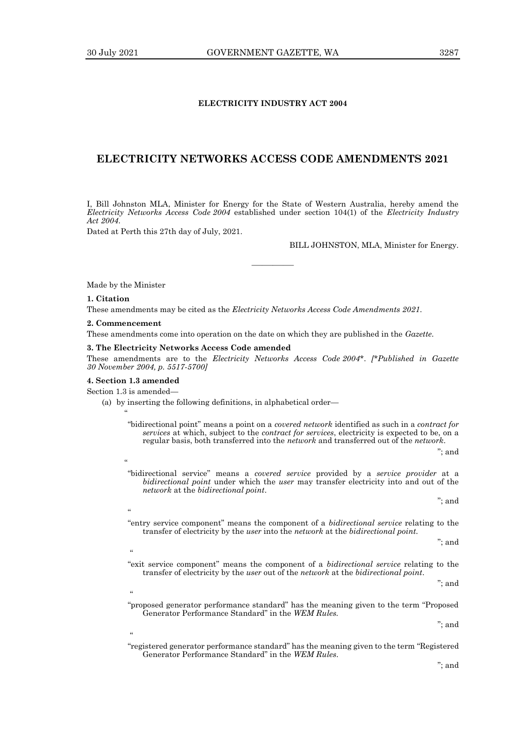**ELECTRICITY INDUSTRY ACT 2004**

## ELECTRICITY NETWORKS ACCESS CODE AMENDMENTS 2021

I, Bill Johnston MLA, Minister for Energy for the State of Western Australia, hereby amend the *Electricity Networks Access Code 2004* established under section 104(1) of the *Electricity Industry Act 2004*.

Dated at Perth this 27th day of July, 2021.

BILL JOHNSTON, MLA, Minister for Energy.

---

Made by the Minister

**1. Citation**

These amendments may be cited as the *Electricity Networks Access Code Amendments 2021*.

**2. Commencement**

These amendments come into operation on the date on which they are published in the *Gazette*.

**3. The Electricity Networks Access Code amended**

These amendments are to the *Electricity Networks Access Code 2004*\*. *[\*Published in Gazette 30 November 2004, p. 5517-5700]*

**4. Section 1.3 amended**

Section 1.3 is amended—

(a) by inserting the following definitions, in alphabetical order—

"

"bidirectional point" means a point on a *covered network* identified as such in a *contract for services* at which, subject to the *contract for services*, electricity is expected to be, on a regular basis, both transferred into the *network* and transferred out of the *network*.

"; and

"

"bidirectional service" means a *covered service* provided by a *service provider* at a *bidirectional point* under which the *user* may transfer electricity into and out of the *network* at the *bidirectional point*.

"; and

"

"entry service component" means the component of a *bidirectional service* relating to the transfer of electricity by the *user* into the *network* at the *bidirectional point*.

"; and

"

"exit service component" means the component of a *bidirectional service* relating to the transfer of electricity by the *user* out of the *network* at the *bidirectional point*.

"; and

"

"proposed generator performance standard" has the meaning given to the term "Proposed Generator Performance Standard" in the *WEM Rules*.

"; and

"

"registered generator performance standard" has the meaning given to the term "Registered Generator Performance Standard" in the *WEM Rules*.

"; and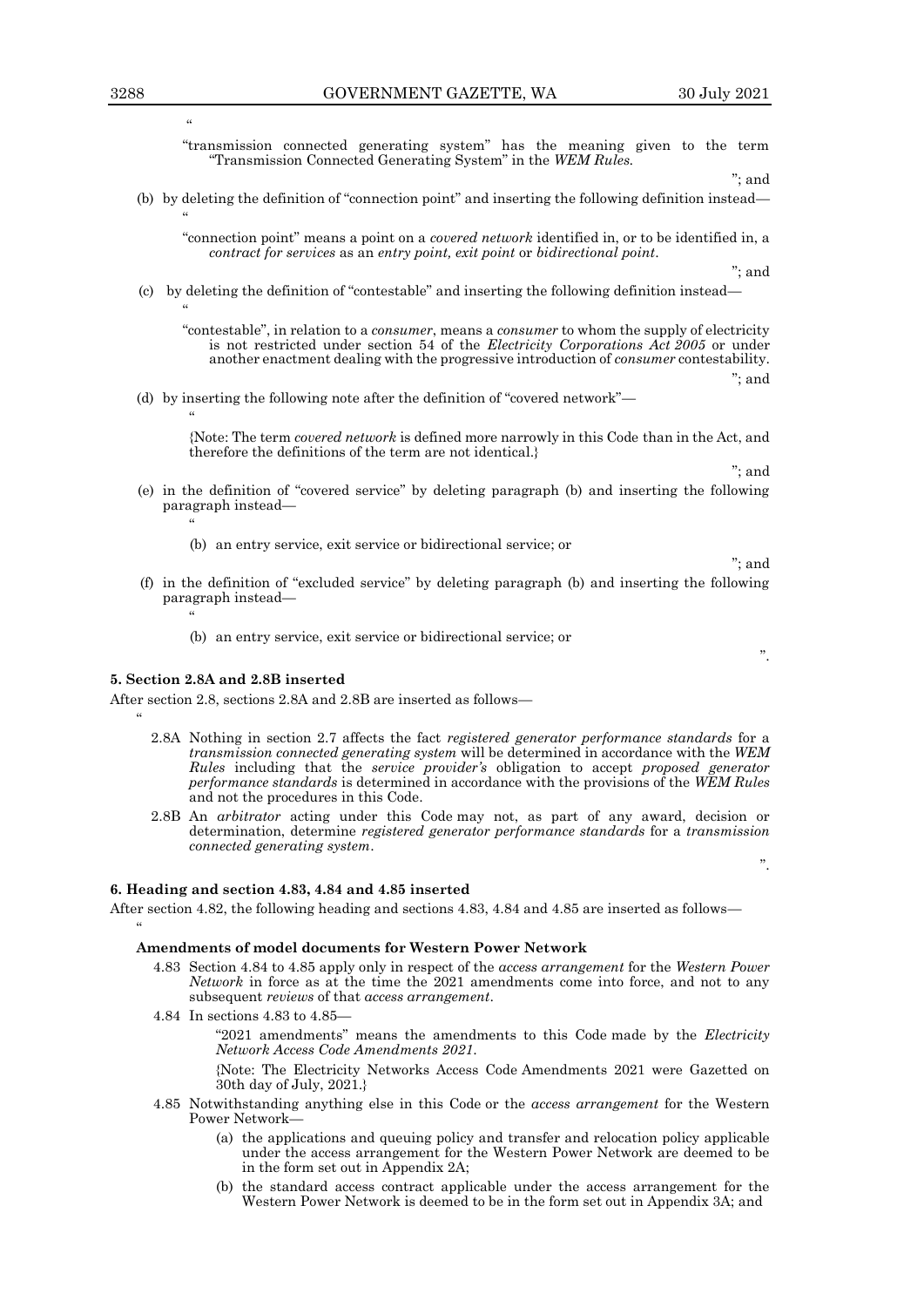"

"transmission connected generating system" has the meaning given to the term "Transmission Connected Generating System" in the *WEM Rules*.

"; and

(b) by deleting the definition of "connection point" and inserting the following definition instead—

"

"connection point" means a point on a *covered network* identified in, or to be identified in, a *contract for services* as an *entry point, exit point* or *bidirectional point*.

"; and

(c) by deleting the definition of "contestable" and inserting the following definition instead—

"

"contestable", in relation to a *consumer*, means a *consumer* to whom the supply of electricity is not restricted under section 54 of the *Electricity Corporations Act 2005* or under another enactment dealing with the progressive introduction of *consumer* contestability.

"; and

(d) by inserting the following note after the definition of "covered network"—

"

{Note: The term *covered network* is defined more narrowly in this Code than in the Act, and therefore the definitions of the term are not identical.}

"; and

(e) in the definition of "covered service" by deleting paragraph (b) and inserting the following paragraph instead—

"

(b) an entry service, exit service or bidirectional service; or

"; and

(f) in the definition of "excluded service" by deleting paragraph (b) and inserting the following paragraph instead—

"

(b) an entry service, exit service or bidirectional service; or

".

**5. Section 2.8A and 2.8B inserted**

After section 2.8, sections 2.8A and 2.8B are inserted as follows—

"

2.8A Nothing in section 2.7 affects the fact *registered generator performance standards* for a *transmission connected generating system* will be determined in accordance with the *WEM Rules* including that the *service provider's* obligation to accept *proposed generator performance standards* is determined in accordance with the provisions of the *WEM Rules* and not the procedures in this Code.

2.8B An *arbitrator* acting under this Code may not, as part of any award, decision or determination, determine *registered generator performance standards* for a *transmission connected generating system*.

".

**6. Heading and section 4.83, 4.84 and 4.85 inserted**

After section 4.82, the following heading and sections 4.83, 4.84 and 4.85 are inserted as follows—

"

**Amendments of model documents for Western Power Network**

4.83 Section 4.84 to 4.85 apply only in respect of the *access arrangement* for the *Western Power Network* in force as at the time the 2021 amendments come into force, and not to any subsequent *reviews* of that *access arrangement*.

4.84 In sections 4.83 to 4.85—

"2021 amendments" means the amendments to this Code made by the *Electricity Network Access Code Amendments 2021*.

{Note: The Electricity Networks Access Code Amendments 2021 were Gazetted on 30th day of July, 2021.}

4.85 Notwithstanding anything else in this Code or the *access arrangement* for the Western Power Network—

(a) the applications and queuing policy and transfer and relocation policy applicable under the access arrangement for the Western Power Network are deemed to be in the form set out in Appendix 2A;

(b) the standard access contract applicable under the access arrangement for the Western Power Network is deemed to be in the form set out in Appendix 3A; and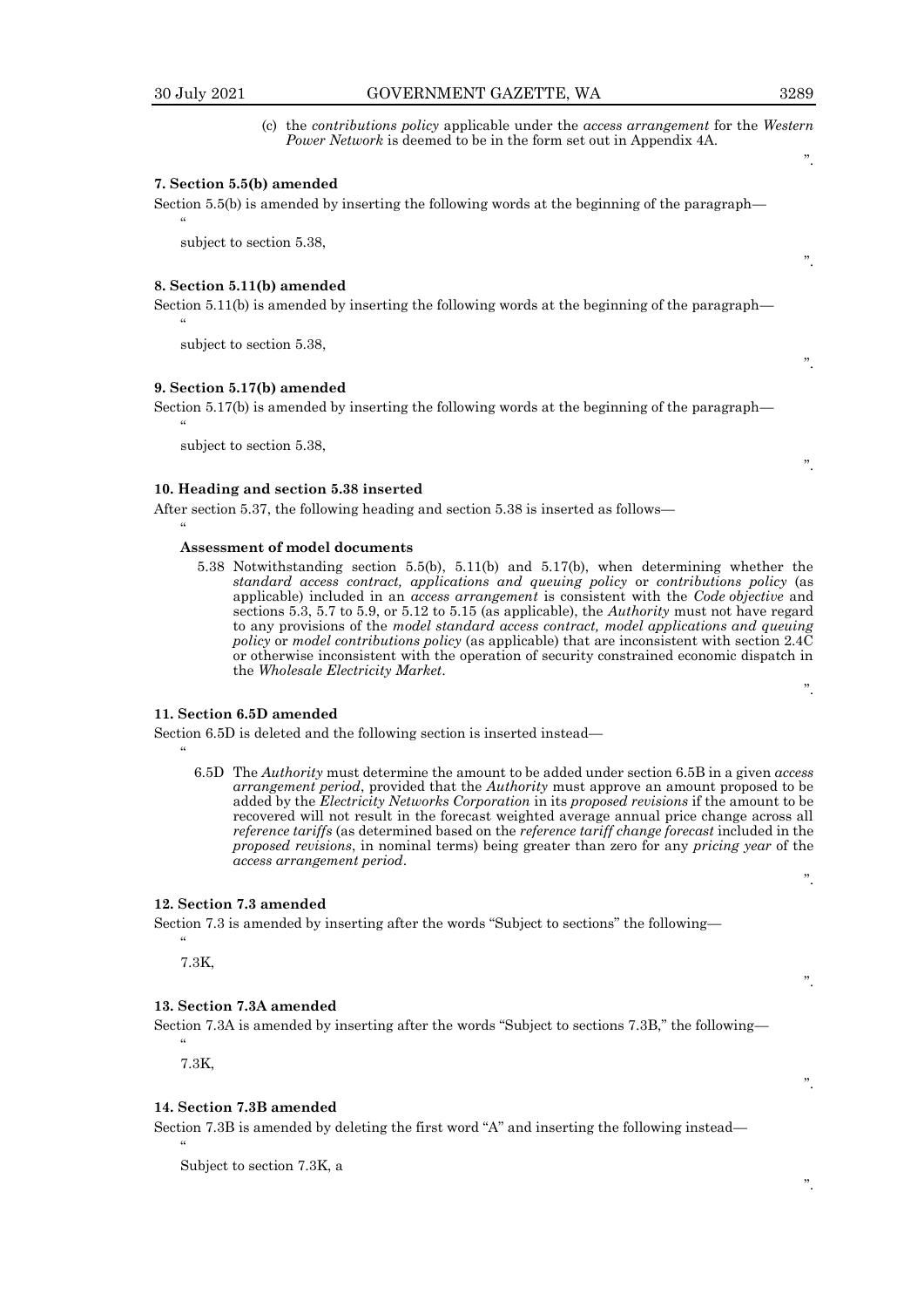(c) the *contributions policy* applicable under the *access arrangement* for the *Western Power Network* is deemed to be in the form set out in Appendix 4A.

".

**7. Section 5.5(b) amended**

Section 5.5(b) is amended by inserting the following words at the beginning of the paragraph—

"

subject to section 5.38,

".

**8. Section 5.11(b) amended**

Section 5.11(b) is amended by inserting the following words at the beginning of the paragraph—

"

subject to section 5.38,

".

**9. Section 5.17(b) amended**

Section 5.17(b) is amended by inserting the following words at the beginning of the paragraph—

"

subject to section 5.38,

".

**10. Heading and section 5.38 inserted**

After section 5.37, the following heading and section 5.38 is inserted as follows—

"

**Assessment of model documents**

5.38 Notwithstanding section 5.5(b), 5.11(b) and 5.17(b), when determining whether the *standard access contract, applications and queuing policy* or *contributions policy* (as applicable) included in an *access arrangement* is consistent with the *Code objective* and sections 5.3, 5.7 to 5.9, or 5.12 to 5.15 (as applicable), the *Authority* must not have regard to any provisions of the *model standard access contract, model applications and queuing policy* or *model contributions policy* (as applicable) that are inconsistent with section 2.4C or otherwise inconsistent with the operation of security constrained economic dispatch in the *Wholesale Electricity Market*.

".

**11. Section 6.5D amended**

Section 6.5D is deleted and the following section is inserted instead—

"

6.5D The *Authority* must determine the amount to be added under section 6.5B in a given *access arrangement period*, provided that the *Authority* must approve an amount proposed to be added by the *Electricity Networks Corporation* in its *proposed revisions* if the amount to be recovered will not result in the forecast weighted average annual price change across all *reference tariffs* (as determined based on the *reference tariff change forecast* included in the *proposed revisions*, in nominal terms) being greater than zero for any *pricing year* of the *access arrangement period*.

".

**12. Section 7.3 amended**

Section 7.3 is amended by inserting after the words "Subject to sections" the following—

"

7.3K,

".

**13. Section 7.3A amended**

Section 7.3A is amended by inserting after the words "Subject to sections 7.3B," the following—

"

7.3K,

".

**14. Section 7.3B amended**

Section 7.3B is amended by deleting the first word "A" and inserting the following instead—

"

Subject to section 7.3K, a

".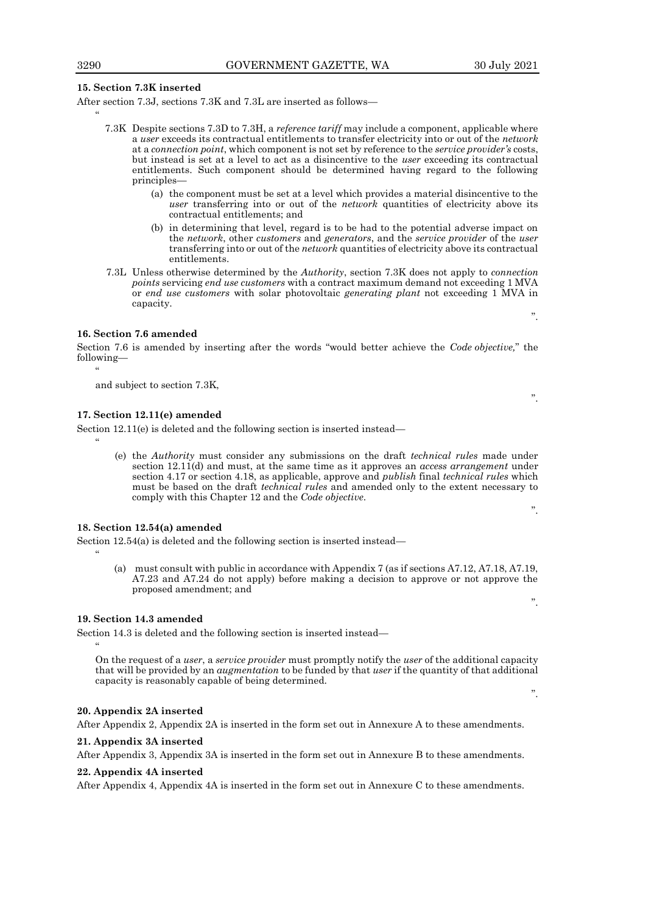**15. Section 7.3K inserted**

After section 7.3J, sections 7.3K and 7.3L are inserted as follows—

"

7.3K Despite sections 7.3D to 7.3H, a *reference tariff* may include a component, applicable where a *user* exceeds its contractual entitlements to transfer electricity into or out of the *network* at a *connection point*, which component is not set by reference to the *service provider's* costs, but instead is set at a level to act as a disincentive to the *user* exceeding its contractual entitlements. Such component should be determined having regard to the following principles—

(a) the component must be set at a level which provides a material disincentive to the *user* transferring into or out of the *network* quantities of electricity above its contractual entitlements; and

(b) in determining that level, regard is to be had to the potential adverse impact on the *network*, other *customers* and *generators*, and the *service provider* of the *user* transferring into or out of the *network* quantities of electricity above its contractual entitlements.

7.3L Unless otherwise determined by the *Authority*, section 7.3K does not apply to *connection points* servicing *end use customers* with a contract maximum demand not exceeding 1 MVA or *end use customers* with solar photovoltaic *generating plant* not exceeding 1 MVA in capacity.

".

**16. Section 7.6 amended**

Section 7.6 is amended by inserting after the words "would better achieve the *Code objective,*" the following—

"

and subject to section 7.3K,

".

**17. Section 12.11(e) amended**

Section 12.11(e) is deleted and the following section is inserted instead—

"

(e) the *Authority* must consider any submissions on the draft *technical rules* made under section 12.11(d) and must, at the same time as it approves an *access arrangement* under section 4.17 or section 4.18, as applicable, approve and *publish* final *technical rules* which must be based on the draft *technical rules* and amended only to the extent necessary to comply with this Chapter 12 and the *Code objective*.

".

**18. Section 12.54(a) amended**

Section 12.54(a) is deleted and the following section is inserted instead—

"

(a) must consult with public in accordance with Appendix 7 (as if sections A7.12, A7.18, A7.19, A7.23 and A7.24 do not apply) before making a decision to approve or not approve the proposed amendment; and

".

**19. Section 14.3 amended**

Section 14.3 is deleted and the following section is inserted instead—

"

On the request of a *user*, a *service provider* must promptly notify the *user* of the additional capacity that will be provided by an *augmentation* to be funded by that *user* if the quantity of that additional capacity is reasonably capable of being determined.

".

**20. Appendix 2A inserted**

After Appendix 2, Appendix 2A is inserted in the form set out in Annexure A to these amendments.

**21. Appendix 3A inserted**

After Appendix 3, Appendix 3A is inserted in the form set out in Annexure B to these amendments.

**22. Appendix 4A inserted**

After Appendix 4, Appendix 4A is inserted in the form set out in Annexure C to these amendments.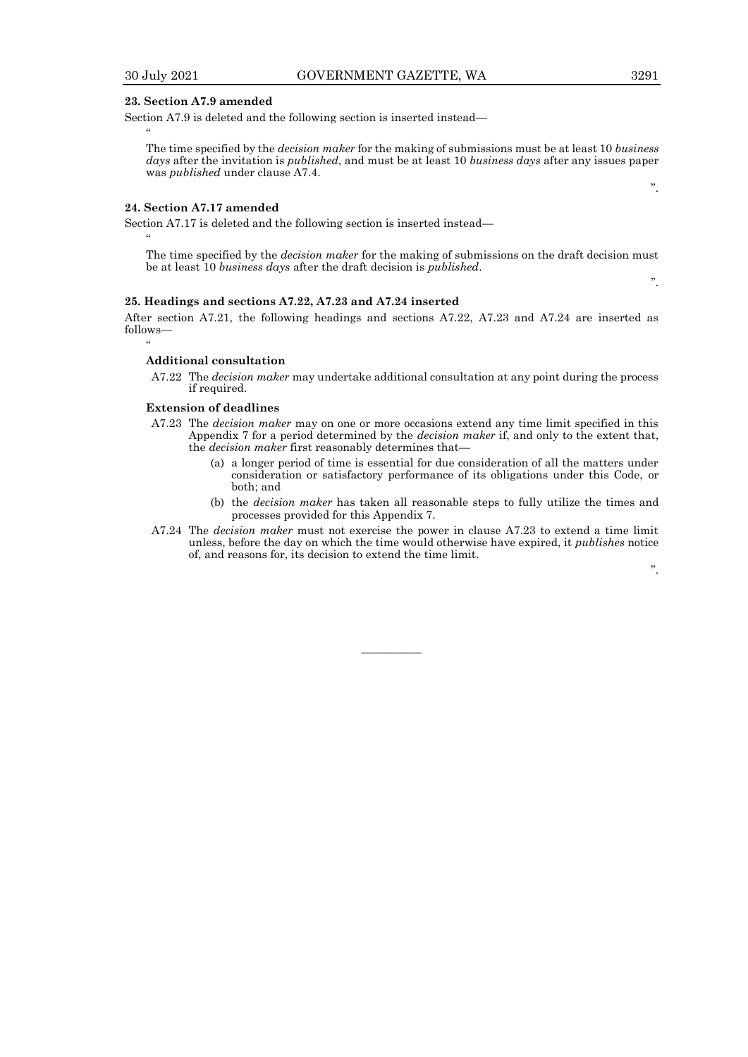**23. Section A7.9 amended**

Section A7.9 is deleted and the following section is inserted instead—

"

The time specified by the *decision maker* for the making of submissions must be at least 10 *business days* after the invitation is *published*, and must be at least 10 *business days* after any issues paper was *published* under clause A7.4.

".

**24. Section A7.17 amended**

Section A7.17 is deleted and the following section is inserted instead—

"

The time specified by the *decision maker* for the making of submissions on the draft decision must be at least 10 *business days* after the draft decision is *published*.

".

**25. Headings and sections A7.22, A7.23 and A7.24 inserted**

After section A7.21, the following headings and sections A7.22, A7.23 and A7.24 are inserted as follows—

"

**Additional consultation**

A7.22 The *decision maker* may undertake additional consultation at any point during the process if required.

**Extension of deadlines**

A7.23 The *decision maker* may on one or more occasions extend any time limit specified in this Appendix 7 for a period determined by the *decision maker* if, and only to the extent that, the *decision maker* first reasonably determines that—

(a) a longer period of time is essential for due consideration of all the matters under consideration or satisfactory performance of its obligations under this Code, or both; and

(b) the *decision maker* has taken all reasonable steps to fully utilize the times and processes provided for this Appendix 7.

A7.24 The *decision maker* must not exercise the power in clause A7.23 to extend a time limit unless, before the day on which the time would otherwise have expired, it *publishes* notice of, and reasons for, its decision to extend the time limit.

".

———————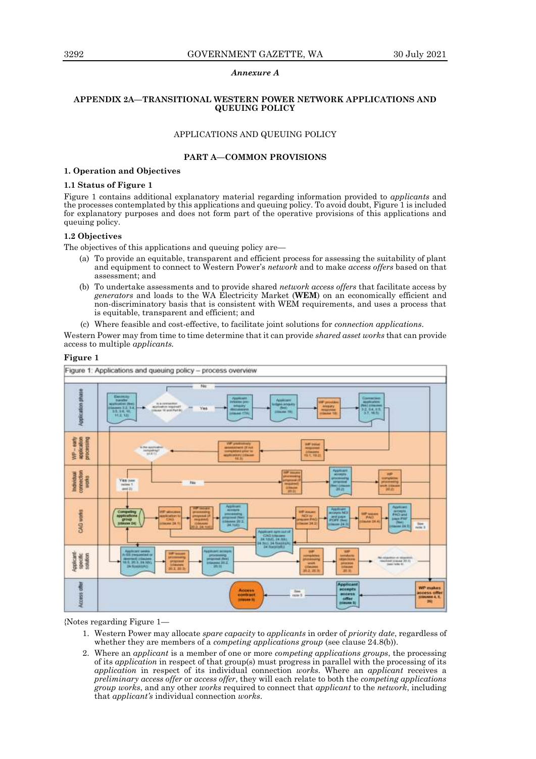*Annexure A*

## APPENDIX 2A—TRANSITIONAL WESTERN POWER NETWORK APPLICATIONS AND QUEUING POLICY

APPLICATIONS AND QUEUING POLICY

### PART A—COMMON PROVISIONS

**1. Operation and Objectives**

**1.1 Status of Figure 1**

Figure 1 contains additional explanatory material regarding information provided to *applicants* and the processes contemplated by this applications and queuing policy. To avoid doubt, Figure 1 is included for explanatory purposes and does not form part of the operative provisions of this applications and queuing policy.

**1.2 Objectives**

The objectives of this applications and queuing policy are—

- (a) To provide an equitable, transparent and efficient process for assessing the suitability of plant and equipment to connect to Western Power's *network* and to make *access offers* based on that assessment; and
- (b) To undertake assessments and to provide shared *network access offers* that facilitate access by *generators* and loads to the WA Electricity Market (**WEM**) on an economically efficient and non-discriminatory basis that is consistent with WEM requirements, and uses a process that is equitable, transparent and efficient; and
- (c) Where feasible and cost-effective, to facilitate joint solutions for *connection applications*.

Western Power may from time to time determine that it can provide *shared asset works* that can provide access to multiple *applicants*.

**Figure 1**

Figure 1: Applications and queuing policy – process overview

{Notes regarding Figure 1—

1. Western Power may allocate *spare capacity* to *applicants* in order of *priority date*, regardless of whether they are members of a *competing applications group* (see clause 24.8(b)).
2. Where an *applicant* is a member of one or more *competing applications groups*, the processing of its *application* in respect of that group(s) must progress in parallel with the processing of its *application* in respect of its individual connection *works*. Where an *applicant* receives a *preliminary access offer* or *access offer*, they will each relate to both the *competing applications group works*, and any other *works* required to connect that *applicant* to the *network*, including that *applicant's* individual connection *works*.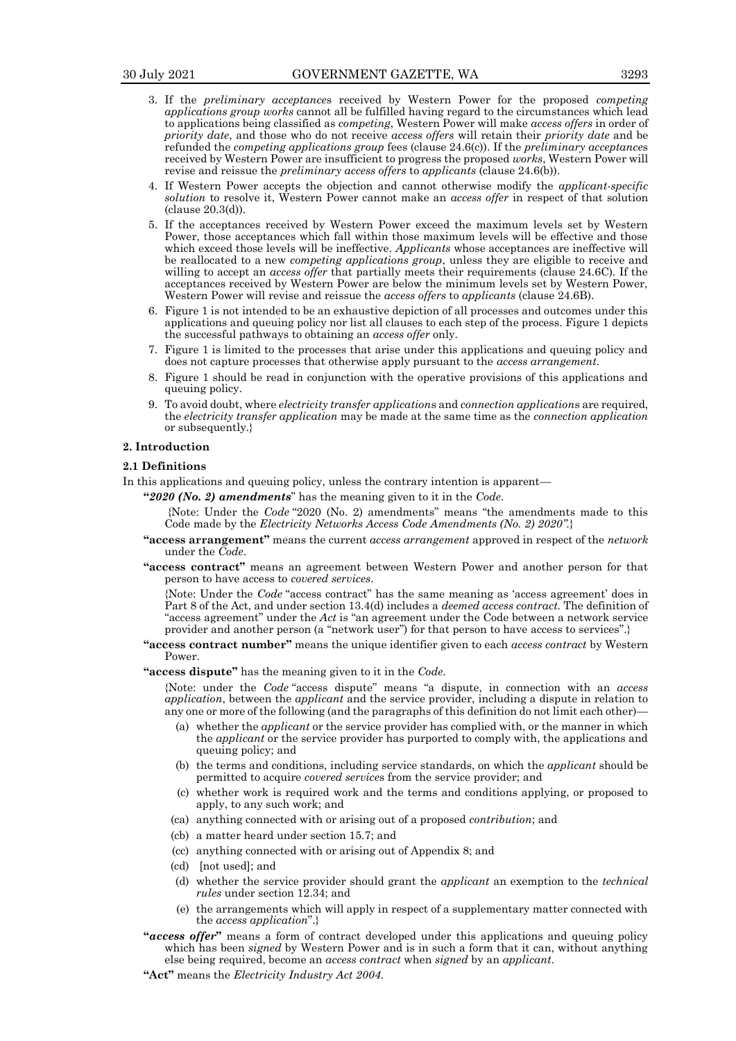3. If the *preliminary acceptances* received by Western Power for the proposed *competing applications group works* cannot all be fulfilled having regard to the circumstances which lead to applications being classified as *competing*, Western Power will make *access offers* in order of *priority date*, and those who do not receive *access offers* will retain their *priority date* and be refunded the *competing applications group* fees (clause 24.6(c)). If the *preliminary acceptances* received by Western Power are insufficient to progress the proposed *works*, Western Power will revise and reissue the *preliminary access offers* to *applicants* (clause 24.6(b)).
4. If Western Power accepts the objection and cannot otherwise modify the *applicant-specific solution* to resolve it, Western Power cannot make an *access offer* in respect of that solution (clause 20.3(d)).
5. If the acceptances received by Western Power exceed the maximum levels set by Western Power, those acceptances which fall within those maximum levels will be effective and those which exceed those levels will be ineffective. *Applicants* whose acceptances are ineffective will be reallocated to a new *competing applications group*, unless they are eligible to receive and willing to accept an *access offer* that partially meets their requirements (clause 24.6C). If the acceptances received by Western Power are below the minimum levels set by Western Power, Western Power will revise and reissue the *access offers* to *applicants* (clause 24.6B).
6. Figure 1 is not intended to be an exhaustive depiction of all processes and outcomes under this applications and queuing policy nor list all clauses to each step of the process. Figure 1 depicts the successful pathways to obtaining an *access offer* only.
7. Figure 1 is limited to the processes that arise under this applications and queuing policy and does not capture processes that otherwise apply pursuant to the *access arrangement*.
8. Figure 1 should be read in conjunction with the operative provisions of this applications and queuing policy.
9. To avoid doubt, where *electricity transfer applications* and *connection applications* are required, the *electricity transfer application* may be made at the same time as the *connection application* or subsequently.}

**2. Introduction**

**2.1 Definitions**

In this applications and queuing policy, unless the contrary intention is apparent—

**"*2020 (No. 2) amendments*"** has the meaning given to it in the *Code*.

{Note: Under the *Code* "2020 (No. 2) amendments" means "the amendments made to this Code made by the *Electricity Networks Access Code Amendments (No. 2) 2020"*.}

**"access arrangement"** means the current *access arrangement* approved in respect of the *network* under the *Code*.

**"access contract"** means an agreement between Western Power and another person for that person to have access to *covered services*.

{Note: Under the *Code* "access contract" has the same meaning as 'access agreement' does in Part 8 of the Act, and under section 13.4(d) includes a *deemed access contract*. The definition of "access agreement" under the *Act* is "an agreement under the Code between a network service provider and another person (a "network user") for that person to have access to services".}

**"access contract number"** means the unique identifier given to each *access contract* by Western Power.

**"access dispute"** has the meaning given to it in the *Code*.

{Note: under the *Code* "access dispute" means "a dispute, in connection with an *access application*, between the *applicant* and the service provider, including a dispute in relation to any one or more of the following (and the paragraphs of this definition do not limit each other)—

(a) whether the *applicant* or the service provider has complied with, or the manner in which the *applicant* or the service provider has purported to comply with, the applications and queuing policy; and

(b) the terms and conditions, including service standards, on which the *applicant* should be permitted to acquire *covered services* from the service provider; and

(c) whether work is required work and the terms and conditions applying, or proposed to apply, to any such work; and

(ca) anything connected with or arising out of a proposed *contribution*; and

(cb) a matter heard under section 15.7; and

(cc) anything connected with or arising out of Appendix 8; and

(cd) [not used]; and

(d) whether the service provider should grant the *applicant* an exemption to the *technical rules* under section 12.34; and

(e) the arrangements which will apply in respect of a supplementary matter connected with the *access application*".}

**"*access offer*"** means a form of contract developed under this applications and queuing policy which has been *signed* by Western Power and is in such a form that it can, without anything else being required, become an *access contract* when *signed* by an *applicant*.

**"Act"** means the *Electricity Industry Act 2004*.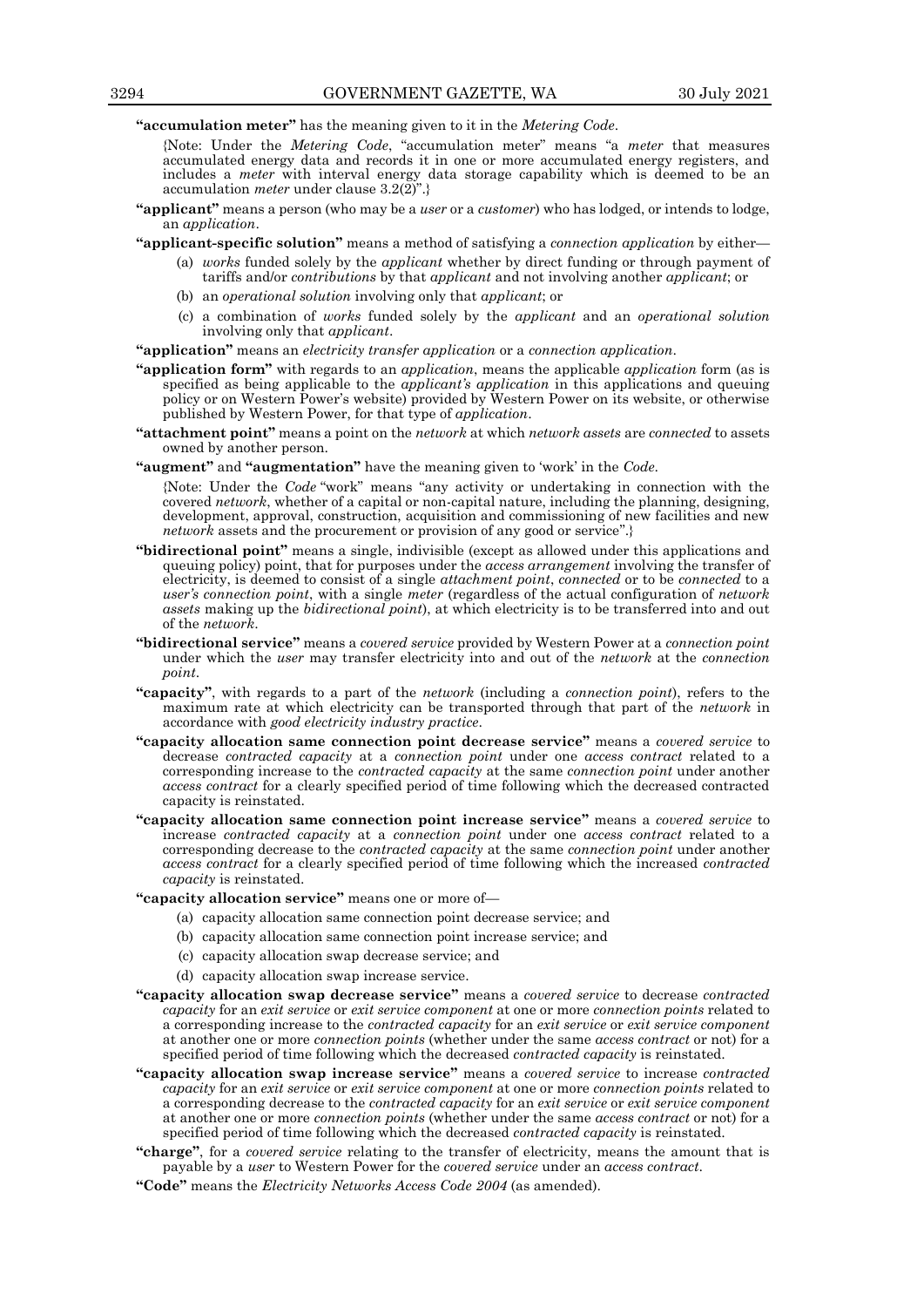**"accumulation meter"** has the meaning given to it in the *Metering Code*.

{Note: Under the *Metering Code*, "accumulation meter" means "a *meter* that measures accumulated energy data and records it in one or more accumulated energy registers, and includes a *meter* with interval energy data storage capability which is deemed to be an accumulation *meter* under clause 3.2(2)".}

**"applicant"** means a person (who may be a *user* or a *customer*) who has lodged, or intends to lodge, an *application*.

**"applicant-specific solution"** means a method of satisfying a *connection application* by either—

(a) *works* funded solely by the *applicant* whether by direct funding or through payment of tariffs and/or *contributions* by that *applicant* and not involving another *applicant*; or

(b) an *operational solution* involving only that *applicant*; or

(c) a combination of *works* funded solely by the *applicant* and an *operational solution* involving only that *applicant*.

**"application"** means an *electricity transfer application* or a *connection application*.

**"application form"** with regards to an *application*, means the applicable *application* form (as is specified as being applicable to the *applicant's application* in this applications and queuing policy or on Western Power's website) provided by Western Power on its website, or otherwise published by Western Power, for that type of *application*.

**"attachment point"** means a point on the *network* at which *network assets* are *connected* to assets owned by another person.

**"augment"** and **"augmentation"** have the meaning given to 'work' in the *Code*.

{Note: Under the *Code* "work" means "any activity or undertaking in connection with the covered *network*, whether of a capital or non-capital nature, including the planning, designing, development, approval, construction, acquisition and commissioning of new facilities and new *network* assets and the procurement or provision of any good or service".}

**"bidirectional point"** means a single, indivisible (except as allowed under this applications and queuing policy) point, that for purposes under the *access arrangement* involving the transfer of electricity, is deemed to consist of a single *attachment point*, *connected* or to be *connected* to a *user's connection point*, with a single *meter* (regardless of the actual configuration of *network assets* making up the *bidirectional point*), at which electricity is to be transferred into and out of the *network*.

**"bidirectional service"** means a *covered service* provided by Western Power at a *connection point* under which the *user* may transfer electricity into and out of the *network* at the *connection point*.

**"capacity"**, with regards to a part of the *network* (including a *connection point*), refers to the maximum rate at which electricity can be transported through that part of the *network* in accordance with *good electricity industry practice*.

**"capacity allocation same connection point decrease service"** means a *covered service* to decrease *contracted capacity* at a *connection point* under one *access contract* related to a corresponding increase to the *contracted capacity* at the same *connection point* under another *access contract* for a clearly specified period of time following which the decreased contracted capacity is reinstated.

**"capacity allocation same connection point increase service"** means a *covered service* to increase *contracted capacity* at a *connection point* under one *access contract* related to a corresponding decrease to the *contracted capacity* at the same *connection point* under another *access contract* for a clearly specified period of time following which the increased *contracted capacity* is reinstated.

**"capacity allocation service"** means one or more of—

(a) capacity allocation same connection point decrease service; and

(b) capacity allocation same connection point increase service; and

(c) capacity allocation swap decrease service; and

(d) capacity allocation swap increase service.

**"capacity allocation swap decrease service"** means a *covered service* to decrease *contracted capacity* for an *exit service* or *exit service component* at one or more *connection points* related to a corresponding increase to the *contracted capacity* for an *exit service* or *exit service component* at another one or more *connection points* (whether under the same *access contract* or not) for a specified period of time following which the decreased *contracted capacity* is reinstated.

**"capacity allocation swap increase service"** means a *covered service* to increase *contracted capacity* for an *exit service* or *exit service component* at one or more *connection points* related to a corresponding decrease to the *contracted capacity* for an *exit service* or *exit service component* at another one or more *connection points* (whether under the same *access contract* or not) for a specified period of time following which the decreased *contracted capacity* is reinstated.

**"charge"**, for a *covered service* relating to the transfer of electricity, means the amount that is payable by a *user* to Western Power for the *covered service* under an *access contract*.

**"Code"** means the *Electricity Networks Access Code 2004* (as amended).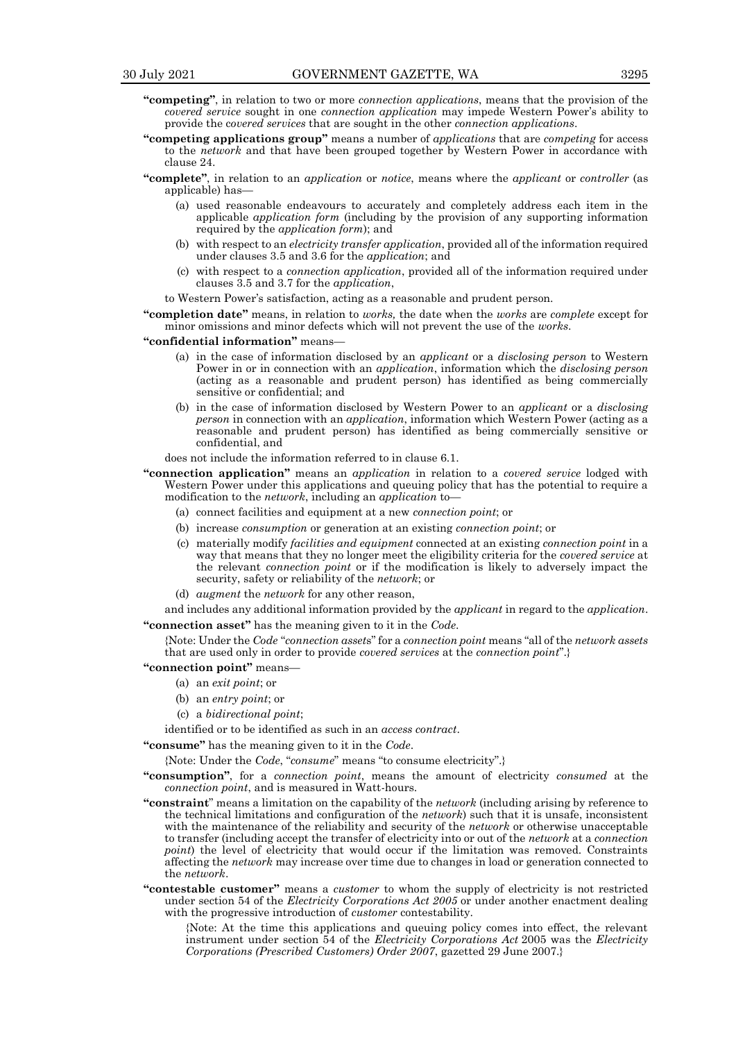**"competing"**, in relation to two or more *connection applications*, means that the provision of the *covered service* sought in one *connection application* may impede Western Power's ability to provide the *covered services* that are sought in the other *connection applications*.

**"competing applications group"** means a number of *applications* that are *competing* for access to the *network* and that have been grouped together by Western Power in accordance with clause 24.

**"complete"**, in relation to an *application* or *notice*, means where the *applicant* or *controller* (as applicable) has—

- (a) used reasonable endeavours to accurately and completely address each item in the applicable *application form* (including by the provision of any supporting information required by the *application form*); and
- (b) with respect to an *electricity transfer application*, provided all of the information required under clauses 3.5 and 3.6 for the *application*; and
- (c) with respect to a *connection application*, provided all of the information required under clauses 3.5 and 3.7 for the *application*,

to Western Power's satisfaction, acting as a reasonable and prudent person.

**"completion date"** means, in relation to *works,* the date when the *works* are *complete* except for minor omissions and minor defects which will not prevent the use of the *works*.

**"confidential information"** means—

- (a) in the case of information disclosed by an *applicant* or a *disclosing person* to Western Power in or in connection with an *application*, information which the *disclosing person* (acting as a reasonable and prudent person) has identified as being commercially sensitive or confidential; and
- (b) in the case of information disclosed by Western Power to an *applicant* or a *disclosing person* in connection with an *application*, information which Western Power (acting as a reasonable and prudent person) has identified as being commercially sensitive or confidential, and

does not include the information referred to in clause 6.1.

**"connection application"** means an *application* in relation to a *covered service* lodged with Western Power under this applications and queuing policy that has the potential to require a modification to the *network*, including an *application* to—

- (a) connect facilities and equipment at a new *connection point*; or
- (b) increase *consumption* or generation at an existing *connection point*; or
- (c) materially modify *facilities and equipment* connected at an existing *connection point* in a way that means that they no longer meet the eligibility criteria for the *covered service* at the relevant *connection point* or if the modification is likely to adversely impact the security, safety or reliability of the *network*; or
- (d) *augment* the *network* for any other reason,

and includes any additional information provided by the *applicant* in regard to the *application*.

**"connection asset"** has the meaning given to it in the *Code*.

{Note: Under the *Code* "*connection assets*" for a *connection point* means "all of the *network assets* that are used only in order to provide *covered services* at the *connection point*".}

**"connection point"** means—

- (a) an *exit point*; or
- (b) an *entry point*; or
- (c) a *bidirectional point*;

identified or to be identified as such in an *access contract*.

**"consume"** has the meaning given to it in the *Code*.

{Note: Under the *Code*, "*consume*" means "to consume electricity".}

**"consumption"**, for a *connection point*, means the amount of electricity *consumed* at the *connection point*, and is measured in Watt-hours.

**"constraint**" means a limitation on the capability of the *network* (including arising by reference to the technical limitations and configuration of the *network*) such that it is unsafe, inconsistent with the maintenance of the reliability and security of the *network* or otherwise unacceptable to transfer (including accept the transfer of electricity into or out of the *network* at a *connection point*) the level of electricity that would occur if the limitation was removed. Constraints affecting the *network* may increase over time due to changes in load or generation connected to the *network*.

**"contestable customer"** means a *customer* to whom the supply of electricity is not restricted under section 54 of the *Electricity Corporations Act 2005* or under another enactment dealing with the progressive introduction of *customer* contestability.

{Note: At the time this applications and queuing policy comes into effect, the relevant instrument under section 54 of the *Electricity Corporations Act* 2005 was the *Electricity Corporations (Prescribed Customers) Order 2007*, gazetted 29 June 2007.}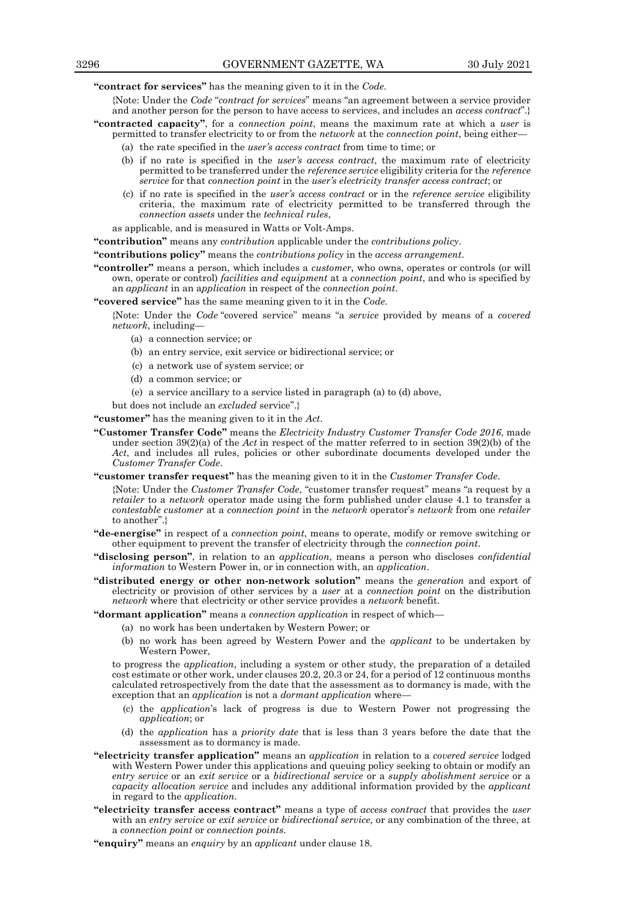**"contract for services"** has the meaning given to it in the *Code*.

{Note: Under the *Code* "*contract for services*" means "an agreement between a service provider and another person for the person to have access to services, and includes an *access contract*".}

**"contracted capacity"**, for a *connection point*, means the maximum rate at which a *user* is permitted to transfer electricity to or from the *network* at the *connection point*, being either—

(a) the rate specified in the *user's access contract* from time to time; or

(b) if no rate is specified in the *user's access contract*, the maximum rate of electricity permitted to be transferred under the *reference service* eligibility criteria for the *reference service* for that *connection point* in the *user's electricity transfer access contract*; or

(c) if no rate is specified in the *user's access contract* or in the *reference service* eligibility criteria, the maximum rate of electricity permitted to be transferred through the *connection assets* under the *technical rules*,

as applicable, and is measured in Watts or Volt-Amps.

**"contribution"** means any *contribution* applicable under the *contributions policy*.

**"contributions policy"** means the *contributions policy* in the *access arrangement*.

**"controller"** means a person, which includes a *customer*, who owns, operates or controls (or will own, operate or control) *facilities and equipment* at a *connection point*, and who is specified by an *applicant* in an *application* in respect of the *connection point*.

**"covered service"** has the same meaning given to it in the *Code*.

{Note: Under the *Code* "covered service" means "a *service* provided by means of a *covered network*, including—

(a) a connection service; or

(b) an entry service, exit service or bidirectional service; or

(c) a network use of system service; or

(d) a common service; or

(e) a service ancillary to a service listed in paragraph (a) to (d) above,

but does not include an *excluded* service".}

**"customer"** has the meaning given to it in the *Act*.

**"Customer Transfer Code"** means the *Electricity Industry Customer Transfer Code 2016*, made under section 39(2)(a) of the *Act* in respect of the matter referred to in section 39(2)(b) of the *Act*, and includes all rules, policies or other subordinate documents developed under the *Customer Transfer Code*.

**"customer transfer request"** has the meaning given to it in the *Customer Transfer Code*.

{Note: Under the *Customer Transfer Code*, "customer transfer request" means "a request by a *retailer* to a *network* operator made using the form published under clause 4.1 to transfer a *contestable customer* at a *connection point* in the *network* operator's *network* from one *retailer* to another".}

**"de-energise"** in respect of a *connection point*, means to operate, modify or remove switching or other equipment to prevent the transfer of electricity through the *connection point*.

**"disclosing person"**, in relation to an *application*, means a person who discloses *confidential information* to Western Power in, or in connection with, an *application*.

**"distributed energy or other non-network solution"** means the *generation* and export of electricity or provision of other services by a *user* at a *connection point* on the distribution *network* where that electricity or other service provides a *network* benefit.

**"dormant application"** means a *connection application* in respect of which—

(a) no work has been undertaken by Western Power; or

(b) no work has been agreed by Western Power and the *applicant* to be undertaken by Western Power,

to progress the *application*, including a system or other study, the preparation of a detailed cost estimate or other work, under clauses 20.2, 20.3 or 24, for a period of 12 continuous months calculated retrospectively from the date that the assessment as to dormancy is made, with the exception that an *application* is not a *dormant application* where—

(c) the *application*'s lack of progress is due to Western Power not progressing the *application*; or

(d) the *application* has a *priority date* that is less than 3 years before the date that the assessment as to dormancy is made.

**"electricity transfer application"** means an *application* in relation to a *covered service* lodged with Western Power under this applications and queuing policy seeking to obtain or modify an *entry service* or an *exit service* or a *bidirectional service* or a *supply abolishment service* or a *capacity allocation service* and includes any additional information provided by the *applicant* in regard to the *application*.

**"electricity transfer access contract"** means a type of *access contract* that provides the *user* with an *entry service* or *exit service* or *bidirectional service,* or any combination of the three, at a *connection point* or *connection points*.

**"enquiry"** means an *enquiry* by an *applicant* under clause 18.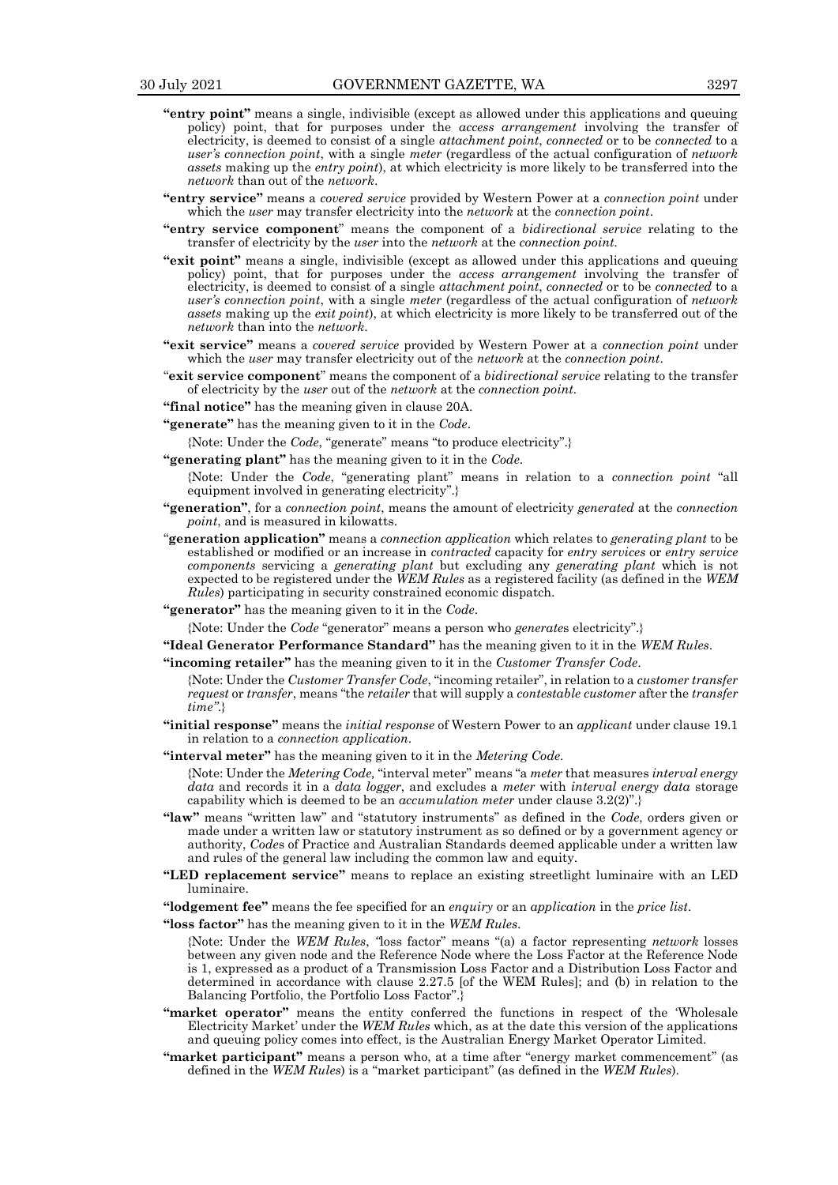**"entry point"** means a single, indivisible (except as allowed under this applications and queuing policy) point, that for purposes under the *access arrangement* involving the transfer of electricity, is deemed to consist of a single *attachment point*, *connected* or to be *connected* to a *user's connection point*, with a single *meter* (regardless of the actual configuration of *network assets* making up the *entry point*), at which electricity is more likely to be transferred into the *network* than out of the *network*.

**"entry service"** means a *covered service* provided by Western Power at a *connection point* under which the *user* may transfer electricity into the *network* at the *connection point*.

**"entry service component"** means the component of a *bidirectional service* relating to the transfer of electricity by the *user* into the *network* at the *connection point*.

**"exit point"** means a single, indivisible (except as allowed under this applications and queuing policy) point, that for purposes under the *access arrangement* involving the transfer of electricity, is deemed to consist of a single *attachment point*, *connected* or to be *connected* to a *user's connection point*, with a single *meter* (regardless of the actual configuration of *network assets* making up the *exit point*), at which electricity is more likely to be transferred out of the *network* than into the *network*.

**"exit service"** means a *covered service* provided by Western Power at a *connection point* under which the *user* may transfer electricity out of the *network* at the *connection point*.

**"exit service component"** means the component of a *bidirectional service* relating to the transfer of electricity by the *user* out of the *network* at the *connection point*.

**"final notice"** has the meaning given in clause 20A.

**"generate"** has the meaning given to it in the *Code*.

{Note: Under the *Code*, "generate" means "to produce electricity".}

**"generating plant"** has the meaning given to it in the *Code*.

{Note: Under the *Code*, "generating plant" means in relation to a *connection point* "all equipment involved in generating electricity".}

**"generation"**, for a *connection point*, means the amount of electricity *generated* at the *connection point*, and is measured in kilowatts.

**"generation application"** means a *connection application* which relates to *generating plant* to be established or modified or an increase in *contracted* capacity for *entry services* or *entry service components* servicing a *generating plant* but excluding any *generating plant* which is not expected to be registered under the *WEM Rules* as a registered facility (as defined in the *WEM Rules*) participating in security constrained economic dispatch.

**"generator"** has the meaning given to it in the *Code*.

{Note: Under the *Code* "generator" means a person who *generates* electricity".}

**"Ideal Generator Performance Standard"** has the meaning given to it in the *WEM Rules*.

**"incoming retailer"** has the meaning given to it in the *Customer Transfer Code*.

{Note: Under the *Customer Transfer Code*, "incoming retailer", in relation to a *customer transfer request* or *transfer*, means "the *retailer* that will supply a *contestable customer* after the *transfer time"*.}

**"initial response"** means the *initial response* of Western Power to an *applicant* under clause 19.1 in relation to a *connection application*.

**"interval meter"** has the meaning given to it in the *Metering Code*.

{Note: Under the *Metering Code,* "interval meter" means "a *meter* that measures *interval energy data* and records it in a *data logger*, and excludes a *meter* with *interval energy data* storage capability which is deemed to be an *accumulation meter* under clause 3.2(2)".}

**"law"** means "written law" and "statutory instruments" as defined in the *Code*, orders given or made under a written law or statutory instrument as so defined or by a government agency or authority, *Codes* of Practice and Australian Standards deemed applicable under a written law and rules of the general law including the common law and equity.

**"LED replacement service"** means to replace an existing streetlight luminaire with an LED luminaire.

**"lodgement fee"** means the fee specified for an *enquiry* or an *application* in the *price list*.

**"loss factor"** has the meaning given to it in the *WEM Rules*.

{Note: Under the *WEM Rules*, "loss factor" means "(a) a factor representing *network* losses between any given node and the Reference Node where the Loss Factor at the Reference Node is 1, expressed as a product of a Transmission Loss Factor and a Distribution Loss Factor and determined in accordance with clause 2.27.5 [of the WEM Rules]; and (b) in relation to the Balancing Portfolio, the Portfolio Loss Factor".}

**"market operator"** means the entity conferred the functions in respect of the 'Wholesale Electricity Market' under the *WEM Rules* which, as at the date this version of the applications and queuing policy comes into effect, is the Australian Energy Market Operator Limited.

**"market participant"** means a person who, at a time after "energy market commencement" (as defined in the *WEM Rules*) is a "market participant" (as defined in the *WEM Rules*).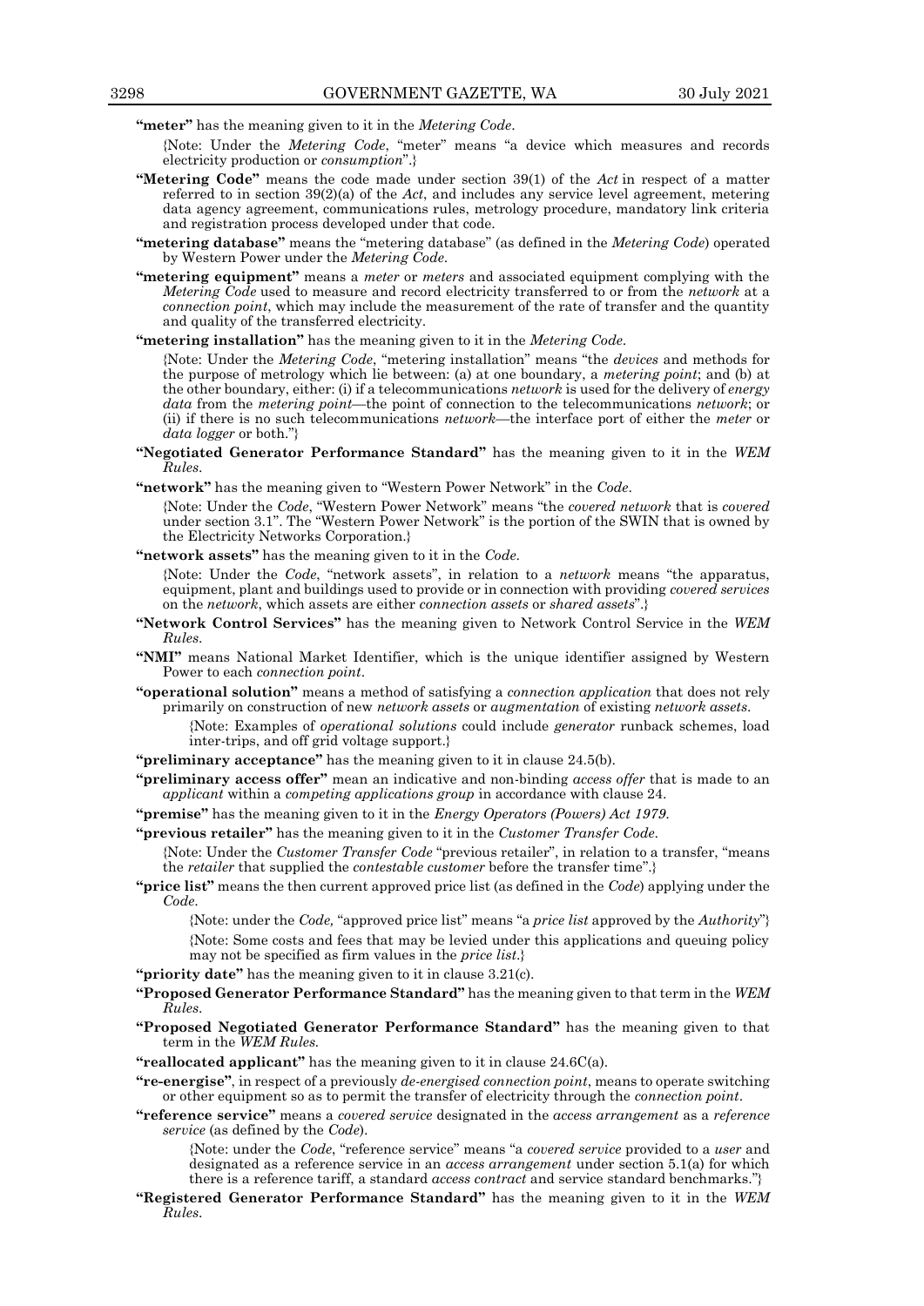**"meter"** has the meaning given to it in the *Metering Code*.

{Note: Under the *Metering Code*, "meter" means "a device which measures and records electricity production or *consumption*".}

**"Metering Code"** means the code made under section 39(1) of the *Act* in respect of a matter referred to in section 39(2)(a) of the *Act*, and includes any service level agreement, metering data agency agreement, communications rules, metrology procedure, mandatory link criteria and registration process developed under that code.

**"metering database"** means the "metering database" (as defined in the *Metering Code*) operated by Western Power under the *Metering Code*.

**"metering equipment"** means a *meter* or *meters* and associated equipment complying with the *Metering Code* used to measure and record electricity transferred to or from the *network* at a *connection point*, which may include the measurement of the rate of transfer and the quantity and quality of the transferred electricity.

**"metering installation"** has the meaning given to it in the *Metering Code*.

{Note: Under the *Metering Code*, "metering installation" means "the *devices* and methods for the purpose of metrology which lie between: (a) at one boundary, a *metering point*; and (b) at the other boundary, either: (i) if a telecommunications *network* is used for the delivery of *energy data* from the *metering point*—the point of connection to the telecommunications *network*; or (ii) if there is no such telecommunications *network*—the interface port of either the *meter* or *data logger* or both."}

**"Negotiated Generator Performance Standard"** has the meaning given to it in the *WEM Rules*.

**"network"** has the meaning given to "Western Power Network" in the *Code*.

{Note: Under the *Code*, "Western Power Network" means "the *covered network* that is *covered* under section 3.1". The "Western Power Network" is the portion of the SWIN that is owned by the Electricity Networks Corporation.}

**"network assets"** has the meaning given to it in the *Code*.

{Note: Under the *Code*, "network assets", in relation to a *network* means "the apparatus, equipment, plant and buildings used to provide or in connection with providing *covered services* on the *network*, which assets are either *connection assets* or *shared assets*".}

**"Network Control Services"** has the meaning given to Network Control Service in the *WEM Rules*.

**"NMI"** means National Market Identifier, which is the unique identifier assigned by Western Power to each *connection point*.

**"operational solution"** means a method of satisfying a *connection application* that does not rely primarily on construction of new *network assets* or *augmentation* of existing *network assets*.

{Note: Examples of *operational solutions* could include *generator* runback schemes, load inter-trips, and off grid voltage support.}

**"preliminary acceptance"** has the meaning given to it in clause 24.5(b).

**"preliminary access offer"** mean an indicative and non-binding *access offer* that is made to an *applicant* within a *competing applications group* in accordance with clause 24.

**"premise"** has the meaning given to it in the *Energy Operators (Powers) Act 1979*.

**"previous retailer"** has the meaning given to it in the *Customer Transfer Code*.

{Note: Under the *Customer Transfer Code* "previous retailer", in relation to a transfer, "means the *retailer* that supplied the *contestable customer* before the transfer time".}

**"price list"** means the then current approved price list (as defined in the *Code*) applying under the *Code*.

{Note: under the *Code,* "approved price list" means "a *price list* approved by the *Authority*"}

{Note: Some costs and fees that may be levied under this applications and queuing policy may not be specified as firm values in the *price list*.}

**"priority date"** has the meaning given to it in clause 3.21(c).

**"Proposed Generator Performance Standard"** has the meaning given to that term in the *WEM Rules*.

**"Proposed Negotiated Generator Performance Standard"** has the meaning given to that term in the *WEM Rules.*

**"reallocated applicant"** has the meaning given to it in clause 24.6C(a).

**"re-energise"**, in respect of a previously *de-energised connection point*, means to operate switching or other equipment so as to permit the transfer of electricity through the *connection point*.

**"reference service"** means a *covered service* designated in the *access arrangement* as a *reference service* (as defined by the *Code*).

{Note: under the *Code*, "reference service" means "a *covered service* provided to a *user* and designated as a reference service in an *access arrangement* under section 5.1(a) for which there is a reference tariff, a standard *access contract* and service standard benchmarks."}

**"Registered Generator Performance Standard"** has the meaning given to it in the *WEM Rules*.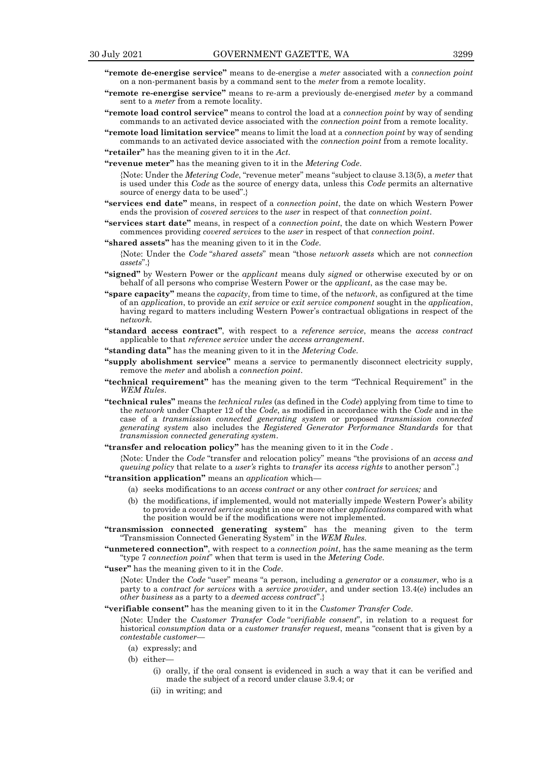**"remote de-energise service"** means to de-energise a *meter* associated with a *connection point* on a non-permanent basis by a command sent to the *meter* from a remote locality.

**"remote re-energise service"** means to re-arm a previously de-energised *meter* by a command sent to a *meter* from a remote locality.

**"remote load control service"** means to control the load at a *connection point* by way of sending commands to an activated device associated with the *connection point* from a remote locality.

**"remote load limitation service"** means to limit the load at a *connection point* by way of sending commands to an activated device associated with the *connection point* from a remote locality.

**"retailer"** has the meaning given to it in the *Act*.

**"revenue meter"** has the meaning given to it in the *Metering Code*.

{Note: Under the *Metering Code*, "revenue meter" means "subject to clause 3.13(5), a *meter* that is used under this *Code* as the source of energy data, unless this *Code* permits an alternative source of energy data to be used".}

**"services end date"** means, in respect of a *connection point*, the date on which Western Power ends the provision of *covered services* to the *user* in respect of that *connection point*.

**"services start date"** means, in respect of a *connection point*, the date on which Western Power commences providing *covered services* to the *user* in respect of that *connection point*.

**"shared assets"** has the meaning given to it in the *Code*.

{Note: Under the *Code* "*shared assets*" mean "those *network assets* which are not *connection assets*".}

**"signed"** by Western Power or the *applicant* means duly *signed* or otherwise executed by or on behalf of all persons who comprise Western Power or the *applicant*, as the case may be.

**"spare capacity"** means the *capacity*, from time to time, of the n*etwork*, as configured at the time of an *application*, to provide an *exit service* or *exit service component* sought in the *application*, having regard to matters including Western Power's contractual obligations in respect of the n*etwork*.

**"standard access contract"**, with respect to a *reference service*, means the *access contract* applicable to that *reference service* under the *access arrangement*.

**"standing data"** has the meaning given to it in the *Metering Code*.

**"supply abolishment service"** means a service to permanently disconnect electricity supply, remove the *meter* and abolish a *connection point*.

**"technical requirement"** has the meaning given to the term "Technical Requirement" in the *WEM Rules*.

**"technical rules"** means the *technical rules* (as defined in the *Code*) applying from time to time to the *network* under Chapter 12 of the *Code*, as modified in accordance with the *Code* and in the case of a *transmission connected generating system* or proposed *transmission connected generating system* also includes the *Registered Generator Performance Standards* for that *transmission connected generating system*.

**"transfer and relocation policy"** has the meaning given to it in the *Code* .

{Note: Under the *Code* "transfer and relocation policy" means "the provisions of an *access and queuing policy* that relate to a *user's* rights to *transfer* its *access rights* to another person".}

**"transition application"** means an *application* which—

(a) seeks modifications to an *access contract* or any other *contract for services;* and

(b) the modifications, if implemented, would not materially impede Western Power's ability to provide a *covered service* sought in one or more other *applications* compared with what the position would be if the modifications were not implemented.

**"transmission connected generating system"** has the meaning given to the term "Transmission Connected Generating System" in the *WEM Rules*.

**"unmetered connection"**, with respect to a *connection point*, has the same meaning as the term "type 7 *connection point*" when that term is used in the *Metering Code*.

**"user"** has the meaning given to it in the *Code*.

{Note: Under the *Code* "user" means "a person, including a *generator* or a *consumer*, who is a party to a *contract for services* with a *service provider*, and under section 13.4(e) includes an *other business* as a party to a *deemed access contract*".}

**"verifiable consent"** has the meaning given to it in the *Customer Transfer Code*.

{Note: Under the *Customer Transfer Code* "*verifiable consent*", in relation to a request for historical *consumption* data or a *customer transfer request*, means "consent that is given by a *contestable customer*—

(a) expressly; and

(b) either—

(i) orally, if the oral consent is evidenced in such a way that it can be verified and made the subject of a record under clause 3.9.4; or

(ii) in writing; and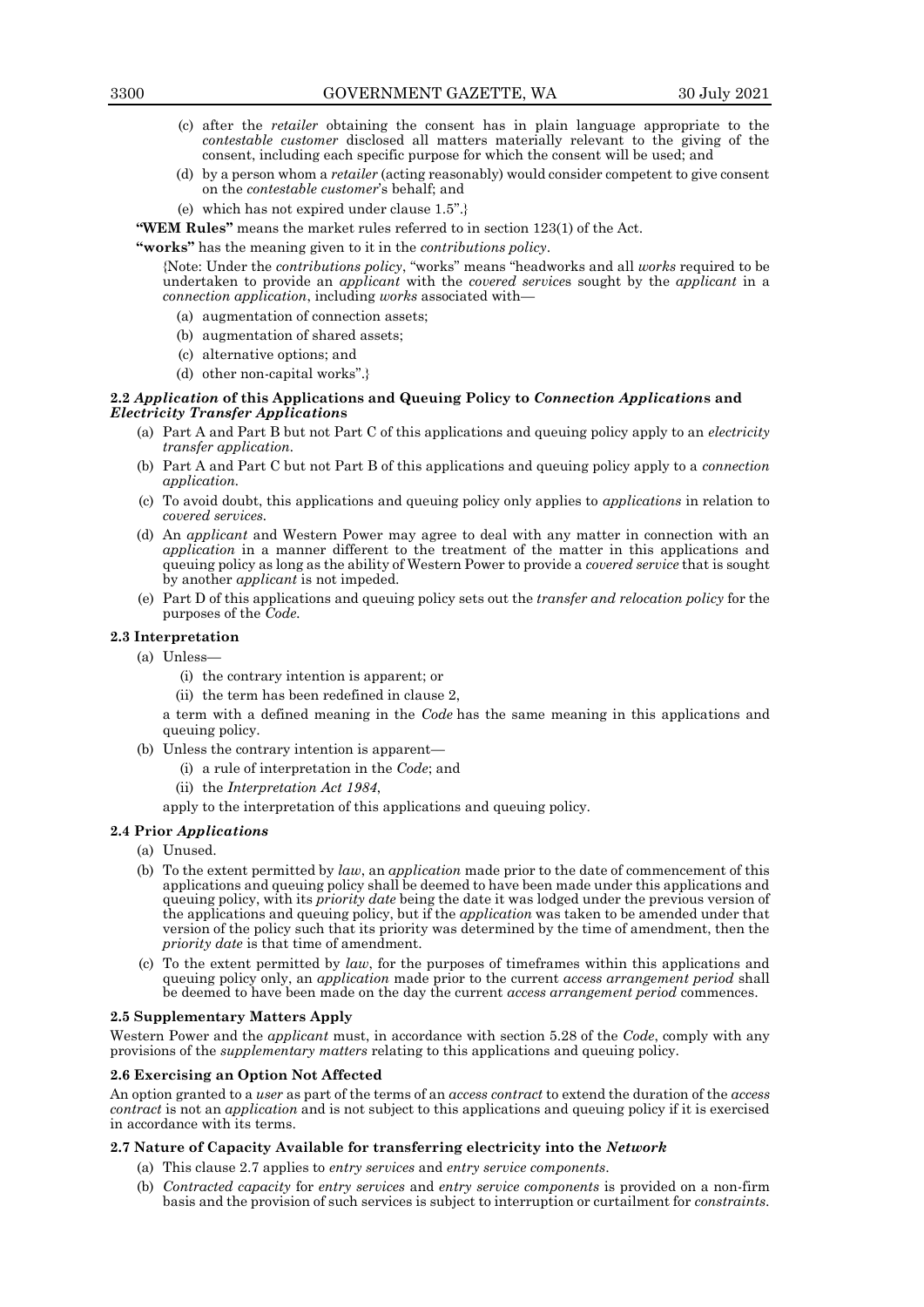(c) after the *retailer* obtaining the consent has in plain language appropriate to the *contestable customer* disclosed all matters materially relevant to the giving of the consent, including each specific purpose for which the consent will be used; and

(d) by a person whom a *retailer* (acting reasonably) would consider competent to give consent on the *contestable customer*'s behalf; and

(e) which has not expired under clause 1.5".}

**"WEM Rules"** means the market rules referred to in section 123(1) of the Act.

**"works"** has the meaning given to it in the *contributions policy*.

{Note: Under the *contributions policy*, "works" means "headworks and all *works* required to be undertaken to provide an *applicant* with the *covered services* sought by the *applicant* in a *connection application*, including *works* associated with—

(a) augmentation of connection assets;

(b) augmentation of shared assets;

(c) alternative options; and

(d) other non-capital works".}

### 2.2 *Application* of this Applications and Queuing Policy to *Connection Applications* and *Electricity Transfer Applications*

(a) Part A and Part B but not Part C of this applications and queuing policy apply to an *electricity transfer application*.

(b) Part A and Part C but not Part B of this applications and queuing policy apply to a *connection application*.

(c) To avoid doubt, this applications and queuing policy only applies to *applications* in relation to *covered services*.

(d) An *applicant* and Western Power may agree to deal with any matter in connection with an *application* in a manner different to the treatment of the matter in this applications and queuing policy as long as the ability of Western Power to provide a *covered service* that is sought by another *applicant* is not impeded.

(e) Part D of this applications and queuing policy sets out the *transfer and relocation policy* for the purposes of the *Code*.

### 2.3 Interpretation

(a) Unless—

(i) the contrary intention is apparent; or

(ii) the term has been redefined in clause 2,

a term with a defined meaning in the *Code* has the same meaning in this applications and queuing policy.

(b) Unless the contrary intention is apparent—

(i) a rule of interpretation in the *Code*; and

(ii) the *Interpretation Act 1984*,

apply to the interpretation of this applications and queuing policy.

### 2.4 Prior *Applications*

(a) Unused.

(b) To the extent permitted by *law*, an *application* made prior to the date of commencement of this applications and queuing policy shall be deemed to have been made under this applications and queuing policy, with its *priority date* being the date it was lodged under the previous version of the applications and queuing policy, but if the *application* was taken to be amended under that version of the policy such that its priority was determined by the time of amendment, then the *priority date* is that time of amendment.

(c) To the extent permitted by *law*, for the purposes of timeframes within this applications and queuing policy only, an *application* made prior to the current *access arrangement period* shall be deemed to have been made on the day the current *access arrangement period* commences.

### 2.5 Supplementary Matters Apply

Western Power and the *applicant* must, in accordance with section 5.28 of the *Code*, comply with any provisions of the *supplementary matters* relating to this applications and queuing policy.

### 2.6 Exercising an Option Not Affected

An option granted to a *user* as part of the terms of an *access contract* to extend the duration of the *access contract* is not an *application* and is not subject to this applications and queuing policy if it is exercised in accordance with its terms.

### 2.7 Nature of Capacity Available for transferring electricity into the *Network*

(a) This clause 2.7 applies to *entry services* and *entry service components*.

(b) *Contracted capacity* for *entry services* and *entry service components* is provided on a non-firm basis and the provision of such services is subject to interruption or curtailment for *constraints*.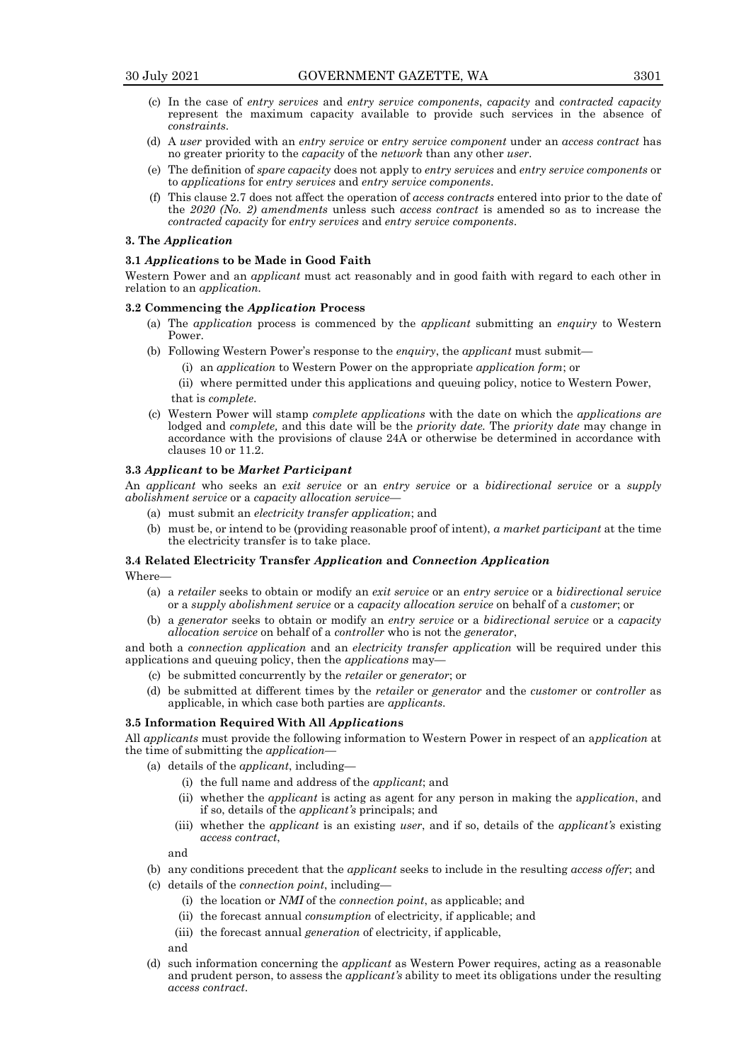(c) In the case of *entry services* and *entry service components*, *capacity* and *contracted capacity* represent the maximum capacity available to provide such services in the absence of *constraints*.

(d) A *user* provided with an *entry service* or *entry service component* under an *access contract* has no greater priority to the *capacity* of the *network* than any other *user*.

(e) The definition of *spare capacity* does not apply to *entry services* and *entry service components* or to *applications* for *entry services* and *entry service components*.

(f) This clause 2.7 does not affect the operation of *access contracts* entered into prior to the date of the *2020 (No. 2) amendments* unless such *access contract* is amended so as to increase the *contracted capacity* for *entry services* and *entry service components*.

## 3. The *Application*

### 3.1 *Applications* to be Made in Good Faith

Western Power and an *applicant* must act reasonably and in good faith with regard to each other in relation to an *application*.

### 3.2 Commencing the *Application* Process

(a) The *application* process is commenced by the *applicant* submitting an *enquiry* to Western Power.

(b) Following Western Power's response to the *enquiry*, the *applicant* must submit—

  (i) an *application* to Western Power on the appropriate *application form*; or

  (ii) where permitted under this applications and queuing policy, notice to Western Power,

that is *complete*.

(c) Western Power will stamp *complete applications* with the date on which the *applications are* lodged and *complete,* and this date will be the *priority date.* The *priority date* may change in accordance with the provisions of clause 24A or otherwise be determined in accordance with clauses 10 or 11.2.

### 3.3 *Applicant* to be *Market Participant*

An *applicant* who seeks an *exit service* or an *entry service* or a *bidirectional service* or a *supply abolishment service* or a *capacity allocation service*—

(a) must submit an *electricity transfer application*; and

(b) must be, or intend to be (providing reasonable proof of intent), *a market participant* at the time the electricity transfer is to take place.

### 3.4 Related Electricity Transfer *Application* and *Connection Application*

Where—

(a) a *retailer* seeks to obtain or modify an *exit service* or an *entry service* or a *bidirectional service* or a *supply abolishment service* or a *capacity allocation service* on behalf of a *customer*; or

(b) a *generator* seeks to obtain or modify an *entry service* or a *bidirectional service* or a *capacity allocation service* on behalf of a *controller* who is not the *generator*,

and both a *connection application* and an *electricity transfer application* will be required under this applications and queuing policy, then the *applications* may—

(c) be submitted concurrently by the *retailer* or *generator*; or

(d) be submitted at different times by the *retailer* or *generator* and the *customer* or *controller* as applicable, in which case both parties are *applicants*.

### 3.5 Information Required With All *Applications*

All *applicants* must provide the following information to Western Power in respect of an a*pplication* at the time of submitting the *application*—

(a) details of the *applicant*, including—

  (i) the full name and address of the *applicant*; and

  (ii) whether the *applicant* is acting as agent for any person in making the a*pplication*, and if so, details of the *applicant's* principals; and

  (iii) whether the *applicant* is an existing *user*, and if so, details of the *applicant's* existing *access contract*,

  and

(b) any conditions precedent that the *applicant* seeks to include in the resulting *access offer*; and

(c) details of the *connection point*, including—

  (i) the location or *NMI* of the *connection point*, as applicable; and

  (ii) the forecast annual *consumption* of electricity, if applicable; and

  (iii) the forecast annual *generation* of electricity, if applicable,

  and

(d) such information concerning the *applicant* as Western Power requires, acting as a reasonable and prudent person, to assess the *applicant's* ability to meet its obligations under the resulting *access contract*.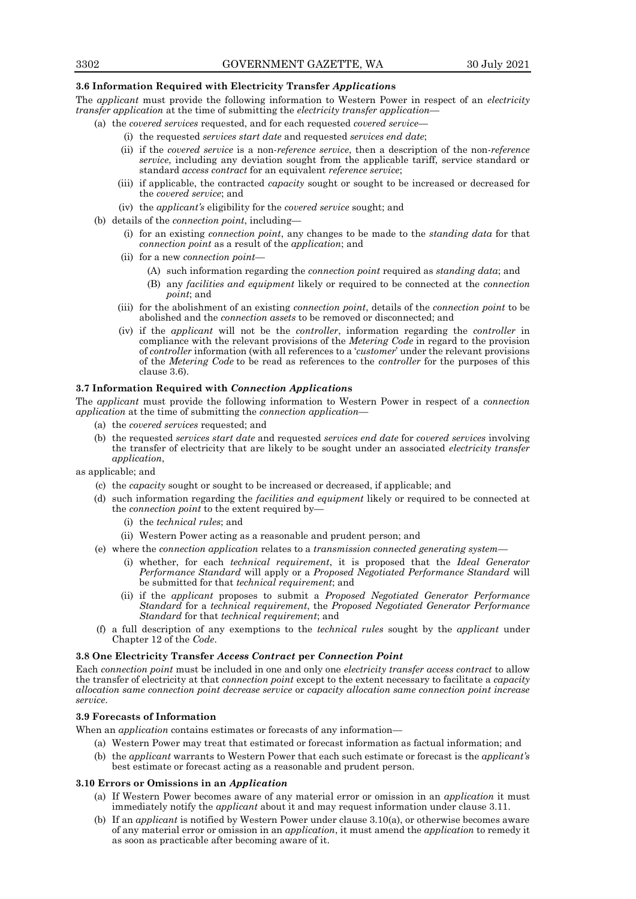### 3.6 Information Required with Electricity Transfer *Applications*

The *applicant* must provide the following information to Western Power in respect of an *electricity transfer application* at the time of submitting the *electricity transfer application*—

- (a) the *covered services* requested, and for each requested *covered service*—
  - (i) the requested *services start date* and requested *services end date*;
  - (ii) if the *covered service* is a non-*reference service*, then a description of the non-*reference service*, including any deviation sought from the applicable tariff, service standard or standard *access contract* for an equivalent *reference service*;
  - (iii) if applicable, the contracted *capacity* sought or sought to be increased or decreased for the *covered service*; and
  - (iv) the *applicant's* eligibility for the *covered service* sought; and
- (b) details of the *connection point*, including—
  - (i) for an existing *connection point*, any changes to be made to the *standing data* for that *connection point* as a result of the *application*; and
  - (ii) for a new *connection point*—
    - (A) such information regarding the *connection point* required as *standing data*; and
    - (B) any *facilities and equipment* likely or required to be connected at the *connection point*; and
  - (iii) for the abolishment of an existing *connection point*, details of the *connection point* to be abolished and the *connection assets* to be removed or disconnected; and
  - (iv) if the *applicant* will not be the *controller*, information regarding the *controller* in compliance with the relevant provisions of the *Metering Code* in regard to the provision of *controller* information (with all references to a '*customer*' under the relevant provisions of the *Metering Code* to be read as references to the *controller* for the purposes of this clause 3.6).

### 3.7 Information Required with *Connection Applications*

The *applicant* must provide the following information to Western Power in respect of a *connection application* at the time of submitting the *connection application*—

- (a) the *covered services* requested; and
- (b) the requested *services start date* and requested *services end date* for *covered services* involving the transfer of electricity that are likely to be sought under an associated *electricity transfer application*,

as applicable; and

- (c) the *capacity* sought or sought to be increased or decreased, if applicable; and
- (d) such information regarding the *facilities and equipment* likely or required to be connected at the *connection point* to the extent required by—
  - (i) the *technical rules*; and
  - (ii) Western Power acting as a reasonable and prudent person; and
- (e) where the *connection application* relates to a *transmission connected generating system*—
  - (i) whether, for each *technical requirement*, it is proposed that the *Ideal Generator Performance Standard* will apply or a *Proposed Negotiated Performance Standard* will be submitted for that *technical requirement*; and
  - (ii) if the *applicant* proposes to submit a *Proposed Negotiated Generator Performance Standard* for a *technical requirement*, the *Proposed Negotiated Generator Performance Standard* for that *technical requirement*; and
- (f) a full description of any exemptions to the *technical rules* sought by the *applicant* under Chapter 12 of the *Code*.

### 3.8 One Electricity Transfer *Access Contract* per *Connection Point*

Each *connection point* must be included in one and only one *electricity transfer access contract* to allow the transfer of electricity at that *connection point* except to the extent necessary to facilitate a *capacity allocation same connection point decrease service* or *capacity allocation same connection point increase service*.

### 3.9 Forecasts of Information

When an *application* contains estimates or forecasts of any information—

- (a) Western Power may treat that estimated or forecast information as factual information; and
- (b) the *applicant* warrants to Western Power that each such estimate or forecast is the *applicant's* best estimate or forecast acting as a reasonable and prudent person.

### 3.10 Errors or Omissions in an *Application*

- (a) If Western Power becomes aware of any material error or omission in an *application* it must immediately notify the *applicant* about it and may request information under clause 3.11.
- (b) If an *applicant* is notified by Western Power under clause 3.10(a), or otherwise becomes aware of any material error or omission in an *application*, it must amend the *application* to remedy it as soon as practicable after becoming aware of it.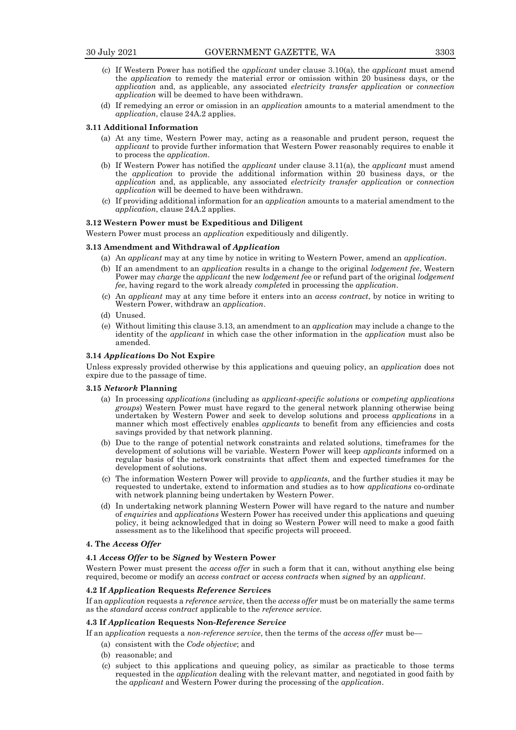(c) If Western Power has notified the *applicant* under clause 3.10(a), the *applicant* must amend the *application* to remedy the material error or omission within 20 business days, or the *application* and, as applicable, any associated *electricity transfer application* or *connection application* will be deemed to have been withdrawn.

(d) If remedying an error or omission in an *application* amounts to a material amendment to the *application*, clause 24A.2 applies.

**3.11 Additional Information**

(a) At any time, Western Power may, acting as a reasonable and prudent person, request the *applicant* to provide further information that Western Power reasonably requires to enable it to process the *application*.

(b) If Western Power has notified the *applicant* under clause 3.11(a), the *applicant* must amend the *application* to provide the additional information within 20 business days, or the *application* and, as applicable, any associated *electricity transfer application* or *connection application* will be deemed to have been withdrawn.

(c) If providing additional information for an *application* amounts to a material amendment to the *application*, clause 24A.2 applies.

**3.12 Western Power must be Expeditious and Diligent**

Western Power must process an *application* expeditiously and diligently.

**3.13 Amendment and Withdrawal of *Application***

(a) An *applicant* may at any time by notice in writing to Western Power, amend an *application*.

(b) If an amendment to an *application* results in a change to the original *lodgement fee*, Western Power may *charge* the *applicant* the new *lodgement fe*e or refund part of the original *lodgement fee*, having regard to the work already *complete*d in processing the *application*.

(c) An *applicant* may at any time before it enters into an *access contract*, by notice in writing to Western Power, withdraw an *application*.

(d) Unused.

(e) Without limiting this clause 3.13, an amendment to an *application* may include a change to the identity of the *applicant* in which case the other information in the *application* must also be amended.

**3.14 *Applications* Do Not Expire**

Unless expressly provided otherwise by this applications and queuing policy, an *application* does not expire due to the passage of time.

**3.15 *Network* Planning**

(a) In processing *applications* (including as *applicant-specific solutions* or *competing applications groups*) Western Power must have regard to the general network planning otherwise being undertaken by Western Power and seek to develop solutions and process *applications* in a manner which most effectively enables *applicants* to benefit from any efficiencies and costs savings provided by that network planning.

(b) Due to the range of potential network constraints and related solutions, timeframes for the development of solutions will be variable. Western Power will keep *applicants* informed on a regular basis of the network constraints that affect them and expected timeframes for the development of solutions.

(c) The information Western Power will provide to *applicants*, and the further studies it may be requested to undertake, extend to information and studies as to how *applications* co-ordinate with network planning being undertaken by Western Power.

(d) In undertaking network planning Western Power will have regard to the nature and number of *enquiries* and *applications* Western Power has received under this applications and queuing policy, it being acknowledged that in doing so Western Power will need to make a good faith assessment as to the likelihood that specific projects will proceed.

**4. The *Access Offer***

**4.1 *Access Offer* to be *Signed* by Western Power**

Western Power must present the *access offer* in such a form that it can, without anything else being required, become or modify an *access contract* or *access contracts* when *signed* by an *applicant*.

**4.2 If *Application* Requests *Reference Service*s**

If an *application* requests a *reference service*, then the *access offer* must be on materially the same terms as the *standard access contract* applicable to the *reference service*.

**4.3 If *Application* Requests Non-*Reference Service***

If an *application* requests a *non-reference service*, then the terms of the *access offer* must be—

(a) consistent with the *Code objective*; and

(b) reasonable; and

(c) subject to this applications and queuing policy, as similar as practicable to those terms requested in the *application* dealing with the relevant matter, and negotiated in good faith by the *applicant* and Western Power during the processing of the *application*.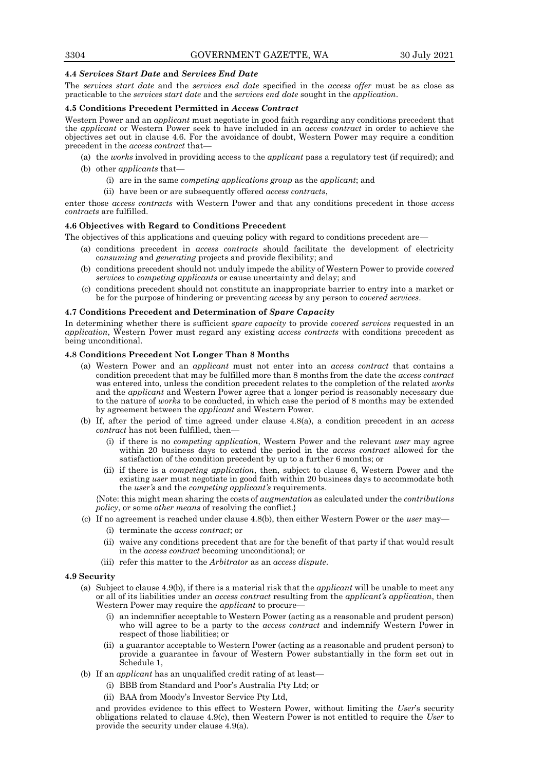#### 4.4 *Services Start Date* and *Services End Date*

The *services start date* and the *services end date* specified in the *access offer* must be as close as practicable to the *services start date* and the *services end date* sought in the *application*.

#### 4.5 Conditions Precedent Permitted in *Access Contract*

Western Power and an *applicant* must negotiate in good faith regarding any conditions precedent that the *applicant* or Western Power seek to have included in an *access contract* in order to achieve the objectives set out in clause 4.6. For the avoidance of doubt, Western Power may require a condition precedent in the *access contract* that—

- (a) the *works* involved in providing access to the *applicant* pass a regulatory test (if required); and
- (b) other *applicants* that—
  - (i) are in the same *competing applications group* as the *applicant*; and
  - (ii) have been or are subsequently offered *access contracts*,

enter those *access contracts* with Western Power and that any conditions precedent in those *access contracts* are fulfilled.

#### 4.6 Objectives with Regard to Conditions Precedent

The objectives of this applications and queuing policy with regard to conditions precedent are—

- (a) conditions precedent in *access contracts* should facilitate the development of electricity *consuming* and *generating* projects and provide flexibility; and
- (b) conditions precedent should not unduly impede the ability of Western Power to provide *covered services* to *competing applicants* or cause uncertainty and delay; and
- (c) conditions precedent should not constitute an inappropriate barrier to entry into a market or be for the purpose of hindering or preventing *access* by any person to *covered services*.

#### 4.7 Conditions Precedent and Determination of *Spare Capacity*

In determining whether there is sufficient *spare capacity* to provide *covered services* requested in an *application*, Western Power must regard any existing *access contracts* with conditions precedent as being unconditional.

#### 4.8 Conditions Precedent Not Longer Than 8 Months

- (a) Western Power and an *applicant* must not enter into an *access contract* that contains a condition precedent that may be fulfilled more than 8 months from the date the *access contract* was entered into, unless the condition precedent relates to the completion of the related *works* and the *applicant* and Western Power agree that a longer period is reasonably necessary due to the nature of *works* to be conducted, in which case the period of 8 months may be extended by agreement between the *applicant* and Western Power.
- (b) If, after the period of time agreed under clause 4.8(a), a condition precedent in an *access contract* has not been fulfilled, then—
  - (i) if there is no *competing application*, Western Power and the relevant *user* may agree within 20 business days to extend the period in the *access contract* allowed for the satisfaction of the condition precedent by up to a further 6 months; or
  - (ii) if there is a *competing application*, then, subject to clause 6, Western Power and the existing *user* must negotiate in good faith within 20 business days to accommodate both the *user's* and the *competing applicant's* requirements.

  {Note: this might mean sharing the costs of *augmentation* as calculated under the *contributions policy*, or some *other means* of resolving the conflict.}
- (c) If no agreement is reached under clause 4.8(b), then either Western Power or the *user* may—
  - (i) terminate the *access contract*; or
  - (ii) waive any conditions precedent that are for the benefit of that party if that would result in the *access contract* becoming unconditional; or
  - (iii) refer this matter to the *Arbitrator* as an *access dispute*.

#### 4.9 Security

- (a) Subject to clause 4.9(b), if there is a material risk that the *applicant* will be unable to meet any or all of its liabilities under an *access contract* resulting from the *applicant's application*, then Western Power may require the *applicant* to procure—
  - (i) an indemnifier acceptable to Western Power (acting as a reasonable and prudent person) who will agree to be a party to the *access contract* and indemnify Western Power in respect of those liabilities; or
  - (ii) a guarantor acceptable to Western Power (acting as a reasonable and prudent person) to provide a guarantee in favour of Western Power substantially in the form set out in Schedule 1,
- (b) If an *applicant* has an unqualified credit rating of at least—
  - (i) BBB from Standard and Poor's Australia Pty Ltd; or
  - (ii) BAA from Moody's Investor Service Pty Ltd,

  and provides evidence to this effect to Western Power, without limiting the *User*'s security obligations related to clause 4.9(c), then Western Power is not entitled to require the *User* to provide the security under clause 4.9(a).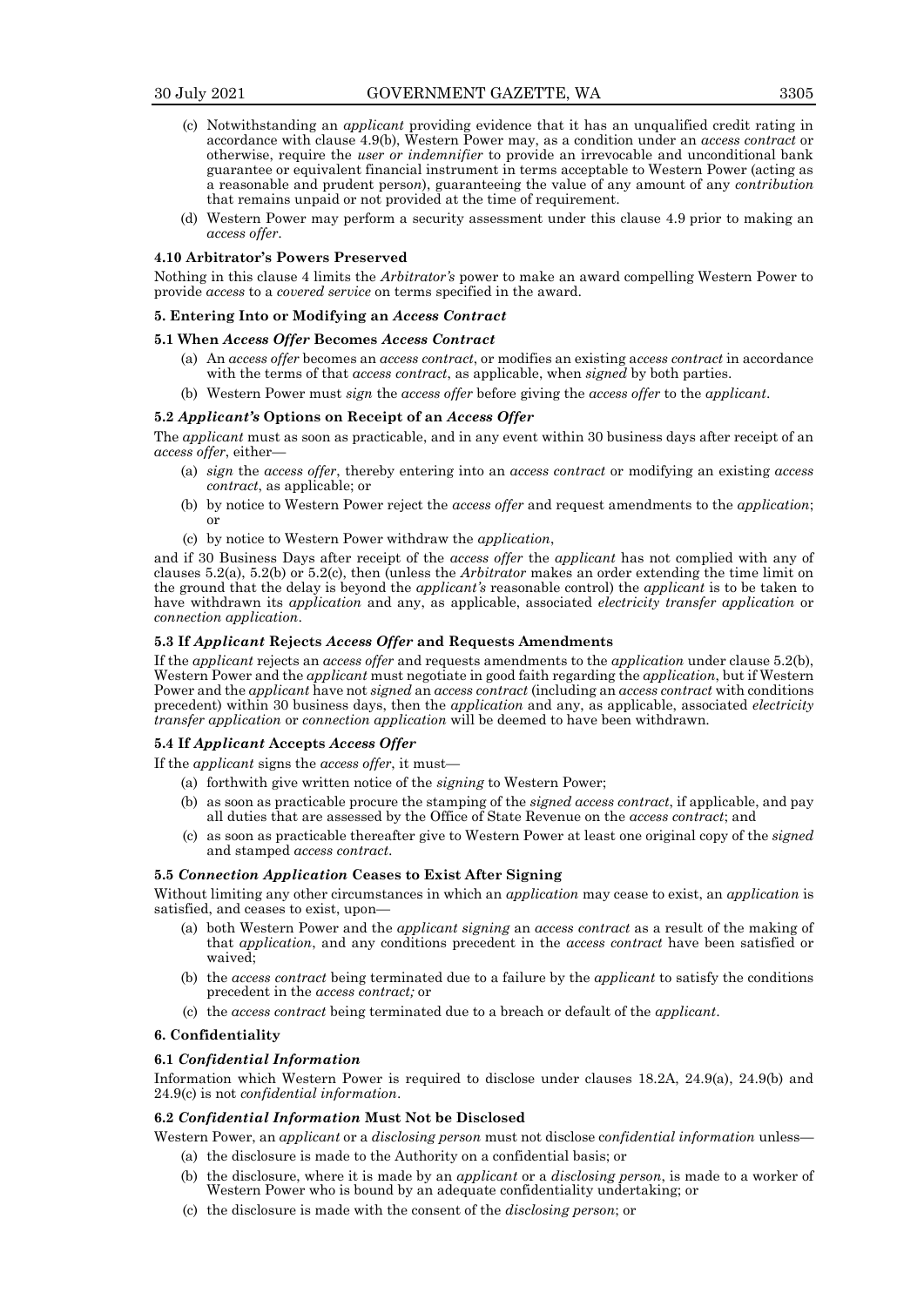(c) Notwithstanding an *applicant* providing evidence that it has an unqualified credit rating in accordance with clause 4.9(b), Western Power may, as a condition under an *access contract* or otherwise, require the *user or indemnifier* to provide an irrevocable and unconditional bank guarantee or equivalent financial instrument in terms acceptable to Western Power (acting as a reasonable and prudent person), guaranteeing the value of any amount of any *contribution* that remains unpaid or not provided at the time of requirement.

(d) Western Power may perform a security assessment under this clause 4.9 prior to making an *access offer*.

**4.10 Arbitrator's Powers Preserved**

Nothing in this clause 4 limits the *Arbitrator's* power to make an award compelling Western Power to provide *access* to a *covered service* on terms specified in the award.

**5. Entering Into or Modifying an *Access Contract***

**5.1 When *Access Offer* Becomes *Access Contract***

(a) An *access offer* becomes an *access contract*, or modifies an existing a*ccess contract* in accordance with the terms of that *access contract*, as applicable, when *signed* by both parties.

(b) Western Power must *sign* the *access offer* before giving the *access offer* to the *applicant*.

**5.2 *Applicant's* Options on Receipt of an *Access Offer***

The *applicant* must as soon as practicable, and in any event within 30 business days after receipt of an *access offer*, either—

(a) *sign* the *access offer*, thereby entering into an *access contract* or modifying an existing *access contract*, as applicable; or

(b) by notice to Western Power reject the *access offer* and request amendments to the *application*; or

(c) by notice to Western Power withdraw the *application*,

and if 30 Business Days after receipt of the *access offer* the *applicant* has not complied with any of clauses 5.2(a), 5.2(b) or 5.2(c), then (unless the *Arbitrator* makes an order extending the time limit on the ground that the delay is beyond the *applicant's* reasonable control) the *applicant* is to be taken to have withdrawn its *application* and any, as applicable, associated *electricity transfer application* or *connection application*.

**5.3 If *Applicant* Rejects *Access Offer* and Requests Amendments**

If the *applicant* rejects an *access offer* and requests amendments to the *application* under clause 5.2(b), Western Power and the *applicant* must negotiate in good faith regarding the *application*, but if Western Power and the *applicant* have not *signed* an *access contract* (including an *access contract* with conditions precedent) within 30 business days, then the *application* and any, as applicable, associated *electricity transfer application* or *connection application* will be deemed to have been withdrawn.

**5.4 If *Applicant* Accepts *Access Offer***

If the *applicant* signs the *access offer*, it must—

(a) forthwith give written notice of the *signing* to Western Power;

(b) as soon as practicable procure the stamping of the *signed access contract*, if applicable, and pay all duties that are assessed by the Office of State Revenue on the *access contract*; and

(c) as soon as practicable thereafter give to Western Power at least one original copy of the *signed* and stamped *access contract*.

**5.5 *Connection Application* Ceases to Exist After Signing**

Without limiting any other circumstances in which an *application* may cease to exist, an *application* is satisfied, and ceases to exist, upon—

(a) both Western Power and the *applicant signing* an *access contract* as a result of the making of that *application*, and any conditions precedent in the *access contract* have been satisfied or waived;

(b) the *access contract* being terminated due to a failure by the *applicant* to satisfy the conditions precedent in the *access contract;* or

(c) the *access contract* being terminated due to a breach or default of the *applicant*.

**6. Confidentiality**

**6.1 *Confidential Information***

Information which Western Power is required to disclose under clauses 18.2A, 24.9(a), 24.9(b) and 24.9(c) is not *confidential information*.

**6.2 *Confidential Information* Must Not be Disclosed**

Western Power, an *applicant* or a *disclosing person* must not disclose c*onfidential information* unless—

(a) the disclosure is made to the Authority on a confidential basis; or

(b) the disclosure, where it is made by an *applicant* or a *disclosing person*, is made to a worker of Western Power who is bound by an adequate confidentiality undertaking; or

(c) the disclosure is made with the consent of the *disclosing person*; or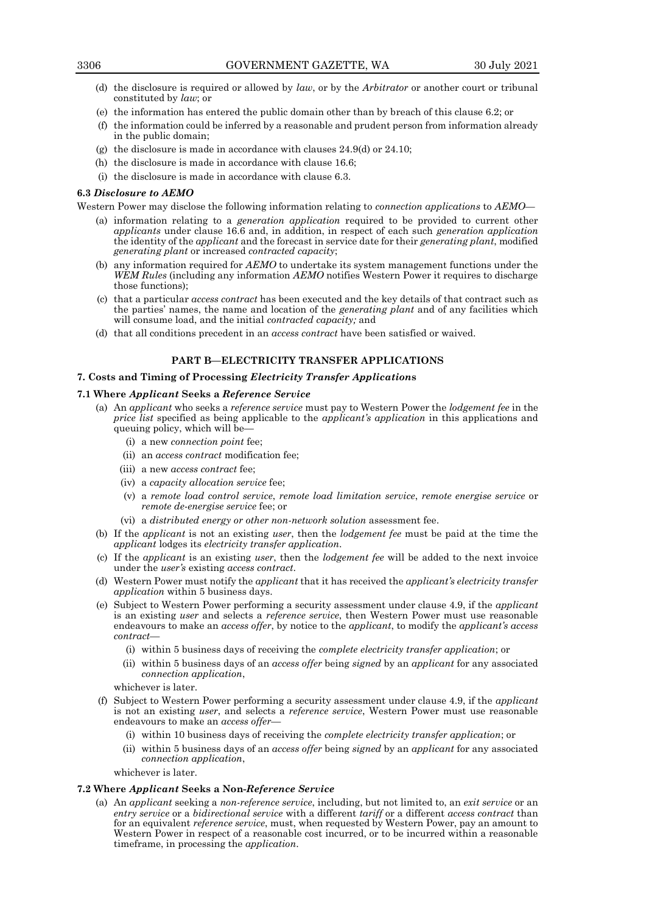(d) the disclosure is required or allowed by *law*, or by the *Arbitrator* or another court or tribunal constituted by *law*; or

(e) the information has entered the public domain other than by breach of this clause 6.2; or

(f) the information could be inferred by a reasonable and prudent person from information already in the public domain;

(g) the disclosure is made in accordance with clauses 24.9(d) or 24.10;

(h) the disclosure is made in accordance with clause 16.6;

(i) the disclosure is made in accordance with clause 6.3.

**6.3 *Disclosure to AEMO***

Western Power may disclose the following information relating to *connection applications* to *AEMO*—

(a) information relating to a *generation application* required to be provided to current other *applicants* under clause 16.6 and, in addition, in respect of each such *generation application* the identity of the *applicant* and the forecast in service date for their *generating plant*, modified *generating plant* or increased *contracted capacity*;

(b) any information required for *AEMO* to undertake its system management functions under the *WEM Rules* (including any information *AEMO* notifies Western Power it requires to discharge those functions);

(c) that a particular *access contract* has been executed and the key details of that contract such as the parties' names, the name and location of the *generating plant* and of any facilities which will consume load, and the initial *contracted capacity;* and

(d) that all conditions precedent in an *access contract* have been satisfied or waived.

## PART B—ELECTRICITY TRANSFER APPLICATIONS

**7. Costs and Timing of Processing *Electricity Transfer Application*s**

**7.1 Where *Applicant* Seeks a *Reference Service***

(a) An *applicant* who seeks a *reference service* must pay to Western Power the *lodgement fee* in the *price list* specified as being applicable to the *applicant's application* in this applications and queuing policy, which will be—

   (i) a new *connection point* fee;

   (ii) an *access contract* modification fee;

   (iii) a new *access contract* fee;

   (iv) a *capacity allocation service* fee;

   (v) a *remote load control service*, *remote load limitation service*, *remote energise service* or *remote de-energise service* fee; or

   (vi) a *distributed energy or other non-network solution* assessment fee.

(b) If the *applicant* is not an existing *user*, then the *lodgement fee* must be paid at the time the *applicant* lodges its *electricity transfer application*.

(c) If the *applicant* is an existing *user*, then the *lodgement fee* will be added to the next invoice under the *user's* existing *access contract*.

(d) Western Power must notify the *applicant* that it has received the *applicant's electricity transfer application* within 5 business days.

(e) Subject to Western Power performing a security assessment under clause 4.9, if the *applicant* is an existing *user* and selects a *reference service*, then Western Power must use reasonable endeavours to make an *access offer*, by notice to the *applicant*, to modify the *applicant's access contract*—

   (i) within 5 business days of receiving the *complete electricity transfer application*; or

   (ii) within 5 business days of an *access offer* being *signed* by an *applicant* for any associated *connection application*,

whichever is later.

(f) Subject to Western Power performing a security assessment under clause 4.9, if the *applicant* is not an existing *user*, and selects a *reference service*, Western Power must use reasonable endeavours to make an *access offer*—

   (i) within 10 business days of receiving the *complete electricity transfer application*; or

   (ii) within 5 business days of an *access offer* being *signed* by an *applicant* for any associated *connection application*,

whichever is later.

**7.2 Where *Applicant* Seeks a Non-*Reference Service***

(a) An *applicant* seeking a *non-reference service*, including, but not limited to, an *exit service* or an *entry service* or a *bidirectional service* with a different *tariff* or a different *access contract* than for an equivalent *reference service*, must, when requested by Western Power, pay an amount to Western Power in respect of a reasonable cost incurred, or to be incurred within a reasonable timeframe, in processing the *application*.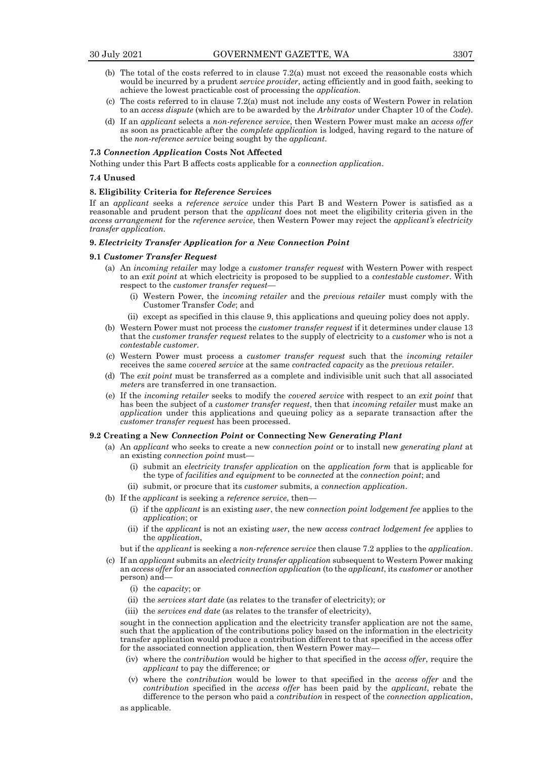(b) The total of the costs referred to in clause 7.2(a) must not exceed the reasonable costs which would be incurred by a prudent *service provider*, acting efficiently and in good faith, seeking to achieve the lowest practicable cost of processing the *application*.

(c) The costs referred to in clause 7.2(a) must not include any costs of Western Power in relation to an *access dispute* (which are to be awarded by the *Arbitrator* under Chapter 10 of the *Code*).

(d) If an *applicant* selects a *non-reference service*, then Western Power must make an *access offer* as soon as practicable after the *complete application* is lodged, having regard to the nature of the *non-reference service* being sought by the *applicant*.

**7.3 *Connection Application* Costs Not Affected**

Nothing under this Part B affects costs applicable for a *connection application*.

**7.4 Unused**

**8. Eligibility Criteria for *Reference Services***

If an *applicant* seeks a *reference service* under this Part B and Western Power is satisfied as a reasonable and prudent person that the *applicant* does not meet the eligibility criteria given in the *access arrangement* for the *reference service*, then Western Power may reject the *applicant's electricity transfer application*.

**9. *Electricity Transfer Application* for a *New Connection Point***

**9.1 *Customer Transfer Request***

(a) An *incoming retailer* may lodge a *customer transfer request* with Western Power with respect to an *exit point* at which electricity is proposed to be supplied to a *contestable customer*. With respect to the *customer transfer request*—

(i) Western Power, the *incoming retailer* and the *previous retailer* must comply with the Customer Transfer *Code*; and

(ii) except as specified in this clause 9, this applications and queuing policy does not apply.

(b) Western Power must not process the *customer transfer request* if it determines under clause 13 that the *customer transfer request* relates to the supply of electricity to a *customer* who is not a *contestable customer*.

(c) Western Power must process a *customer transfer request* such that the *incoming retailer* receives the same *covered service* at the same *contracted capacity* as the *previous retailer*.

(d) The *exit point* must be transferred as a complete and indivisible unit such that all associated *meters* are transferred in one transaction.

(e) If the *incoming retailer* seeks to modify the *covered service* with respect to an *exit point* that has been the subject of a *customer transfer request*, then that *incoming retailer* must make an *application* under this applications and queuing policy as a separate transaction after the *customer transfer request* has been processed.

**9.2 Creating a New *Connection Point* or Connecting New *Generating Plant***

(a) An *applicant* who seeks to create a new *connection point* or to install new *generating plant* at an existing *connection point* must—

(i) submit an *electricity transfer application* on the *application form* that is applicable for the type of *facilities and equipment* to be *connected* at the *connection point*; and

(ii) submit, or procure that its *customer* submits, a *connection application*.

(b) If the *applicant* is seeking a *reference service*, then—

(i) if the *applicant* is an existing *user*, the new *connection point lodgement fee* applies to the *application*; or

(ii) if the *applicant* is not an existing *user*, the new *access contract lodgement fee* applies to the *application*,

but if the *applicant* is seeking a *non-reference service* then clause 7.2 applies to the *application*.

(c) If an *applicant* submits an *electricity transfer application* subsequent to Western Power making an *access offer* for an associated *connection application* (to the *applicant*, its *customer* or another person) and—

(i) the *capacity*; or

(ii) the *services start date* (as relates to the transfer of electricity); or

(iii) the *services end date* (as relates to the transfer of electricity),

sought in the connection application and the electricity transfer application are not the same, such that the application of the contributions policy based on the information in the electricity transfer application would produce a contribution different to that specified in the access offer for the associated connection application, then Western Power may—

(iv) where the *contribution* would be higher to that specified in the *access offer*, require the *applicant* to pay the difference; or

(v) where the *contribution* would be lower to that specified in the *access offer* and the *contribution* specified in the *access offer* has been paid by the *applicant*, rebate the difference to the person who paid a *contribution* in respect of the *connection application*,

as applicable.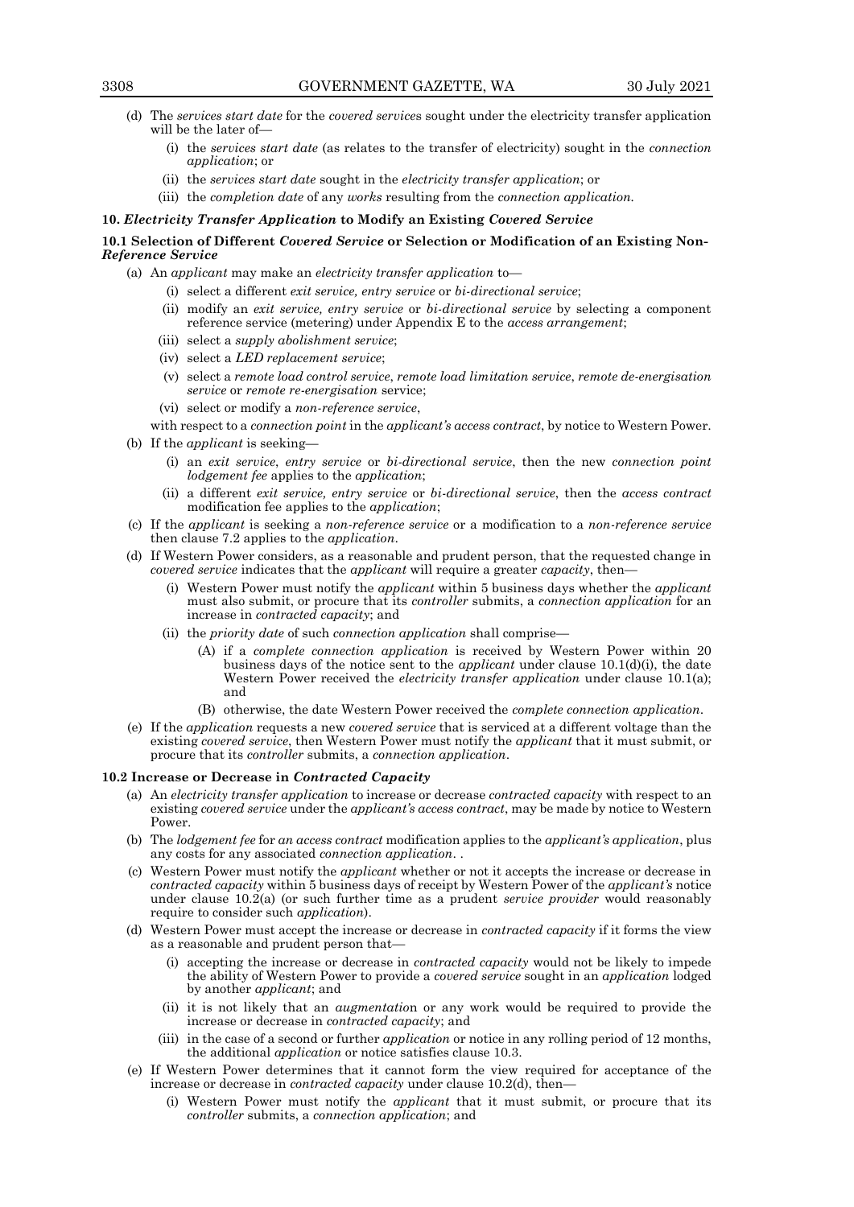(d) The *services start date* for the *covered services* sought under the electricity transfer application will be the later of—

   (i) the *services start date* (as relates to the transfer of electricity) sought in the *connection application*; or

   (ii) the *services start date* sought in the *electricity transfer application*; or

   (iii) the *completion date* of any *works* resulting from the *connection application.*

### 10. *Electricity Transfer Application* to Modify an Existing *Covered Service*

#### 10.1 Selection of Different *Covered Service* or Selection or Modification of an Existing Non-*Reference Service*

(a) An *applicant* may make an *electricity transfer application* to—

   (i) select a different *exit service, entry service* or *bi-directional service*;

   (ii) modify an *exit service, entry service* or *bi-directional service* by selecting a component reference service (metering) under Appendix E to the *access arrangement*;

   (iii) select a *supply abolishment service*;

   (iv) select a *LED replacement service*;

   (v) select a *remote load control service*, *remote load limitation service*, *remote de-energisation service* or *remote re-energisation* service;

   (vi) select or modify a *non-reference service*,

with respect to a *connection point* in the *applicant's access contract*, by notice to Western Power.

(b) If the *applicant* is seeking—

   (i) an *exit service*, *entry service* or *bi-directional service*, then the new *connection point lodgement fee* applies to the *application*;

   (ii) a different *exit service, entry service* or *bi-directional service*, then the *access contract* modification fee applies to the *application*;

(c) If the *applicant* is seeking a *non-reference service* or a modification to a *non-reference service* then clause 7.2 applies to the *application*.

(d) If Western Power considers, as a reasonable and prudent person, that the requested change in *covered service* indicates that the *applicant* will require a greater *capacity*, then—

   (i) Western Power must notify the *applicant* within 5 business days whether the *applicant* must also submit, or procure that its *controller* submits, a *connection application* for an increase in *contracted capacity*; and

   (ii) the *priority date* of such *connection application* shall comprise—

      (A) if a *complete connection application* is received by Western Power within 20 business days of the notice sent to the *applicant* under clause 10.1(d)(i), the date Western Power received the *electricity transfer application* under clause 10.1(a); and

      (B) otherwise, the date Western Power received the *complete connection application*.

(e) If the *application* requests a new *covered service* that is serviced at a different voltage than the existing *covered service*, then Western Power must notify the *applicant* that it must submit, or procure that its *controller* submits, a *connection application*.

#### 10.2 Increase or Decrease in *Contracted Capacity*

(a) An *electricity transfer application* to increase or decrease *contracted capacity* with respect to an existing *covered service* under the *applicant's access contract*, may be made by notice to Western Power.

(b) The *lodgement fee* for *an access contract* modification applies to the *applicant's application*, plus any costs for any associated *connection application*. .

(c) Western Power must notify the *applicant* whether or not it accepts the increase or decrease in *contracted capacity* within 5 business days of receipt by Western Power of the *applicant's* notice under clause 10.2(a) (or such further time as a prudent *service provider* would reasonably require to consider such *application*).

(d) Western Power must accept the increase or decrease in *contracted capacity* if it forms the view as a reasonable and prudent person that—

   (i) accepting the increase or decrease in *contracted capacity* would not be likely to impede the ability of Western Power to provide a *covered service* sought in an *application* lodged by another *applicant*; and

   (ii) it is not likely that an *augmentation* or any work would be required to provide the increase or decrease in *contracted capacity*; and

   (iii) in the case of a second or further *application* or notice in any rolling period of 12 months, the additional *application* or notice satisfies clause 10.3.

(e) If Western Power determines that it cannot form the view required for acceptance of the increase or decrease in *contracted capacity* under clause 10.2(d), then—

   (i) Western Power must notify the *applicant* that it must submit, or procure that its *controller* submits, a *connection application*; and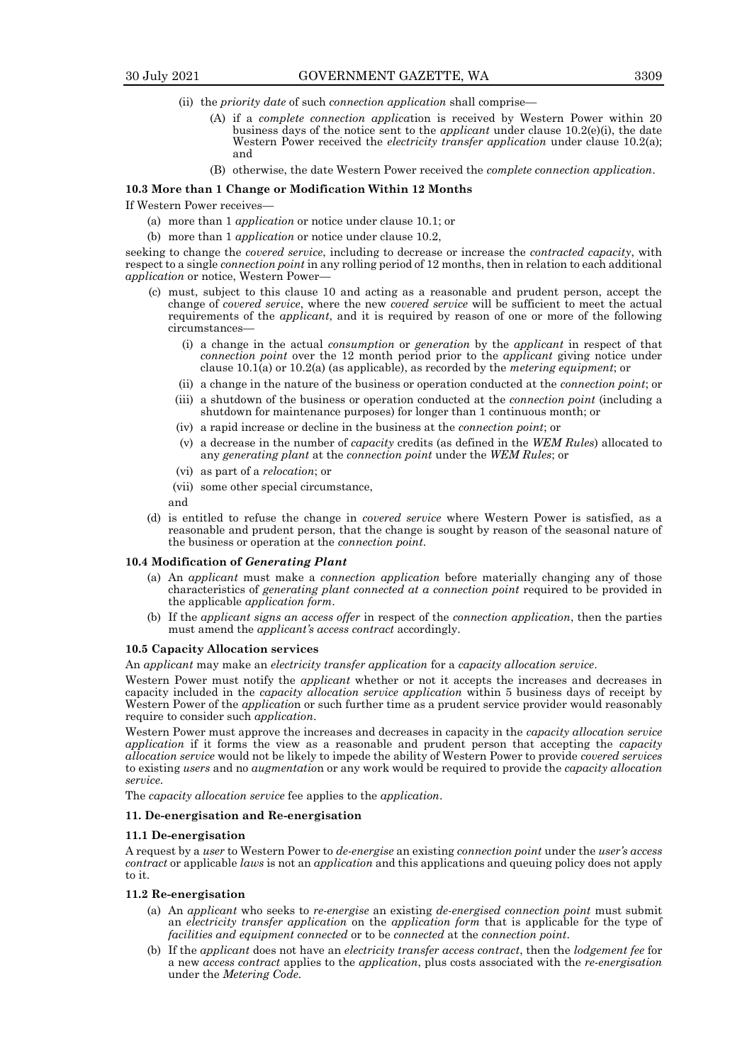(ii) the *priority date* of such *connection application* shall comprise—

(A) if a *complete connection application* is received by Western Power within 20 business days of the notice sent to the *applicant* under clause 10.2(e)(i), the date Western Power received the *electricity transfer application* under clause 10.2(a); and

(B) otherwise, the date Western Power received the *complete connection application*.

### 10.3 More than 1 Change or Modification Within 12 Months

If Western Power receives—

(a) more than 1 *application* or notice under clause 10.1; or

(b) more than 1 *application* or notice under clause 10.2,

seeking to change the *covered service*, including to decrease or increase the *contracted capacity*, with respect to a single *connection point* in any rolling period of 12 months, then in relation to each additional *application* or notice, Western Power—

(c) must, subject to this clause 10 and acting as a reasonable and prudent person, accept the change of *covered service*, where the new *covered service* will be sufficient to meet the actual requirements of the *applicant*, and it is required by reason of one or more of the following circumstances—

(i) a change in the actual *consumption* or *generation* by the *applicant* in respect of that *connection point* over the 12 month period prior to the *applicant* giving notice under clause 10.1(a) or 10.2(a) (as applicable), as recorded by the *metering equipment*; or

(ii) a change in the nature of the business or operation conducted at the *connection point*; or

(iii) a shutdown of the business or operation conducted at the *connection point* (including a shutdown for maintenance purposes) for longer than 1 continuous month; or

(iv) a rapid increase or decline in the business at the *connection point*; or

(v) a decrease in the number of *capacity* credits (as defined in the *WEM Rules*) allocated to any *generating plant* at the *connection point* under the *WEM Rules*; or

(vi) as part of a *relocation*; or

(vii) some other special circumstance,

and

(d) is entitled to refuse the change in *covered service* where Western Power is satisfied, as a reasonable and prudent person, that the change is sought by reason of the seasonal nature of the business or operation at the *connection point*.

### 10.4 Modification of *Generating Plant*

(a) An *applicant* must make a *connection application* before materially changing any of those characteristics of *generating plant connected at a connection point* required to be provided in the applicable *application form*.

(b) If the *applicant signs an access offer* in respect of the *connection application*, then the parties must amend the *applicant's access contract* accordingly.

### 10.5 Capacity Allocation services

An *applicant* may make an *electricity transfer application* for a *capacity allocation service*.

Western Power must notify the *applicant* whether or not it accepts the increases and decreases in capacity included in the *capacity allocation service application* within 5 business days of receipt by Western Power of the *application* or such further time as a prudent service provider would reasonably require to consider such *application*.

Western Power must approve the increases and decreases in capacity in the *capacity allocation service application* if it forms the view as a reasonable and prudent person that accepting the *capacity allocation service* would not be likely to impede the ability of Western Power to provide *covered services* to existing *users* and no *augmentation* or any work would be required to provide the *capacity allocation service*.

The *capacity allocation service* fee applies to the *application*.

## 11. De-energisation and Re-energisation

### 11.1 De-energisation

A request by a *user* to Western Power to *de-energise* an existing *connection point* under the *user's access contract* or applicable *laws* is not an *application* and this applications and queuing policy does not apply to it.

### 11.2 Re-energisation

(a) An *applicant* who seeks to *re-energise* an existing *de-energised connection point* must submit an *electricity transfer application* on the *application form* that is applicable for the type of *facilities and equipment connected* or to be *connected* at the *connection point*.

(b) If the *applicant* does not have an *electricity transfer access contract*, then the *lodgement fee* for a new *access contract* applies to the *application*, plus costs associated with the *re-energisation* under the *Metering Code*.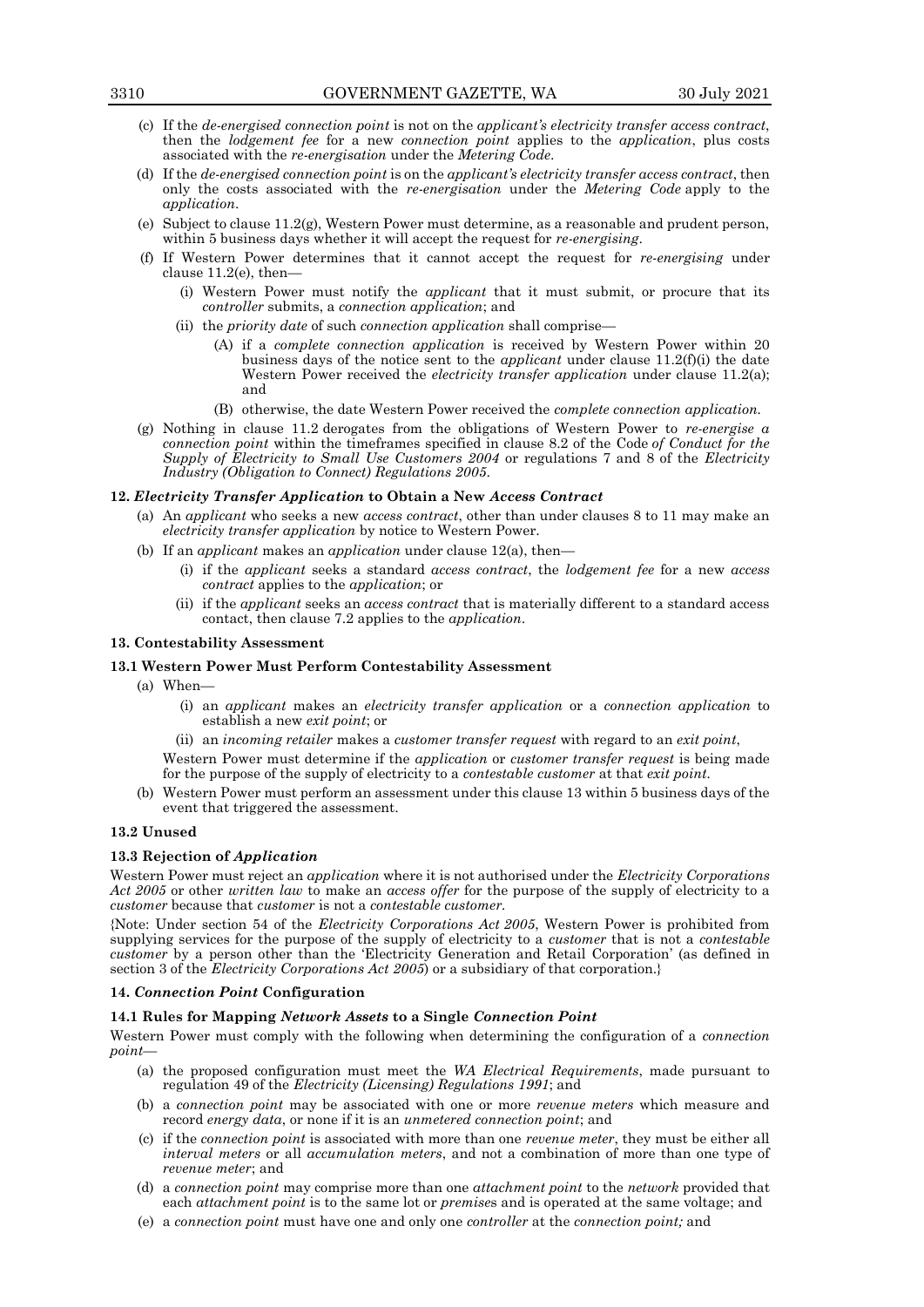(c) If the *de-energised connection point* is not on the *applicant's electricity transfer access contract*, then the *lodgement fee* for a new *connection point* applies to the *application*, plus costs associated with the *re-energisation* under the *Metering Code*.

(d) If the *de-energised connection point* is on the *applicant's electricity transfer access contract*, then only the costs associated with the *re-energisation* under the *Metering Code* apply to the *application*.

(e) Subject to clause 11.2(g), Western Power must determine, as a reasonable and prudent person, within 5 business days whether it will accept the request for *re-energising*.

(f) If Western Power determines that it cannot accept the request for *re-energising* under clause 11.2(e), then—

- (i) Western Power must notify the *applicant* that it must submit, or procure that its *controller* submits, a *connection application*; and
- (ii) the *priority date* of such *connection application* shall comprise—
  - (A) if a *complete connection application* is received by Western Power within 20 business days of the notice sent to the *applicant* under clause 11.2(f)(i) the date Western Power received the *electricity transfer application* under clause 11.2(a); and
  - (B) otherwise, the date Western Power received the *complete connection application*.

(g) Nothing in clause 11.2 derogates from the obligations of Western Power to *re-energise a connection point* within the timeframes specified in clause 8.2 of the Code *of Conduct for the Supply of Electricity to Small Use Customers 2004* or regulations 7 and 8 of the *Electricity Industry (Obligation to Connect) Regulations 2005*.

### 12. *Electricity Transfer Application* to Obtain a New *Access Contract*

(a) An *applicant* who seeks a new *access contract*, other than under clauses 8 to 11 may make an *electricity transfer application* by notice to Western Power.

(b) If an *applicant* makes an *application* under clause 12(a), then—

- (i) if the *applicant* seeks a standard *access contract*, the *lodgement fee* for a new *access contract* applies to the *application*; or
- (ii) if the *applicant* seeks an *access contract* that is materially different to a standard access contact, then clause 7.2 applies to the *application*.

### 13. Contestability Assessment

#### 13.1 Western Power Must Perform Contestability Assessment

(a) When—

- (i) an *applicant* makes an *electricity transfer application* or a *connection application* to establish a new *exit point*; or
- (ii) an *incoming retailer* makes a *customer transfer request* with regard to an *exit point*,

Western Power must determine if the *application* or *customer transfer request* is being made for the purpose of the supply of electricity to a *contestable customer* at that *exit point*.

(b) Western Power must perform an assessment under this clause 13 within 5 business days of the event that triggered the assessment.

#### 13.2 Unused

#### 13.3 Rejection of *Application*

Western Power must reject an *application* where it is not authorised under the *Electricity Corporations Act 2005* or other *written law* to make an *access offer* for the purpose of the supply of electricity to a *customer* because that *customer* is not a *contestable customer*.

{Note: Under section 54 of the *Electricity Corporations Act 2005*, Western Power is prohibited from supplying services for the purpose of the supply of electricity to a *customer* that is not a *contestable customer* by a person other than the 'Electricity Generation and Retail Corporation' (as defined in section 3 of the *Electricity Corporations Act 2005*) or a subsidiary of that corporation.}

### 14. *Connection Point* Configuration

#### 14.1 Rules for Mapping *Network Assets* to a Single *Connection Point*

Western Power must comply with the following when determining the configuration of a *connection point*—

(a) the proposed configuration must meet the *WA Electrical Requirements*, made pursuant to regulation 49 of the *Electricity (Licensing) Regulations 1991*; and

(b) a *connection point* may be associated with one or more *revenue meters* which measure and record *energy data*, or none if it is an *unmetered connection point*; and

(c) if the *connection point* is associated with more than one *revenue meter*, they must be either all *interval meters* or all *accumulation meters*, and not a combination of more than one type of *revenue meter*; and

(d) a *connection point* may comprise more than one *attachment point* to the *network* provided that each *attachment point* is to the same lot or *premises* and is operated at the same voltage; and

(e) a *connection point* must have one and only one *controller* at the *connection point;* and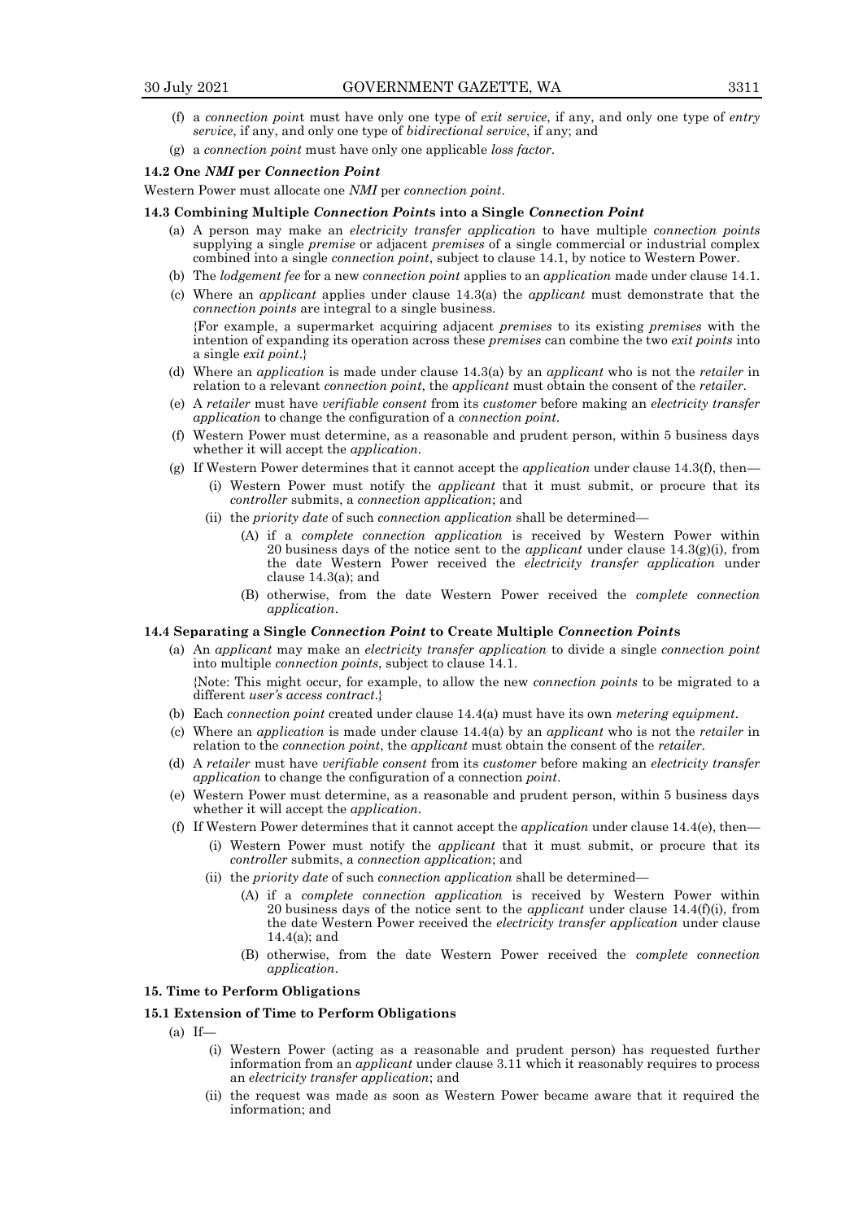(f) a *connection point* must have only one type of *exit service*, if any, and only one type of *entry service*, if any, and only one type of *bidirectional service*, if any; and

(g) a *connection point* must have only one applicable *loss factor*.

**14.2 One *NMI* per *Connection Point***

Western Power must allocate one *NMI* per *connection point*.

**14.3 Combining Multiple *Connection Points* into a Single *Connection Point***

(a) A person may make an *electricity transfer application* to have multiple *connection points* supplying a single *premise* or adjacent *premises* of a single commercial or industrial complex combined into a single *connection point*, subject to clause 14.1, by notice to Western Power.

(b) The *lodgement fee* for a new *connection point* applies to an *application* made under clause 14.1.

(c) Where an *applicant* applies under clause 14.3(a) the *applicant* must demonstrate that the *connection points* are integral to a single business.

{For example, a supermarket acquiring adjacent *premises* to its existing *premises* with the intention of expanding its operation across these *premises* can combine the two *exit points* into a single *exit point*.}

(d) Where an *application* is made under clause 14.3(a) by an *applicant* who is not the *retailer* in relation to a relevant *connection point*, the *applicant* must obtain the consent of the *retailer*.

(e) A *retailer* must have *verifiable consent* from its *customer* before making an *electricity transfer application* to change the configuration of a *connection point*.

(f) Western Power must determine, as a reasonable and prudent person, within 5 business days whether it will accept the *application*.

(g) If Western Power determines that it cannot accept the *application* under clause 14.3(f), then—

  (i) Western Power must notify the *applicant* that it must submit, or procure that its *controller* submits, a *connection application*; and

  (ii) the *priority date* of such *connection application* shall be determined—

    (A) if a *complete connection application* is received by Western Power within 20 business days of the notice sent to the *applicant* under clause 14.3(g)(i), from the date Western Power received the *electricity transfer application* under clause 14.3(a); and

    (B) otherwise, from the date Western Power received the *complete connection application*.

**14.4 Separating a Single *Connection Point* to Create Multiple *Connection Points***

(a) An *applicant* may make an *electricity transfer application* to divide a single *connection point* into multiple *connection points*, subject to clause 14.1.

{Note: This might occur, for example, to allow the new *connection points* to be migrated to a different *user's access contract*.}

(b) Each *connection point* created under clause 14.4(a) must have its own *metering equipment*.

(c) Where an *application* is made under clause 14.4(a) by an *applicant* who is not the *retailer* in relation to the *connection point*, the *applicant* must obtain the consent of the *retailer*.

(d) A *retailer* must have *verifiable consent* from its *customer* before making an *electricity transfer application* to change the configuration of a connection *point*.

(e) Western Power must determine, as a reasonable and prudent person, within 5 business days whether it will accept the *application*.

(f) If Western Power determines that it cannot accept the *application* under clause 14.4(e), then—

  (i) Western Power must notify the *applicant* that it must submit, or procure that its *controller* submits, a *connection application*; and

  (ii) the *priority date* of such *connection application* shall be determined—

    (A) if a *complete connection application* is received by Western Power within 20 business days of the notice sent to the *applicant* under clause 14.4(f)(i), from the date Western Power received the *electricity transfer application* under clause 14.4(a); and

    (B) otherwise, from the date Western Power received the *complete connection application*.

**15. Time to Perform Obligations**

**15.1 Extension of Time to Perform Obligations**

(a) If—

  (i) Western Power (acting as a reasonable and prudent person) has requested further information from an *applicant* under clause 3.11 which it reasonably requires to process an *electricity transfer application*; and

  (ii) the request was made as soon as Western Power became aware that it required the information; and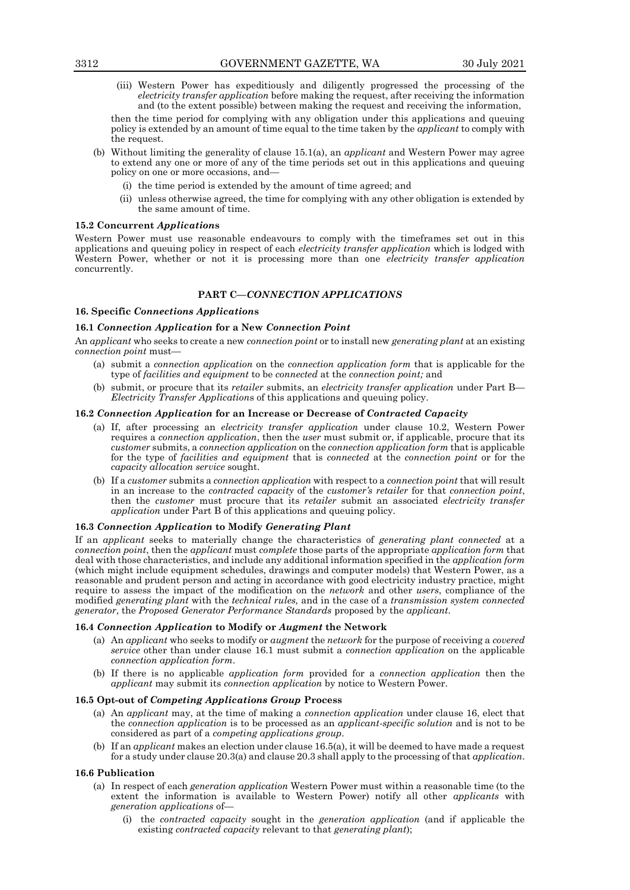(iii) Western Power has expeditiously and diligently progressed the processing of the *electricity transfer application* before making the request, after receiving the information and (to the extent possible) between making the request and receiving the information,

then the time period for complying with any obligation under this applications and queuing policy is extended by an amount of time equal to the time taken by the *applicant* to comply with the request.

(b) Without limiting the generality of clause 15.1(a), an *applicant* and Western Power may agree to extend any one or more of any of the time periods set out in this applications and queuing policy on one or more occasions, and—

(i) the time period is extended by the amount of time agreed; and

(ii) unless otherwise agreed, the time for complying with any other obligation is extended by the same amount of time.

#### 15.2 Concurrent *Applications*

Western Power must use reasonable endeavours to comply with the timeframes set out in this applications and queuing policy in respect of each *electricity transfer application* which is lodged with Western Power, whether or not it is processing more than one *electricity transfer application* concurrently.

## PART C—*CONNECTION APPLICATIONS*

### 16. Specific *Connections Applications*

#### 16.1 *Connection Application* for a New *Connection Point*

An *applicant* who seeks to create a new *connection point* or to install new *generating plant* at an existing *connection point* must—

(a) submit a *connection application* on the *connection application form* that is applicable for the type of *facilities and equipment* to be *connected* at the *connection point;* and

(b) submit, or procure that its *retailer* submits, an *electricity transfer application* under Part B—*Electricity Transfer Applications* of this applications and queuing policy.

#### 16.2 *Connection Application* for an Increase or Decrease of *Contracted Capacity*

(a) If, after processing an *electricity transfer application* under clause 10.2, Western Power requires a *connection application*, then the *user* must submit or, if applicable, procure that its *customer* submits, a *connection application* on the *connection application form* that is applicable for the type of *facilities and equipment* that is *connected* at the *connection point* or for the *capacity allocation service* sought.

(b) If a *customer* submits a *connection application* with respect to a *connection point* that will result in an increase to the *contracted capacity* of the *customer's retailer* for that *connection point*, then the *customer* must procure that its *retailer* submit an associated *electricity transfer application* under Part B of this applications and queuing policy.

#### 16.3 *Connection Application* to Modify *Generating Plant*

If an *applicant* seeks to materially change the characteristics of *generating plant connected* at a *connection point*, then the *applicant* must *complete* those parts of the appropriate *application form* that deal with those characteristics, and include any additional information specified in the *application form* (which might include equipment schedules, drawings and computer models) that Western Power, as a reasonable and prudent person and acting in accordance with good electricity industry practice, might require to assess the impact of the modification on the *network* and other *users*, compliance of the modified *generating plant* with the *technical rules,* and in the case of a *transmission system connected generator*, the *Proposed Generator Performance Standards* proposed by the *applicant*.

#### 16.4 *Connection Application* to Modify or *Augment* the Network

(a) An *applicant* who seeks to modify or *augment* the *network* for the purpose of receiving a *covered service* other than under clause 16.1 must submit a *connection application* on the applicable *connection application form*.

(b) If there is no applicable *application form* provided for a *connection application* then the *applicant* may submit its *connection application* by notice to Western Power.

#### 16.5 Opt-out of *Competing Applications Group* Process

(a) An *applicant* may, at the time of making a *connection application* under clause 16, elect that the *connection application* is to be processed as an *applicant-specific solution* and is not to be considered as part of a *competing applications group*.

(b) If an *applicant* makes an election under clause 16.5(a), it will be deemed to have made a request for a study under clause 20.3(a) and clause 20.3 shall apply to the processing of that *application*.

#### 16.6 Publication

(a) In respect of each *generation application* Western Power must within a reasonable time (to the extent the information is available to Western Power) notify all other *applicants* with *generation applications* of—

(i) the *contracted capacity* sought in the *generation application* (and if applicable the existing *contracted capacity* relevant to that *generating plant*);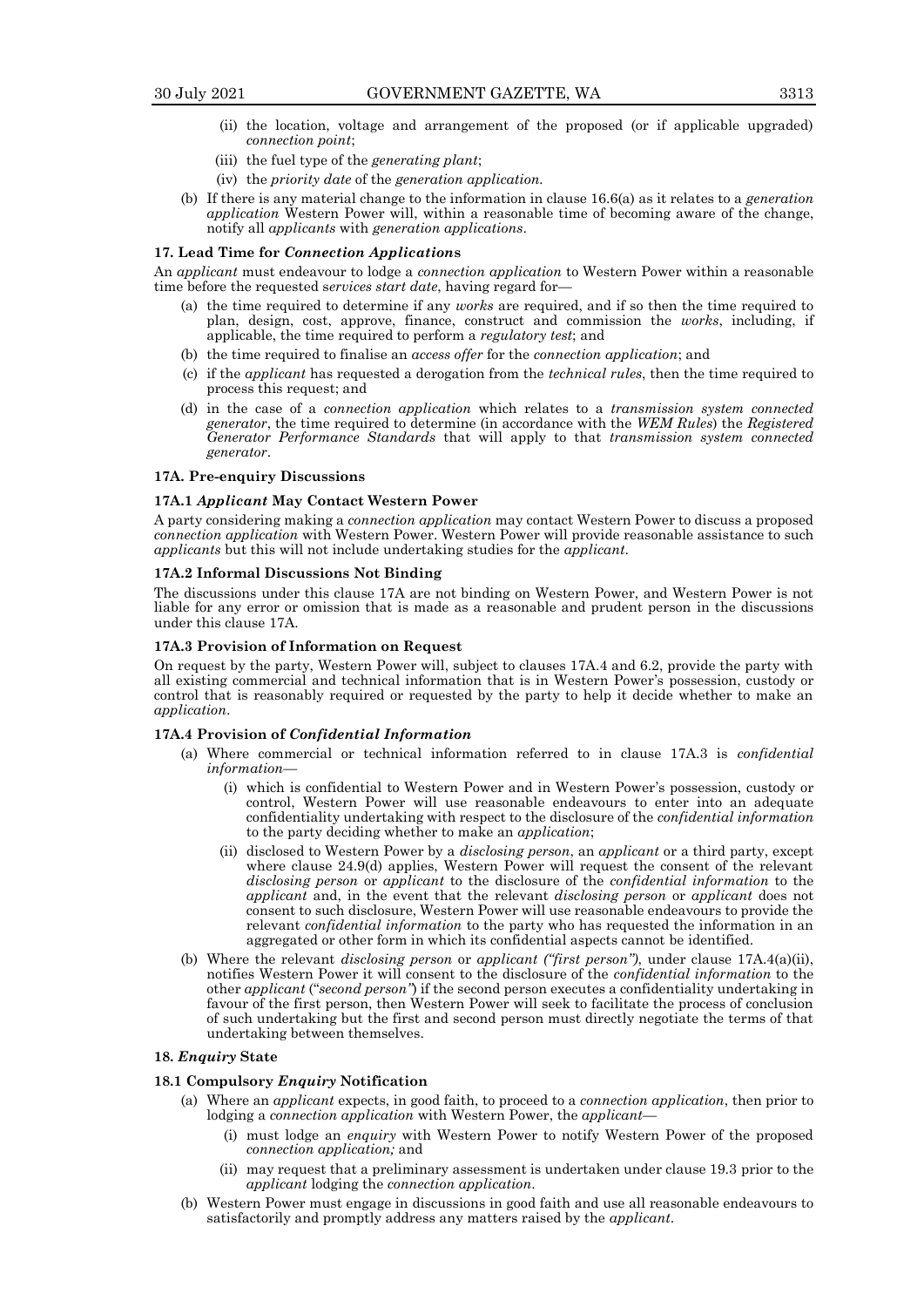(ii) the location, voltage and arrangement of the proposed (or if applicable upgraded) *connection point*;

(iii) the fuel type of the *generating plant*;

(iv) the *priority date* of the *generation application*.

(b) If there is any material change to the information in clause 16.6(a) as it relates to a *generation application* Western Power will, within a reasonable time of becoming aware of the change, notify all *applicants* with *generation applications*.

**17. Lead Time for *Connection Applications***

An *applicant* must endeavour to lodge a *connection application* to Western Power within a reasonable time before the requested *services start date*, having regard for—

(a) the time required to determine if any *works* are required, and if so then the time required to plan, design, cost, approve, finance, construct and commission the *works*, including, if applicable, the time required to perform a *regulatory test*; and

(b) the time required to finalise an *access offer* for the *connection application*; and

(c) if the *applicant* has requested a derogation from the *technical rules*, then the time required to process this request; and

(d) in the case of a *connection application* which relates to a *transmission system connected generator*, the time required to determine (in accordance with the *WEM Rules*) the *Registered Generator Performance Standards* that will apply to that *transmission system connected generator*.

**17A. Pre-enquiry Discussions**

**17A.1 *Applicant* May Contact Western Power**

A party considering making a *connection application* may contact Western Power to discuss a proposed *connection application* with Western Power. Western Power will provide reasonable assistance to such *applicants* but this will not include undertaking studies for the *applicant*.

**17A.2 Informal Discussions Not Binding**

The discussions under this clause 17A are not binding on Western Power, and Western Power is not liable for any error or omission that is made as a reasonable and prudent person in the discussions under this clause 17A.

**17A.3 Provision of Information on Request**

On request by the party, Western Power will, subject to clauses 17A.4 and 6.2, provide the party with all existing commercial and technical information that is in Western Power's possession, custody or control that is reasonably required or requested by the party to help it decide whether to make an *application*.

**17A.4 Provision of *Confidential Information***

(a) Where commercial or technical information referred to in clause 17A.3 is *confidential information*—

(i) which is confidential to Western Power and in Western Power's possession, custody or control, Western Power will use reasonable endeavours to enter into an adequate confidentiality undertaking with respect to the disclosure of the *confidential information* to the party deciding whether to make an *application*;

(ii) disclosed to Western Power by a *disclosing person*, an *applicant* or a third party, except where clause 24.9(d) applies, Western Power will request the consent of the relevant *disclosing person* or *applicant* to the disclosure of the *confidential information* to the *applicant* and, in the event that the relevant *disclosing person* or *applicant* does not consent to such disclosure, Western Power will use reasonable endeavours to provide the relevant *confidential information* to the party who has requested the information in an aggregated or other form in which its confidential aspects cannot be identified.

(b) Where the relevant *disclosing person* or *applicant ("first person")*, under clause 17A.4(a)(ii), notifies Western Power it will consent to the disclosure of the *confidential information* to the other *applicant* ("*second person"*) if the second person executes a confidentiality undertaking in favour of the first person, then Western Power will seek to facilitate the process of conclusion of such undertaking but the first and second person must directly negotiate the terms of that undertaking between themselves.

**18. *Enquiry* State**

**18.1 Compulsory *Enquiry* Notification**

(a) Where an *applicant* expects, in good faith, to proceed to a *connection application*, then prior to lodging a *connection application* with Western Power, the *applicant*—

(i) must lodge an *enquiry* with Western Power to notify Western Power of the proposed *connection application;* and

(ii) may request that a preliminary assessment is undertaken under clause 19.3 prior to the *applicant* lodging the *connection application*.

(b) Western Power must engage in discussions in good faith and use all reasonable endeavours to satisfactorily and promptly address any matters raised by the *applicant*.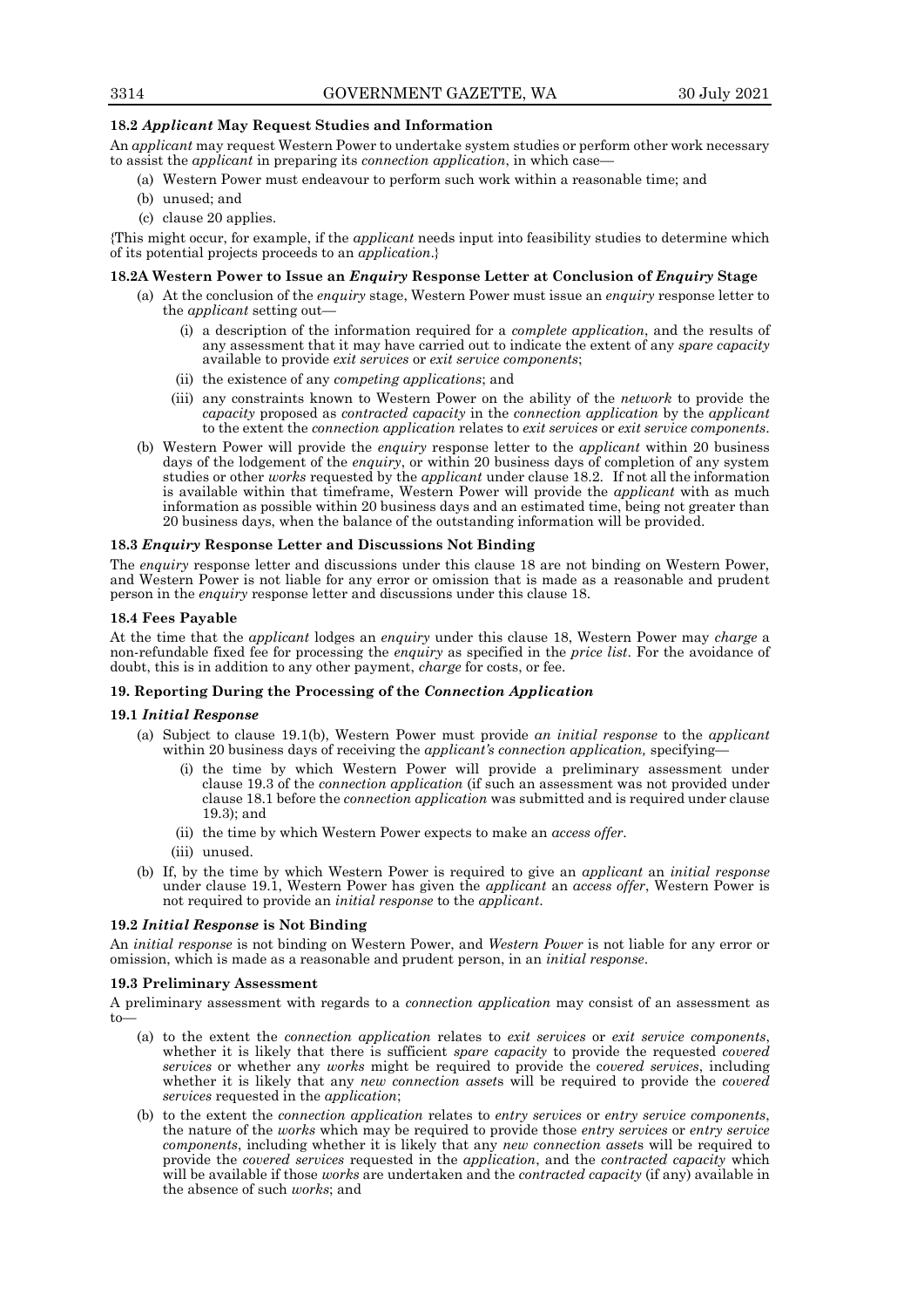### 18.2 *Applicant* May Request Studies and Information

An *applicant* may request Western Power to undertake system studies or perform other work necessary to assist the *applicant* in preparing its *connection application*, in which case—

(a) Western Power must endeavour to perform such work within a reasonable time; and

(b) unused; and

(c) clause 20 applies.

{This might occur, for example, if the *applicant* needs input into feasibility studies to determine which of its potential projects proceeds to an *application*.}

### 18.2A Western Power to Issue an *Enquiry* Response Letter at Conclusion of *Enquiry* Stage

(a) At the conclusion of the *enquiry* stage, Western Power must issue an *enquiry* response letter to the *applicant* setting out—

  (i) a description of the information required for a *complete application*, and the results of any assessment that it may have carried out to indicate the extent of any *spare capacity* available to provide *exit services* or *exit service components*;

  (ii) the existence of any *competing applications*; and

  (iii) any constraints known to Western Power on the ability of the *network* to provide the *capacity* proposed as *contracted capacity* in the *connection application* by the *applicant* to the extent the *connection application* relates to *exit services* or *exit service components*.

(b) Western Power will provide the *enquiry* response letter to the *applicant* within 20 business days of the lodgement of the *enquiry*, or within 20 business days of completion of any system studies or other *works* requested by the *applicant* under clause 18.2. If not all the information is available within that timeframe, Western Power will provide the *applicant* with as much information as possible within 20 business days and an estimated time, being not greater than 20 business days, when the balance of the outstanding information will be provided.

### 18.3 *Enquiry* Response Letter and Discussions Not Binding

The *enquiry* response letter and discussions under this clause 18 are not binding on Western Power, and Western Power is not liable for any error or omission that is made as a reasonable and prudent person in the *enquiry* response letter and discussions under this clause 18.

### 18.4 Fees Payable

At the time that the *applicant* lodges an *enquiry* under this clause 18, Western Power may *charge* a non-refundable fixed fee for processing the *enquiry* as specified in the *price list*. For the avoidance of doubt, this is in addition to any other payment, *charge* for costs, or fee.

## 19. Reporting During the Processing of the *Connection Application*

### 19.1 *Initial Response*

(a) Subject to clause 19.1(b), Western Power must provide *an initial response* to the *applicant* within 20 business days of receiving the *applicant's connection application,* specifying—

  (i) the time by which Western Power will provide a preliminary assessment under clause 19.3 of the *connection application* (if such an assessment was not provided under clause 18.1 before the *connection application* was submitted and is required under clause 19.3); and

  (ii) the time by which Western Power expects to make an *access offer*.

  (iii) unused.

(b) If, by the time by which Western Power is required to give an *applicant* an *initial response* under clause 19.1, Western Power has given the *applicant* an *access offer*, Western Power is not required to provide an *initial response* to the *applicant*.

### 19.2 *Initial Response* is Not Binding

An *initial response* is not binding on Western Power, and *Western Power* is not liable for any error or omission, which is made as a reasonable and prudent person, in an *initial response*.

### 19.3 Preliminary Assessment

A preliminary assessment with regards to a *connection application* may consist of an assessment as to—

(a) to the extent the *connection application* relates to *exit services* or *exit service components*, whether it is likely that there is sufficient *spare capacity* to provide the requested *covered services* or whether any *works* might be required to provide the *covered services*, including whether it is likely that any *new connection assets* will be required to provide the *covered services* requested in the *application*;

(b) to the extent the *connection application* relates to *entry services* or *entry service components*, the nature of the *works* which may be required to provide those *entry services* or *entry service components*, including whether it is likely that any *new connection assets* will be required to provide the *covered services* requested in the *application*, and the *contracted capacity* which will be available if those *works* are undertaken and the *contracted capacity* (if any) available in the absence of such *works*; and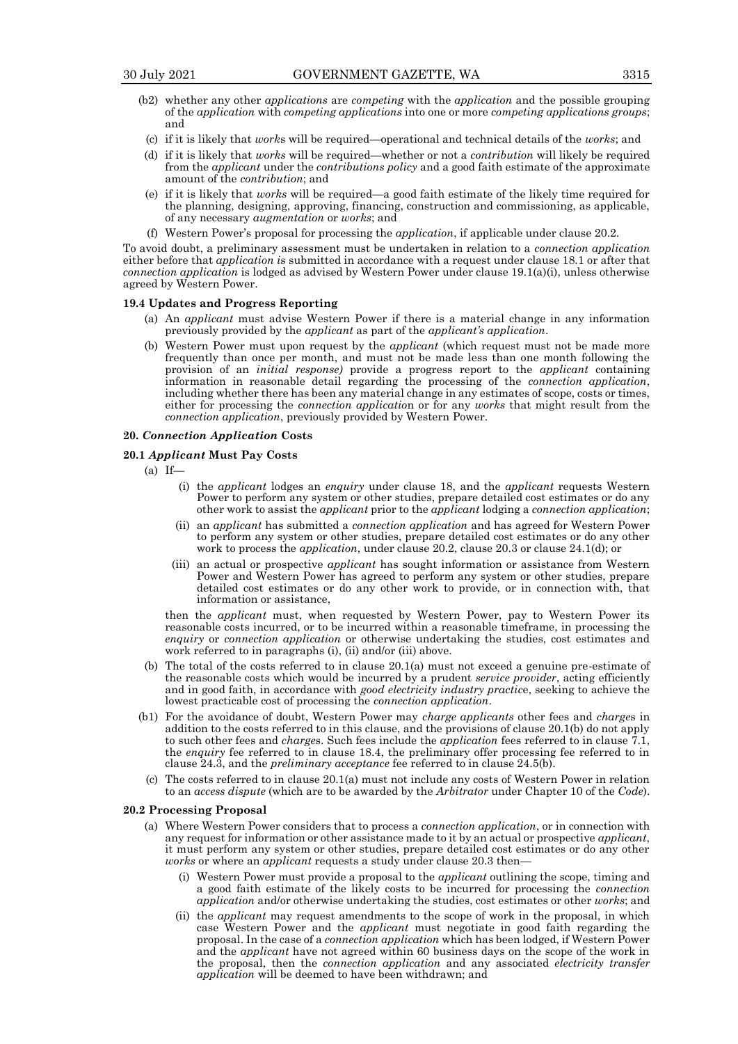- (b2) whether any other *applications* are *competing* with the *application* and the possible grouping of the *application* with *competing applications* into one or more *competing applications groups*; and
- (c) if it is likely that *works* will be required—operational and technical details of the *works*; and
- (d) if it is likely that *works* will be required—whether or not a *contribution* will likely be required from the *applicant* under the *contributions policy* and a good faith estimate of the approximate amount of the *contribution*; and
- (e) if it is likely that *works* will be required—a good faith estimate of the likely time required for the planning, designing, approving, financing, construction and commissioning, as applicable, of any necessary *augmentation* or *works*; and
- (f) Western Power's proposal for processing the *application*, if applicable under clause 20.2.

To avoid doubt, a preliminary assessment must be undertaken in relation to a *connection application* either before that *application* is submitted in accordance with a request under clause 18.1 or after that *connection application* is lodged as advised by Western Power under clause 19.1(a)(i), unless otherwise agreed by Western Power.

**19.4 Updates and Progress Reporting**

- (a) An *applicant* must advise Western Power if there is a material change in any information previously provided by the *applicant* as part of the *applicant's application*.
- (b) Western Power must upon request by the *applicant* (which request must not be made more frequently than once per month, and must not be made less than one month following the provision of an *initial response)* provide a progress report to the *applicant* containing information in reasonable detail regarding the processing of the *connection application*, including whether there has been any material change in any estimates of scope, costs or times, either for processing the *connection application* or for any *works* that might result from the *connection application*, previously provided by Western Power.

**20. *Connection Application* Costs**

**20.1 *Applicant* Must Pay Costs**

- (a) If—
  - (i) the *applicant* lodges an *enquiry* under clause 18, and the *applicant* requests Western Power to perform any system or other studies, prepare detailed cost estimates or do any other work to assist the *applicant* prior to the *applicant* lodging a *connection application*;
  - (ii) an *applicant* has submitted a *connection application* and has agreed for Western Power to perform any system or other studies, prepare detailed cost estimates or do any other work to process the *application*, under clause 20.2, clause 20.3 or clause 24.1(d); or
  - (iii) an actual or prospective *applicant* has sought information or assistance from Western Power and Western Power has agreed to perform any system or other studies, prepare detailed cost estimates or do any other work to provide, or in connection with, that information or assistance,

  then the *applicant* must, when requested by Western Power, pay to Western Power its reasonable costs incurred, or to be incurred within a reasonable timeframe, in processing the *enquiry* or *connection application* or otherwise undertaking the studies, cost estimates and work referred to in paragraphs (i), (ii) and/or (iii) above.
- (b) The total of the costs referred to in clause 20.1(a) must not exceed a genuine pre-estimate of the reasonable costs which would be incurred by a prudent *service provider*, acting efficiently and in good faith, in accordance with *good electricity industry practice*, seeking to achieve the lowest practicable cost of processing the *connection application*.
- (b1) For the avoidance of doubt, Western Power may *charge applicants* other fees and *charges* in addition to the costs referred to in this clause, and the provisions of clause 20.1(b) do not apply to such other fees and *charges*. Such fees include the *application* fees referred to in clause 7.1, the *enquiry* fee referred to in clause 18.4, the preliminary offer processing fee referred to in clause 24.3, and the *preliminary acceptance* fee referred to in clause 24.5(b).
- (c) The costs referred to in clause 20.1(a) must not include any costs of Western Power in relation to an *access dispute* (which are to be awarded by the *Arbitrator* under Chapter 10 of the *Code*).

**20.2 Processing Proposal**

- (a) Where Western Power considers that to process a *connection application*, or in connection with any request for information or other assistance made to it by an actual or prospective *applicant*, it must perform any system or other studies, prepare detailed cost estimates or do any other *works* or where an *applicant* requests a study under clause 20.3 then—
  - (i) Western Power must provide a proposal to the *applicant* outlining the scope, timing and a good faith estimate of the likely costs to be incurred for processing the *connection application* and/or otherwise undertaking the studies, cost estimates or other *works*; and
  - (ii) the *applicant* may request amendments to the scope of work in the proposal, in which case Western Power and the *applicant* must negotiate in good faith regarding the proposal. In the case of a *connection application* which has been lodged, if Western Power and the *applicant* have not agreed within 60 business days on the scope of the work in the proposal, then the *connection application* and any associated *electricity transfer application* will be deemed to have been withdrawn; and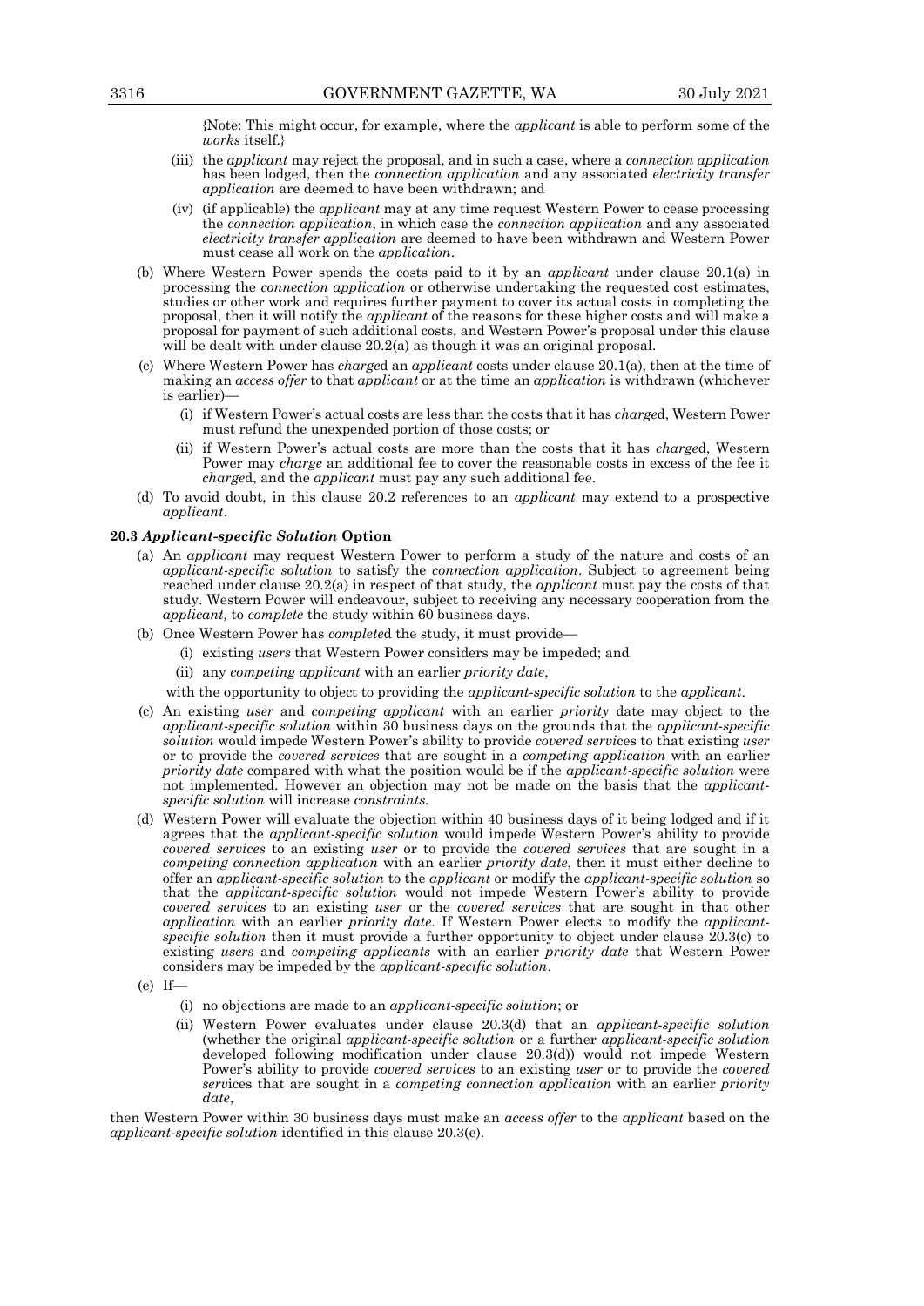{Note: This might occur, for example, where the *applicant* is able to perform some of the *works* itself.}

(iii) the *applicant* may reject the proposal, and in such a case, where a *connection application* has been lodged, then the *connection application* and any associated *electricity transfer application* are deemed to have been withdrawn; and

(iv) (if applicable) the *applicant* may at any time request Western Power to cease processing the *connection application*, in which case the *connection application* and any associated *electricity transfer application* are deemed to have been withdrawn and Western Power must cease all work on the *application*.

(b) Where Western Power spends the costs paid to it by an *applicant* under clause 20.1(a) in processing the *connection application* or otherwise undertaking the requested cost estimates, studies or other work and requires further payment to cover its actual costs in completing the proposal, then it will notify the *applicant* of the reasons for these higher costs and will make a proposal for payment of such additional costs, and Western Power's proposal under this clause will be dealt with under clause 20.2(a) as though it was an original proposal.

(c) Where Western Power has *charge*d an *applicant* costs under clause 20.1(a), then at the time of making an *access offer* to that *applicant* or at the time an *application* is withdrawn (whichever is earlier)—

(i) if Western Power's actual costs are less than the costs that it has *charge*d, Western Power must refund the unexpended portion of those costs; or

(ii) if Western Power's actual costs are more than the costs that it has *charge*d, Western Power may *charge* an additional fee to cover the reasonable costs in excess of the fee it *charge*d, and the *applicant* must pay any such additional fee.

(d) To avoid doubt, in this clause 20.2 references to an *applicant* may extend to a prospective *applicant*.

**20.3 *Applicant-specific Solution* Option**

(a) An *applicant* may request Western Power to perform a study of the nature and costs of an *applicant-specific solution* to satisfy the *connection application*. Subject to agreement being reached under clause 20.2(a) in respect of that study, the *applicant* must pay the costs of that study. Western Power will endeavour, subject to receiving any necessary cooperation from the *applicant,* to *complete* the study within 60 business days.

(b) Once Western Power has *complete*d the study, it must provide—

(i) existing *users* that Western Power considers may be impeded; and

(ii) any *competing applicant* with an earlier *priority date*,

with the opportunity to object to providing the *applicant-specific solution* to the *applicant*.

(c) An existing *user* and *competing applicant* with an earlier *priority* date may object to the *applicant-specific solution* within 30 business days on the grounds that the *applicant-specific solution* would impede Western Power's ability to provide *covered services* to that existing *user* or to provide the *covered services* that are sought in a *competing application* with an earlier *priority date* compared with what the position would be if the *applicant-specific solution* were not implemented. However an objection may not be made on the basis that the *applicant-specific solution* will increase *constraints.*

(d) Western Power will evaluate the objection within 40 business days of it being lodged and if it agrees that the *applicant-specific solution* would impede Western Power's ability to provide *covered services* to an existing *user* or to provide the *covered services* that are sought in a *competing connection application* with an earlier *priority date*, then it must either decline to offer an *applicant-specific solution* to the *applicant* or modify the *applicant-specific solution* so that the *applicant-specific solution* would not impede Western Power's ability to provide *covered services* to an existing *user* or the *covered services* that are sought in that other *application* with an earlier *priority date.* If Western Power elects to modify the *applicant-specific solution* then it must provide a further opportunity to object under clause 20.3(c) to existing *users* and *competing applicants* with an earlier *priority date* that Western Power considers may be impeded by the *applicant-specific solution*.

(e) If—

(i) no objections are made to an *applicant-specific solution*; or

(ii) Western Power evaluates under clause 20.3(d) that an *applicant-specific solution* (whether the original *applicant-specific solution* or a further *applicant-specific solution* developed following modification under clause 20.3(d)) would not impede Western Power's ability to provide *covered services* to an existing *user* or to provide the *covered services* that are sought in a *competing connection application* with an earlier *priority date*,

then Western Power within 30 business days must make an *access offer* to the *applicant* based on the *applicant-specific solution* identified in this clause 20.3(e).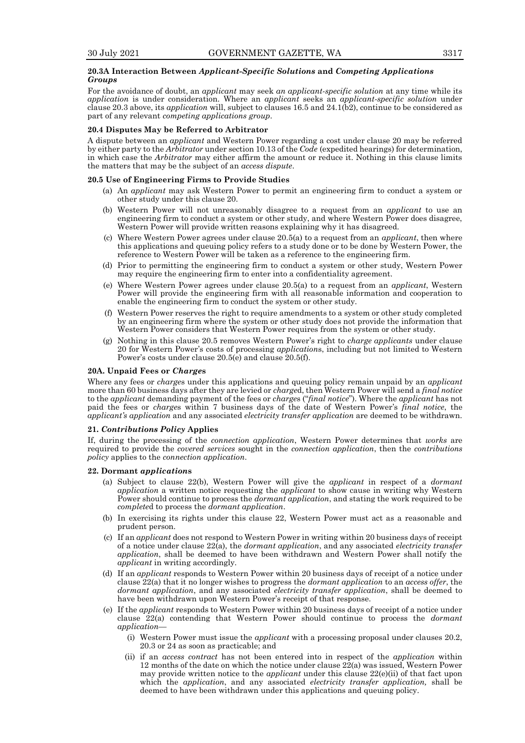#### 20.3A Interaction Between *Applicant-Specific Solutions* and *Competing Applications Groups*

For the avoidance of doubt, an *applicant* may seek *an applicant-specific solution* at any time while its *application* is under consideration. Where an *applicant* seeks an *applicant-specific solution* under clause 20.3 above, its *application* will, subject to clauses 16.5 and 24.1(b2), continue to be considered as part of any relevant *competing applications group*.

#### 20.4 Disputes May be Referred to Arbitrator

A dispute between an *applicant* and Western Power regarding a cost under clause 20 may be referred by either party to the *Arbitrator* under section 10.13 of the *Code* (expedited hearings) for determination, in which case the *Arbitrator* may either affirm the amount or reduce it. Nothing in this clause limits the matters that may be the subject of an *access dispute*.

#### 20.5 Use of Engineering Firms to Provide Studies

(a) An *applicant* may ask Western Power to permit an engineering firm to conduct a system or other study under this clause 20.

(b) Western Power will not unreasonably disagree to a request from an *applicant* to use an engineering firm to conduct a system or other study, and where Western Power does disagree, Western Power will provide written reasons explaining why it has disagreed.

(c) Where Western Power agrees under clause 20.5(a) to a request from an *applicant*, then where this applications and queuing policy refers to a study done or to be done by Western Power, the reference to Western Power will be taken as a reference to the engineering firm.

(d) Prior to permitting the engineering firm to conduct a system or other study, Western Power may require the engineering firm to enter into a confidentiality agreement.

(e) Where Western Power agrees under clause 20.5(a) to a request from an *applicant*, Western Power will provide the engineering firm with all reasonable information and cooperation to enable the engineering firm to conduct the system or other study.

(f) Western Power reserves the right to require amendments to a system or other study completed by an engineering firm where the system or other study does not provide the information that Western Power considers that Western Power requires from the system or other study.

(g) Nothing in this clause 20.5 removes Western Power's right to *charge applicants* under clause 20 for Western Power's costs of processing *applications*, including but not limited to Western Power's costs under clause 20.5(e) and clause 20.5(f).

#### 20A. Unpaid Fees or *Charges*

Where any fees or *charges* under this applications and queuing policy remain unpaid by an *applicant* more than 60 business days after they are levied or *charged*, then Western Power will send a *final notice* to the *applicant* demanding payment of the fees or *charges* ("*final notice*"). Where the *applicant* has not paid the fees or *charges* within 7 business days of the date of Western Power's *final notice*, the *applicant's application* and any associated *electricity transfer application* are deemed to be withdrawn.

#### 21. *Contributions Policy* Applies

If, during the processing of the *connection application*, Western Power determines that *works* are required to provide the *covered services* sought in the *connection application*, then the *contributions policy* applies to the *connection application*.

#### 22. Dormant *applications*

(a) Subject to clause 22(b), Western Power will give the *applicant* in respect of a *dormant application* a written notice requesting the *applicant* to show cause in writing why Western Power should continue to process the *dormant application*, and stating the work required to be *complete*d to process the *dormant application*.

(b) In exercising its rights under this clause 22, Western Power must act as a reasonable and prudent person.

(c) If an *applicant* does not respond to Western Power in writing within 20 business days of receipt of a notice under clause 22(a), the *dormant application*, and any associated *electricity transfer application*, shall be deemed to have been withdrawn and Western Power shall notify the *applicant* in writing accordingly.

(d) If an *applicant* responds to Western Power within 20 business days of receipt of a notice under clause 22(a) that it no longer wishes to progress the *dormant application* to an *access offer*, the *dormant application*, and any associated *electricity transfer application*, shall be deemed to have been withdrawn upon Western Power's receipt of that response.

(e) If the *applicant* responds to Western Power within 20 business days of receipt of a notice under clause 22(a) contending that Western Power should continue to process the *dormant application*—

   (i) Western Power must issue the *applicant* with a processing proposal under clauses 20.2, 20.3 or 24 as soon as practicable; and

   (ii) if an *access contract* has not been entered into in respect of the *application* within 12 months of the date on which the notice under clause 22(a) was issued, Western Power may provide written notice to the *applicant* under this clause 22(e)(ii) of that fact upon which the *application*, and any associated *electricity transfer application,* shall be deemed to have been withdrawn under this applications and queuing policy.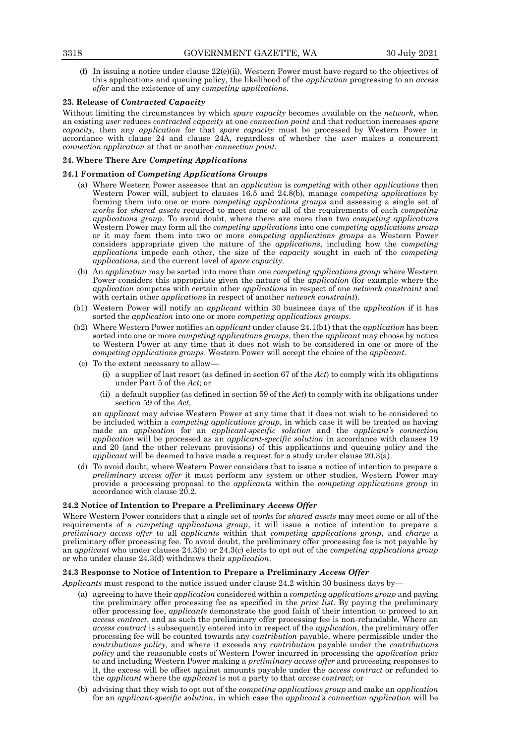(f) In issuing a notice under clause 22(e)(ii), Western Power must have regard to the objectives of this applications and queuing policy, the likelihood of the *application* progressing to an *access offer* and the existence of any *competing applications*.

### 23. Release of *Contracted Capacity*

Without limiting the circumstances by which *spare capacity* becomes available on the *network*, when an existing *user* reduces *contracted capacity* at one *connection point* and that reduction increases *spare capacity,* then any *application* for that *spare capacity* must be processed by Western Power in accordance with clause 24 and clause 24A, regardless of whether the *user* makes a concurrent *connection application* at that or another *connection point.*

### 24. Where There Are *Competing Applications*

#### 24.1 Formation of *Competing Applications Groups*

(a) Where Western Power assesses that an *application* is *competing* with other *applications* then Western Power will, subject to clauses 16.5 and 24.8(b), manage *competing applications* by forming them into one or more *competing applications groups* and assessing a single set of *works* for *shared assets* required to meet some or all of the requirements of each *competing applications group*. To avoid doubt, where there are more than two *competing applications* Western Power may form all the *competing applications* into one *competing applications group* or it may form them into two or more *competing applications groups* as Western Power considers appropriate given the nature of the *applications*, including how the *competing applications* impede each other, the size of the *capacity* sought in each of the *competing applications*, and the current level of *spare capacity*.

(b) An *application* may be sorted into more than one *competing applications group* where Western Power considers this appropriate given the nature of the *application* (for example where the *application* competes with certain other *applications* in respect of one *network constraint* and with certain other *applications* in respect of another *network constraint*).

(b1) Western Power will notify an *applicant* within 30 business days of the *application* if it has sorted the *application* into one or more *competing applications groups*.

(b2) Where Western Power notifies an *applicant* under clause 24.1(b1) that the *application* has been sorted into one or more *competing applications groups*, then the *applicant* may choose by notice to Western Power at any time that it does not wish to be considered in one or more of the *competing applications groups*. Western Power will accept the choice of the *applicant*.

(c) To the extent necessary to allow—

(i) a supplier of last resort (as defined in section 67 of the *Act*) to comply with its obligations under Part 5 of the *Act*; or

(ii) a default supplier (as defined in section 59 of the *Act*) to comply with its obligations under section 59 of the *Act*,

an *applicant* may advise Western Power at any time that it does not wish to be considered to be included within a *competing applications group*, in which case it will be treated as having made an *application* for an *applicant-specific solution* and the *applicant's connection application* will be processed as an *applicant-specific solution* in accordance with clauses 19 and 20 (and the other relevant provisions) of this applications and queuing policy and the *applicant* will be deemed to have made a request for a study under clause 20.3(a).

(d) To avoid doubt, where Western Power considers that to issue a notice of intention to prepare a *preliminary access offer* it must perform any system or other studies, Western Power may provide a processing proposal to the *applicants* within the *competing applications group* in accordance with clause 20.2.

#### 24.2 Notice of Intention to Prepare a Preliminary *Access Offer*

Where Western Power considers that a single set of *works* for *shared assets* may meet some or all of the requirements of a *competing applications group*, it will issue a notice of intention to prepare a *preliminary access offer* to all *applicants* within that *competing applications group*, and *charge* a preliminary offer processing fee. To avoid doubt, the preliminary offer processing fee is not payable by an *applicant* who under clauses 24.3(b) or 24.3(c) elects to opt out of the *competing applications group* or who under clause 24.3(d) withdraws their *application*.

#### 24.3 Response to Notice of Intention to Prepare a Preliminary *Access Offer*

*Applicants* must respond to the notice issued under clause 24.2 within 30 business days by—

(a) agreeing to have their *application* considered within a *competing applications group* and paying the preliminary offer processing fee as specified in the *price list*. By paying the preliminary offer processing fee, *applicants* demonstrate the good faith of their intention to proceed to an *access contract*, and as such the preliminary offer processing fee is non-refundable. Where an *access contract* is subsequently entered into in respect of the *application*, the preliminary offer processing fee will be counted towards any *contribution* payable, where permissible under the *contributions policy,* and where it exceeds any *contribution* payable under the *contributions policy* and the reasonable costs of Western Power incurred in processing the *application* prior to and including Western Power making a *preliminary access offer* and processing responses to it, the excess will be offset against amounts payable under the *access contract* or refunded to the *applicant* where the *applicant* is not a party to that *access contract*; or

(b) advising that they wish to opt out of the *competing applications group* and make an *application* for an *applicant-specific solution*, in which case the *applicant's connection application* will be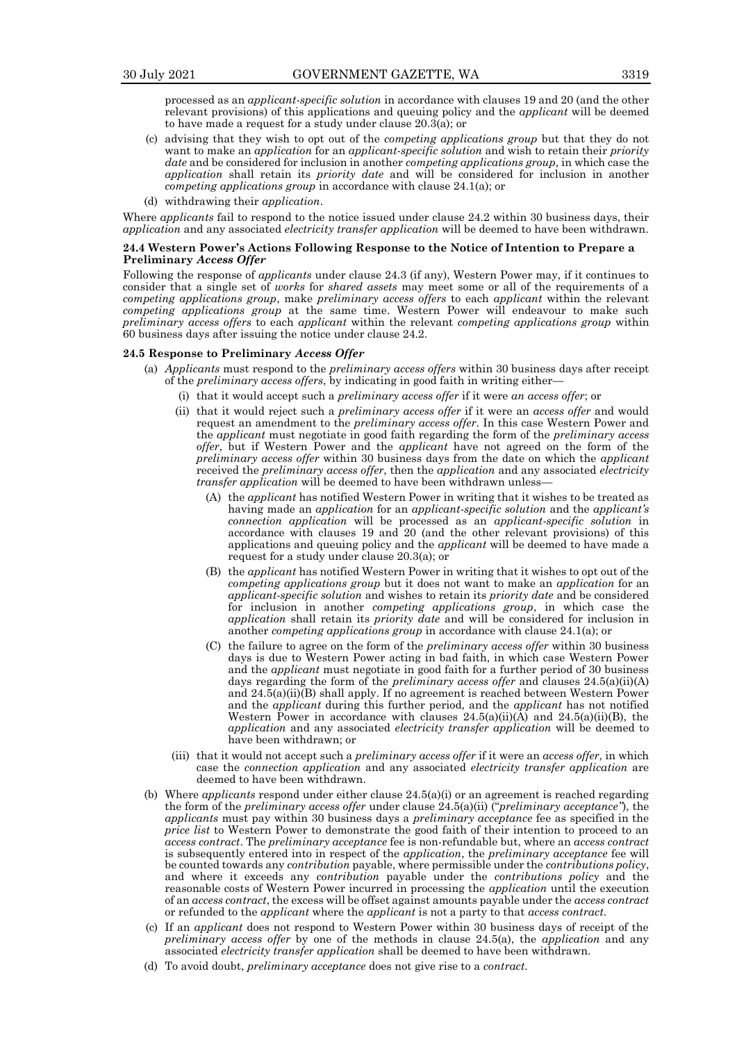processed as an *applicant-specific solution* in accordance with clauses 19 and 20 (and the other relevant provisions) of this applications and queuing policy and the *applicant* will be deemed to have made a request for a study under clause 20.3(a); or

(c) advising that they wish to opt out of the *competing applications group* but that they do not want to make an *application* for an *applicant-specific solution* and wish to retain their *priority date* and be considered for inclusion in another *competing applications group*, in which case the *application* shall retain its *priority date* and will be considered for inclusion in another *competing applications group* in accordance with clause 24.1(a); or

(d) withdrawing their *application*.

Where *applicants* fail to respond to the notice issued under clause 24.2 within 30 business days, their *application* and any associated *electricity transfer application* will be deemed to have been withdrawn.

**24.4 Western Power's Actions Following Response to the Notice of Intention to Prepare a Preliminary *Access Offer***

Following the response of *applicants* under clause 24.3 (if any), Western Power may, if it continues to consider that a single set of *works* for *shared assets* may meet some or all of the requirements of a *competing applications group*, make *preliminary access offers* to each *applicant* within the relevant *competing applications group* at the same time. Western Power will endeavour to make such *preliminary access offers* to each *applicant* within the relevant *competing applications group* within 60 business days after issuing the notice under clause 24.2.

**24.5 Response to Preliminary *Access Offer***

(a) *Applicants* must respond to the *preliminary access offers* within 30 business days after receipt of the *preliminary access offers*, by indicating in good faith in writing either—

(i) that it would accept such a *preliminary access offer* if it were *an access offer*; or

(ii) that it would reject such a *preliminary access offer* if it were an *access offer* and would request an amendment to the *preliminary access offer*. In this case Western Power and the *applicant* must negotiate in good faith regarding the form of the *preliminary access offer*, but if Western Power and the *applicant* have not agreed on the form of the *preliminary access offer* within 30 business days from the date on which the *applicant* received the *preliminary access offer*, then the *application* and any associated *electricity transfer application* will be deemed to have been withdrawn unless—

(A) the *applicant* has notified Western Power in writing that it wishes to be treated as having made an *application* for an *applicant-specific solution* and the *applicant's connection application* will be processed as an *applicant-specific solution* in accordance with clauses 19 and 20 (and the other relevant provisions) of this applications and queuing policy and the *applicant* will be deemed to have made a request for a study under clause 20.3(a); or

(B) the *applicant* has notified Western Power in writing that it wishes to opt out of the *competing applications group* but it does not want to make an *application* for an *applicant-specific solution* and wishes to retain its *priority date* and be considered for inclusion in another *competing applications group*, in which case the *application* shall retain its *priority date* and will be considered for inclusion in another *competing applications group* in accordance with clause 24.1(a); or

(C) the failure to agree on the form of the *preliminary access offer* within 30 business days is due to Western Power acting in bad faith, in which case Western Power and the *applicant* must negotiate in good faith for a further period of 30 business days regarding the form of the *preliminary access offer* and clauses 24.5(a)(ii)(A) and 24.5(a)(ii)(B) shall apply. If no agreement is reached between Western Power and the *applicant* during this further period, and the *applicant* has not notified Western Power in accordance with clauses 24.5(a)(ii)(A) and 24.5(a)(ii)(B), the *application* and any associated *electricity transfer application* will be deemed to have been withdrawn; or

(iii) that it would not accept such a *preliminary access offer* if it were an *access offer*, in which case the *connection application* and any associated *electricity transfer application* are deemed to have been withdrawn.

(b) Where *applicants* respond under either clause 24.5(a)(i) or an agreement is reached regarding the form of the *preliminary access offer* under clause 24.5(a)(ii) ("*preliminary acceptance*"), the *applicants* must pay within 30 business days a *preliminary acceptance* fee as specified in the *price list* to Western Power to demonstrate the good faith of their intention to proceed to an *access contract*. The *preliminary acceptance* fee is non-refundable but, where an *access contract* is subsequently entered into in respect of the *application*, the *preliminary acceptance* fee will be counted towards any *contribution* payable, where permissible under the *contributions policy*, and where it exceeds any *contribution* payable under the *contributions policy* and the reasonable costs of Western Power incurred in processing the *application* until the execution of an *access contract*, the excess will be offset against amounts payable under the *access contract* or refunded to the *applicant* where the *applicant* is not a party to that *access contract*.

(c) If an *applicant* does not respond to Western Power within 30 business days of receipt of the *preliminary access offer* by one of the methods in clause 24.5(a), the *application* and any associated *electricity transfer application* shall be deemed to have been withdrawn.

(d) To avoid doubt, *preliminary acceptance* does not give rise to a *contract*.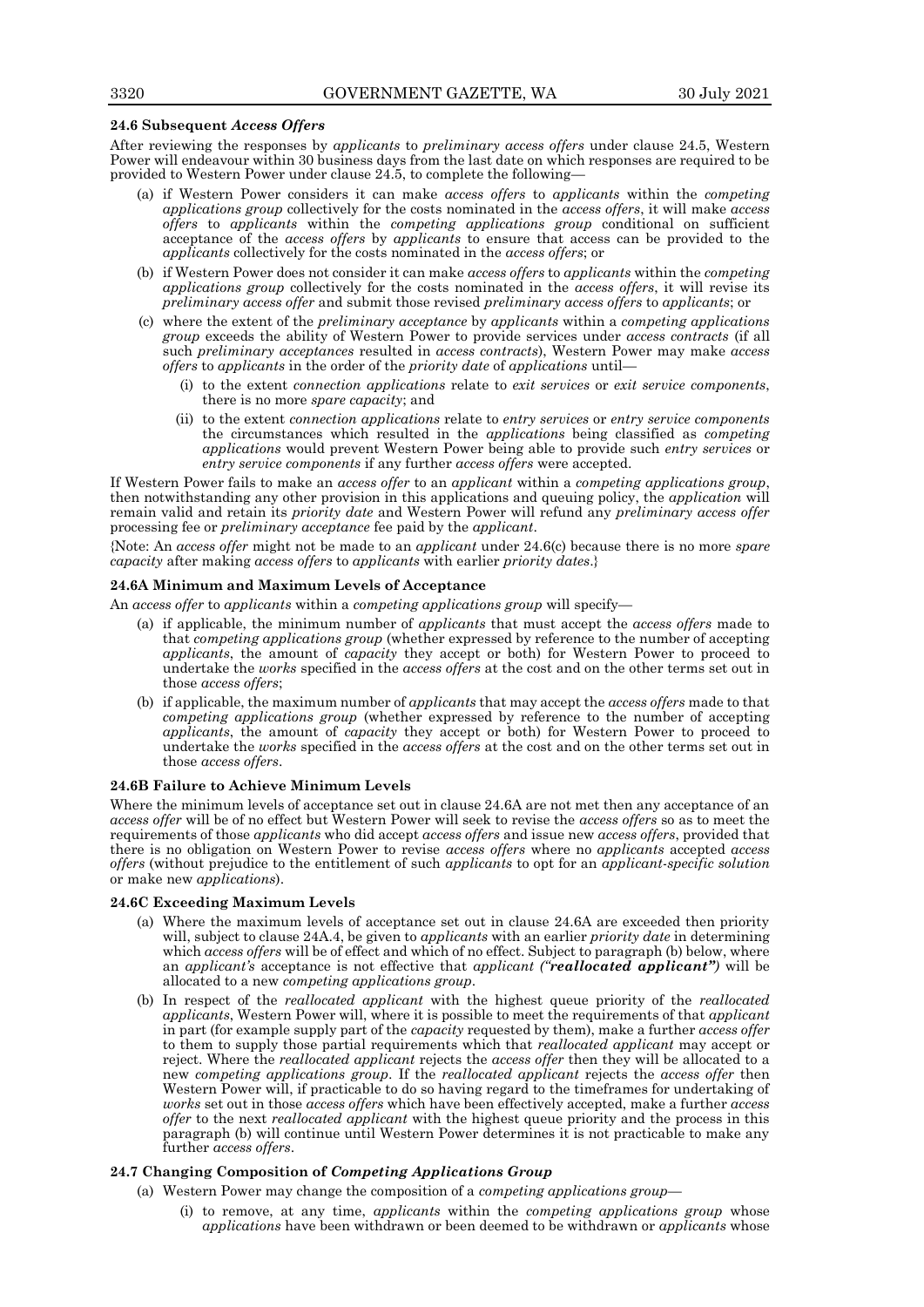### 24.6 Subsequent *Access Offers*

After reviewing the responses by *applicants* to *preliminary access offers* under clause 24.5, Western Power will endeavour within 30 business days from the last date on which responses are required to be provided to Western Power under clause 24.5, to complete the following—

(a) if Western Power considers it can make *access offers* to *applicants* within the *competing applications group* collectively for the costs nominated in the *access offers*, it will make *access offers* to *applicants* within the *competing applications group* conditional on sufficient acceptance of the *access offers* by *applicants* to ensure that access can be provided to the *applicants* collectively for the costs nominated in the *access offers*; or

(b) if Western Power does not consider it can make *access offers* to *applicants* within the *competing applications group* collectively for the costs nominated in the *access offers*, it will revise its *preliminary access offer* and submit those revised *preliminary access offers* to *applicants*; or

(c) where the extent of the *preliminary acceptance* by *applicants* within a *competing applications group* exceeds the ability of Western Power to provide services under *access contracts* (if all such *preliminary acceptances* resulted in *access contracts*), Western Power may make *access offers* to *applicants* in the order of the *priority date* of *applications* until—

  (i) to the extent *connection applications* relate to *exit services* or *exit service components*, there is no more *spare capacity*; and

  (ii) to the extent *connection applications* relate to *entry services* or *entry service components* the circumstances which resulted in the *applications* being classified as *competing applications* would prevent Western Power being able to provide such *entry services* or *entry service components* if any further *access offers* were accepted.

If Western Power fails to make an *access offer* to an *applicant* within a *competing applications group*, then notwithstanding any other provision in this applications and queuing policy, the *application* will remain valid and retain its *priority date* and Western Power will refund any *preliminary access offer* processing fee or *preliminary acceptance* fee paid by the *applicant*.

{Note: An *access offer* might not be made to an *applicant* under 24.6(c) because there is no more *spare capacity* after making *access offers* to *applicants* with earlier *priority dates*.}

### 24.6A Minimum and Maximum Levels of Acceptance

An *access offer* to *applicants* within a *competing applications group* will specify—

(a) if applicable, the minimum number of *applicants* that must accept the *access offers* made to that *competing applications group* (whether expressed by reference to the number of accepting *applicants*, the amount of *capacity* they accept or both) for Western Power to proceed to undertake the *works* specified in the *access offers* at the cost and on the other terms set out in those *access offers*;

(b) if applicable, the maximum number of *applicants* that may accept the *access offers* made to that *competing applications group* (whether expressed by reference to the number of accepting *applicants*, the amount of *capacity* they accept or both) for Western Power to proceed to undertake the *works* specified in the *access offers* at the cost and on the other terms set out in those *access offers*.

### 24.6B Failure to Achieve Minimum Levels

Where the minimum levels of acceptance set out in clause 24.6A are not met then any acceptance of an *access offer* will be of no effect but Western Power will seek to revise the *access offers* so as to meet the requirements of those *applicants* who did accept *access offers* and issue new *access offers*, provided that there is no obligation on Western Power to revise *access offers* where no *applicants* accepted *access offers* (without prejudice to the entitlement of such *applicants* to opt for an *applicant-specific solution* or make new *applications*).

### 24.6C Exceeding Maximum Levels

(a) Where the maximum levels of acceptance set out in clause 24.6A are exceeded then priority will, subject to clause 24A.4, be given to *applicants* with an earlier *priority date* in determining which *access offers* will be of effect and which of no effect. Subject to paragraph (b) below, where an *applicant's* acceptance is not effective that *applicant* ***("reallocated applicant")*** will be allocated to a new *competing applications group*.

(b) In respect of the *reallocated applicant* with the highest queue priority of the *reallocated applicants*, Western Power will, where it is possible to meet the requirements of that *applicant* in part (for example supply part of the *capacity* requested by them), make a further *access offer* to them to supply those partial requirements which that *reallocated applicant* may accept or reject. Where the *reallocated applicant* rejects the *access offer* then they will be allocated to a new *competing applications group*. If the *reallocated applicant* rejects the *access offer* then Western Power will, if practicable to do so having regard to the timeframes for undertaking of *works* set out in those *access offers* which have been effectively accepted, make a further *access offer* to the next *reallocated applicant* with the highest queue priority and the process in this paragraph (b) will continue until Western Power determines it is not practicable to make any further *access offers*.

### 24.7 Changing Composition of *Competing Applications Group*

(a) Western Power may change the composition of a *competing applications group*—

  (i) to remove, at any time, *applicants* within the *competing applications group* whose *applications* have been withdrawn or been deemed to be withdrawn or *applicants* whose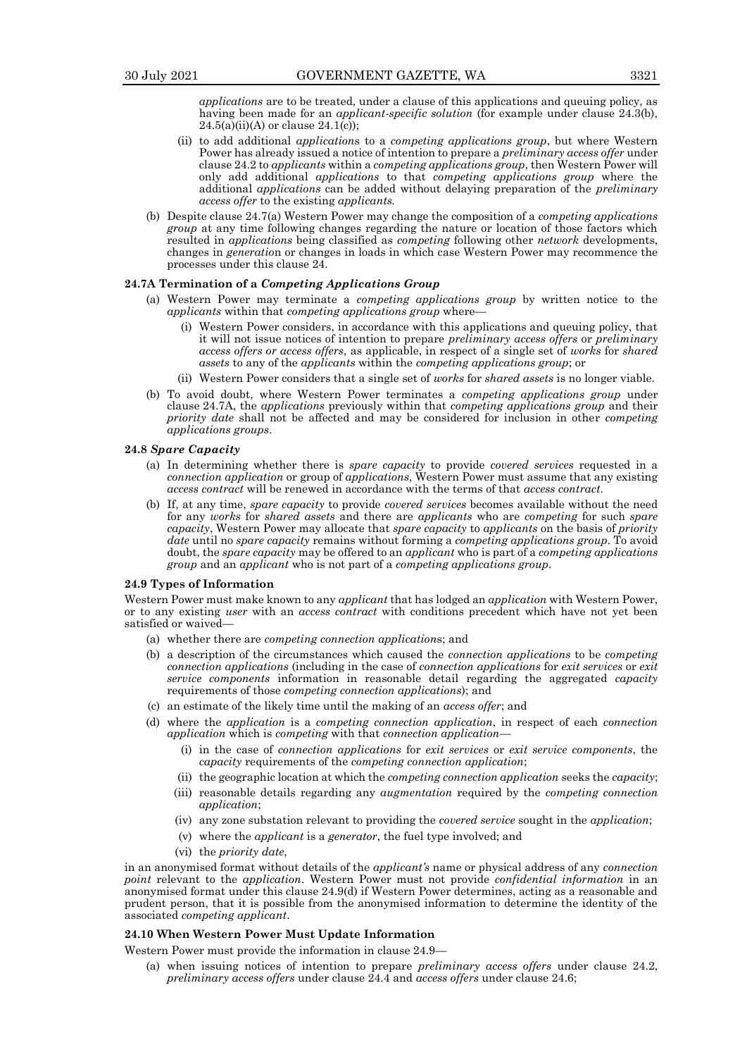*applications* are to be treated, under a clause of this applications and queuing policy, as having been made for an *applicant-specific solution* (for example under clause 24.3(b), 24.5(a)(ii)(A) or clause 24.1(c));

(ii) to add additional *applications* to a *competing applications group*, but where Western Power has already issued a notice of intention to prepare a *preliminary access offer* under clause 24.2 to *applicants* within a *competing applications group*, then Western Power will only add additional *applications* to that *competing applications group* where the additional *applications* can be added without delaying preparation of the *preliminary access offer* to the existing *applicants*.

(b) Despite clause 24.7(a) Western Power may change the composition of a *competing applications group* at any time following changes regarding the nature or location of those factors which resulted in *applications* being classified as *competing* following other *network* developments, changes in *generation* or changes in loads in which case Western Power may recommence the processes under this clause 24.

#### 24.7A Termination of a *Competing Applications Group*

(a) Western Power may terminate a *competing applications group* by written notice to the *applicants* within that *competing applications group* where—

(i) Western Power considers, in accordance with this applications and queuing policy, that it will not issue notices of intention to prepare *preliminary access offers* or *preliminary access offers or access offers*, as applicable, in respect of a single set of *works* for *shared assets* to any of the *applicants* within the *competing applications group*; or

(ii) Western Power considers that a single set of *works* for *shared assets* is no longer viable.

(b) To avoid doubt, where Western Power terminates a *competing applications group* under clause 24.7A, the *applications* previously within that *competing applications group* and their *priority date* shall not be affected and may be considered for inclusion in other *competing applications groups*.

#### 24.8 *Spare Capacity*

(a) In determining whether there is *spare capacity* to provide *covered services* requested in a *connection application* or group of *applications*, Western Power must assume that any existing *access contract* will be renewed in accordance with the terms of that *access contract*.

(b) If, at any time, *spare capacity* to provide *covered services* becomes available without the need for any *works* for *shared assets* and there are *applicants* who are *competing* for such *spare capacity*, Western Power may allocate that *spare capacity* to *applicants* on the basis of *priority date* until no *spare capacity* remains without forming a *competing applications group*. To avoid doubt, the *spare capacity* may be offered to an *applicant* who is part of a *competing applications group* and an *applicant* who is not part of a *competing applications group*.

#### 24.9 Types of Information

Western Power must make known to any *applicant* that has lodged an *application* with Western Power, or to any existing *user* with an *access contract* with conditions precedent which have not yet been satisfied or waived—

(a) whether there are *competing connection applications*; and

(b) a description of the circumstances which caused the *connection applications* to be *competing connection applications* (including in the case of *connection applications* for *exit services* or *exit service components* information in reasonable detail regarding the aggregated *capacity* requirements of those *competing connection applications*); and

(c) an estimate of the likely time until the making of an *access offer*; and

(d) where the *application* is a *competing connection application*, in respect of each *connection application* which is *competing* with that *connection application*—

(i) in the case of *connection applications* for *exit services* or *exit service components*, the *capacity* requirements of the *competing connection application*;

(ii) the geographic location at which the *competing connection application* seeks the *capacity*;

(iii) reasonable details regarding any *augmentation* required by the *competing connection application*;

(iv) any zone substation relevant to providing the *covered service* sought in the *application*;

(v) where the *applicant* is a *generator*, the fuel type involved; and

(vi) the *priority date*,

in an anonymised format without details of the *applicant's* name or physical address of any *connection point* relevant to the *application*. Western Power must not provide *confidential information* in an anonymised format under this clause 24.9(d) if Western Power determines, acting as a reasonable and prudent person, that it is possible from the anonymised information to determine the identity of the associated *competing applicant*.

#### 24.10 When Western Power Must Update Information

Western Power must provide the information in clause 24.9—

(a) when issuing notices of intention to prepare *preliminary access offers* under clause 24.2, *preliminary access offers* under clause 24.4 and *access offers* under clause 24.6;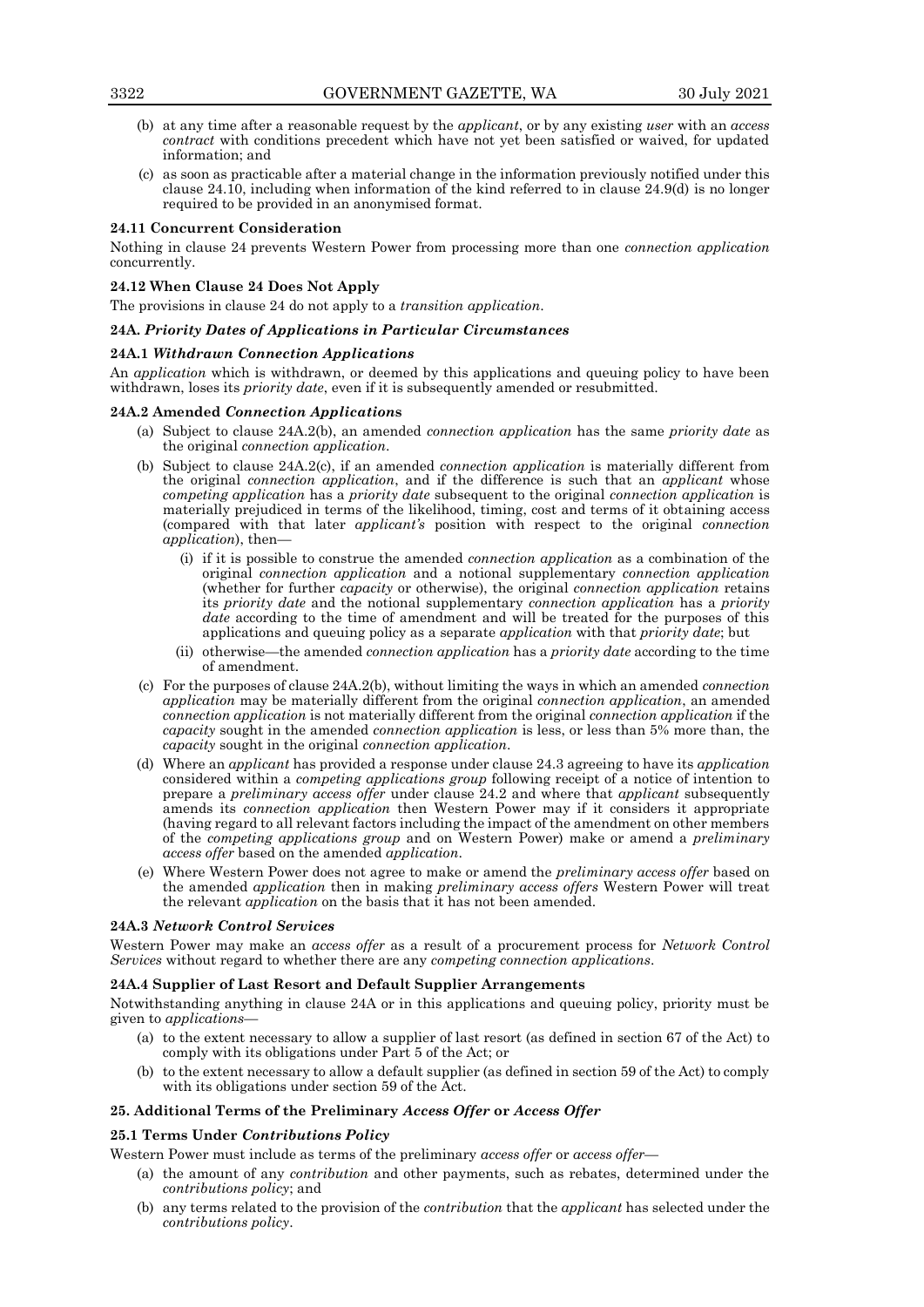- (b) at any time after a reasonable request by the *applicant*, or by any existing *user* with an *access contract* with conditions precedent which have not yet been satisfied or waived, for updated information; and
- (c) as soon as practicable after a material change in the information previously notified under this clause 24.10, including when information of the kind referred to in clause 24.9(d) is no longer required to be provided in an anonymised format.

**24.11 Concurrent Consideration**

Nothing in clause 24 prevents Western Power from processing more than one *connection application* concurrently.

**24.12 When Clause 24 Does Not Apply**

The provisions in clause 24 do not apply to a *transition application*.

**24A.** ***Priority Dates of Applications in Particular Circumstances***

**24A.1** ***Withdrawn Connection Applications***

An *application* which is withdrawn, or deemed by this applications and queuing policy to have been withdrawn, loses its *priority date*, even if it is subsequently amended or resubmitted.

**24A.2 Amended** ***Connection Applications***

- (a) Subject to clause 24A.2(b), an amended *connection application* has the same *priority date* as the original *connection application*.
- (b) Subject to clause 24A.2(c), if an amended *connection application* is materially different from the original *connection application*, and if the difference is such that an *applicant* whose *competing application* has a *priority date* subsequent to the original *connection application* is materially prejudiced in terms of the likelihood, timing, cost and terms of it obtaining access (compared with that later *applicant's* position with respect to the original *connection application*), then—
  - (i) if it is possible to construe the amended *connection application* as a combination of the original *connection application* and a notional supplementary *connection application* (whether for further *capacity* or otherwise), the original *connection application* retains its *priority date* and the notional supplementary *connection application* has a *priority date* according to the time of amendment and will be treated for the purposes of this applications and queuing policy as a separate *application* with that *priority date*; but
  - (ii) otherwise—the amended *connection application* has a *priority date* according to the time of amendment.
- (c) For the purposes of clause 24A.2(b), without limiting the ways in which an amended *connection application* may be materially different from the original *connection application*, an amended *connection application* is not materially different from the original *connection application* if the *capacity* sought in the amended *connection application* is less, or less than 5% more than, the *capacity* sought in the original *connection application*.
- (d) Where an *applicant* has provided a response under clause 24.3 agreeing to have its *application* considered within a *competing applications group* following receipt of a notice of intention to prepare a *preliminary access offer* under clause 24.2 and where that *applicant* subsequently amends its *connection application* then Western Power may if it considers it appropriate (having regard to all relevant factors including the impact of the amendment on other members of the *competing applications group* and on Western Power) make or amend a *preliminary access offer* based on the amended *application*.
- (e) Where Western Power does not agree to make or amend the *preliminary access offer* based on the amended *application* then in making *preliminary access offers* Western Power will treat the relevant *application* on the basis that it has not been amended.

**24A.3** ***Network Control Services***

Western Power may make an *access offer* as a result of a procurement process for *Network Control Services* without regard to whether there are any *competing connection applications*.

**24A.4 Supplier of Last Resort and Default Supplier Arrangements**

Notwithstanding anything in clause 24A or in this applications and queuing policy, priority must be given to *applications*—

- (a) to the extent necessary to allow a supplier of last resort (as defined in section 67 of the Act) to comply with its obligations under Part 5 of the Act; or
- (b) to the extent necessary to allow a default supplier (as defined in section 59 of the Act) to comply with its obligations under section 59 of the Act.

**25. Additional Terms of the Preliminary** ***Access Offer*** **or** ***Access Offer***

**25.1 Terms Under** ***Contributions Policy***

Western Power must include as terms of the preliminary *access offer* or *access offer*—

- (a) the amount of any *contribution* and other payments, such as rebates, determined under the *contributions policy*; and
- (b) any terms related to the provision of the *contribution* that the *applicant* has selected under the *contributions policy*.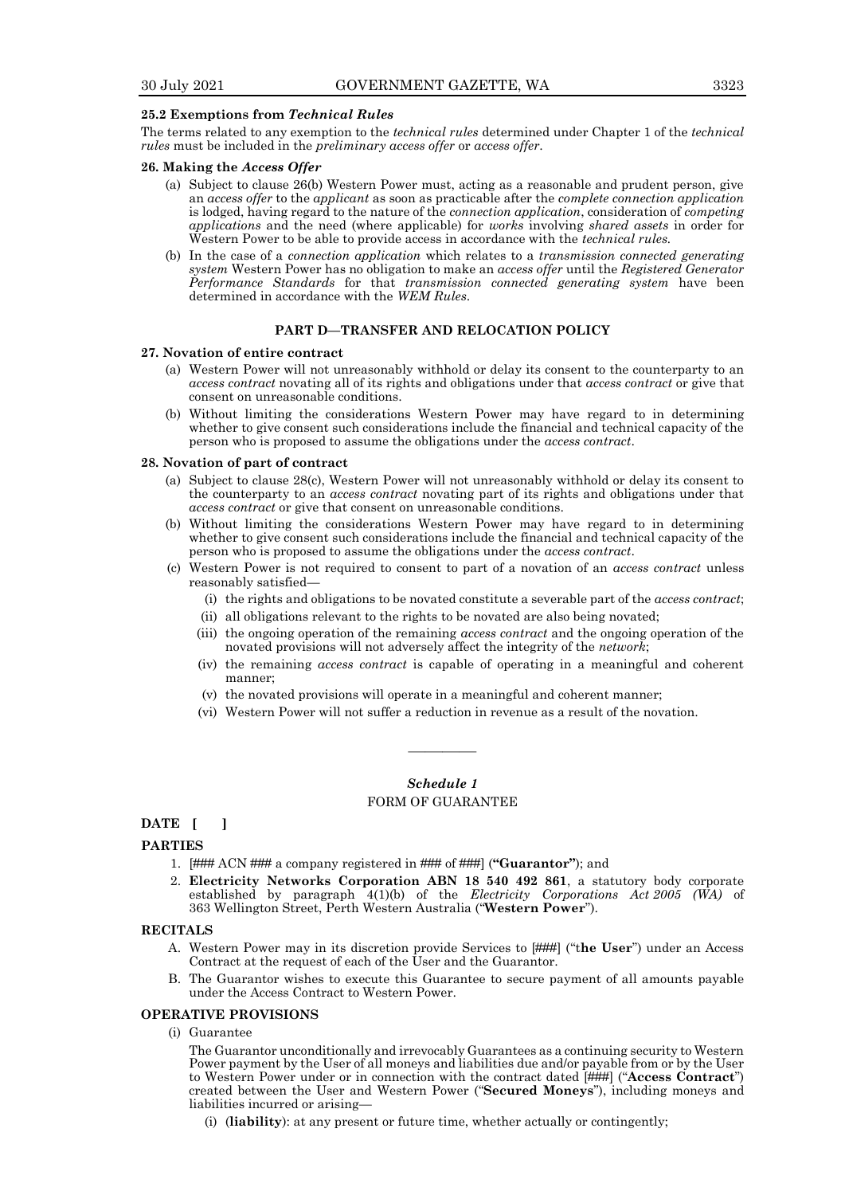#### 25.2 Exemptions from *Technical Rules*

The terms related to any exemption to the *technical rules* determined under Chapter 1 of the *technical rules* must be included in the *preliminary access offer* or *access offer*.

#### 26. Making the *Access Offer*

(a) Subject to clause 26(b) Western Power must, acting as a reasonable and prudent person, give an *access offer* to the *applicant* as soon as practicable after the *complete connection application* is lodged, having regard to the nature of the *connection application*, consideration of *competing applications* and the need (where applicable) for *works* involving *shared assets* in order for Western Power to be able to provide access in accordance with the *technical rules*.

(b) In the case of a *connection application* which relates to a *transmission connected generating system* Western Power has no obligation to make an *access offer* until the *Registered Generator Performance Standards* for that *transmission connected generating system* have been determined in accordance with the *WEM Rules*.

### PART D—TRANSFER AND RELOCATION POLICY

#### 27. Novation of entire contract

(a) Western Power will not unreasonably withhold or delay its consent to the counterparty to an *access contract* novating all of its rights and obligations under that *access contract* or give that consent on unreasonable conditions.

(b) Without limiting the considerations Western Power may have regard to in determining whether to give consent such considerations include the financial and technical capacity of the person who is proposed to assume the obligations under the *access contract*.

#### 28. Novation of part of contract

(a) Subject to clause 28(c), Western Power will not unreasonably withhold or delay its consent to the counterparty to an *access contract* novating part of its rights and obligations under that *access contract* or give that consent on unreasonable conditions.

(b) Without limiting the considerations Western Power may have regard to in determining whether to give consent such considerations include the financial and technical capacity of the person who is proposed to assume the obligations under the *access contract*.

(c) Western Power is not required to consent to part of a novation of an *access contract* unless reasonably satisfied—

   (i) the rights and obligations to be novated constitute a severable part of the *access contract*;

   (ii) all obligations relevant to the rights to be novated are also being novated;

   (iii) the ongoing operation of the remaining *access contract* and the ongoing operation of the novated provisions will not adversely affect the integrity of the *network*;

   (iv) the remaining *access contract* is capable of operating in a meaningful and coherent manner;

   (v) the novated provisions will operate in a meaningful and coherent manner;

   (vi) Western Power will not suffer a reduction in revenue as a result of the novation.

———————

### *Schedule 1*
### FORM OF GUARANTEE

**DATE [ ]**

**PARTIES**

1. [### ACN ### a company registered in ### of ###] (**"Guarantor"**); and
2. **Electricity Networks Corporation ABN 18 540 492 861**, a statutory body corporate established by paragraph 4(1)(b) of the *Electricity Corporations Act 2005 (WA)* of 363 Wellington Street, Perth Western Australia ("**Western Power**").

**RECITALS**

A. Western Power may in its discretion provide Services to [###] ("t**he User**") under an Access Contract at the request of each of the User and the Guarantor.

B. The Guarantor wishes to execute this Guarantee to secure payment of all amounts payable under the Access Contract to Western Power.

**OPERATIVE PROVISIONS**

(i) Guarantee

The Guarantor unconditionally and irrevocably Guarantees as a continuing security to Western Power payment by the User of all moneys and liabilities due and/or payable from or by the User to Western Power under or in connection with the contract dated [###] ("**Access Contract**") created between the User and Western Power ("**Secured Moneys**"), including moneys and liabilities incurred or arising—

   (i) (**liability**): at any present or future time, whether actually or contingently;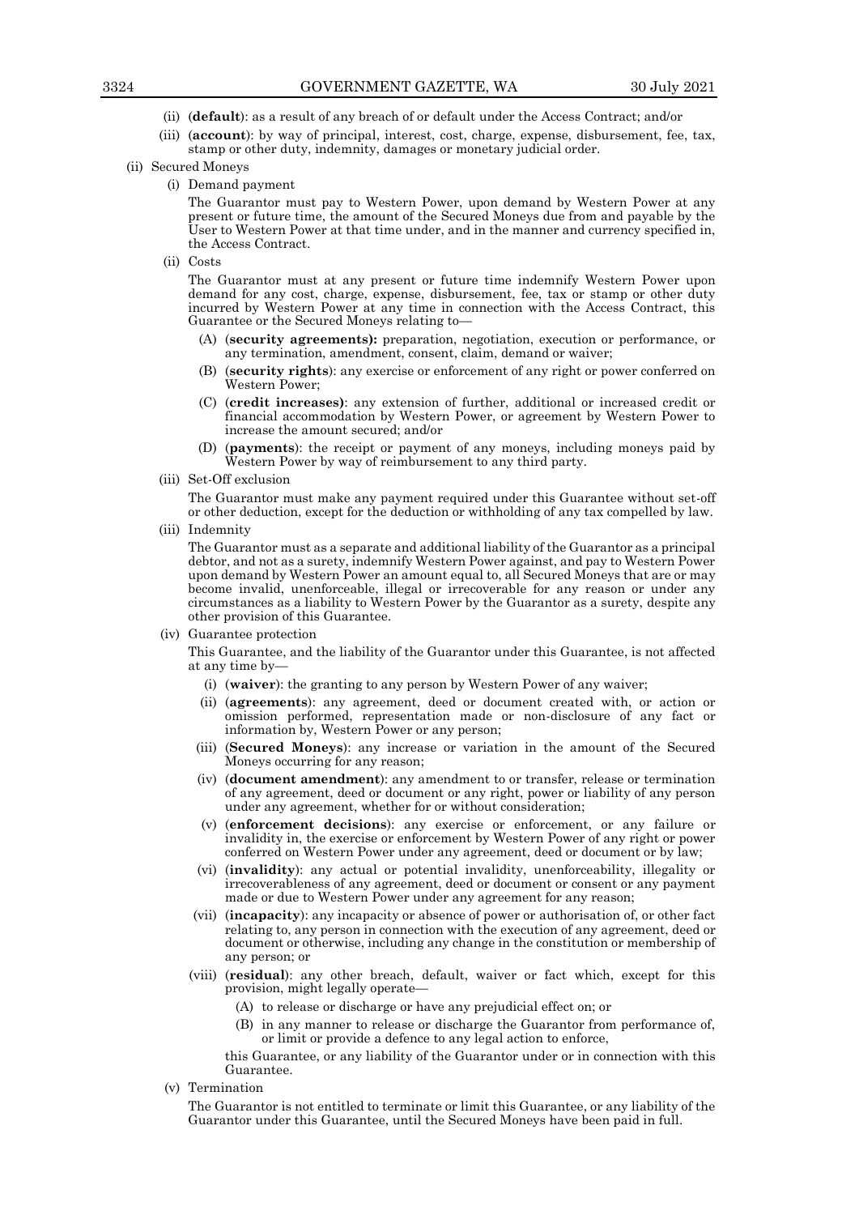(ii) (**default**): as a result of any breach of or default under the Access Contract; and/or

(iii) (**account**): by way of principal, interest, cost, charge, expense, disbursement, fee, tax, stamp or other duty, indemnity, damages or monetary judicial order.

(ii) Secured Moneys

(i) Demand payment

The Guarantor must pay to Western Power, upon demand by Western Power at any present or future time, the amount of the Secured Moneys due from and payable by the User to Western Power at that time under, and in the manner and currency specified in, the Access Contract.

(ii) Costs

The Guarantor must at any present or future time indemnify Western Power upon demand for any cost, charge, expense, disbursement, fee, tax or stamp or other duty incurred by Western Power at any time in connection with the Access Contract, this Guarantee or the Secured Moneys relating to—

(A) (**security agreements):** preparation, negotiation, execution or performance, or any termination, amendment, consent, claim, demand or waiver;

(B) (**security rights**): any exercise or enforcement of any right or power conferred on Western Power;

(C) (**credit increases)**: any extension of further, additional or increased credit or financial accommodation by Western Power, or agreement by Western Power to increase the amount secured; and/or

(D) (**payments**): the receipt or payment of any moneys, including moneys paid by Western Power by way of reimbursement to any third party.

(iii) Set-Off exclusion

The Guarantor must make any payment required under this Guarantee without set-off or other deduction, except for the deduction or withholding of any tax compelled by law.

(iii) Indemnity

The Guarantor must as a separate and additional liability of the Guarantor as a principal debtor, and not as a surety, indemnify Western Power against, and pay to Western Power upon demand by Western Power an amount equal to, all Secured Moneys that are or may become invalid, unenforceable, illegal or irrecoverable for any reason or under any circumstances as a liability to Western Power by the Guarantor as a surety, despite any other provision of this Guarantee.

(iv) Guarantee protection

This Guarantee, and the liability of the Guarantor under this Guarantee, is not affected at any time by—

(i) (**waiver**): the granting to any person by Western Power of any waiver;

(ii) (**agreements**): any agreement, deed or document created with, or action or omission performed, representation made or non-disclosure of any fact or information by, Western Power or any person;

(iii) (**Secured Moneys**): any increase or variation in the amount of the Secured Moneys occurring for any reason;

(iv) (**document amendment**): any amendment to or transfer, release or termination of any agreement, deed or document or any right, power or liability of any person under any agreement, whether for or without consideration;

(v) (**enforcement decisions**): any exercise or enforcement, or any failure or invalidity in, the exercise or enforcement by Western Power of any right or power conferred on Western Power under any agreement, deed or document or by law;

(vi) (**invalidity**): any actual or potential invalidity, unenforceability, illegality or irrecoverableness of any agreement, deed or document or consent or any payment made or due to Western Power under any agreement for any reason;

(vii) (**incapacity**): any incapacity or absence of power or authorisation of, or other fact relating to, any person in connection with the execution of any agreement, deed or document or otherwise, including any change in the constitution or membership of any person; or

(viii) (**residual**): any other breach, default, waiver or fact which, except for this provision, might legally operate—

(A) to release or discharge or have any prejudicial effect on; or

(B) in any manner to release or discharge the Guarantor from performance of, or limit or provide a defence to any legal action to enforce,

this Guarantee, or any liability of the Guarantor under or in connection with this Guarantee.

(v) Termination

The Guarantor is not entitled to terminate or limit this Guarantee, or any liability of the Guarantor under this Guarantee, until the Secured Moneys have been paid in full.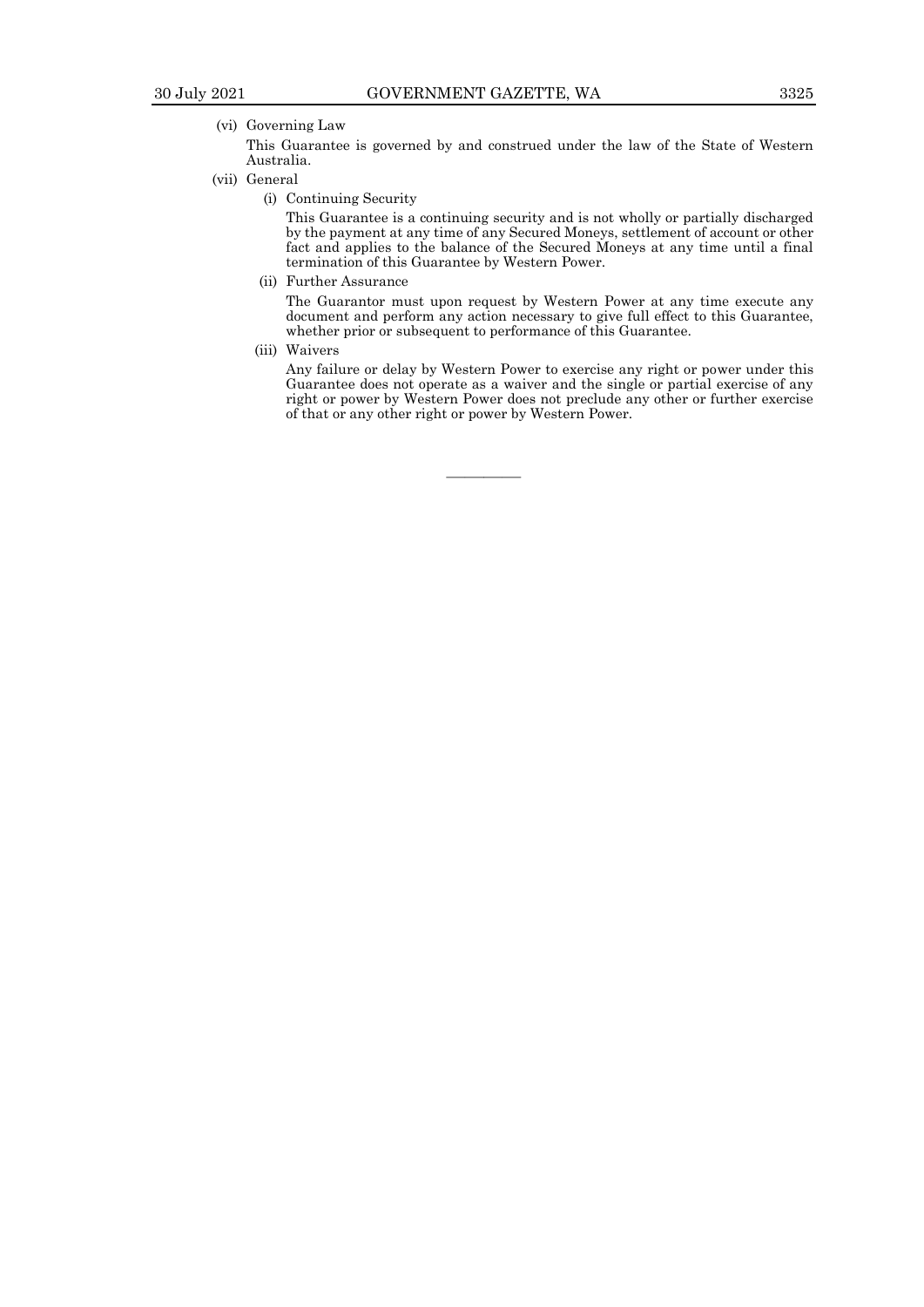(vi) Governing Law

This Guarantee is governed by and construed under the law of the State of Western Australia.

(vii) General

(i) Continuing Security

This Guarantee is a continuing security and is not wholly or partially discharged by the payment at any time of any Secured Moneys, settlement of account or other fact and applies to the balance of the Secured Moneys at any time until a final termination of this Guarantee by Western Power.

(ii) Further Assurance

The Guarantor must upon request by Western Power at any time execute any document and perform any action necessary to give full effect to this Guarantee, whether prior or subsequent to performance of this Guarantee.

(iii) Waivers

Any failure or delay by Western Power to exercise any right or power under this Guarantee does not operate as a waiver and the single or partial exercise of any right or power by Western Power does not preclude any other or further exercise of that or any other right or power by Western Power.

———————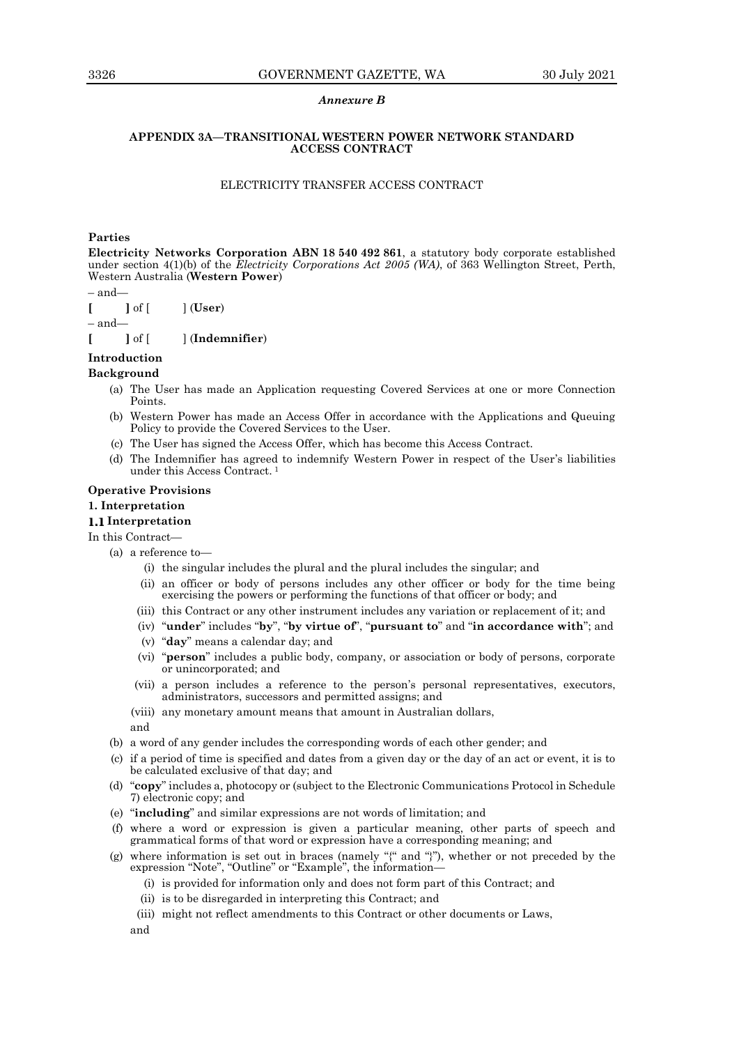*Annexure B*

## APPENDIX 3A—TRANSITIONAL WESTERN POWER NETWORK STANDARD ACCESS CONTRACT

ELECTRICITY TRANSFER ACCESS CONTRACT

**Parties**

**Electricity Networks Corporation ABN 18 540 492 861**, a statutory body corporate established under section 4(1)(b) of the *Electricity Corporations Act 2005 (WA)*, of 363 Wellington Street, Perth, Western Australia (**Western Power**)

– and—

**[ ]** of [ ] (**User**)

– and—

**[ ]** of [ ] (**Indemnifier**)

**Introduction**

**Background**

(a) The User has made an Application requesting Covered Services at one or more Connection Points.

(b) Western Power has made an Access Offer in accordance with the Applications and Queuing Policy to provide the Covered Services to the User.

(c) The User has signed the Access Offer, which has become this Access Contract.

(d) The Indemnifier has agreed to indemnify Western Power in respect of the User's liabilities under this Access Contract. [1]

**Operative Provisions**

**1. Interpretation**

**1.1 Interpretation**

In this Contract—

(a) a reference to—

(i) the singular includes the plural and the plural includes the singular; and

(ii) an officer or body of persons includes any other officer or body for the time being exercising the powers or performing the functions of that officer or body; and

(iii) this Contract or any other instrument includes any variation or replacement of it; and

(iv) "**under**" includes "**by**", "**by virtue of**", "**pursuant to**" and "**in accordance with**"; and

(v) "**day**" means a calendar day; and

(vi) "**person**" includes a public body, company, or association or body of persons, corporate or unincorporated; and

(vii) a person includes a reference to the person's personal representatives, executors, administrators, successors and permitted assigns; and

(viii) any monetary amount means that amount in Australian dollars,

and

(b) a word of any gender includes the corresponding words of each other gender; and

(c) if a period of time is specified and dates from a given day or the day of an act or event, it is to be calculated exclusive of that day; and

(d) "**copy**" includes a, photocopy or (subject to the Electronic Communications Protocol in Schedule 7) electronic copy; and

(e) "**including**" and similar expressions are not words of limitation; and

(f) where a word or expression is given a particular meaning, other parts of speech and grammatical forms of that word or expression have a corresponding meaning; and

(g) where information is set out in braces (namely "{" and "}"), whether or not preceded by the expression "Note", "Outline" or "Example", the information—

(i) is provided for information only and does not form part of this Contract; and

(ii) is to be disregarded in interpreting this Contract; and

(iii) might not reflect amendments to this Contract or other documents or Laws,

and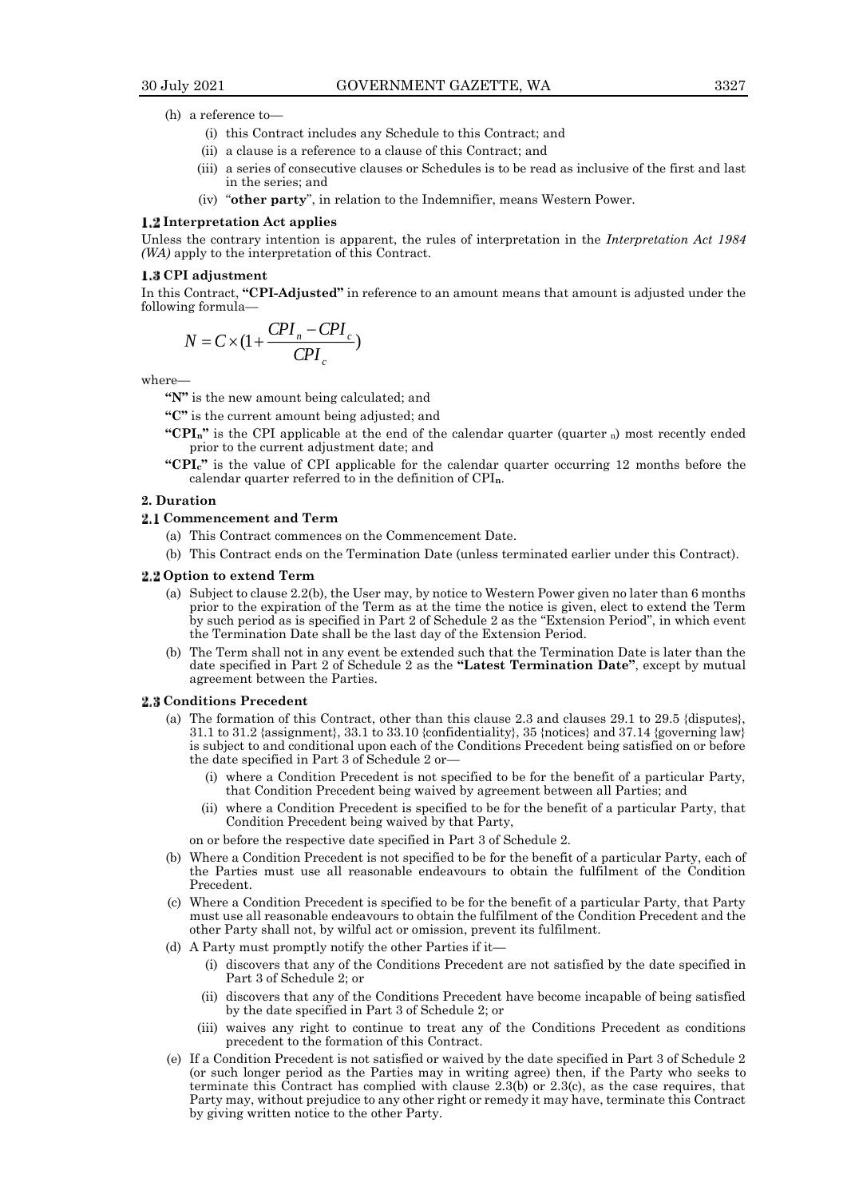(h) a reference to—

  (i) this Contract includes any Schedule to this Contract; and

  (ii) a clause is a reference to a clause of this Contract; and

  (iii) a series of consecutive clauses or Schedules is to be read as inclusive of the first and last in the series; and

  (iv) "**other party**", in relation to the Indemnifier, means Western Power.

### 1.2 Interpretation Act applies

Unless the contrary intention is apparent, the rules of interpretation in the *Interpretation Act 1984 (WA)* apply to the interpretation of this Contract.

### 1.3 CPI adjustment

In this Contract, **"CPI-Adjusted"** in reference to an amount means that amount is adjusted under the following formula—

$$N = C \times (1 + \frac{CPI_n - CPI_c}{CPI_c})$$

where—

**"N"** is the new amount being calculated; and

**"C"** is the current amount being adjusted; and

**"$CPI_n$"** is the CPI applicable at the end of the calendar quarter (quarter $_n$) most recently ended prior to the current adjustment date; and

**"$CPI_c$"** is the value of CPI applicable for the calendar quarter occurring 12 months before the calendar quarter referred to in the definition of $CPI_n$.

## 2. Duration

### 2.1 Commencement and Term

(a) This Contract commences on the Commencement Date.

(b) This Contract ends on the Termination Date (unless terminated earlier under this Contract).

### 2.2 Option to extend Term

(a) Subject to clause 2.2(b), the User may, by notice to Western Power given no later than 6 months prior to the expiration of the Term as at the time the notice is given, elect to extend the Term by such period as is specified in Part 2 of Schedule 2 as the "Extension Period", in which event the Termination Date shall be the last day of the Extension Period.

(b) The Term shall not in any event be extended such that the Termination Date is later than the date specified in Part 2 of Schedule 2 as the **"Latest Termination Date"**, except by mutual agreement between the Parties.

### 2.3 Conditions Precedent

(a) The formation of this Contract, other than this clause 2.3 and clauses 29.1 to 29.5 {disputes}, 31.1 to 31.2 {assignment}, 33.1 to 33.10 {confidentiality}, 35 {notices} and 37.14 {governing law} is subject to and conditional upon each of the Conditions Precedent being satisfied on or before the date specified in Part 3 of Schedule 2 or—

  (i) where a Condition Precedent is not specified to be for the benefit of a particular Party, that Condition Precedent being waived by agreement between all Parties; and

  (ii) where a Condition Precedent is specified to be for the benefit of a particular Party, that Condition Precedent being waived by that Party,

on or before the respective date specified in Part 3 of Schedule 2.

(b) Where a Condition Precedent is not specified to be for the benefit of a particular Party, each of the Parties must use all reasonable endeavours to obtain the fulfilment of the Condition Precedent.

(c) Where a Condition Precedent is specified to be for the benefit of a particular Party, that Party must use all reasonable endeavours to obtain the fulfilment of the Condition Precedent and the other Party shall not, by wilful act or omission, prevent its fulfilment.

(d) A Party must promptly notify the other Parties if it—

  (i) discovers that any of the Conditions Precedent are not satisfied by the date specified in Part 3 of Schedule 2; or

  (ii) discovers that any of the Conditions Precedent have become incapable of being satisfied by the date specified in Part 3 of Schedule 2; or

  (iii) waives any right to continue to treat any of the Conditions Precedent as conditions precedent to the formation of this Contract.

(e) If a Condition Precedent is not satisfied or waived by the date specified in Part 3 of Schedule 2 (or such longer period as the Parties may in writing agree) then, if the Party who seeks to terminate this Contract has complied with clause 2.3(b) or 2.3(c), as the case requires, that Party may, without prejudice to any other right or remedy it may have, terminate this Contract by giving written notice to the other Party.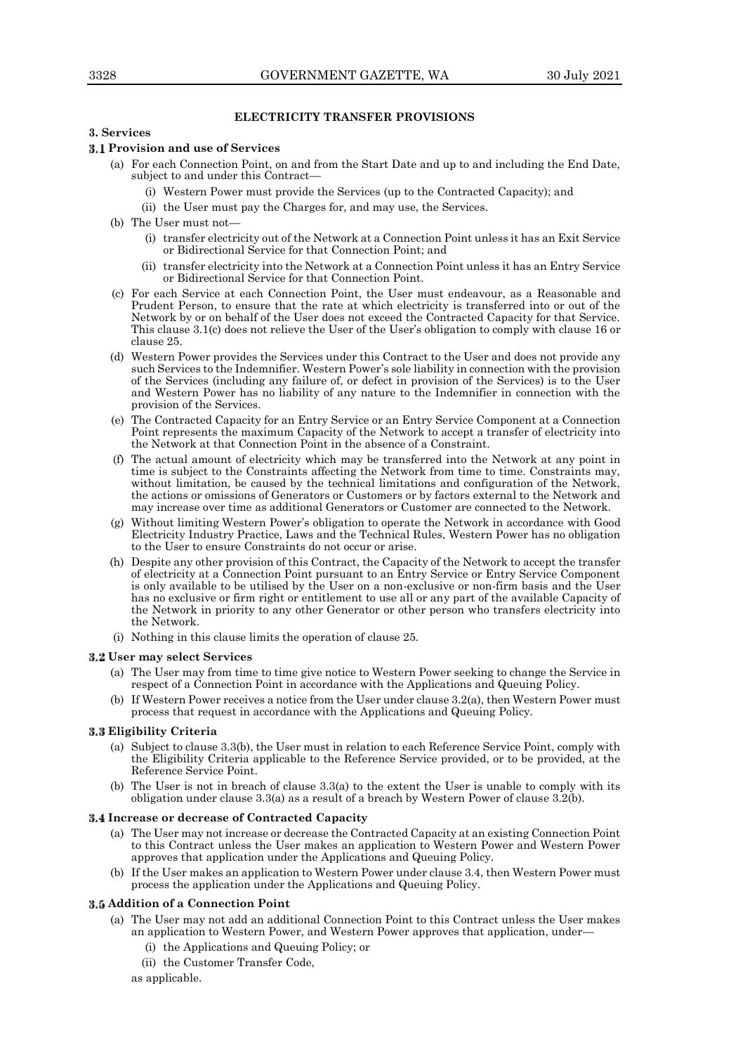## ELECTRICITY TRANSFER PROVISIONS

### 3. Services

#### 3.1 Provision and use of Services

(a) For each Connection Point, on and from the Start Date and up to and including the End Date, subject to and under this Contract—

(i) Western Power must provide the Services (up to the Contracted Capacity); and

(ii) the User must pay the Charges for, and may use, the Services.

(b) The User must not—

(i) transfer electricity out of the Network at a Connection Point unless it has an Exit Service or Bidirectional Service for that Connection Point; and

(ii) transfer electricity into the Network at a Connection Point unless it has an Entry Service or Bidirectional Service for that Connection Point.

(c) For each Service at each Connection Point, the User must endeavour, as a Reasonable and Prudent Person, to ensure that the rate at which electricity is transferred into or out of the Network by or on behalf of the User does not exceed the Contracted Capacity for that Service. This clause 3.1(c) does not relieve the User of the User's obligation to comply with clause 16 or clause 25.

(d) Western Power provides the Services under this Contract to the User and does not provide any such Services to the Indemnifier. Western Power's sole liability in connection with the provision of the Services (including any failure of, or defect in provision of the Services) is to the User and Western Power has no liability of any nature to the Indemnifier in connection with the provision of the Services.

(e) The Contracted Capacity for an Entry Service or an Entry Service Component at a Connection Point represents the maximum Capacity of the Network to accept a transfer of electricity into the Network at that Connection Point in the absence of a Constraint.

(f) The actual amount of electricity which may be transferred into the Network at any point in time is subject to the Constraints affecting the Network from time to time. Constraints may, without limitation, be caused by the technical limitations and configuration of the Network, the actions or omissions of Generators or Customers or by factors external to the Network and may increase over time as additional Generators or Customer are connected to the Network.

(g) Without limiting Western Power's obligation to operate the Network in accordance with Good Electricity Industry Practice, Laws and the Technical Rules, Western Power has no obligation to the User to ensure Constraints do not occur or arise.

(h) Despite any other provision of this Contract, the Capacity of the Network to accept the transfer of electricity at a Connection Point pursuant to an Entry Service or Entry Service Component is only available to be utilised by the User on a non-exclusive or non-firm basis and the User has no exclusive or firm right or entitlement to use all or any part of the available Capacity of the Network in priority to any other Generator or other person who transfers electricity into the Network.

(i) Nothing in this clause limits the operation of clause 25.

#### 3.2 User may select Services

(a) The User may from time to time give notice to Western Power seeking to change the Service in respect of a Connection Point in accordance with the Applications and Queuing Policy.

(b) If Western Power receives a notice from the User under clause 3.2(a), then Western Power must process that request in accordance with the Applications and Queuing Policy.

#### 3.3 Eligibility Criteria

(a) Subject to clause 3.3(b), the User must in relation to each Reference Service Point, comply with the Eligibility Criteria applicable to the Reference Service provided, or to be provided, at the Reference Service Point.

(b) The User is not in breach of clause 3.3(a) to the extent the User is unable to comply with its obligation under clause 3.3(a) as a result of a breach by Western Power of clause 3.2(b).

#### 3.4 Increase or decrease of Contracted Capacity

(a) The User may not increase or decrease the Contracted Capacity at an existing Connection Point to this Contract unless the User makes an application to Western Power and Western Power approves that application under the Applications and Queuing Policy.

(b) If the User makes an application to Western Power under clause 3.4, then Western Power must process the application under the Applications and Queuing Policy.

#### 3.5 Addition of a Connection Point

(a) The User may not add an additional Connection Point to this Contract unless the User makes an application to Western Power, and Western Power approves that application, under—

(i) the Applications and Queuing Policy; or

(ii) the Customer Transfer Code,

as applicable.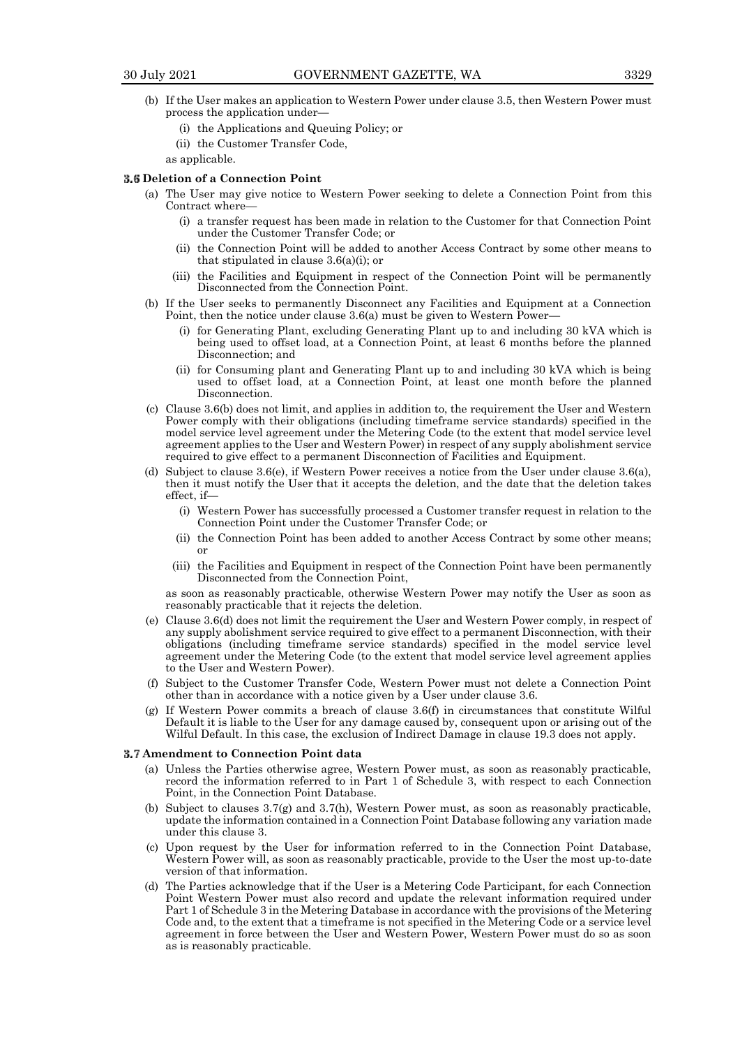(b) If the User makes an application to Western Power under clause 3.5, then Western Power must process the application under—

(i) the Applications and Queuing Policy; or

(ii) the Customer Transfer Code,

as applicable.

### 3.6 Deletion of a Connection Point

(a) The User may give notice to Western Power seeking to delete a Connection Point from this Contract where—

(i) a transfer request has been made in relation to the Customer for that Connection Point under the Customer Transfer Code; or

(ii) the Connection Point will be added to another Access Contract by some other means to that stipulated in clause 3.6(a)(i); or

(iii) the Facilities and Equipment in respect of the Connection Point will be permanently Disconnected from the Connection Point.

(b) If the User seeks to permanently Disconnect any Facilities and Equipment at a Connection Point, then the notice under clause 3.6(a) must be given to Western Power—

(i) for Generating Plant, excluding Generating Plant up to and including 30 kVA which is being used to offset load, at a Connection Point, at least 6 months before the planned Disconnection; and

(ii) for Consuming plant and Generating Plant up to and including 30 kVA which is being used to offset load, at a Connection Point, at least one month before the planned Disconnection.

(c) Clause 3.6(b) does not limit, and applies in addition to, the requirement the User and Western Power comply with their obligations (including timeframe service standards) specified in the model service level agreement under the Metering Code (to the extent that model service level agreement applies to the User and Western Power) in respect of any supply abolishment service required to give effect to a permanent Disconnection of Facilities and Equipment.

(d) Subject to clause 3.6(e), if Western Power receives a notice from the User under clause 3.6(a), then it must notify the User that it accepts the deletion, and the date that the deletion takes effect, if—

(i) Western Power has successfully processed a Customer transfer request in relation to the Connection Point under the Customer Transfer Code; or

(ii) the Connection Point has been added to another Access Contract by some other means; or

(iii) the Facilities and Equipment in respect of the Connection Point have been permanently Disconnected from the Connection Point,

as soon as reasonably practicable, otherwise Western Power may notify the User as soon as reasonably practicable that it rejects the deletion.

(e) Clause 3.6(d) does not limit the requirement the User and Western Power comply, in respect of any supply abolishment service required to give effect to a permanent Disconnection, with their obligations (including timeframe service standards) specified in the model service level agreement under the Metering Code (to the extent that model service level agreement applies to the User and Western Power).

(f) Subject to the Customer Transfer Code, Western Power must not delete a Connection Point other than in accordance with a notice given by a User under clause 3.6.

(g) If Western Power commits a breach of clause 3.6(f) in circumstances that constitute Wilful Default it is liable to the User for any damage caused by, consequent upon or arising out of the Wilful Default. In this case, the exclusion of Indirect Damage in clause 19.3 does not apply.

### 3.7 Amendment to Connection Point data

(a) Unless the Parties otherwise agree, Western Power must, as soon as reasonably practicable, record the information referred to in Part 1 of Schedule 3, with respect to each Connection Point, in the Connection Point Database.

(b) Subject to clauses 3.7(g) and 3.7(h), Western Power must, as soon as reasonably practicable, update the information contained in a Connection Point Database following any variation made under this clause 3.

(c) Upon request by the User for information referred to in the Connection Point Database, Western Power will, as soon as reasonably practicable, provide to the User the most up-to-date version of that information.

(d) The Parties acknowledge that if the User is a Metering Code Participant, for each Connection Point Western Power must also record and update the relevant information required under Part 1 of Schedule 3 in the Metering Database in accordance with the provisions of the Metering Code and, to the extent that a timeframe is not specified in the Metering Code or a service level agreement in force between the User and Western Power, Western Power must do so as soon as is reasonably practicable.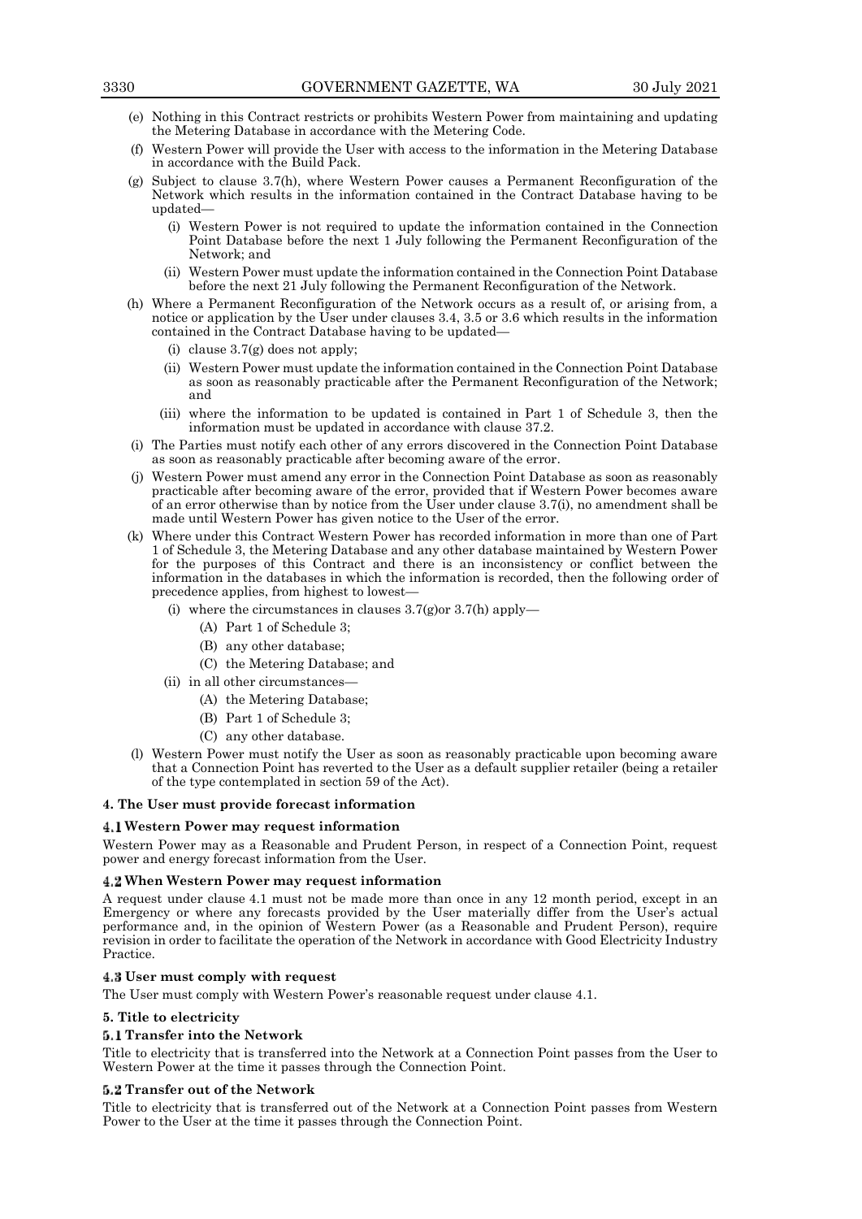(e) Nothing in this Contract restricts or prohibits Western Power from maintaining and updating the Metering Database in accordance with the Metering Code.

(f) Western Power will provide the User with access to the information in the Metering Database in accordance with the Build Pack.

(g) Subject to clause 3.7(h), where Western Power causes a Permanent Reconfiguration of the Network which results in the information contained in the Contract Database having to be updated—

- (i) Western Power is not required to update the information contained in the Connection Point Database before the next 1 July following the Permanent Reconfiguration of the Network; and
- (ii) Western Power must update the information contained in the Connection Point Database before the next 21 July following the Permanent Reconfiguration of the Network.

(h) Where a Permanent Reconfiguration of the Network occurs as a result of, or arising from, a notice or application by the User under clauses 3.4, 3.5 or 3.6 which results in the information contained in the Contract Database having to be updated—

- (i) clause 3.7(g) does not apply;
- (ii) Western Power must update the information contained in the Connection Point Database as soon as reasonably practicable after the Permanent Reconfiguration of the Network; and
- (iii) where the information to be updated is contained in Part 1 of Schedule 3, then the information must be updated in accordance with clause 37.2.

(i) The Parties must notify each other of any errors discovered in the Connection Point Database as soon as reasonably practicable after becoming aware of the error.

(j) Western Power must amend any error in the Connection Point Database as soon as reasonably practicable after becoming aware of the error, provided that if Western Power becomes aware of an error otherwise than by notice from the User under clause 3.7(i), no amendment shall be made until Western Power has given notice to the User of the error.

(k) Where under this Contract Western Power has recorded information in more than one of Part 1 of Schedule 3, the Metering Database and any other database maintained by Western Power for the purposes of this Contract and there is an inconsistency or conflict between the information in the databases in which the information is recorded, then the following order of precedence applies, from highest to lowest—

- (i) where the circumstances in clauses 3.7(g)or 3.7(h) apply—
  - (A) Part 1 of Schedule 3;
  - (B) any other database;
  - (C) the Metering Database; and
- (ii) in all other circumstances—
  - (A) the Metering Database;
  - (B) Part 1 of Schedule 3;
  - (C) any other database.

(l) Western Power must notify the User as soon as reasonably practicable upon becoming aware that a Connection Point has reverted to the User as a default supplier retailer (being a retailer of the type contemplated in section 59 of the Act).

## 4. The User must provide forecast information

### 4.1 Western Power may request information

Western Power may as a Reasonable and Prudent Person, in respect of a Connection Point, request power and energy forecast information from the User.

### 4.2 When Western Power may request information

A request under clause 4.1 must not be made more than once in any 12 month period, except in an Emergency or where any forecasts provided by the User materially differ from the User's actual performance and, in the opinion of Western Power (as a Reasonable and Prudent Person), require revision in order to facilitate the operation of the Network in accordance with Good Electricity Industry Practice.

### 4.3 User must comply with request

The User must comply with Western Power's reasonable request under clause 4.1.

## 5. Title to electricity

### 5.1 Transfer into the Network

Title to electricity that is transferred into the Network at a Connection Point passes from the User to Western Power at the time it passes through the Connection Point.

### 5.2 Transfer out of the Network

Title to electricity that is transferred out of the Network at a Connection Point passes from Western Power to the User at the time it passes through the Connection Point.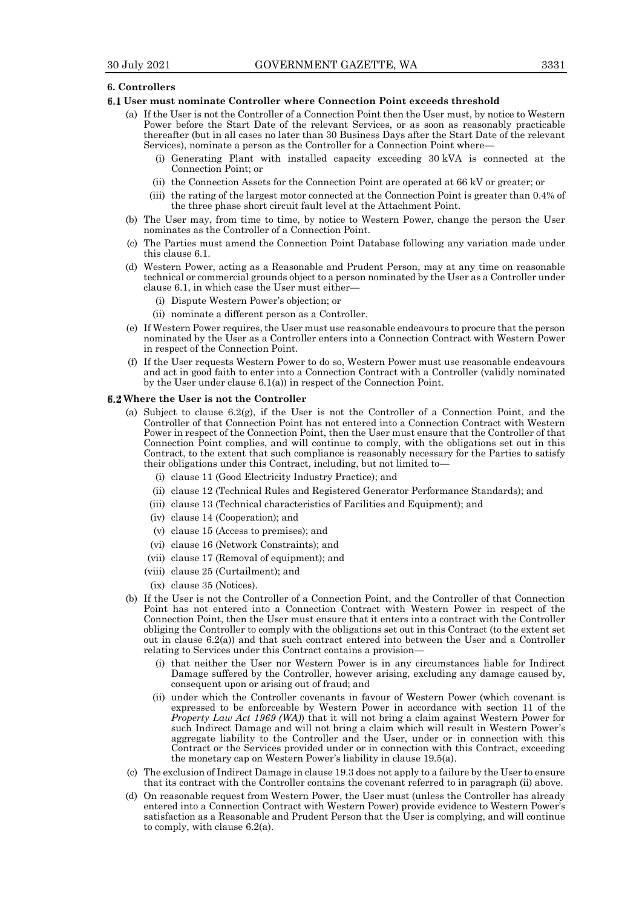### 6. Controllers

#### 6.1 User must nominate Controller where Connection Point exceeds threshold

(a) If the User is not the Controller of a Connection Point then the User must, by notice to Western Power before the Start Date of the relevant Services, or as soon as reasonably practicable thereafter (but in all cases no later than 30 Business Days after the Start Date of the relevant Services), nominate a person as the Controller for a Connection Point where—

(i) Generating Plant with installed capacity exceeding 30 kVA is connected at the Connection Point; or

(ii) the Connection Assets for the Connection Point are operated at 66 kV or greater; or

(iii) the rating of the largest motor connected at the Connection Point is greater than 0.4% of the three phase short circuit fault level at the Attachment Point.

(b) The User may, from time to time, by notice to Western Power, change the person the User nominates as the Controller of a Connection Point.

(c) The Parties must amend the Connection Point Database following any variation made under this clause 6.1.

(d) Western Power, acting as a Reasonable and Prudent Person, may at any time on reasonable technical or commercial grounds object to a person nominated by the User as a Controller under clause 6.1, in which case the User must either—

(i) Dispute Western Power's objection; or

(ii) nominate a different person as a Controller.

(e) If Western Power requires, the User must use reasonable endeavours to procure that the person nominated by the User as a Controller enters into a Connection Contract with Western Power in respect of the Connection Point.

(f) If the User requests Western Power to do so, Western Power must use reasonable endeavours and act in good faith to enter into a Connection Contract with a Controller (validly nominated by the User under clause 6.1(a)) in respect of the Connection Point.

#### 6.2 Where the User is not the Controller

(a) Subject to clause 6.2(g), if the User is not the Controller of a Connection Point, and the Controller of that Connection Point has not entered into a Connection Contract with Western Power in respect of the Connection Point, then the User must ensure that the Controller of that Connection Point complies, and will continue to comply, with the obligations set out in this Contract, to the extent that such compliance is reasonably necessary for the Parties to satisfy their obligations under this Contract, including, but not limited to—

(i) clause 11 (Good Electricity Industry Practice); and

(ii) clause 12 (Technical Rules and Registered Generator Performance Standards); and

(iii) clause 13 (Technical characteristics of Facilities and Equipment); and

(iv) clause 14 (Cooperation); and

(v) clause 15 (Access to premises); and

(vi) clause 16 (Network Constraints); and

(vii) clause 17 (Removal of equipment); and

(viii) clause 25 (Curtailment); and

(ix) clause 35 (Notices).

(b) If the User is not the Controller of a Connection Point, and the Controller of that Connection Point has not entered into a Connection Contract with Western Power in respect of the Connection Point, then the User must ensure that it enters into a contract with the Controller obliging the Controller to comply with the obligations set out in this Contract (to the extent set out in clause 6.2(a)) and that such contract entered into between the User and a Controller relating to Services under this Contract contains a provision—

(i) that neither the User nor Western Power is in any circumstances liable for Indirect Damage suffered by the Controller, however arising, excluding any damage caused by, consequent upon or arising out of fraud; and

(ii) under which the Controller covenants in favour of Western Power (which covenant is expressed to be enforceable by Western Power in accordance with section 11 of the *Property Law Act 1969 (WA)*) that it will not bring a claim against Western Power for such Indirect Damage and will not bring a claim which will result in Western Power's aggregate liability to the Controller and the User, under or in connection with this Contract or the Services provided under or in connection with this Contract, exceeding the monetary cap on Western Power's liability in clause 19.5(a).

(c) The exclusion of Indirect Damage in clause 19.3 does not apply to a failure by the User to ensure that its contract with the Controller contains the covenant referred to in paragraph (ii) above.

(d) On reasonable request from Western Power, the User must (unless the Controller has already entered into a Connection Contract with Western Power) provide evidence to Western Power's satisfaction as a Reasonable and Prudent Person that the User is complying, and will continue to comply, with clause 6.2(a).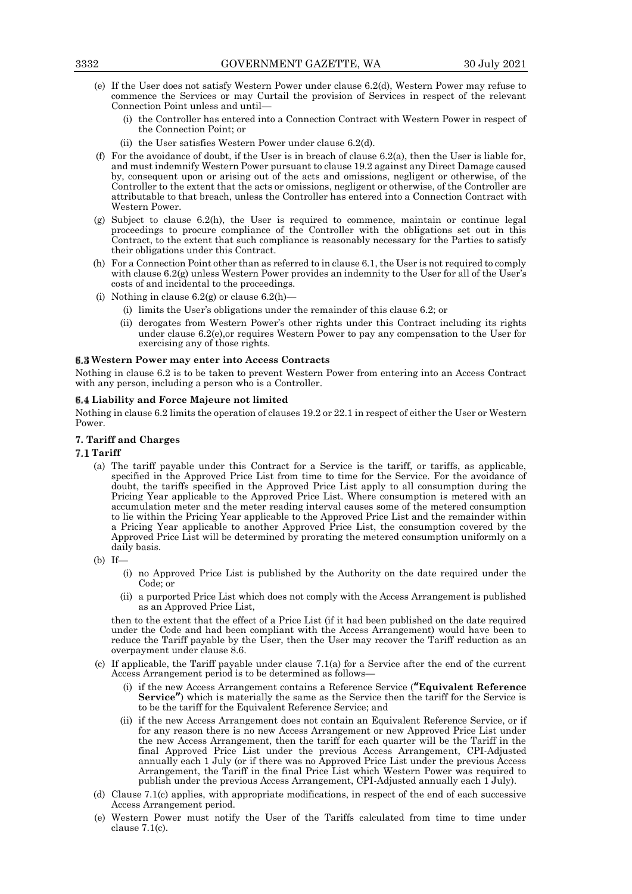(e) If the User does not satisfy Western Power under clause 6.2(d), Western Power may refuse to commence the Services or may Curtail the provision of Services in respect of the relevant Connection Point unless and until—

(i) the Controller has entered into a Connection Contract with Western Power in respect of the Connection Point; or

(ii) the User satisfies Western Power under clause 6.2(d).

(f) For the avoidance of doubt, if the User is in breach of clause 6.2(a), then the User is liable for, and must indemnify Western Power pursuant to clause 19.2 against any Direct Damage caused by, consequent upon or arising out of the acts and omissions, negligent or otherwise, of the Controller to the extent that the acts or omissions, negligent or otherwise, of the Controller are attributable to that breach, unless the Controller has entered into a Connection Contract with Western Power.

(g) Subject to clause 6.2(h), the User is required to commence, maintain or continue legal proceedings to procure compliance of the Controller with the obligations set out in this Contract, to the extent that such compliance is reasonably necessary for the Parties to satisfy their obligations under this Contract.

(h) For a Connection Point other than as referred to in clause 6.1, the User is not required to comply with clause 6.2(g) unless Western Power provides an indemnity to the User for all of the User's costs of and incidental to the proceedings.

(i) Nothing in clause 6.2(g) or clause 6.2(h)—

(i) limits the User's obligations under the remainder of this clause 6.2; or

(ii) derogates from Western Power's other rights under this Contract including its rights under clause 6.2(e),or requires Western Power to pay any compensation to the User for exercising any of those rights.

### 6.3 Western Power may enter into Access Contracts

Nothing in clause 6.2 is to be taken to prevent Western Power from entering into an Access Contract with any person, including a person who is a Controller.

### 6.4 Liability and Force Majeure not limited

Nothing in clause 6.2 limits the operation of clauses 19.2 or 22.1 in respect of either the User or Western Power.

## 7. Tariff and Charges

### 7.1 Tariff

(a) The tariff payable under this Contract for a Service is the tariff, or tariffs, as applicable, specified in the Approved Price List from time to time for the Service. For the avoidance of doubt, the tariffs specified in the Approved Price List apply to all consumption during the Pricing Year applicable to the Approved Price List. Where consumption is metered with an accumulation meter and the meter reading interval causes some of the metered consumption to lie within the Pricing Year applicable to the Approved Price List and the remainder within a Pricing Year applicable to another Approved Price List, the consumption covered by the Approved Price List will be determined by prorating the metered consumption uniformly on a daily basis.

(b) If—

(i) no Approved Price List is published by the Authority on the date required under the Code; or

(ii) a purported Price List which does not comply with the Access Arrangement is published as an Approved Price List,

then to the extent that the effect of a Price List (if it had been published on the date required under the Code and had been compliant with the Access Arrangement) would have been to reduce the Tariff payable by the User, then the User may recover the Tariff reduction as an overpayment under clause 8.6.

(c) If applicable, the Tariff payable under clause 7.1(a) for a Service after the end of the current Access Arrangement period is to be determined as follows—

(i) if the new Access Arrangement contains a Reference Service (**"Equivalent Reference Service"**) which is materially the same as the Service then the tariff for the Service is to be the tariff for the Equivalent Reference Service; and

(ii) if the new Access Arrangement does not contain an Equivalent Reference Service, or if for any reason there is no new Access Arrangement or new Approved Price List under the new Access Arrangement, then the tariff for each quarter will be the Tariff in the final Approved Price List under the previous Access Arrangement, CPI-Adjusted annually each 1 July (or if there was no Approved Price List under the previous Access Arrangement, the Tariff in the final Price List which Western Power was required to publish under the previous Access Arrangement, CPI-Adjusted annually each 1 July).

(d) Clause 7.1(c) applies, with appropriate modifications, in respect of the end of each successive Access Arrangement period.

(e) Western Power must notify the User of the Tariffs calculated from time to time under clause 7.1(c).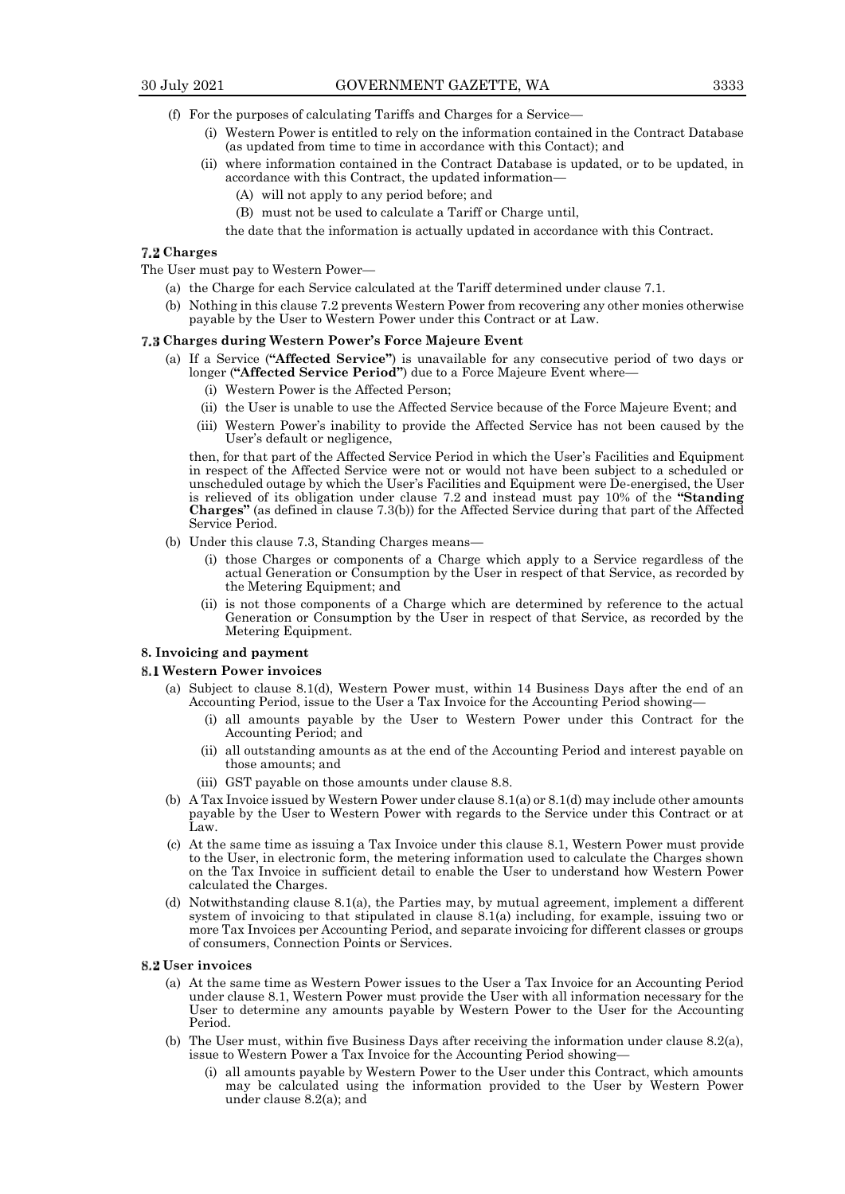(f) For the purposes of calculating Tariffs and Charges for a Service—

   (i) Western Power is entitled to rely on the information contained in the Contract Database (as updated from time to time in accordance with this Contact); and

   (ii) where information contained in the Contract Database is updated, or to be updated, in accordance with this Contract, the updated information—

      (A) will not apply to any period before; and

      (B) must not be used to calculate a Tariff or Charge until,

   the date that the information is actually updated in accordance with this Contract.

### 7.2 Charges

The User must pay to Western Power—

(a) the Charge for each Service calculated at the Tariff determined under clause 7.1.

(b) Nothing in this clause 7.2 prevents Western Power from recovering any other monies otherwise payable by the User to Western Power under this Contract or at Law.

### 7.3 Charges during Western Power's Force Majeure Event

(a) If a Service (**"Affected Service"**) is unavailable for any consecutive period of two days or longer (**"Affected Service Period"**) due to a Force Majeure Event where—

   (i) Western Power is the Affected Person;

   (ii) the User is unable to use the Affected Service because of the Force Majeure Event; and

   (iii) Western Power's inability to provide the Affected Service has not been caused by the User's default or negligence,

then, for that part of the Affected Service Period in which the User's Facilities and Equipment in respect of the Affected Service were not or would not have been subject to a scheduled or unscheduled outage by which the User's Facilities and Equipment were De-energised, the User is relieved of its obligation under clause 7.2 and instead must pay 10% of the **"Standing Charges"** (as defined in clause 7.3(b)) for the Affected Service during that part of the Affected Service Period.

(b) Under this clause 7.3, Standing Charges means—

   (i) those Charges or components of a Charge which apply to a Service regardless of the actual Generation or Consumption by the User in respect of that Service, as recorded by the Metering Equipment; and

   (ii) is not those components of a Charge which are determined by reference to the actual Generation or Consumption by the User in respect of that Service, as recorded by the Metering Equipment.

## 8. Invoicing and payment

### 8.1 Western Power invoices

(a) Subject to clause 8.1(d), Western Power must, within 14 Business Days after the end of an Accounting Period, issue to the User a Tax Invoice for the Accounting Period showing—

   (i) all amounts payable by the User to Western Power under this Contract for the Accounting Period; and

   (ii) all outstanding amounts as at the end of the Accounting Period and interest payable on those amounts; and

   (iii) GST payable on those amounts under clause 8.8.

(b) A Tax Invoice issued by Western Power under clause 8.1(a) or 8.1(d) may include other amounts payable by the User to Western Power with regards to the Service under this Contract or at Law.

(c) At the same time as issuing a Tax Invoice under this clause 8.1, Western Power must provide to the User, in electronic form, the metering information used to calculate the Charges shown on the Tax Invoice in sufficient detail to enable the User to understand how Western Power calculated the Charges.

(d) Notwithstanding clause 8.1(a), the Parties may, by mutual agreement, implement a different system of invoicing to that stipulated in clause 8.1(a) including, for example, issuing two or more Tax Invoices per Accounting Period, and separate invoicing for different classes or groups of consumers, Connection Points or Services.

### 8.2 User invoices

(a) At the same time as Western Power issues to the User a Tax Invoice for an Accounting Period under clause 8.1, Western Power must provide the User with all information necessary for the User to determine any amounts payable by Western Power to the User for the Accounting Period.

(b) The User must, within five Business Days after receiving the information under clause 8.2(a), issue to Western Power a Tax Invoice for the Accounting Period showing—

   (i) all amounts payable by Western Power to the User under this Contract, which amounts may be calculated using the information provided to the User by Western Power under clause 8.2(a); and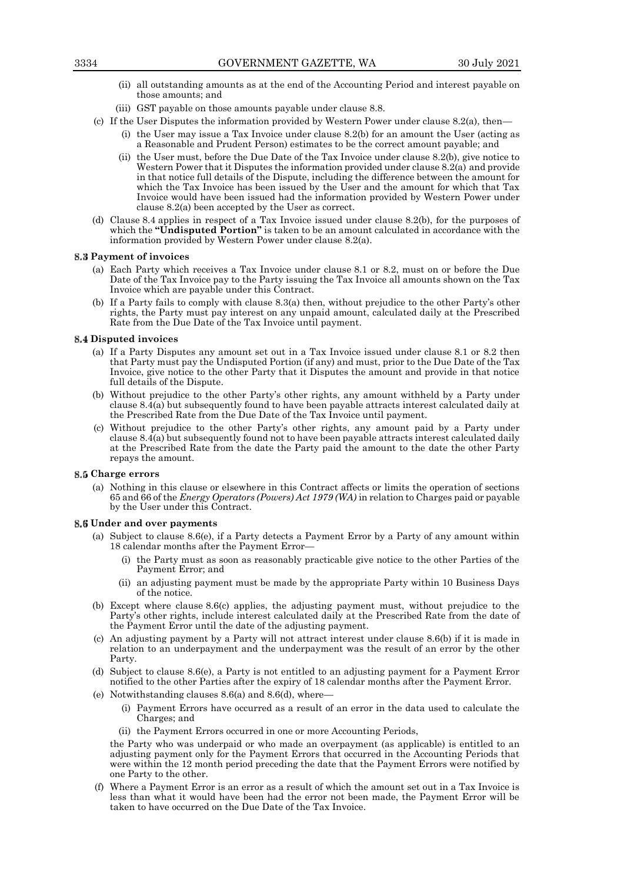(ii) all outstanding amounts as at the end of the Accounting Period and interest payable on those amounts; and

(iii) GST payable on those amounts payable under clause 8.8.

(c) If the User Disputes the information provided by Western Power under clause 8.2(a), then—

(i) the User may issue a Tax Invoice under clause 8.2(b) for an amount the User (acting as a Reasonable and Prudent Person) estimates to be the correct amount payable; and

(ii) the User must, before the Due Date of the Tax Invoice under clause 8.2(b), give notice to Western Power that it Disputes the information provided under clause 8.2(a) and provide in that notice full details of the Dispute, including the difference between the amount for which the Tax Invoice has been issued by the User and the amount for which that Tax Invoice would have been issued had the information provided by Western Power under clause 8.2(a) been accepted by the User as correct.

(d) Clause 8.4 applies in respect of a Tax Invoice issued under clause 8.2(b), for the purposes of which the **"Undisputed Portion"** is taken to be an amount calculated in accordance with the information provided by Western Power under clause 8.2(a).

### 8.3 Payment of invoices

(a) Each Party which receives a Tax Invoice under clause 8.1 or 8.2, must on or before the Due Date of the Tax Invoice pay to the Party issuing the Tax Invoice all amounts shown on the Tax Invoice which are payable under this Contract.

(b) If a Party fails to comply with clause 8.3(a) then, without prejudice to the other Party's other rights, the Party must pay interest on any unpaid amount, calculated daily at the Prescribed Rate from the Due Date of the Tax Invoice until payment.

### 8.4 Disputed invoices

(a) If a Party Disputes any amount set out in a Tax Invoice issued under clause 8.1 or 8.2 then that Party must pay the Undisputed Portion (if any) and must, prior to the Due Date of the Tax Invoice, give notice to the other Party that it Disputes the amount and provide in that notice full details of the Dispute.

(b) Without prejudice to the other Party's other rights, any amount withheld by a Party under clause 8.4(a) but subsequently found to have been payable attracts interest calculated daily at the Prescribed Rate from the Due Date of the Tax Invoice until payment.

(c) Without prejudice to the other Party's other rights, any amount paid by a Party under clause 8.4(a) but subsequently found not to have been payable attracts interest calculated daily at the Prescribed Rate from the date the Party paid the amount to the date the other Party repays the amount.

### 8.5 Charge errors

(a) Nothing in this clause or elsewhere in this Contract affects or limits the operation of sections 65 and 66 of the *Energy Operators (Powers) Act 1979 (WA)* in relation to Charges paid or payable by the User under this Contract.

### 8.6 Under and over payments

(a) Subject to clause 8.6(e), if a Party detects a Payment Error by a Party of any amount within 18 calendar months after the Payment Error—

(i) the Party must as soon as reasonably practicable give notice to the other Parties of the Payment Error; and

(ii) an adjusting payment must be made by the appropriate Party within 10 Business Days of the notice.

(b) Except where clause 8.6(c) applies, the adjusting payment must, without prejudice to the Party's other rights, include interest calculated daily at the Prescribed Rate from the date of the Payment Error until the date of the adjusting payment.

(c) An adjusting payment by a Party will not attract interest under clause 8.6(b) if it is made in relation to an underpayment and the underpayment was the result of an error by the other Party.

(d) Subject to clause 8.6(e), a Party is not entitled to an adjusting payment for a Payment Error notified to the other Parties after the expiry of 18 calendar months after the Payment Error.

(e) Notwithstanding clauses 8.6(a) and 8.6(d), where—

(i) Payment Errors have occurred as a result of an error in the data used to calculate the Charges; and

(ii) the Payment Errors occurred in one or more Accounting Periods,

the Party who was underpaid or who made an overpayment (as applicable) is entitled to an adjusting payment only for the Payment Errors that occurred in the Accounting Periods that were within the 12 month period preceding the date that the Payment Errors were notified by one Party to the other.

(f) Where a Payment Error is an error as a result of which the amount set out in a Tax Invoice is less than what it would have been had the error not been made, the Payment Error will be taken to have occurred on the Due Date of the Tax Invoice.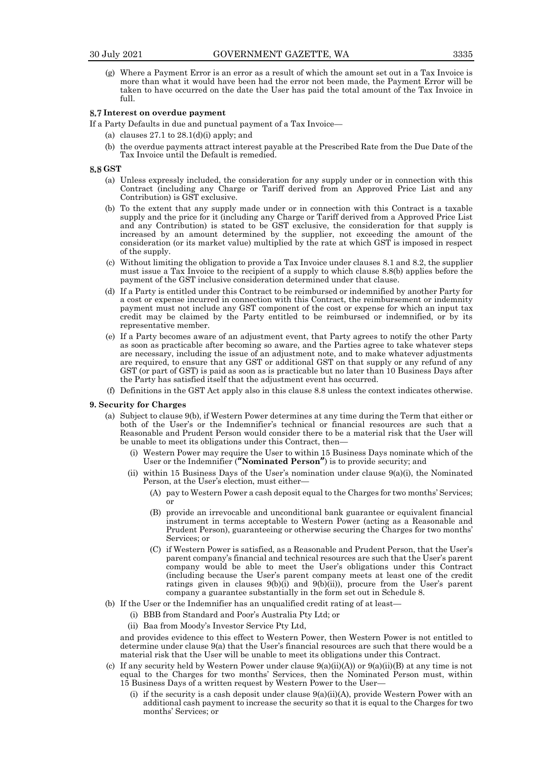(g) Where a Payment Error is an error as a result of which the amount set out in a Tax Invoice is more than what it would have been had the error not been made, the Payment Error will be taken to have occurred on the date the User has paid the total amount of the Tax Invoice in full.

### 8.7 Interest on overdue payment

If a Party Defaults in due and punctual payment of a Tax Invoice—

(a) clauses 27.1 to 28.1(d)(i) apply; and

(b) the overdue payments attract interest payable at the Prescribed Rate from the Due Date of the Tax Invoice until the Default is remedied.

### 8.8 GST

(a) Unless expressly included, the consideration for any supply under or in connection with this Contract (including any Charge or Tariff derived from an Approved Price List and any Contribution) is GST exclusive.

(b) To the extent that any supply made under or in connection with this Contract is a taxable supply and the price for it (including any Charge or Tariff derived from a Approved Price List and any Contribution) is stated to be GST exclusive, the consideration for that supply is increased by an amount determined by the supplier, not exceeding the amount of the consideration (or its market value) multiplied by the rate at which GST is imposed in respect of the supply.

(c) Without limiting the obligation to provide a Tax Invoice under clauses 8.1 and 8.2, the supplier must issue a Tax Invoice to the recipient of a supply to which clause 8.8(b) applies before the payment of the GST inclusive consideration determined under that clause.

(d) If a Party is entitled under this Contract to be reimbursed or indemnified by another Party for a cost or expense incurred in connection with this Contract, the reimbursement or indemnity payment must not include any GST component of the cost or expense for which an input tax credit may be claimed by the Party entitled to be reimbursed or indemnified, or by its representative member.

(e) If a Party becomes aware of an adjustment event, that Party agrees to notify the other Party as soon as practicable after becoming so aware, and the Parties agree to take whatever steps are necessary, including the issue of an adjustment note, and to make whatever adjustments are required, to ensure that any GST or additional GST on that supply or any refund of any GST (or part of GST) is paid as soon as is practicable but no later than 10 Business Days after the Party has satisfied itself that the adjustment event has occurred.

(f) Definitions in the GST Act apply also in this clause 8.8 unless the context indicates otherwise.

### 9. Security for Charges

(a) Subject to clause 9(b), if Western Power determines at any time during the Term that either or both of the User's or the Indemnifier's technical or financial resources are such that a Reasonable and Prudent Person would consider there to be a material risk that the User will be unable to meet its obligations under this Contract, then—

  (i) Western Power may require the User to within 15 Business Days nominate which of the User or the Indemnifier (**"Nominated Person"**) is to provide security; and

  (ii) within 15 Business Days of the User's nomination under clause 9(a)(i), the Nominated Person, at the User's election, must either—

    (A) pay to Western Power a cash deposit equal to the Charges for two months' Services; or

    (B) provide an irrevocable and unconditional bank guarantee or equivalent financial instrument in terms acceptable to Western Power (acting as a Reasonable and Prudent Person), guaranteeing or otherwise securing the Charges for two months' Services; or

    (C) if Western Power is satisfied, as a Reasonable and Prudent Person, that the User's parent company's financial and technical resources are such that the User's parent company would be able to meet the User's obligations under this Contract (including because the User's parent company meets at least one of the credit ratings given in clauses 9(b)(i) and 9(b)(ii)), procure from the User's parent company a guarantee substantially in the form set out in Schedule 8.

(b) If the User or the Indemnifier has an unqualified credit rating of at least—

  (i) BBB from Standard and Poor's Australia Pty Ltd; or

  (ii) Baa from Moody's Investor Service Pty Ltd,

  and provides evidence to this effect to Western Power, then Western Power is not entitled to determine under clause 9(a) that the User's financial resources are such that there would be a material risk that the User will be unable to meet its obligations under this Contract.

(c) If any security held by Western Power under clause 9(a)(ii)(A)) or 9(a)(ii)(B) at any time is not equal to the Charges for two months' Services, then the Nominated Person must, within 15 Business Days of a written request by Western Power to the User—

  (i) if the security is a cash deposit under clause 9(a)(ii)(A), provide Western Power with an additional cash payment to increase the security so that it is equal to the Charges for two months' Services; or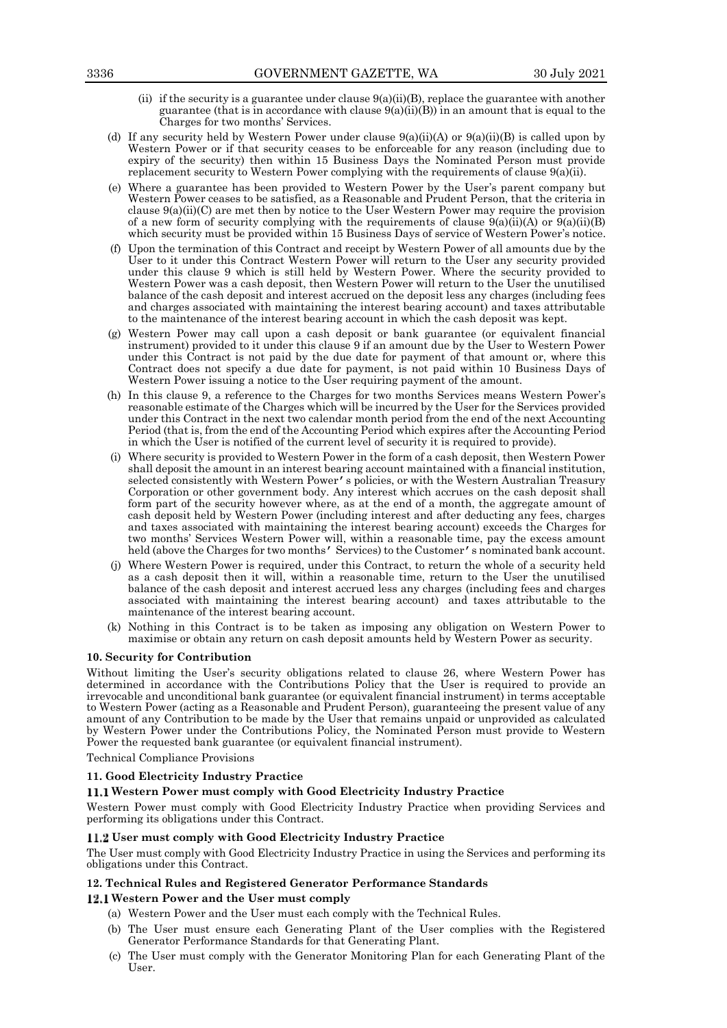(ii) if the security is a guarantee under clause 9(a)(ii)(B), replace the guarantee with another guarantee (that is in accordance with clause 9(a)(ii)(B)) in an amount that is equal to the Charges for two months' Services.

(d) If any security held by Western Power under clause 9(a)(ii)(A) or 9(a)(ii)(B) is called upon by Western Power or if that security ceases to be enforceable for any reason (including due to expiry of the security) then within 15 Business Days the Nominated Person must provide replacement security to Western Power complying with the requirements of clause 9(a)(ii).

(e) Where a guarantee has been provided to Western Power by the User's parent company but Western Power ceases to be satisfied, as a Reasonable and Prudent Person, that the criteria in clause 9(a)(ii)(C) are met then by notice to the User Western Power may require the provision of a new form of security complying with the requirements of clause 9(a)(ii)(A) or 9(a)(ii)(B) which security must be provided within 15 Business Days of service of Western Power's notice.

(f) Upon the termination of this Contract and receipt by Western Power of all amounts due by the User to it under this Contract Western Power will return to the User any security provided under this clause 9 which is still held by Western Power. Where the security provided to Western Power was a cash deposit, then Western Power will return to the User the unutilised balance of the cash deposit and interest accrued on the deposit less any charges (including fees and charges associated with maintaining the interest bearing account) and taxes attributable to the maintenance of the interest bearing account in which the cash deposit was kept.

(g) Western Power may call upon a cash deposit or bank guarantee (or equivalent financial instrument) provided to it under this clause 9 if an amount due by the User to Western Power under this Contract is not paid by the due date for payment of that amount or, where this Contract does not specify a due date for payment, is not paid within 10 Business Days of Western Power issuing a notice to the User requiring payment of the amount.

(h) In this clause 9, a reference to the Charges for two months Services means Western Power's reasonable estimate of the Charges which will be incurred by the User for the Services provided under this Contract in the next two calendar month period from the end of the next Accounting Period (that is, from the end of the Accounting Period which expires after the Accounting Period in which the User is notified of the current level of security it is required to provide).

(i) Where security is provided to Western Power in the form of a cash deposit, then Western Power shall deposit the amount in an interest bearing account maintained with a financial institution, selected consistently with Western Power's policies, or with the Western Australian Treasury Corporation or other government body. Any interest which accrues on the cash deposit shall form part of the security however where, as at the end of a month, the aggregate amount of cash deposit held by Western Power (including interest and after deducting any fees, charges and taxes associated with maintaining the interest bearing account) exceeds the Charges for two months' Services Western Power will, within a reasonable time, pay the excess amount held (above the Charges for two months' Services) to the Customer's nominated bank account.

(j) Where Western Power is required, under this Contract, to return the whole of a security held as a cash deposit then it will, within a reasonable time, return to the User the unutilised balance of the cash deposit and interest accrued less any charges (including fees and charges associated with maintaining the interest bearing account) and taxes attributable to the maintenance of the interest bearing account.

(k) Nothing in this Contract is to be taken as imposing any obligation on Western Power to maximise or obtain any return on cash deposit amounts held by Western Power as security.

**10. Security for Contribution**

Without limiting the User's security obligations related to clause 26, where Western Power has determined in accordance with the Contributions Policy that the User is required to provide an irrevocable and unconditional bank guarantee (or equivalent financial instrument) in terms acceptable to Western Power (acting as a Reasonable and Prudent Person), guaranteeing the present value of any amount of any Contribution to be made by the User that remains unpaid or unprovided as calculated by Western Power under the Contributions Policy, the Nominated Person must provide to Western Power the requested bank guarantee (or equivalent financial instrument).

Technical Compliance Provisions

**11. Good Electricity Industry Practice**

**11.1 Western Power must comply with Good Electricity Industry Practice**

Western Power must comply with Good Electricity Industry Practice when providing Services and performing its obligations under this Contract.

**11.2 User must comply with Good Electricity Industry Practice**

The User must comply with Good Electricity Industry Practice in using the Services and performing its obligations under this Contract.

**12. Technical Rules and Registered Generator Performance Standards**

**12.1 Western Power and the User must comply**

(a) Western Power and the User must each comply with the Technical Rules.

(b) The User must ensure each Generating Plant of the User complies with the Registered Generator Performance Standards for that Generating Plant.

(c) The User must comply with the Generator Monitoring Plan for each Generating Plant of the User.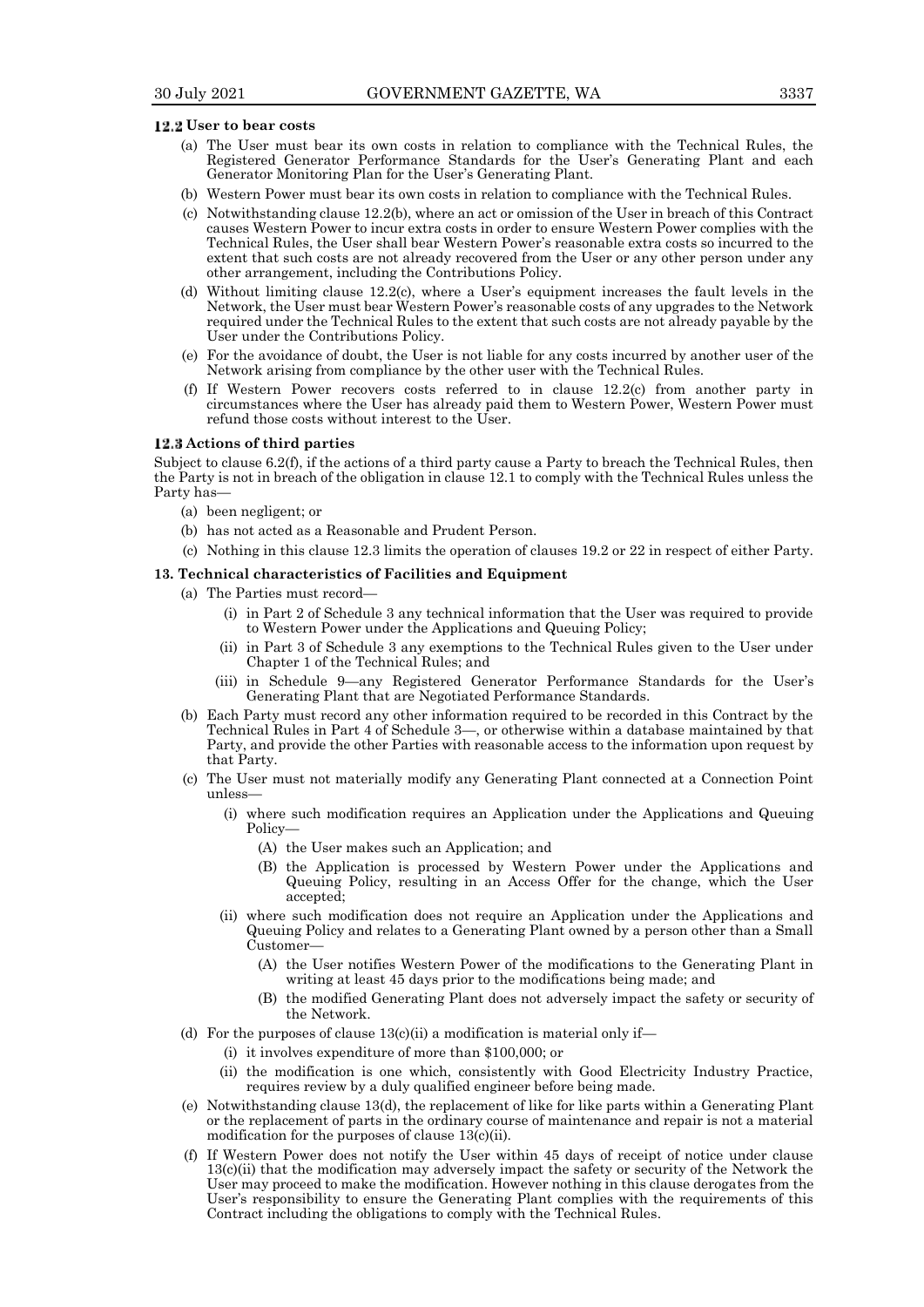### 12.2 User to bear costs

(a) The User must bear its own costs in relation to compliance with the Technical Rules, the Registered Generator Performance Standards for the User's Generating Plant and each Generator Monitoring Plan for the User's Generating Plant.

(b) Western Power must bear its own costs in relation to compliance with the Technical Rules.

(c) Notwithstanding clause 12.2(b), where an act or omission of the User in breach of this Contract causes Western Power to incur extra costs in order to ensure Western Power complies with the Technical Rules, the User shall bear Western Power's reasonable extra costs so incurred to the extent that such costs are not already recovered from the User or any other person under any other arrangement, including the Contributions Policy.

(d) Without limiting clause 12.2(c), where a User's equipment increases the fault levels in the Network, the User must bear Western Power's reasonable costs of any upgrades to the Network required under the Technical Rules to the extent that such costs are not already payable by the User under the Contributions Policy.

(e) For the avoidance of doubt, the User is not liable for any costs incurred by another user of the Network arising from compliance by the other user with the Technical Rules.

(f) If Western Power recovers costs referred to in clause 12.2(c) from another party in circumstances where the User has already paid them to Western Power, Western Power must refund those costs without interest to the User.

### 12.3 Actions of third parties

Subject to clause 6.2(f), if the actions of a third party cause a Party to breach the Technical Rules, then the Party is not in breach of the obligation in clause 12.1 to comply with the Technical Rules unless the Party has—

(a) been negligent; or

(b) has not acted as a Reasonable and Prudent Person.

(c) Nothing in this clause 12.3 limits the operation of clauses 19.2 or 22 in respect of either Party.

## 13. Technical characteristics of Facilities and Equipment

(a) The Parties must record—

(i) in Part 2 of Schedule 3 any technical information that the User was required to provide to Western Power under the Applications and Queuing Policy;

(ii) in Part 3 of Schedule 3 any exemptions to the Technical Rules given to the User under Chapter 1 of the Technical Rules; and

(iii) in Schedule 9—any Registered Generator Performance Standards for the User's Generating Plant that are Negotiated Performance Standards.

(b) Each Party must record any other information required to be recorded in this Contract by the Technical Rules in Part 4 of Schedule 3—, or otherwise within a database maintained by that Party, and provide the other Parties with reasonable access to the information upon request by that Party.

(c) The User must not materially modify any Generating Plant connected at a Connection Point unless—

(i) where such modification requires an Application under the Applications and Queuing Policy—

(A) the User makes such an Application; and

(B) the Application is processed by Western Power under the Applications and Queuing Policy, resulting in an Access Offer for the change, which the User accepted;

(ii) where such modification does not require an Application under the Applications and Queuing Policy and relates to a Generating Plant owned by a person other than a Small Customer—

(A) the User notifies Western Power of the modifications to the Generating Plant in writing at least 45 days prior to the modifications being made; and

(B) the modified Generating Plant does not adversely impact the safety or security of the Network.

(d) For the purposes of clause 13(c)(ii) a modification is material only if—

(i) it involves expenditure of more than $100,000; or

(ii) the modification is one which, consistently with Good Electricity Industry Practice, requires review by a duly qualified engineer before being made.

(e) Notwithstanding clause 13(d), the replacement of like for like parts within a Generating Plant or the replacement of parts in the ordinary course of maintenance and repair is not a material modification for the purposes of clause 13(c)(ii).

(f) If Western Power does not notify the User within 45 days of receipt of notice under clause 13(c)(ii) that the modification may adversely impact the safety or security of the Network the User may proceed to make the modification. However nothing in this clause derogates from the User's responsibility to ensure the Generating Plant complies with the requirements of this Contract including the obligations to comply with the Technical Rules.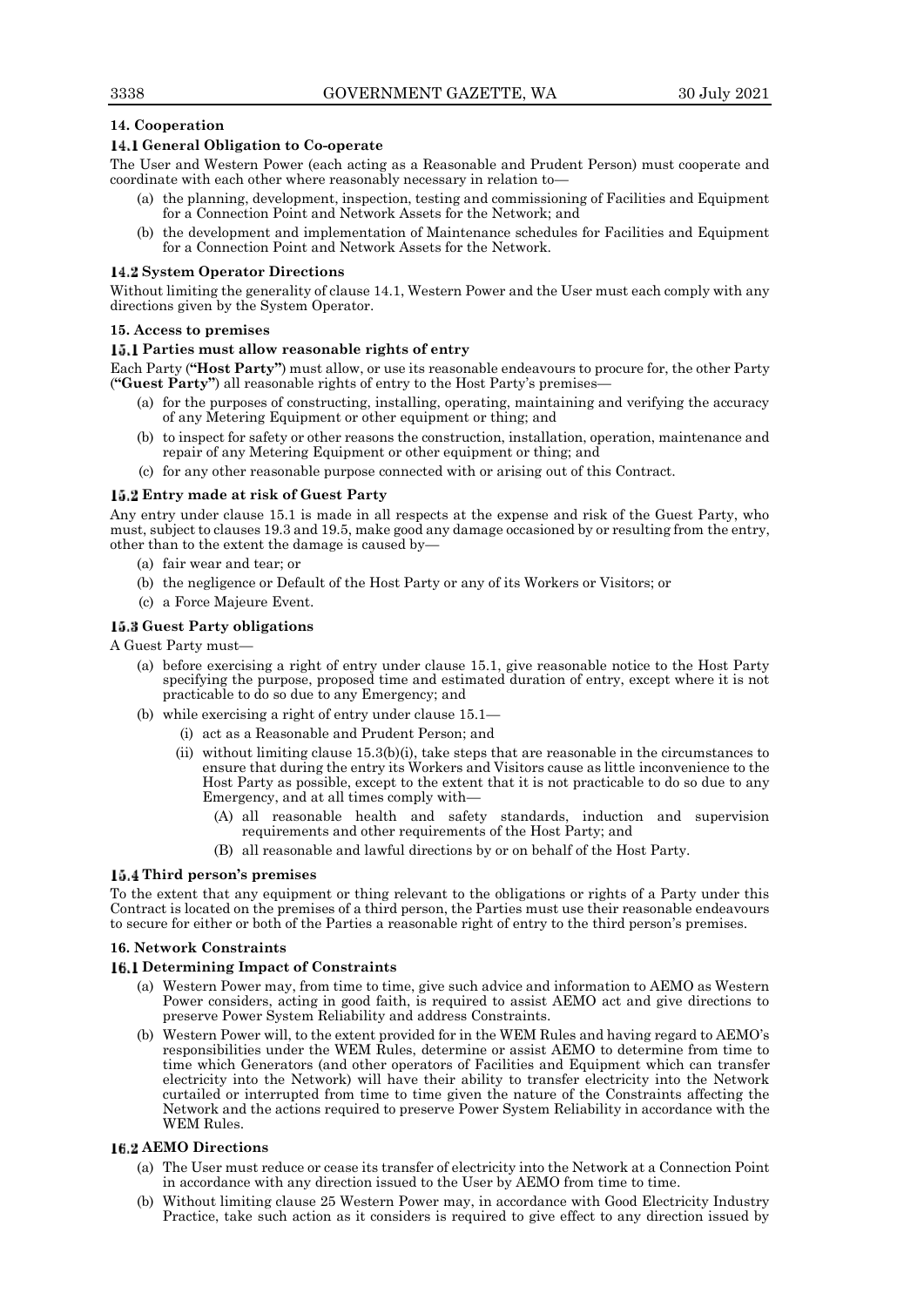## 14. Cooperation

### 14.1 General Obligation to Co-operate

The User and Western Power (each acting as a Reasonable and Prudent Person) must cooperate and coordinate with each other where reasonably necessary in relation to—

(a) the planning, development, inspection, testing and commissioning of Facilities and Equipment for a Connection Point and Network Assets for the Network; and

(b) the development and implementation of Maintenance schedules for Facilities and Equipment for a Connection Point and Network Assets for the Network.

### 14.2 System Operator Directions

Without limiting the generality of clause 14.1, Western Power and the User must each comply with any directions given by the System Operator.

## 15. Access to premises

### 15.1 Parties must allow reasonable rights of entry

Each Party (**"Host Party"**) must allow, or use its reasonable endeavours to procure for, the other Party (**"Guest Party"**) all reasonable rights of entry to the Host Party's premises—

(a) for the purposes of constructing, installing, operating, maintaining and verifying the accuracy of any Metering Equipment or other equipment or thing; and

(b) to inspect for safety or other reasons the construction, installation, operation, maintenance and repair of any Metering Equipment or other equipment or thing; and

(c) for any other reasonable purpose connected with or arising out of this Contract.

### 15.2 Entry made at risk of Guest Party

Any entry under clause 15.1 is made in all respects at the expense and risk of the Guest Party, who must, subject to clauses 19.3 and 19.5, make good any damage occasioned by or resulting from the entry, other than to the extent the damage is caused by—

(a) fair wear and tear; or

(b) the negligence or Default of the Host Party or any of its Workers or Visitors; or

(c) a Force Majeure Event.

### 15.3 Guest Party obligations

A Guest Party must—

(a) before exercising a right of entry under clause 15.1, give reasonable notice to the Host Party specifying the purpose, proposed time and estimated duration of entry, except where it is not practicable to do so due to any Emergency; and

(b) while exercising a right of entry under clause 15.1—

  (i) act as a Reasonable and Prudent Person; and

  (ii) without limiting clause 15.3(b)(i), take steps that are reasonable in the circumstances to ensure that during the entry its Workers and Visitors cause as little inconvenience to the Host Party as possible, except to the extent that it is not practicable to do so due to any Emergency, and at all times comply with—

    (A) all reasonable health and safety standards, induction and supervision requirements and other requirements of the Host Party; and

    (B) all reasonable and lawful directions by or on behalf of the Host Party.

### 15.4 Third person's premises

To the extent that any equipment or thing relevant to the obligations or rights of a Party under this Contract is located on the premises of a third person, the Parties must use their reasonable endeavours to secure for either or both of the Parties a reasonable right of entry to the third person's premises.

## 16. Network Constraints

### 16.1 Determining Impact of Constraints

(a) Western Power may, from time to time, give such advice and information to AEMO as Western Power considers, acting in good faith, is required to assist AEMO act and give directions to preserve Power System Reliability and address Constraints.

(b) Western Power will, to the extent provided for in the WEM Rules and having regard to AEMO's responsibilities under the WEM Rules, determine or assist AEMO to determine from time to time which Generators (and other operators of Facilities and Equipment which can transfer electricity into the Network) will have their ability to transfer electricity into the Network curtailed or interrupted from time to time given the nature of the Constraints affecting the Network and the actions required to preserve Power System Reliability in accordance with the WEM Rules.

### 16.2 AEMO Directions

(a) The User must reduce or cease its transfer of electricity into the Network at a Connection Point in accordance with any direction issued to the User by AEMO from time to time.

(b) Without limiting clause 25 Western Power may, in accordance with Good Electricity Industry Practice, take such action as it considers is required to give effect to any direction issued by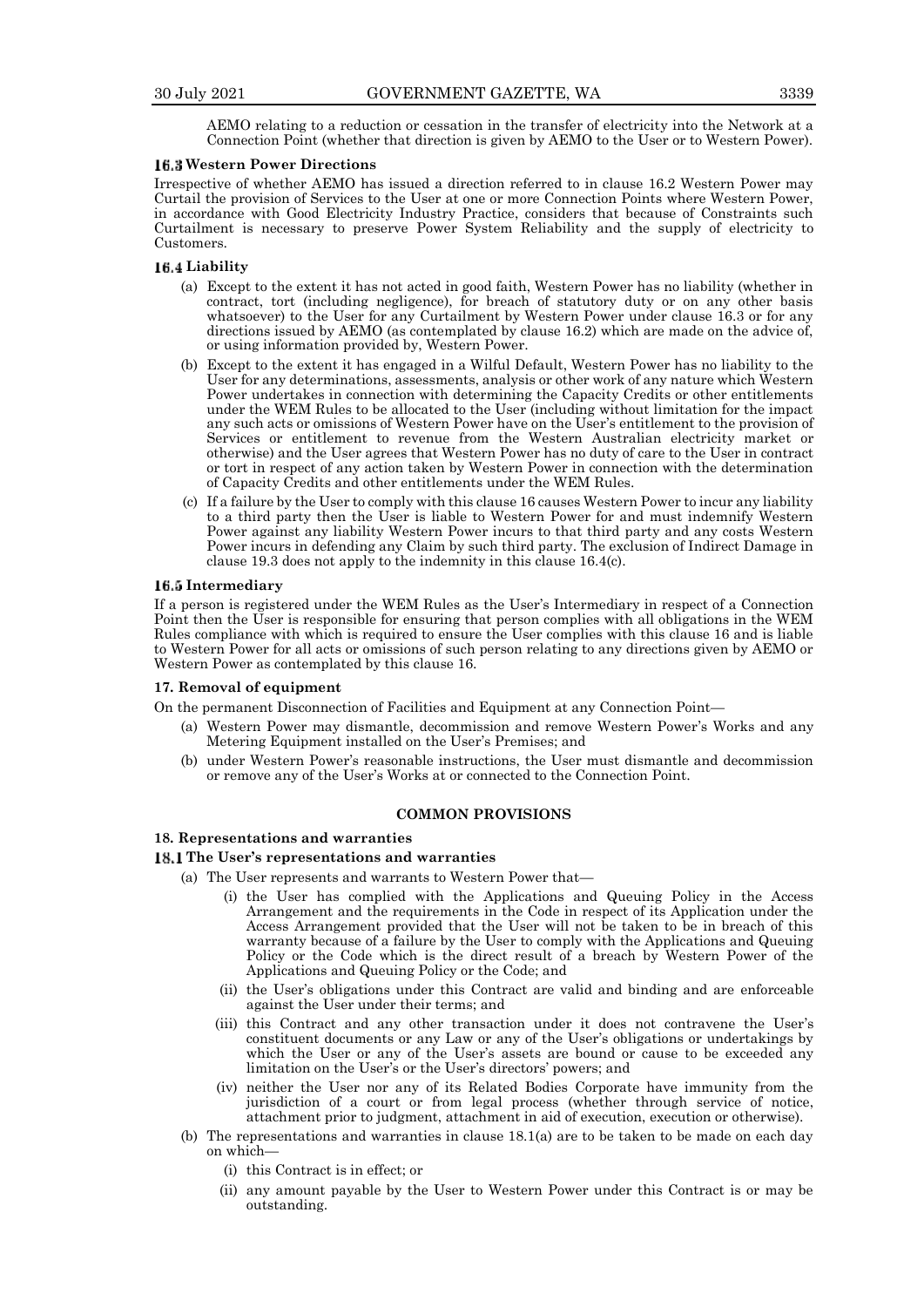AEMO relating to a reduction or cessation in the transfer of electricity into the Network at a Connection Point (whether that direction is given by AEMO to the User or to Western Power).

### 16.3 Western Power Directions

Irrespective of whether AEMO has issued a direction referred to in clause 16.2 Western Power may Curtail the provision of Services to the User at one or more Connection Points where Western Power, in accordance with Good Electricity Industry Practice, considers that because of Constraints such Curtailment is necessary to preserve Power System Reliability and the supply of electricity to Customers.

### 16.4 Liability

(a) Except to the extent it has not acted in good faith, Western Power has no liability (whether in contract, tort (including negligence), for breach of statutory duty or on any other basis whatsoever) to the User for any Curtailment by Western Power under clause 16.3 or for any directions issued by AEMO (as contemplated by clause 16.2) which are made on the advice of, or using information provided by, Western Power.

(b) Except to the extent it has engaged in a Wilful Default, Western Power has no liability to the User for any determinations, assessments, analysis or other work of any nature which Western Power undertakes in connection with determining the Capacity Credits or other entitlements under the WEM Rules to be allocated to the User (including without limitation for the impact any such acts or omissions of Western Power have on the User's entitlement to the provision of Services or entitlement to revenue from the Western Australian electricity market or otherwise) and the User agrees that Western Power has no duty of care to the User in contract or tort in respect of any action taken by Western Power in connection with the determination of Capacity Credits and other entitlements under the WEM Rules.

(c) If a failure by the User to comply with this clause 16 causes Western Power to incur any liability to a third party then the User is liable to Western Power for and must indemnify Western Power against any liability Western Power incurs to that third party and any costs Western Power incurs in defending any Claim by such third party. The exclusion of Indirect Damage in clause 19.3 does not apply to the indemnity in this clause 16.4(c).

### 16.5 Intermediary

If a person is registered under the WEM Rules as the User's Intermediary in respect of a Connection Point then the User is responsible for ensuring that person complies with all obligations in the WEM Rules compliance with which is required to ensure the User complies with this clause 16 and is liable to Western Power for all acts or omissions of such person relating to any directions given by AEMO or Western Power as contemplated by this clause 16.

### 17. Removal of equipment

On the permanent Disconnection of Facilities and Equipment at any Connection Point—

(a) Western Power may dismantle, decommission and remove Western Power's Works and any Metering Equipment installed on the User's Premises; and

(b) under Western Power's reasonable instructions, the User must dismantle and decommission or remove any of the User's Works at or connected to the Connection Point.

## COMMON PROVISIONS

### 18. Representations and warranties

### 18.1 The User's representations and warranties

(a) The User represents and warrants to Western Power that—

  (i) the User has complied with the Applications and Queuing Policy in the Access Arrangement and the requirements in the Code in respect of its Application under the Access Arrangement provided that the User will not be taken to be in breach of this warranty because of a failure by the User to comply with the Applications and Queuing Policy or the Code which is the direct result of a breach by Western Power of the Applications and Queuing Policy or the Code; and

  (ii) the User's obligations under this Contract are valid and binding and are enforceable against the User under their terms; and

  (iii) this Contract and any other transaction under it does not contravene the User's constituent documents or any Law or any of the User's obligations or undertakings by which the User or any of the User's assets are bound or cause to be exceeded any limitation on the User's or the User's directors' powers; and

  (iv) neither the User nor any of its Related Bodies Corporate have immunity from the jurisdiction of a court or from legal process (whether through service of notice, attachment prior to judgment, attachment in aid of execution, execution or otherwise).

(b) The representations and warranties in clause 18.1(a) are to be taken to be made on each day on which—

  (i) this Contract is in effect; or

  (ii) any amount payable by the User to Western Power under this Contract is or may be outstanding.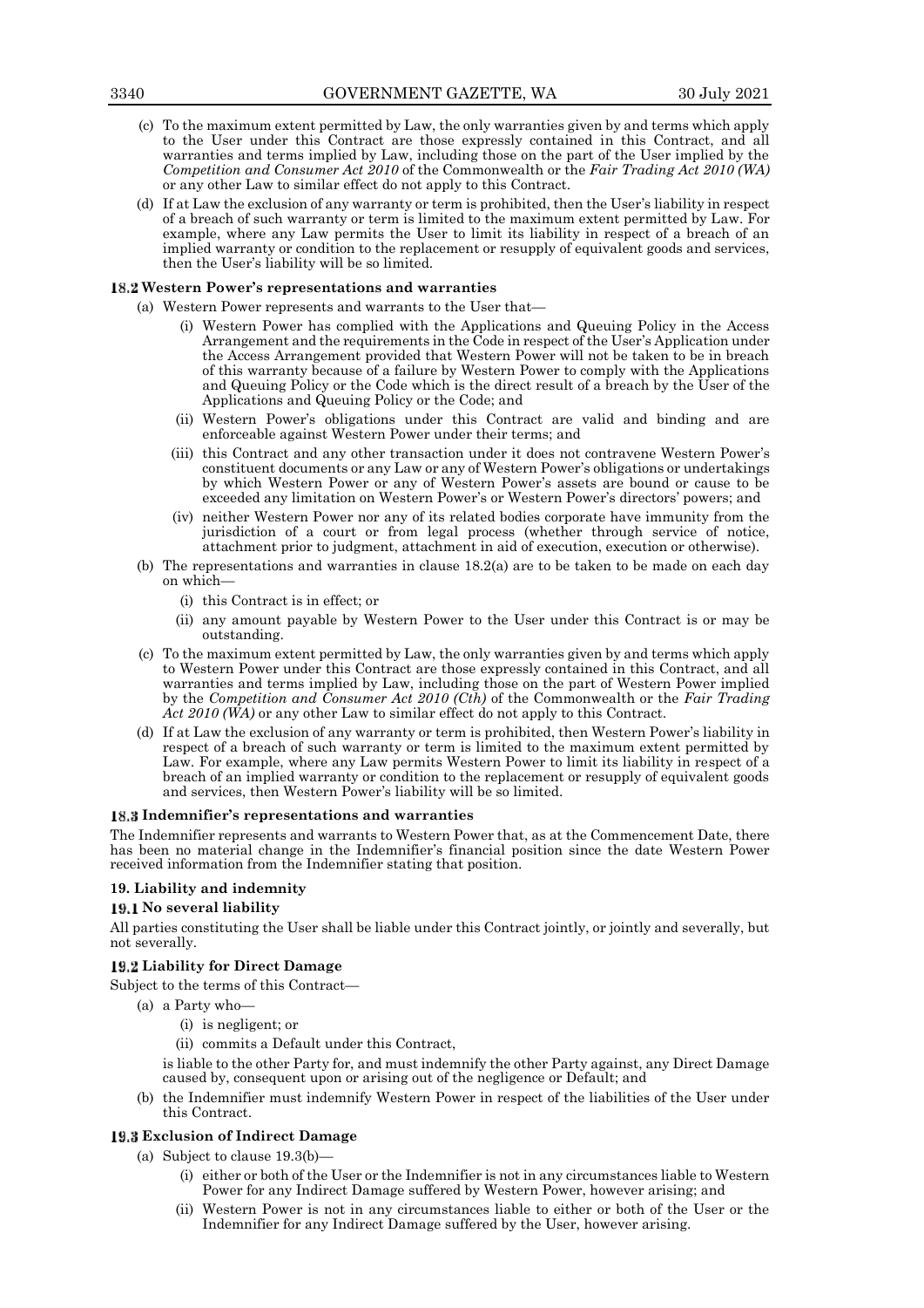(c) To the maximum extent permitted by Law, the only warranties given by and terms which apply to the User under this Contract are those expressly contained in this Contract, and all warranties and terms implied by Law, including those on the part of the User implied by the *Competition and Consumer Act 2010* of the Commonwealth or the *Fair Trading Act 2010 (WA)* or any other Law to similar effect do not apply to this Contract.

(d) If at Law the exclusion of any warranty or term is prohibited, then the User's liability in respect of a breach of such warranty or term is limited to the maximum extent permitted by Law. For example, where any Law permits the User to limit its liability in respect of a breach of an implied warranty or condition to the replacement or resupply of equivalent goods and services, then the User's liability will be so limited.

### 18.2 Western Power's representations and warranties

(a) Western Power represents and warrants to the User that—

(i) Western Power has complied with the Applications and Queuing Policy in the Access Arrangement and the requirements in the Code in respect of the User's Application under the Access Arrangement provided that Western Power will not be taken to be in breach of this warranty because of a failure by Western Power to comply with the Applications and Queuing Policy or the Code which is the direct result of a breach by the User of the Applications and Queuing Policy or the Code; and

(ii) Western Power's obligations under this Contract are valid and binding and are enforceable against Western Power under their terms; and

(iii) this Contract and any other transaction under it does not contravene Western Power's constituent documents or any Law or any of Western Power's obligations or undertakings by which Western Power or any of Western Power's assets are bound or cause to be exceeded any limitation on Western Power's or Western Power's directors' powers; and

(iv) neither Western Power nor any of its related bodies corporate have immunity from the jurisdiction of a court or from legal process (whether through service of notice, attachment prior to judgment, attachment in aid of execution, execution or otherwise).

(b) The representations and warranties in clause 18.2(a) are to be taken to be made on each day on which—

(i) this Contract is in effect; or

(ii) any amount payable by Western Power to the User under this Contract is or may be outstanding.

(c) To the maximum extent permitted by Law, the only warranties given by and terms which apply to Western Power under this Contract are those expressly contained in this Contract, and all warranties and terms implied by Law, including those on the part of Western Power implied by the *Competition and Consumer Act 2010 (Cth)* of the Commonwealth or the *Fair Trading Act 2010 (WA)* or any other Law to similar effect do not apply to this Contract.

(d) If at Law the exclusion of any warranty or term is prohibited, then Western Power's liability in respect of a breach of such warranty or term is limited to the maximum extent permitted by Law. For example, where any Law permits Western Power to limit its liability in respect of a breach of an implied warranty or condition to the replacement or resupply of equivalent goods and services, then Western Power's liability will be so limited.

### 18.3 Indemnifier's representations and warranties

The Indemnifier represents and warrants to Western Power that, as at the Commencement Date, there has been no material change in the Indemnifier's financial position since the date Western Power received information from the Indemnifier stating that position.

## 19. Liability and indemnity

### 19.1 No several liability

All parties constituting the User shall be liable under this Contract jointly, or jointly and severally, but not severally.

### 19.2 Liability for Direct Damage

Subject to the terms of this Contract—

(a) a Party who—

(i) is negligent; or

(ii) commits a Default under this Contract,

is liable to the other Party for, and must indemnify the other Party against, any Direct Damage caused by, consequent upon or arising out of the negligence or Default; and

(b) the Indemnifier must indemnify Western Power in respect of the liabilities of the User under this Contract.

### 19.3 Exclusion of Indirect Damage

(a) Subject to clause 19.3(b)—

(i) either or both of the User or the Indemnifier is not in any circumstances liable to Western Power for any Indirect Damage suffered by Western Power, however arising; and

(ii) Western Power is not in any circumstances liable to either or both of the User or the Indemnifier for any Indirect Damage suffered by the User, however arising.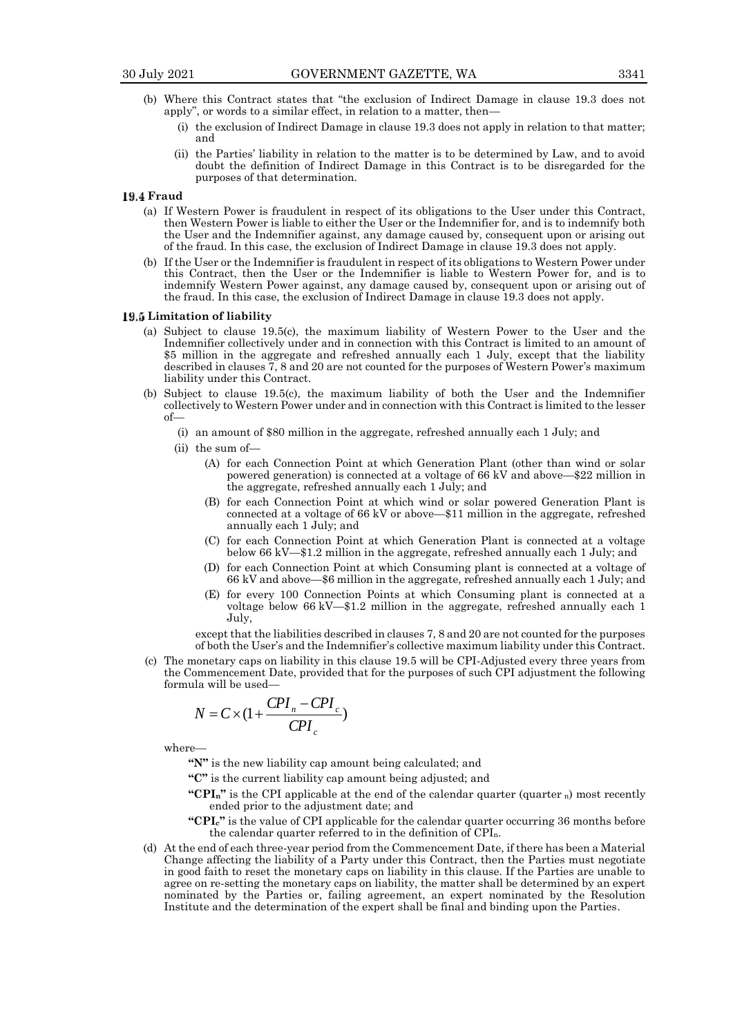(b) Where this Contract states that "the exclusion of Indirect Damage in clause 19.3 does not apply", or words to a similar effect, in relation to a matter, then—

- (i) the exclusion of Indirect Damage in clause 19.3 does not apply in relation to that matter; and
- (ii) the Parties' liability in relation to the matter is to be determined by Law, and to avoid doubt the definition of Indirect Damage in this Contract is to be disregarded for the purposes of that determination.

### 19.4 Fraud

(a) If Western Power is fraudulent in respect of its obligations to the User under this Contract, then Western Power is liable to either the User or the Indemnifier for, and is to indemnify both the User and the Indemnifier against, any damage caused by, consequent upon or arising out of the fraud. In this case, the exclusion of Indirect Damage in clause 19.3 does not apply.

(b) If the User or the Indemnifier is fraudulent in respect of its obligations to Western Power under this Contract, then the User or the Indemnifier is liable to Western Power for, and is to indemnify Western Power against, any damage caused by, consequent upon or arising out of the fraud. In this case, the exclusion of Indirect Damage in clause 19.3 does not apply.

### 19.5 Limitation of liability

(a) Subject to clause 19.5(c), the maximum liability of Western Power to the User and the Indemnifier collectively under and in connection with this Contract is limited to an amount of $5 million in the aggregate and refreshed annually each 1 July, except that the liability described in clauses 7, 8 and 20 are not counted for the purposes of Western Power's maximum liability under this Contract.

(b) Subject to clause 19.5(c), the maximum liability of both the User and the Indemnifier collectively to Western Power under and in connection with this Contract is limited to the lesser of—

- (i) an amount of $80 million in the aggregate, refreshed annually each 1 July; and
- (ii) the sum of—
  - (A) for each Connection Point at which Generation Plant (other than wind or solar powered generation) is connected at a voltage of 66 kV and above—$22 million in the aggregate, refreshed annually each 1 July; and
  - (B) for each Connection Point at which wind or solar powered Generation Plant is connected at a voltage of 66 kV or above—$11 million in the aggregate, refreshed annually each 1 July; and
  - (C) for each Connection Point at which Generation Plant is connected at a voltage below 66 kV—$1.2 million in the aggregate, refreshed annually each 1 July; and
  - (D) for each Connection Point at which Consuming plant is connected at a voltage of 66 kV and above—$6 million in the aggregate, refreshed annually each 1 July; and
  - (E) for every 100 Connection Points at which Consuming plant is connected at a voltage below 66 kV—$1.2 million in the aggregate, refreshed annually each 1 July,

except that the liabilities described in clauses 7, 8 and 20 are not counted for the purposes of both the User's and the Indemnifier's collective maximum liability under this Contract.

(c) The monetary caps on liability in this clause 19.5 will be CPI-Adjusted every three years from the Commencement Date, provided that for the purposes of such CPI adjustment the following formula will be used—

$$N = C \times \left(1 + \frac{CPI_n - CPI_c}{CPI_c}\right)$$

where—

**"N"** is the new liability cap amount being calculated; and

**"C"** is the current liability cap amount being adjusted; and

**"$CPI_n$"** is the CPI applicable at the end of the calendar quarter (quarter $_n$) most recently ended prior to the adjustment date; and

**"$CPI_c$"** is the value of CPI applicable for the calendar quarter occurring 36 months before the calendar quarter referred to in the definition of $CPI_n$.

(d) At the end of each three-year period from the Commencement Date, if there has been a Material Change affecting the liability of a Party under this Contract, then the Parties must negotiate in good faith to reset the monetary caps on liability in this clause. If the Parties are unable to agree on re-setting the monetary caps on liability, the matter shall be determined by an expert nominated by the Parties or, failing agreement, an expert nominated by the Resolution Institute and the determination of the expert shall be final and binding upon the Parties.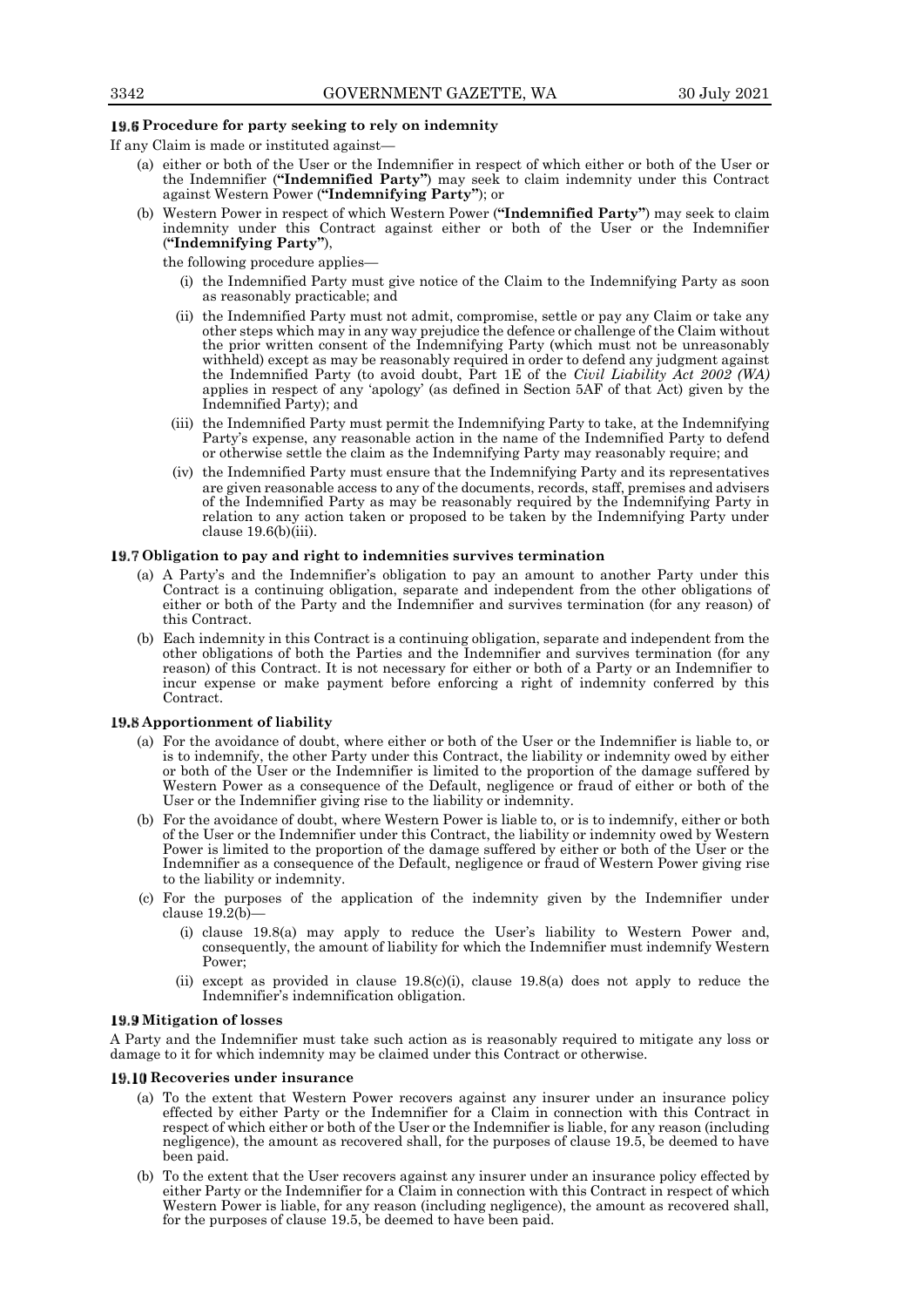### 19.6 Procedure for party seeking to rely on indemnity

If any Claim is made or instituted against—

(a) either or both of the User or the Indemnifier in respect of which either or both of the User or the Indemnifier (**"Indemnified Party"**) may seek to claim indemnity under this Contract against Western Power (**"Indemnifying Party"**); or

(b) Western Power in respect of which Western Power (**"Indemnified Party"**) may seek to claim indemnity under this Contract against either or both of the User or the Indemnifier (**"Indemnifying Party"**),

the following procedure applies—

(i) the Indemnified Party must give notice of the Claim to the Indemnifying Party as soon as reasonably practicable; and

(ii) the Indemnified Party must not admit, compromise, settle or pay any Claim or take any other steps which may in any way prejudice the defence or challenge of the Claim without the prior written consent of the Indemnifying Party (which must not be unreasonably withheld) except as may be reasonably required in order to defend any judgment against the Indemnified Party (to avoid doubt, Part 1E of the *Civil Liability Act 2002 (WA)* applies in respect of any 'apology' (as defined in Section 5AF of that Act) given by the Indemnified Party); and

(iii) the Indemnified Party must permit the Indemnifying Party to take, at the Indemnifying Party's expense, any reasonable action in the name of the Indemnified Party to defend or otherwise settle the claim as the Indemnifying Party may reasonably require; and

(iv) the Indemnified Party must ensure that the Indemnifying Party and its representatives are given reasonable access to any of the documents, records, staff, premises and advisers of the Indemnified Party as may be reasonably required by the Indemnifying Party in relation to any action taken or proposed to be taken by the Indemnifying Party under clause 19.6(b)(iii).

### 19.7 Obligation to pay and right to indemnities survives termination

(a) A Party's and the Indemnifier's obligation to pay an amount to another Party under this Contract is a continuing obligation, separate and independent from the other obligations of either or both of the Party and the Indemnifier and survives termination (for any reason) of this Contract.

(b) Each indemnity in this Contract is a continuing obligation, separate and independent from the other obligations of both the Parties and the Indemnifier and survives termination (for any reason) of this Contract. It is not necessary for either or both of a Party or an Indemnifier to incur expense or make payment before enforcing a right of indemnity conferred by this Contract.

### 19.8 Apportionment of liability

(a) For the avoidance of doubt, where either or both of the User or the Indemnifier is liable to, or is to indemnify, the other Party under this Contract, the liability or indemnity owed by either or both of the User or the Indemnifier is limited to the proportion of the damage suffered by Western Power as a consequence of the Default, negligence or fraud of either or both of the User or the Indemnifier giving rise to the liability or indemnity.

(b) For the avoidance of doubt, where Western Power is liable to, or is to indemnify, either or both of the User or the Indemnifier under this Contract, the liability or indemnity owed by Western Power is limited to the proportion of the damage suffered by either or both of the User or the Indemnifier as a consequence of the Default, negligence or fraud of Western Power giving rise to the liability or indemnity.

(c) For the purposes of the application of the indemnity given by the Indemnifier under clause 19.2(b)—

(i) clause 19.8(a) may apply to reduce the User's liability to Western Power and, consequently, the amount of liability for which the Indemnifier must indemnify Western Power;

(ii) except as provided in clause 19.8(c)(i), clause 19.8(a) does not apply to reduce the Indemnifier's indemnification obligation.

### 19.9 Mitigation of losses

A Party and the Indemnifier must take such action as is reasonably required to mitigate any loss or damage to it for which indemnity may be claimed under this Contract or otherwise.

### 19.10 Recoveries under insurance

(a) To the extent that Western Power recovers against any insurer under an insurance policy effected by either Party or the Indemnifier for a Claim in connection with this Contract in respect of which either or both of the User or the Indemnifier is liable, for any reason (including negligence), the amount as recovered shall, for the purposes of clause 19.5, be deemed to have been paid.

(b) To the extent that the User recovers against any insurer under an insurance policy effected by either Party or the Indemnifier for a Claim in connection with this Contract in respect of which Western Power is liable, for any reason (including negligence), the amount as recovered shall, for the purposes of clause 19.5, be deemed to have been paid.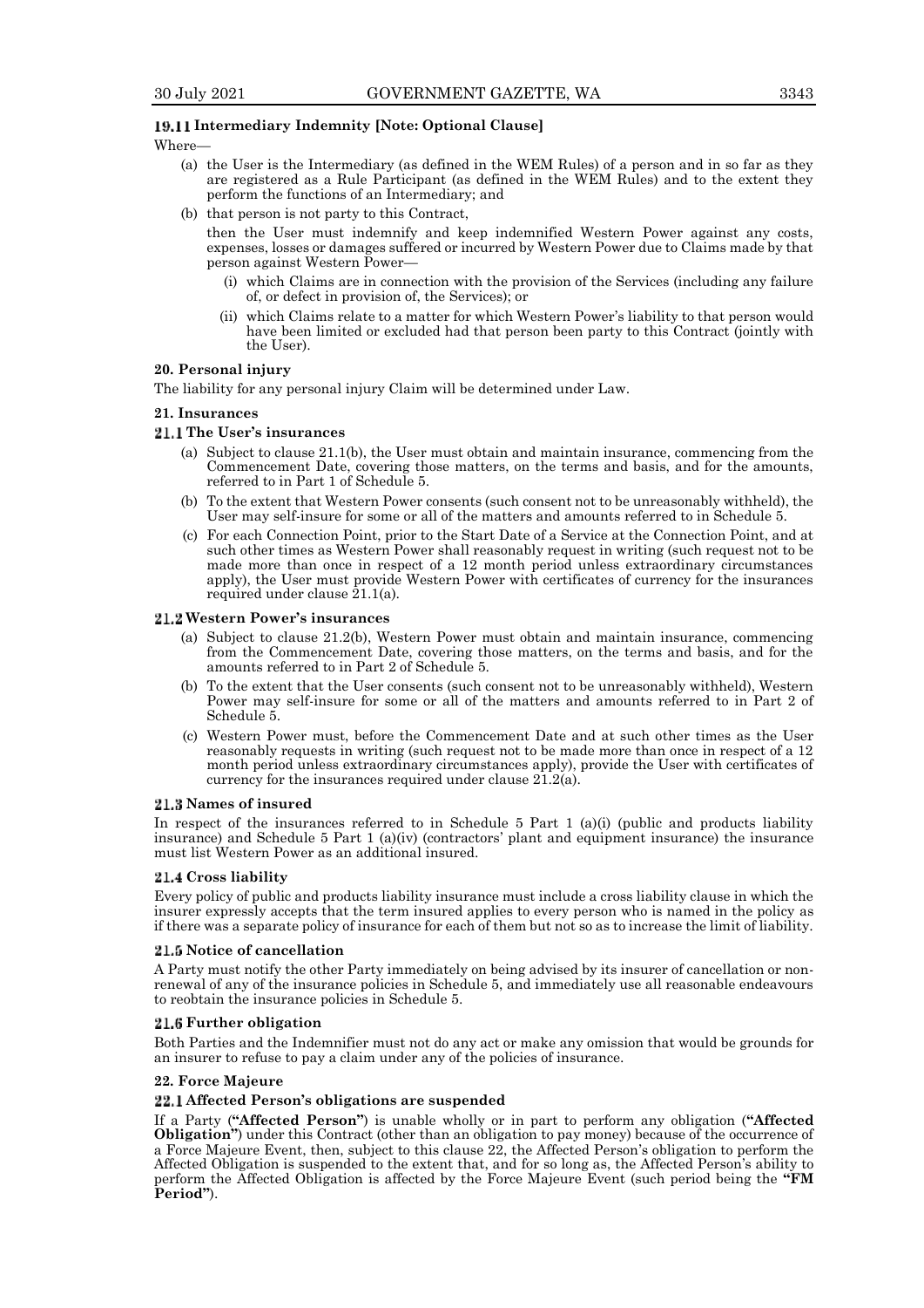### 19.11 Intermediary Indemnity [Note: Optional Clause]

Where—

(a) the User is the Intermediary (as defined in the WEM Rules) of a person and in so far as they are registered as a Rule Participant (as defined in the WEM Rules) and to the extent they perform the functions of an Intermediary; and

(b) that person is not party to this Contract,

then the User must indemnify and keep indemnified Western Power against any costs, expenses, losses or damages suffered or incurred by Western Power due to Claims made by that person against Western Power—

(i) which Claims are in connection with the provision of the Services (including any failure of, or defect in provision of, the Services); or

(ii) which Claims relate to a matter for which Western Power's liability to that person would have been limited or excluded had that person been party to this Contract (jointly with the User).

## 20. Personal injury

The liability for any personal injury Claim will be determined under Law.

## 21. Insurances

### 21.1 The User's insurances

(a) Subject to clause 21.1(b), the User must obtain and maintain insurance, commencing from the Commencement Date, covering those matters, on the terms and basis, and for the amounts, referred to in Part 1 of Schedule 5.

(b) To the extent that Western Power consents (such consent not to be unreasonably withheld), the User may self-insure for some or all of the matters and amounts referred to in Schedule 5.

(c) For each Connection Point, prior to the Start Date of a Service at the Connection Point, and at such other times as Western Power shall reasonably request in writing (such request not to be made more than once in respect of a 12 month period unless extraordinary circumstances apply), the User must provide Western Power with certificates of currency for the insurances required under clause 21.1(a).

### 21.2 Western Power's insurances

(a) Subject to clause 21.2(b), Western Power must obtain and maintain insurance, commencing from the Commencement Date, covering those matters, on the terms and basis, and for the amounts referred to in Part 2 of Schedule 5.

(b) To the extent that the User consents (such consent not to be unreasonably withheld), Western Power may self-insure for some or all of the matters and amounts referred to in Part 2 of Schedule 5.

(c) Western Power must, before the Commencement Date and at such other times as the User reasonably requests in writing (such request not to be made more than once in respect of a 12 month period unless extraordinary circumstances apply), provide the User with certificates of currency for the insurances required under clause 21.2(a).

### 21.3 Names of insured

In respect of the insurances referred to in Schedule 5 Part 1 (a)(i) (public and products liability insurance) and Schedule 5 Part 1 (a)(iv) (contractors' plant and equipment insurance) the insurance must list Western Power as an additional insured.

### 21.4 Cross liability

Every policy of public and products liability insurance must include a cross liability clause in which the insurer expressly accepts that the term insured applies to every person who is named in the policy as if there was a separate policy of insurance for each of them but not so as to increase the limit of liability.

### 21.5 Notice of cancellation

A Party must notify the other Party immediately on being advised by its insurer of cancellation or non-renewal of any of the insurance policies in Schedule 5, and immediately use all reasonable endeavours to reobtain the insurance policies in Schedule 5.

### 21.6 Further obligation

Both Parties and the Indemnifier must not do any act or make any omission that would be grounds for an insurer to refuse to pay a claim under any of the policies of insurance.

## 22. Force Majeure

### 22.1 Affected Person's obligations are suspended

If a Party (**"Affected Person"**) is unable wholly or in part to perform any obligation (**"Affected Obligation"**) under this Contract (other than an obligation to pay money) because of the occurrence of a Force Majeure Event, then, subject to this clause 22, the Affected Person's obligation to perform the Affected Obligation is suspended to the extent that, and for so long as, the Affected Person's ability to perform the Affected Obligation is affected by the Force Majeure Event (such period being the **"FM Period"**).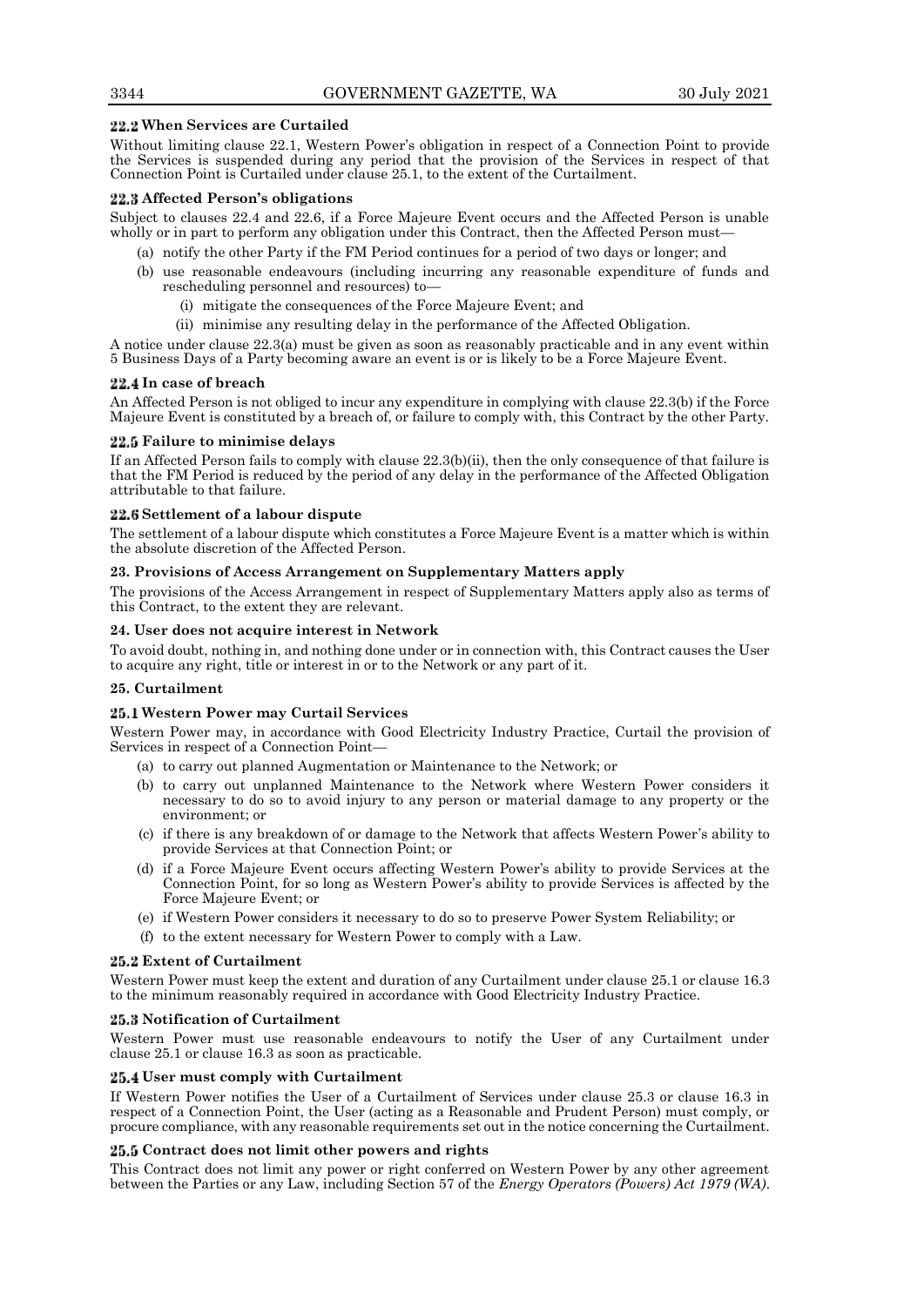### 22.2 When Services are Curtailed

Without limiting clause 22.1, Western Power's obligation in respect of a Connection Point to provide the Services is suspended during any period that the provision of the Services in respect of that Connection Point is Curtailed under clause 25.1, to the extent of the Curtailment.

### 22.3 Affected Person's obligations

Subject to clauses 22.4 and 22.6, if a Force Majeure Event occurs and the Affected Person is unable wholly or in part to perform any obligation under this Contract, then the Affected Person must—

- (a) notify the other Party if the FM Period continues for a period of two days or longer; and
- (b) use reasonable endeavours (including incurring any reasonable expenditure of funds and rescheduling personnel and resources) to—
  - (i) mitigate the consequences of the Force Majeure Event; and
  - (ii) minimise any resulting delay in the performance of the Affected Obligation.

A notice under clause 22.3(a) must be given as soon as reasonably practicable and in any event within 5 Business Days of a Party becoming aware an event is or is likely to be a Force Majeure Event.

### 22.4 In case of breach

An Affected Person is not obliged to incur any expenditure in complying with clause 22.3(b) if the Force Majeure Event is constituted by a breach of, or failure to comply with, this Contract by the other Party.

### 22.5 Failure to minimise delays

If an Affected Person fails to comply with clause 22.3(b)(ii), then the only consequence of that failure is that the FM Period is reduced by the period of any delay in the performance of the Affected Obligation attributable to that failure.

### 22.6 Settlement of a labour dispute

The settlement of a labour dispute which constitutes a Force Majeure Event is a matter which is within the absolute discretion of the Affected Person.

## 23. Provisions of Access Arrangement on Supplementary Matters apply

The provisions of the Access Arrangement in respect of Supplementary Matters apply also as terms of this Contract, to the extent they are relevant.

## 24. User does not acquire interest in Network

To avoid doubt, nothing in, and nothing done under or in connection with, this Contract causes the User to acquire any right, title or interest in or to the Network or any part of it.

## 25. Curtailment

### 25.1 Western Power may Curtail Services

Western Power may, in accordance with Good Electricity Industry Practice, Curtail the provision of Services in respect of a Connection Point—

- (a) to carry out planned Augmentation or Maintenance to the Network; or
- (b) to carry out unplanned Maintenance to the Network where Western Power considers it necessary to do so to avoid injury to any person or material damage to any property or the environment; or
- (c) if there is any breakdown of or damage to the Network that affects Western Power's ability to provide Services at that Connection Point; or
- (d) if a Force Majeure Event occurs affecting Western Power's ability to provide Services at the Connection Point, for so long as Western Power's ability to provide Services is affected by the Force Majeure Event; or
- (e) if Western Power considers it necessary to do so to preserve Power System Reliability; or
- (f) to the extent necessary for Western Power to comply with a Law.

### 25.2 Extent of Curtailment

Western Power must keep the extent and duration of any Curtailment under clause 25.1 or clause 16.3 to the minimum reasonably required in accordance with Good Electricity Industry Practice.

### 25.3 Notification of Curtailment

Western Power must use reasonable endeavours to notify the User of any Curtailment under clause 25.1 or clause 16.3 as soon as practicable.

### 25.4 User must comply with Curtailment

If Western Power notifies the User of a Curtailment of Services under clause 25.3 or clause 16.3 in respect of a Connection Point, the User (acting as a Reasonable and Prudent Person) must comply, or procure compliance, with any reasonable requirements set out in the notice concerning the Curtailment.

### 25.5 Contract does not limit other powers and rights

This Contract does not limit any power or right conferred on Western Power by any other agreement between the Parties or any Law, including Section 57 of the *Energy Operators (Powers) Act 1979 (WA)*.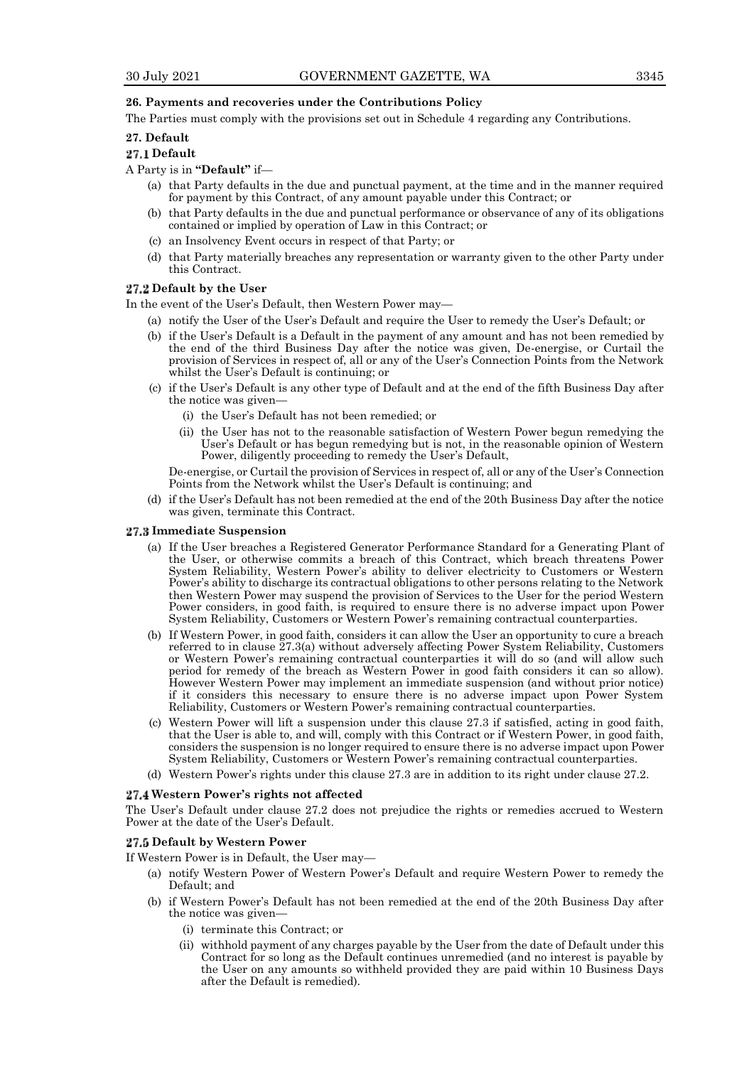**26. Payments and recoveries under the Contributions Policy**

The Parties must comply with the provisions set out in Schedule 4 regarding any Contributions.

**27. Default**

**27.1 Default**

A Party is in **"Default"** if—

(a) that Party defaults in the due and punctual payment, at the time and in the manner required for payment by this Contract, of any amount payable under this Contract; or

(b) that Party defaults in the due and punctual performance or observance of any of its obligations contained or implied by operation of Law in this Contract; or

(c) an Insolvency Event occurs in respect of that Party; or

(d) that Party materially breaches any representation or warranty given to the other Party under this Contract.

**27.2 Default by the User**

In the event of the User's Default, then Western Power may—

(a) notify the User of the User's Default and require the User to remedy the User's Default; or

(b) if the User's Default is a Default in the payment of any amount and has not been remedied by the end of the third Business Day after the notice was given, De-energise, or Curtail the provision of Services in respect of, all or any of the User's Connection Points from the Network whilst the User's Default is continuing; or

(c) if the User's Default is any other type of Default and at the end of the fifth Business Day after the notice was given—

(i) the User's Default has not been remedied; or

(ii) the User has not to the reasonable satisfaction of Western Power begun remedying the User's Default or has begun remedying but is not, in the reasonable opinion of Western Power, diligently proceeding to remedy the User's Default,

De-energise, or Curtail the provision of Services in respect of, all or any of the User's Connection Points from the Network whilst the User's Default is continuing; and

(d) if the User's Default has not been remedied at the end of the 20th Business Day after the notice was given, terminate this Contract.

**27.3 Immediate Suspension**

(a) If the User breaches a Registered Generator Performance Standard for a Generating Plant of the User, or otherwise commits a breach of this Contract, which breach threatens Power System Reliability, Western Power's ability to deliver electricity to Customers or Western Power's ability to discharge its contractual obligations to other persons relating to the Network then Western Power may suspend the provision of Services to the User for the period Western Power considers, in good faith, is required to ensure there is no adverse impact upon Power System Reliability, Customers or Western Power's remaining contractual counterparties.

(b) If Western Power, in good faith, considers it can allow the User an opportunity to cure a breach referred to in clause 27.3(a) without adversely affecting Power System Reliability, Customers or Western Power's remaining contractual counterparties it will do so (and will allow such period for remedy of the breach as Western Power in good faith considers it can so allow). However Western Power may implement an immediate suspension (and without prior notice) if it considers this necessary to ensure there is no adverse impact upon Power System Reliability, Customers or Western Power's remaining contractual counterparties.

(c) Western Power will lift a suspension under this clause 27.3 if satisfied, acting in good faith, that the User is able to, and will, comply with this Contract or if Western Power, in good faith, considers the suspension is no longer required to ensure there is no adverse impact upon Power System Reliability, Customers or Western Power's remaining contractual counterparties.

(d) Western Power's rights under this clause 27.3 are in addition to its right under clause 27.2.

**27.4 Western Power's rights not affected**

The User's Default under clause 27.2 does not prejudice the rights or remedies accrued to Western Power at the date of the User's Default.

**27.5 Default by Western Power**

If Western Power is in Default, the User may—

(a) notify Western Power of Western Power's Default and require Western Power to remedy the Default; and

(b) if Western Power's Default has not been remedied at the end of the 20th Business Day after the notice was given—

(i) terminate this Contract; or

(ii) withhold payment of any charges payable by the User from the date of Default under this Contract for so long as the Default continues unremedied (and no interest is payable by the User on any amounts so withheld provided they are paid within 10 Business Days after the Default is remedied).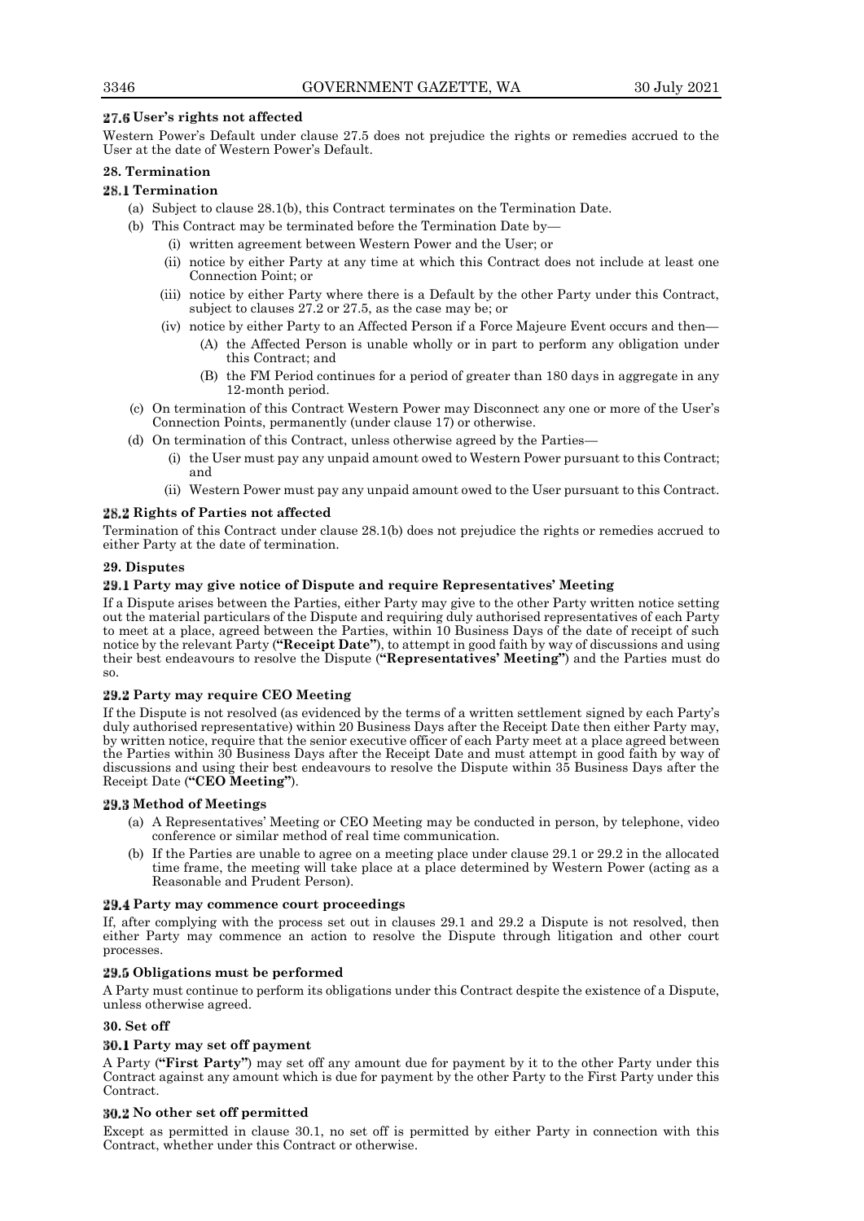**27.6 User's rights not affected**

Western Power's Default under clause 27.5 does not prejudice the rights or remedies accrued to the User at the date of Western Power's Default.

**28. Termination**

**28.1 Termination**

(a) Subject to clause 28.1(b), this Contract terminates on the Termination Date.

(b) This Contract may be terminated before the Termination Date by—

   (i) written agreement between Western Power and the User; or

   (ii) notice by either Party at any time at which this Contract does not include at least one Connection Point; or

   (iii) notice by either Party where there is a Default by the other Party under this Contract, subject to clauses 27.2 or 27.5, as the case may be; or

   (iv) notice by either Party to an Affected Person if a Force Majeure Event occurs and then—

      (A) the Affected Person is unable wholly or in part to perform any obligation under this Contract; and

      (B) the FM Period continues for a period of greater than 180 days in aggregate in any 12-month period.

(c) On termination of this Contract Western Power may Disconnect any one or more of the User's Connection Points, permanently (under clause 17) or otherwise.

(d) On termination of this Contract, unless otherwise agreed by the Parties—

   (i) the User must pay any unpaid amount owed to Western Power pursuant to this Contract; and

   (ii) Western Power must pay any unpaid amount owed to the User pursuant to this Contract.

**28.2 Rights of Parties not affected**

Termination of this Contract under clause 28.1(b) does not prejudice the rights or remedies accrued to either Party at the date of termination.

**29. Disputes**

**29.1 Party may give notice of Dispute and require Representatives' Meeting**

If a Dispute arises between the Parties, either Party may give to the other Party written notice setting out the material particulars of the Dispute and requiring duly authorised representatives of each Party to meet at a place, agreed between the Parties, within 10 Business Days of the date of receipt of such notice by the relevant Party (**"Receipt Date"**), to attempt in good faith by way of discussions and using their best endeavours to resolve the Dispute (**"Representatives' Meeting"**) and the Parties must do so.

**29.2 Party may require CEO Meeting**

If the Dispute is not resolved (as evidenced by the terms of a written settlement signed by each Party's duly authorised representative) within 20 Business Days after the Receipt Date then either Party may, by written notice, require that the senior executive officer of each Party meet at a place agreed between the Parties within 30 Business Days after the Receipt Date and must attempt in good faith by way of discussions and using their best endeavours to resolve the Dispute within 35 Business Days after the Receipt Date (**"CEO Meeting"**).

**29.3 Method of Meetings**

(a) A Representatives' Meeting or CEO Meeting may be conducted in person, by telephone, video conference or similar method of real time communication.

(b) If the Parties are unable to agree on a meeting place under clause 29.1 or 29.2 in the allocated time frame, the meeting will take place at a place determined by Western Power (acting as a Reasonable and Prudent Person).

**29.4 Party may commence court proceedings**

If, after complying with the process set out in clauses 29.1 and 29.2 a Dispute is not resolved, then either Party may commence an action to resolve the Dispute through litigation and other court processes.

**29.5 Obligations must be performed**

A Party must continue to perform its obligations under this Contract despite the existence of a Dispute, unless otherwise agreed.

**30. Set off**

**30.1 Party may set off payment**

A Party (**"First Party"**) may set off any amount due for payment by it to the other Party under this Contract against any amount which is due for payment by the other Party to the First Party under this Contract.

**30.2 No other set off permitted**

Except as permitted in clause 30.1, no set off is permitted by either Party in connection with this Contract, whether under this Contract or otherwise.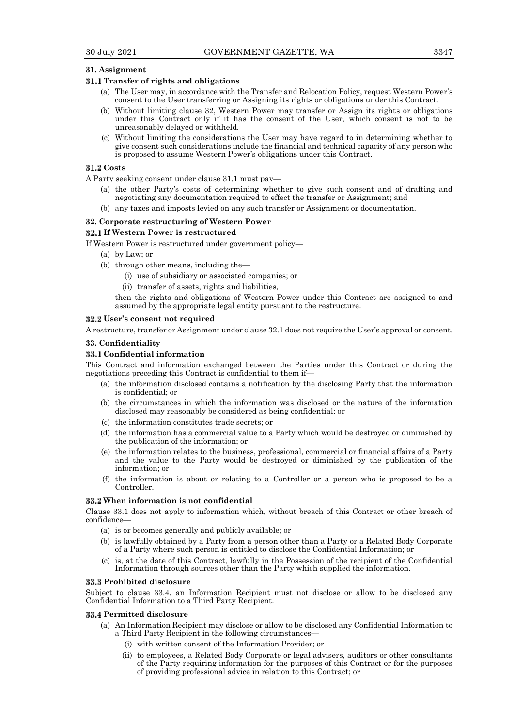### 31. Assignment

#### 31.1 Transfer of rights and obligations

(a) The User may, in accordance with the Transfer and Relocation Policy, request Western Power's consent to the User transferring or Assigning its rights or obligations under this Contract.

(b) Without limiting clause 32, Western Power may transfer or Assign its rights or obligations under this Contract only if it has the consent of the User, which consent is not to be unreasonably delayed or withheld.

(c) Without limiting the considerations the User may have regard to in determining whether to give consent such considerations include the financial and technical capacity of any person who is proposed to assume Western Power's obligations under this Contract.

#### 31.2 Costs

A Party seeking consent under clause 31.1 must pay—

(a) the other Party's costs of determining whether to give such consent and of drafting and negotiating any documentation required to effect the transfer or Assignment; and

(b) any taxes and imposts levied on any such transfer or Assignment or documentation.

### 32. Corporate restructuring of Western Power

#### 32.1 If Western Power is restructured

If Western Power is restructured under government policy—

(a) by Law; or

(b) through other means, including the—

(i) use of subsidiary or associated companies; or

(ii) transfer of assets, rights and liabilities,

then the rights and obligations of Western Power under this Contract are assigned to and assumed by the appropriate legal entity pursuant to the restructure.

#### 32.2 User's consent not required

A restructure, transfer or Assignment under clause 32.1 does not require the User's approval or consent.

### 33. Confidentiality

#### 33.1 Confidential information

This Contract and information exchanged between the Parties under this Contract or during the negotiations preceding this Contract is confidential to them if—

(a) the information disclosed contains a notification by the disclosing Party that the information is confidential; or

(b) the circumstances in which the information was disclosed or the nature of the information disclosed may reasonably be considered as being confidential; or

(c) the information constitutes trade secrets; or

(d) the information has a commercial value to a Party which would be destroyed or diminished by the publication of the information; or

(e) the information relates to the business, professional, commercial or financial affairs of a Party and the value to the Party would be destroyed or diminished by the publication of the information; or

(f) the information is about or relating to a Controller or a person who is proposed to be a Controller.

#### 33.2 When information is not confidential

Clause 33.1 does not apply to information which, without breach of this Contract or other breach of confidence—

(a) is or becomes generally and publicly available; or

(b) is lawfully obtained by a Party from a person other than a Party or a Related Body Corporate of a Party where such person is entitled to disclose the Confidential Information; or

(c) is, at the date of this Contract, lawfully in the Possession of the recipient of the Confidential Information through sources other than the Party which supplied the information.

#### 33.3 Prohibited disclosure

Subject to clause 33.4, an Information Recipient must not disclose or allow to be disclosed any Confidential Information to a Third Party Recipient.

#### 33.4 Permitted disclosure

(a) An Information Recipient may disclose or allow to be disclosed any Confidential Information to a Third Party Recipient in the following circumstances—

(i) with written consent of the Information Provider; or

(ii) to employees, a Related Body Corporate or legal advisers, auditors or other consultants of the Party requiring information for the purposes of this Contract or for the purposes of providing professional advice in relation to this Contract; or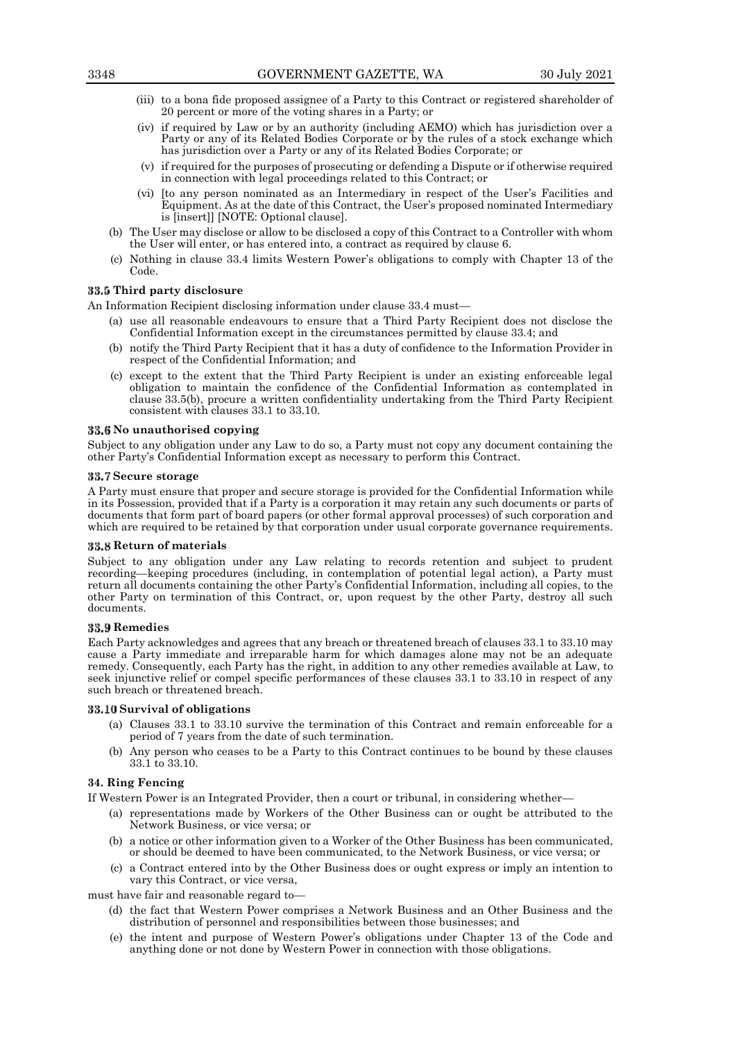(iii) to a bona fide proposed assignee of a Party to this Contract or registered shareholder of 20 percent or more of the voting shares in a Party; or

(iv) if required by Law or by an authority (including AEMO) which has jurisdiction over a Party or any of its Related Bodies Corporate or by the rules of a stock exchange which has jurisdiction over a Party or any of its Related Bodies Corporate; or

(v) if required for the purposes of prosecuting or defending a Dispute or if otherwise required in connection with legal proceedings related to this Contract; or

(vi) [to any person nominated as an Intermediary in respect of the User's Facilities and Equipment. As at the date of this Contract, the User's proposed nominated Intermediary is [insert]] [NOTE: Optional clause].

(b) The User may disclose or allow to be disclosed a copy of this Contract to a Controller with whom the User will enter, or has entered into, a contract as required by clause 6.

(c) Nothing in clause 33.4 limits Western Power's obligations to comply with Chapter 13 of the Code.

**33.5 Third party disclosure**

An Information Recipient disclosing information under clause 33.4 must—

(a) use all reasonable endeavours to ensure that a Third Party Recipient does not disclose the Confidential Information except in the circumstances permitted by clause 33.4; and

(b) notify the Third Party Recipient that it has a duty of confidence to the Information Provider in respect of the Confidential Information; and

(c) except to the extent that the Third Party Recipient is under an existing enforceable legal obligation to maintain the confidence of the Confidential Information as contemplated in clause 33.5(b), procure a written confidentiality undertaking from the Third Party Recipient consistent with clauses 33.1 to 33.10.

**33.6 No unauthorised copying**

Subject to any obligation under any Law to do so, a Party must not copy any document containing the other Party's Confidential Information except as necessary to perform this Contract.

**33.7 Secure storage**

A Party must ensure that proper and secure storage is provided for the Confidential Information while in its Possession, provided that if a Party is a corporation it may retain any such documents or parts of documents that form part of board papers (or other formal approval processes) of such corporation and which are required to be retained by that corporation under usual corporate governance requirements.

**33.8 Return of materials**

Subject to any obligation under any Law relating to records retention and subject to prudent recording—keeping procedures (including, in contemplation of potential legal action), a Party must return all documents containing the other Party's Confidential Information, including all copies, to the other Party on termination of this Contract, or, upon request by the other Party, destroy all such documents.

**33.9 Remedies**

Each Party acknowledges and agrees that any breach or threatened breach of clauses 33.1 to 33.10 may cause a Party immediate and irreparable harm for which damages alone may not be an adequate remedy. Consequently, each Party has the right, in addition to any other remedies available at Law, to seek injunctive relief or compel specific performances of these clauses 33.1 to 33.10 in respect of any such breach or threatened breach.

**33.10 Survival of obligations**

(a) Clauses 33.1 to 33.10 survive the termination of this Contract and remain enforceable for a period of 7 years from the date of such termination.

(b) Any person who ceases to be a Party to this Contract continues to be bound by these clauses 33.1 to 33.10.

**34. Ring Fencing**

If Western Power is an Integrated Provider, then a court or tribunal, in considering whether—

(a) representations made by Workers of the Other Business can or ought be attributed to the Network Business, or vice versa; or

(b) a notice or other information given to a Worker of the Other Business has been communicated, or should be deemed to have been communicated, to the Network Business, or vice versa; or

(c) a Contract entered into by the Other Business does or ought express or imply an intention to vary this Contract, or vice versa,

must have fair and reasonable regard to—

(d) the fact that Western Power comprises a Network Business and an Other Business and the distribution of personnel and responsibilities between those businesses; and

(e) the intent and purpose of Western Power's obligations under Chapter 13 of the Code and anything done or not done by Western Power in connection with those obligations.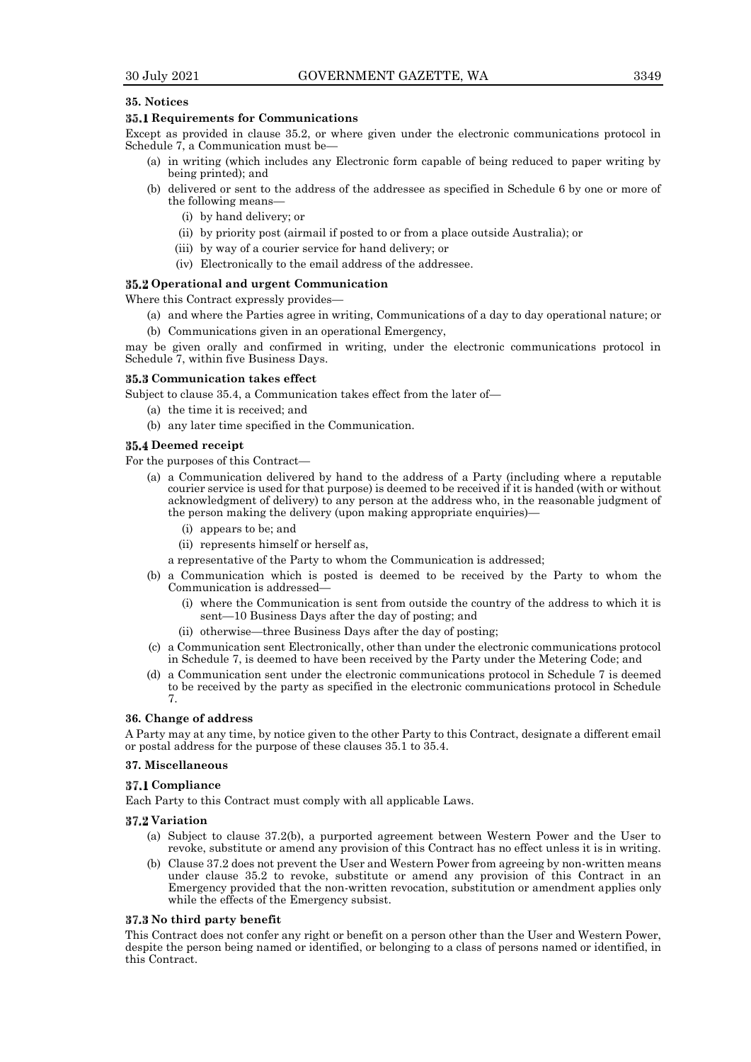## 35. Notices

### 35.1 Requirements for Communications

Except as provided in clause 35.2, or where given under the electronic communications protocol in Schedule 7, a Communication must be—

- (a) in writing (which includes any Electronic form capable of being reduced to paper writing by being printed); and
- (b) delivered or sent to the address of the addressee as specified in Schedule 6 by one or more of the following means—
  - (i) by hand delivery; or
  - (ii) by priority post (airmail if posted to or from a place outside Australia); or
  - (iii) by way of a courier service for hand delivery; or
  - (iv) Electronically to the email address of the addressee.

### 35.2 Operational and urgent Communication

Where this Contract expressly provides—

- (a) and where the Parties agree in writing, Communications of a day to day operational nature; or
- (b) Communications given in an operational Emergency,

may be given orally and confirmed in writing, under the electronic communications protocol in Schedule 7, within five Business Days.

### 35.3 Communication takes effect

Subject to clause 35.4, a Communication takes effect from the later of—

- (a) the time it is received; and
- (b) any later time specified in the Communication.

### 35.4 Deemed receipt

For the purposes of this Contract—

- (a) a Communication delivered by hand to the address of a Party (including where a reputable courier service is used for that purpose) is deemed to be received if it is handed (with or without acknowledgment of delivery) to any person at the address who, in the reasonable judgment of the person making the delivery (upon making appropriate enquiries)—
  - (i) appears to be; and
  - (ii) represents himself or herself as,

  a representative of the Party to whom the Communication is addressed;
- (b) a Communication which is posted is deemed to be received by the Party to whom the Communication is addressed—
  - (i) where the Communication is sent from outside the country of the address to which it is sent—10 Business Days after the day of posting; and
  - (ii) otherwise—three Business Days after the day of posting;
- (c) a Communication sent Electronically, other than under the electronic communications protocol in Schedule 7, is deemed to have been received by the Party under the Metering Code; and
- (d) a Communication sent under the electronic communications protocol in Schedule 7 is deemed to be received by the party as specified in the electronic communications protocol in Schedule 7.

## 36. Change of address

A Party may at any time, by notice given to the other Party to this Contract, designate a different email or postal address for the purpose of these clauses 35.1 to 35.4.

## 37. Miscellaneous

### 37.1 Compliance

Each Party to this Contract must comply with all applicable Laws.

### 37.2 Variation

- (a) Subject to clause 37.2(b), a purported agreement between Western Power and the User to revoke, substitute or amend any provision of this Contract has no effect unless it is in writing.
- (b) Clause 37.2 does not prevent the User and Western Power from agreeing by non-written means under clause 35.2 to revoke, substitute or amend any provision of this Contract in an Emergency provided that the non-written revocation, substitution or amendment applies only while the effects of the Emergency subsist.

### 37.3 No third party benefit

This Contract does not confer any right or benefit on a person other than the User and Western Power, despite the person being named or identified, or belonging to a class of persons named or identified, in this Contract.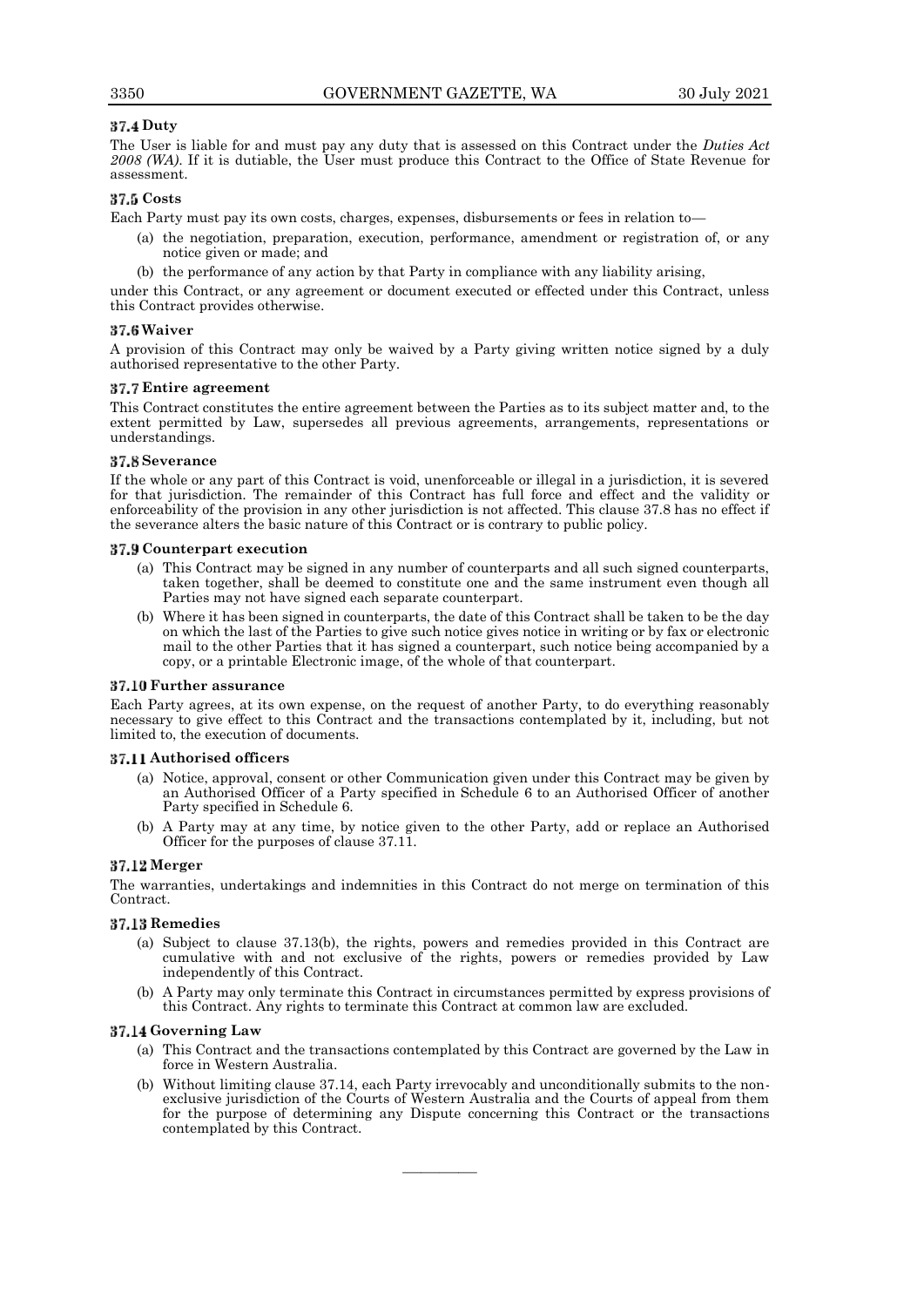### 37.4 Duty

The User is liable for and must pay any duty that is assessed on this Contract under the *Duties Act 2008 (WA)*. If it is dutiable, the User must produce this Contract to the Office of State Revenue for assessment.

### 37.5 Costs

Each Party must pay its own costs, charges, expenses, disbursements or fees in relation to—

(a) the negotiation, preparation, execution, performance, amendment or registration of, or any notice given or made; and

(b) the performance of any action by that Party in compliance with any liability arising,

under this Contract, or any agreement or document executed or effected under this Contract, unless this Contract provides otherwise.

### 37.6 Waiver

A provision of this Contract may only be waived by a Party giving written notice signed by a duly authorised representative to the other Party.

### 37.7 Entire agreement

This Contract constitutes the entire agreement between the Parties as to its subject matter and, to the extent permitted by Law, supersedes all previous agreements, arrangements, representations or understandings.

### 37.8 Severance

If the whole or any part of this Contract is void, unenforceable or illegal in a jurisdiction, it is severed for that jurisdiction. The remainder of this Contract has full force and effect and the validity or enforceability of the provision in any other jurisdiction is not affected. This clause 37.8 has no effect if the severance alters the basic nature of this Contract or is contrary to public policy.

### 37.9 Counterpart execution

(a) This Contract may be signed in any number of counterparts and all such signed counterparts, taken together, shall be deemed to constitute one and the same instrument even though all Parties may not have signed each separate counterpart.

(b) Where it has been signed in counterparts, the date of this Contract shall be taken to be the day on which the last of the Parties to give such notice gives notice in writing or by fax or electronic mail to the other Parties that it has signed a counterpart, such notice being accompanied by a copy, or a printable Electronic image, of the whole of that counterpart.

### 37.10 Further assurance

Each Party agrees, at its own expense, on the request of another Party, to do everything reasonably necessary to give effect to this Contract and the transactions contemplated by it, including, but not limited to, the execution of documents.

### 37.11 Authorised officers

(a) Notice, approval, consent or other Communication given under this Contract may be given by an Authorised Officer of a Party specified in Schedule 6 to an Authorised Officer of another Party specified in Schedule 6.

(b) A Party may at any time, by notice given to the other Party, add or replace an Authorised Officer for the purposes of clause 37.11.

### 37.12 Merger

The warranties, undertakings and indemnities in this Contract do not merge on termination of this Contract.

### 37.13 Remedies

(a) Subject to clause 37.13(b), the rights, powers and remedies provided in this Contract are cumulative with and not exclusive of the rights, powers or remedies provided by Law independently of this Contract.

(b) A Party may only terminate this Contract in circumstances permitted by express provisions of this Contract. Any rights to terminate this Contract at common law are excluded.

### 37.14 Governing Law

(a) This Contract and the transactions contemplated by this Contract are governed by the Law in force in Western Australia.

(b) Without limiting clause 37.14, each Party irrevocably and unconditionally submits to the non-exclusive jurisdiction of the Courts of Western Australia and the Courts of appeal from them for the purpose of determining any Dispute concerning this Contract or the transactions contemplated by this Contract.

---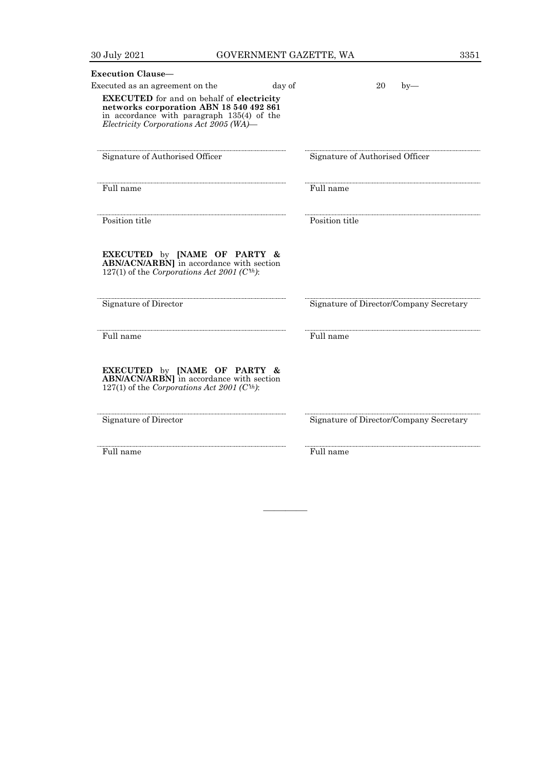**Execution Clause—**

Executed as an agreement on the day of 20 by—

**EXECUTED** for and on behalf of **electricity networks corporation ABN 18 540 492 861** in accordance with paragraph 135(4) of the *Electricity Corporations Act 2005 (WA)*—

| | |
|---|---|
| ............................................ | ............................................ |
| Signature of Authorised Officer | Signature of Authorised Officer |
| ............................................ | ............................................ |
| Full name | Full name |
| ............................................ | ............................................ |
| Position title | Position title |

**EXECUTED** by **[NAME OF PARTY & ABN/ACN/ARBN]** in accordance with section 127(1) of the *Corporations Act 2001 (C'th)*:

| | |
|---|---|
| ............................................ | ............................................ |
| Signature of Director | Signature of Director/Company Secretary |
| ............................................ | ............................................ |
| Full name | Full name |

**EXECUTED** by **[NAME OF PARTY & ABN/ACN/ARBN]** in accordance with section 127(1) of the *Corporations Act 2001 (C'th)*:

| | |
|---|---|
| ............................................ | ............................................ |
| Signature of Director | Signature of Director/Company Secretary |
| ............................................ | ............................................ |
| Full name | Full name |

———————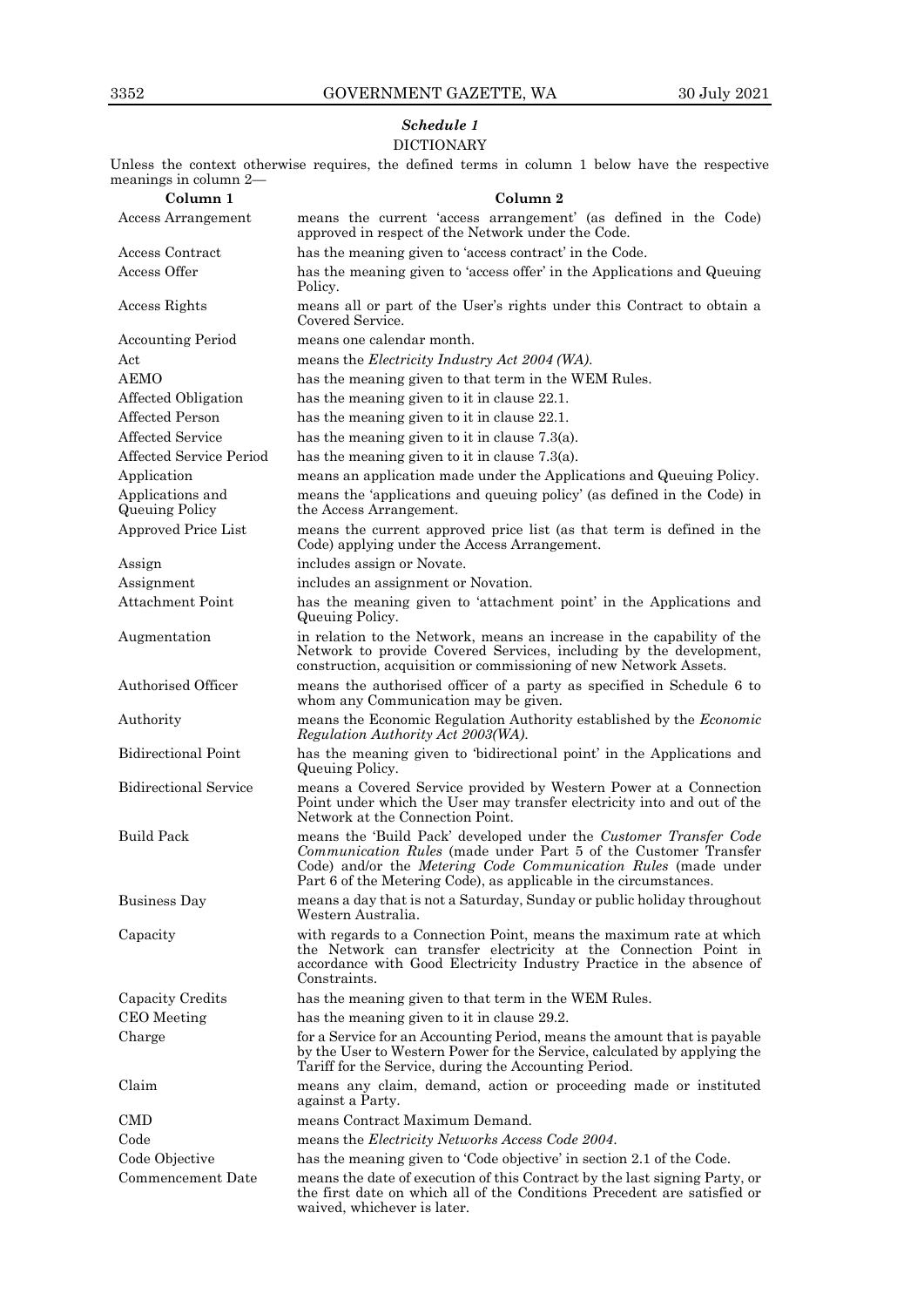## *Schedule 1*

### DICTIONARY

Unless the context otherwise requires, the defined terms in column 1 below have the respective meanings in column 2—

| Column 1 | Column 2 |
|---|---|
| Access Arrangement | means the current 'access arrangement' (as defined in the Code) approved in respect of the Network under the Code. |
| Access Contract | has the meaning given to 'access contract' in the Code. |
| Access Offer | has the meaning given to 'access offer' in the Applications and Queuing Policy. |
| Access Rights | means all or part of the User's rights under this Contract to obtain a Covered Service. |
| Accounting Period | means one calendar month. |
| Act | means the *Electricity Industry Act 2004 (WA)*. |
| AEMO | has the meaning given to that term in the WEM Rules. |
| Affected Obligation | has the meaning given to it in clause 22.1. |
| Affected Person | has the meaning given to it in clause 22.1. |
| Affected Service | has the meaning given to it in clause 7.3(a). |
| Affected Service Period | has the meaning given to it in clause 7.3(a). |
| Application | means an application made under the Applications and Queuing Policy. |
| Applications and Queuing Policy | means the 'applications and queuing policy' (as defined in the Code) in the Access Arrangement. |
| Approved Price List | means the current approved price list (as that term is defined in the Code) applying under the Access Arrangement. |
| Assign | includes assign or Novate. |
| Assignment | includes an assignment or Novation. |
| Attachment Point | has the meaning given to 'attachment point' in the Applications and Queuing Policy. |
| Augmentation | in relation to the Network, means an increase in the capability of the Network to provide Covered Services, including by the development, construction, acquisition or commissioning of new Network Assets. |
| Authorised Officer | means the authorised officer of a party as specified in Schedule 6 to whom any Communication may be given. |
| Authority | means the Economic Regulation Authority established by the *Economic Regulation Authority Act 2003(WA)*. |
| Bidirectional Point | has the meaning given to 'bidirectional point' in the Applications and Queuing Policy. |
| Bidirectional Service | means a Covered Service provided by Western Power at a Connection Point under which the User may transfer electricity into and out of the Network at the Connection Point. |
| Build Pack | means the 'Build Pack' developed under the *Customer Transfer Code Communication Rules* (made under Part 5 of the Customer Transfer Code) and/or the *Metering Code Communication Rules* (made under Part 6 of the Metering Code), as applicable in the circumstances. |
| Business Day | means a day that is not a Saturday, Sunday or public holiday throughout Western Australia. |
| Capacity | with regards to a Connection Point, means the maximum rate at which the Network can transfer electricity at the Connection Point in accordance with Good Electricity Industry Practice in the absence of Constraints. |
| Capacity Credits | has the meaning given to that term in the WEM Rules. |
| CEO Meeting | has the meaning given to it in clause 29.2. |
| Charge | for a Service for an Accounting Period, means the amount that is payable by the User to Western Power for the Service, calculated by applying the Tariff for the Service, during the Accounting Period. |
| Claim | means any claim, demand, action or proceeding made or instituted against a Party. |
| CMD | means Contract Maximum Demand. |
| Code | means the *Electricity Networks Access Code 2004*. |
| Code Objective | has the meaning given to 'Code objective' in section 2.1 of the Code. |
| Commencement Date | means the date of execution of this Contract by the last signing Party, or the first date on which all of the Conditions Precedent are satisfied or waived, whichever is later. |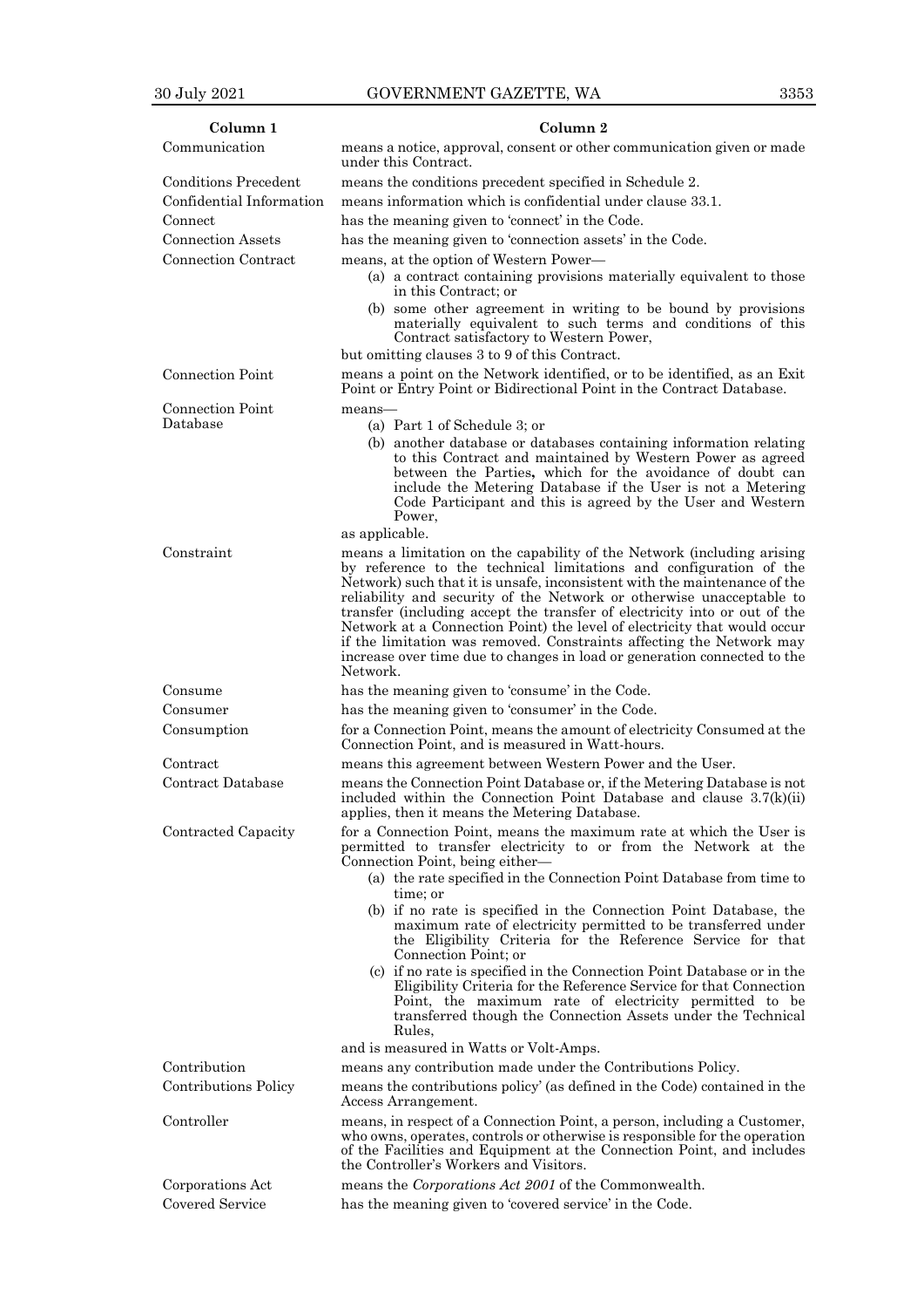| Column 1 | Column 2 |
|---|---|
| Communication | means a notice, approval, consent or other communication given or made under this Contract. |
| Conditions Precedent | means the conditions precedent specified in Schedule 2. |
| Confidential Information | means information which is confidential under clause 33.1. |
| Connect | has the meaning given to 'connect' in the Code. |
| Connection Assets | has the meaning given to 'connection assets' in the Code. |
| Connection Contract | means, at the option of Western Power— (a) a contract containing provisions materially equivalent to those in this Contract; or (b) some other agreement in writing to be bound by provisions materially equivalent to such terms and conditions of this Contract satisfactory to Western Power, but omitting clauses 3 to 9 of this Contract. |
| Connection Point | means a point on the Network identified, or to be identified, as an Exit Point or Entry Point or Bidirectional Point in the Contract Database. |
| Connection Point Database | means— (a) Part 1 of Schedule 3; or (b) another database or databases containing information relating to this Contract and maintained by Western Power as agreed between the Parties**,** which for the avoidance of doubt can include the Metering Database if the User is not a Metering Code Participant and this is agreed by the User and Western Power, as applicable. |
| Constraint | means a limitation on the capability of the Network (including arising by reference to the technical limitations and configuration of the Network) such that it is unsafe, inconsistent with the maintenance of the reliability and security of the Network or otherwise unacceptable to transfer (including accept the transfer of electricity into or out of the Network at a Connection Point) the level of electricity that would occur if the limitation was removed. Constraints affecting the Network may increase over time due to changes in load or generation connected to the Network. |
| Consume | has the meaning given to 'consume' in the Code. |
| Consumer | has the meaning given to 'consumer' in the Code. |
| Consumption | for a Connection Point, means the amount of electricity Consumed at the Connection Point, and is measured in Watt-hours. |
| Contract | means this agreement between Western Power and the User. |
| Contract Database | means the Connection Point Database or, if the Metering Database is not included within the Connection Point Database and clause 3.7(k)(ii) applies, then it means the Metering Database. |
| Contracted Capacity | for a Connection Point, means the maximum rate at which the User is permitted to transfer electricity to or from the Network at the Connection Point, being either— (a) the rate specified in the Connection Point Database from time to time; or (b) if no rate is specified in the Connection Point Database, the maximum rate of electricity permitted to be transferred under the Eligibility Criteria for the Reference Service for that Connection Point; or (c) if no rate is specified in the Connection Point Database or in the Eligibility Criteria for the Reference Service for that Connection Point, the maximum rate of electricity permitted to be transferred though the Connection Assets under the Technical Rules, and is measured in Watts or Volt-Amps. |
| Contribution | means any contribution made under the Contributions Policy. |
| Contributions Policy | means the contributions policy' (as defined in the Code) contained in the Access Arrangement. |
| Controller | means, in respect of a Connection Point, a person, including a Customer, who owns, operates, controls or otherwise is responsible for the operation of the Facilities and Equipment at the Connection Point, and includes the Controller's Workers and Visitors. |
| Corporations Act | means the *Corporations Act 2001* of the Commonwealth. |
| Covered Service | has the meaning given to 'covered service' in the Code. |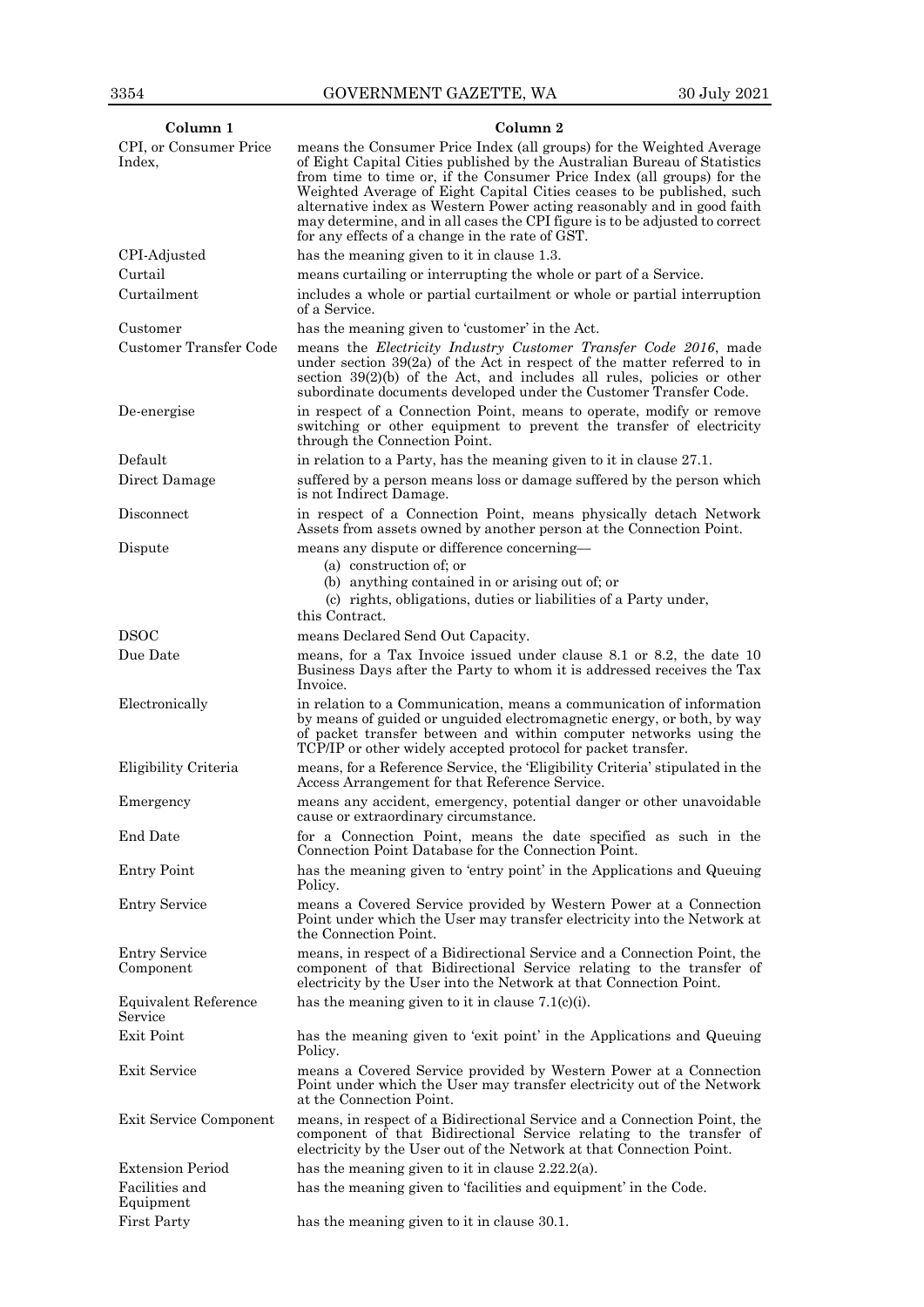| Column 1 | Column 2 |
|---|---|
| CPI, or Consumer Price Index, | means the Consumer Price Index (all groups) for the Weighted Average of Eight Capital Cities published by the Australian Bureau of Statistics from time to time or, if the Consumer Price Index (all groups) for the Weighted Average of Eight Capital Cities ceases to be published, such alternative index as Western Power acting reasonably and in good faith may determine, and in all cases the CPI figure is to be adjusted to correct for any effects of a change in the rate of GST. |
| CPI-Adjusted | has the meaning given to it in clause 1.3. |
| Curtail | means curtailing or interrupting the whole or part of a Service. |
| Curtailment | includes a whole or partial curtailment or whole or partial interruption of a Service. |
| Customer | has the meaning given to 'customer' in the Act. |
| Customer Transfer Code | means the *Electricity Industry Customer Transfer Code 2016*, made under section 39(2a) of the Act in respect of the matter referred to in section 39(2)(b) of the Act, and includes all rules, policies or other subordinate documents developed under the Customer Transfer Code. |
| De-energise | in respect of a Connection Point, means to operate, modify or remove switching or other equipment to prevent the transfer of electricity through the Connection Point. |
| Default | in relation to a Party, has the meaning given to it in clause 27.1. |
| Direct Damage | suffered by a person means loss or damage suffered by the person which is not Indirect Damage. |
| Disconnect | in respect of a Connection Point, means physically detach Network Assets from assets owned by another person at the Connection Point. |
| Dispute | means any dispute or difference concerning— (a) construction of; or (b) anything contained in or arising out of; or (c) rights, obligations, duties or liabilities of a Party under, this Contract. |
| DSOC | means Declared Send Out Capacity. |
| Due Date | means, for a Tax Invoice issued under clause 8.1 or 8.2, the date 10 Business Days after the Party to whom it is addressed receives the Tax Invoice. |
| Electronically | in relation to a Communication, means a communication of information by means of guided or unguided electromagnetic energy, or both, by way of packet transfer between and within computer networks using the TCP/IP or other widely accepted protocol for packet transfer. |
| Eligibility Criteria | means, for a Reference Service, the 'Eligibility Criteria' stipulated in the Access Arrangement for that Reference Service. |
| Emergency | means any accident, emergency, potential danger or other unavoidable cause or extraordinary circumstance. |
| End Date | for a Connection Point, means the date specified as such in the Connection Point Database for the Connection Point. |
| Entry Point | has the meaning given to 'entry point' in the Applications and Queuing Policy. |
| Entry Service | means a Covered Service provided by Western Power at a Connection Point under which the User may transfer electricity into the Network at the Connection Point. |
| Entry Service Component | means, in respect of a Bidirectional Service and a Connection Point, the component of that Bidirectional Service relating to the transfer of electricity by the User into the Network at that Connection Point. |
| Equivalent Reference Service | has the meaning given to it in clause 7.1(c)(i). |
| Exit Point | has the meaning given to 'exit point' in the Applications and Queuing Policy. |
| Exit Service | means a Covered Service provided by Western Power at a Connection Point under which the User may transfer electricity out of the Network at the Connection Point. |
| Exit Service Component | means, in respect of a Bidirectional Service and a Connection Point, the component of that Bidirectional Service relating to the transfer of electricity by the User out of the Network at that Connection Point. |
| Extension Period | has the meaning given to it in clause 2.22.2(a). |
| Facilities and Equipment | has the meaning given to 'facilities and equipment' in the Code. |
| First Party | has the meaning given to it in clause 30.1. |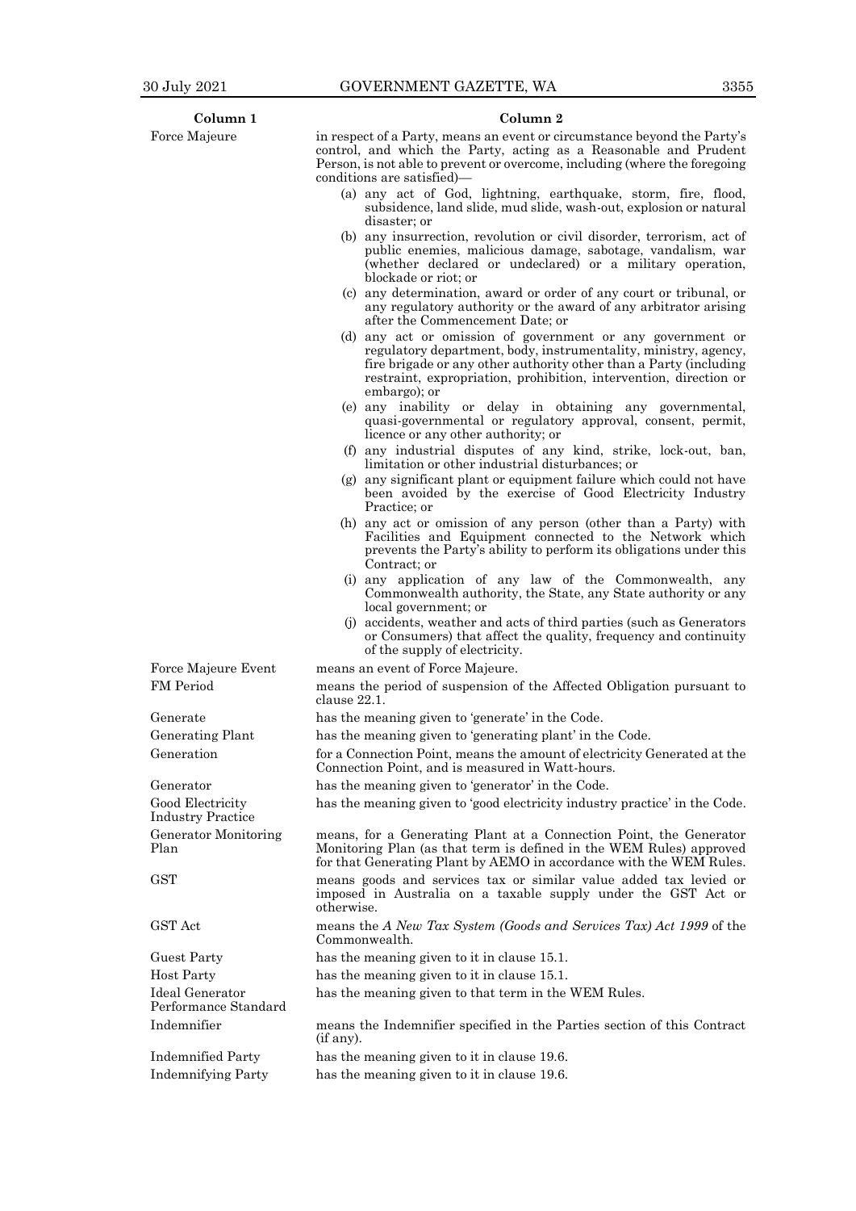| Column 1 | Column 2 |
|---|---|
| Force Majeure | in respect of a Party, means an event or circumstance beyond the Party's control, and which the Party, acting as a Reasonable and Prudent Person, is not able to prevent or overcome, including (where the foregoing conditions are satisfied)— <br>(a) any act of God, lightning, earthquake, storm, fire, flood, subsidence, land slide, mud slide, wash-out, explosion or natural disaster; or <br>(b) any insurrection, revolution or civil disorder, terrorism, act of public enemies, malicious damage, sabotage, vandalism, war (whether declared or undeclared) or a military operation, blockade or riot; or <br>(c) any determination, award or order of any court or tribunal, or any regulatory authority or the award of any arbitrator arising after the Commencement Date; or <br>(d) any act or omission of government or any government or regulatory department, body, instrumentality, ministry, agency, fire brigade or any other authority other than a Party (including restraint, expropriation, prohibition, intervention, direction or embargo); or <br>(e) any inability or delay in obtaining any governmental, quasi-governmental or regulatory approval, consent, permit, licence or any other authority; or <br>(f) any industrial disputes of any kind, strike, lock-out, ban, limitation or other industrial disturbances; or <br>(g) any significant plant or equipment failure which could not have been avoided by the exercise of Good Electricity Industry Practice; or <br>(h) any act or omission of any person (other than a Party) with Facilities and Equipment connected to the Network which prevents the Party's ability to perform its obligations under this Contract; or <br>(i) any application of any law of the Commonwealth, any Commonwealth authority, the State, any State authority or any local government; or <br>(j) accidents, weather and acts of third parties (such as Generators or Consumers) that affect the quality, frequency and continuity of the supply of electricity. |
| Force Majeure Event | means an event of Force Majeure. |
| FM Period | means the period of suspension of the Affected Obligation pursuant to clause 22.1. |
| Generate | has the meaning given to 'generate' in the Code. |
| Generating Plant | has the meaning given to 'generating plant' in the Code. |
| Generation | for a Connection Point, means the amount of electricity Generated at the Connection Point, and is measured in Watt-hours. |
| Generator | has the meaning given to 'generator' in the Code. |
| Good Electricity Industry Practice | has the meaning given to 'good electricity industry practice' in the Code. |
| Generator Monitoring Plan | means, for a Generating Plant at a Connection Point, the Generator Monitoring Plan (as that term is defined in the WEM Rules) approved for that Generating Plant by AEMO in accordance with the WEM Rules. |
| GST | means goods and services tax or similar value added tax levied or imposed in Australia on a taxable supply under the GST Act or otherwise. |
| GST Act | means the *A New Tax System (Goods and Services Tax) Act 1999* of the Commonwealth. |
| Guest Party | has the meaning given to it in clause 15.1. |
| Host Party | has the meaning given to it in clause 15.1. |
| Ideal Generator Performance Standard | has the meaning given to that term in the WEM Rules. |
| Indemnifier | means the Indemnifier specified in the Parties section of this Contract (if any). |
| Indemnified Party | has the meaning given to it in clause 19.6. |
| Indemnifying Party | has the meaning given to it in clause 19.6. |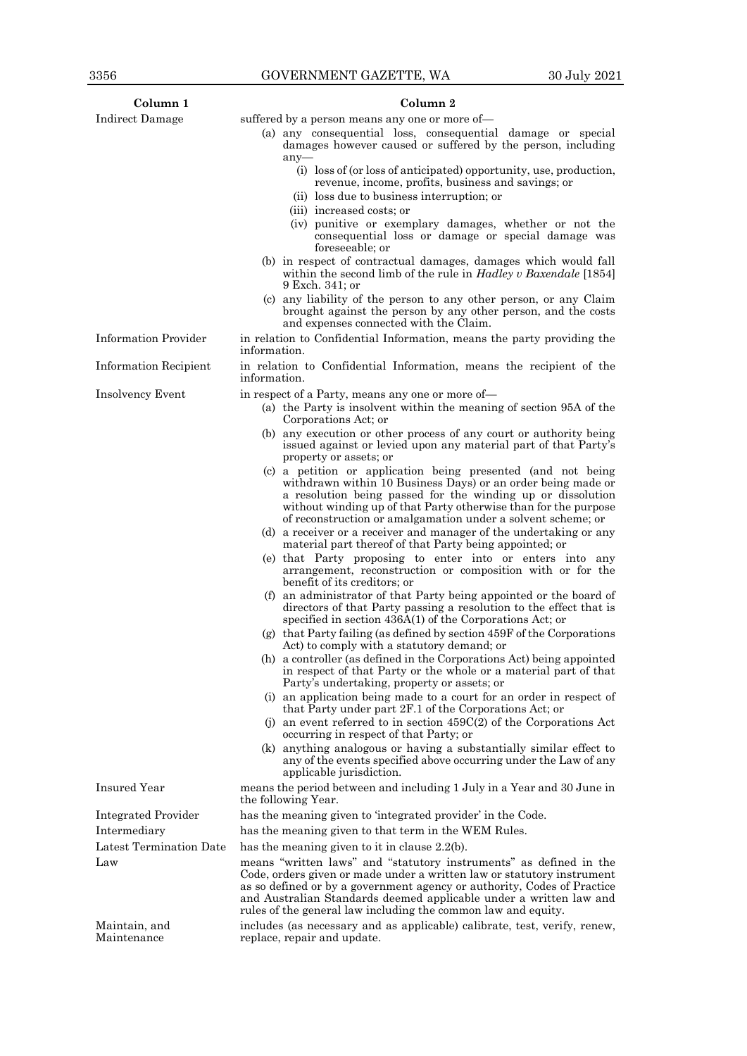| Column 1 | Column 2 |
|---|---|
| Indirect Damage | suffered by a person means any one or more of—<br>(a) any consequential loss, consequential damage or special damages however caused or suffered by the person, including any—<br>(i) loss of (or loss of anticipated) opportunity, use, production, revenue, income, profits, business and savings; or<br>(ii) loss due to business interruption; or<br>(iii) increased costs; or<br>(iv) punitive or exemplary damages, whether or not the consequential loss or damage or special damage was foreseeable; or<br>(b) in respect of contractual damages, damages which would fall within the second limb of the rule in *Hadley v Baxendale* [1854] 9 Exch. 341; or<br>(c) any liability of the person to any other person, or any Claim brought against the person by any other person, and the costs and expenses connected with the Claim. |
| Information Provider | in relation to Confidential Information, means the party providing the information. |
| Information Recipient | in relation to Confidential Information, means the recipient of the information. |
| Insolvency Event | in respect of a Party, means any one or more of—<br>(a) the Party is insolvent within the meaning of section 95A of the Corporations Act; or<br>(b) any execution or other process of any court or authority being issued against or levied upon any material part of that Party's property or assets; or<br>(c) a petition or application being presented (and not being withdrawn within 10 Business Days) or an order being made or a resolution being passed for the winding up or dissolution without winding up of that Party otherwise than for the purpose of reconstruction or amalgamation under a solvent scheme; or<br>(d) a receiver or a receiver and manager of the undertaking or any material part thereof of that Party being appointed; or<br>(e) that Party proposing to enter into or enters into any arrangement, reconstruction or composition with or for the benefit of its creditors; or<br>(f) an administrator of that Party being appointed or the board of directors of that Party passing a resolution to the effect that is specified in section 436A(1) of the Corporations Act; or<br>(g) that Party failing (as defined by section 459F of the Corporations Act) to comply with a statutory demand; or<br>(h) a controller (as defined in the Corporations Act) being appointed in respect of that Party or the whole or a material part of that Party's undertaking, property or assets; or<br>(i) an application being made to a court for an order in respect of that Party under part 2F.1 of the Corporations Act; or<br>(j) an event referred to in section 459C(2) of the Corporations Act occurring in respect of that Party; or<br>(k) anything analogous or having a substantially similar effect to any of the events specified above occurring under the Law of any applicable jurisdiction. |
| Insured Year | means the period between and including 1 July in a Year and 30 June in the following Year. |
| Integrated Provider | has the meaning given to 'integrated provider' in the Code. |
| Intermediary | has the meaning given to that term in the WEM Rules. |
| Latest Termination Date | has the meaning given to it in clause 2.2(b). |
| Law | means "written laws" and "statutory instruments" as defined in the Code, orders given or made under a written law or statutory instrument as so defined or by a government agency or authority, Codes of Practice and Australian Standards deemed applicable under a written law and rules of the general law including the common law and equity. |
| Maintain, and Maintenance | includes (as necessary and as applicable) calibrate, test, verify, renew, replace, repair and update. |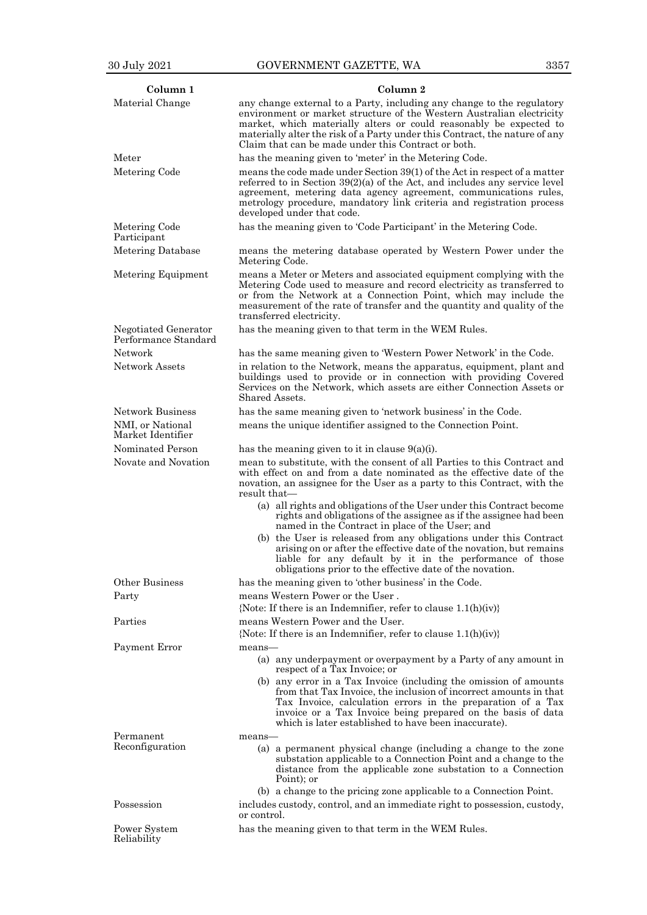| Column 1 | Column 2 |
|---|---|
| Material Change | any change external to a Party, including any change to the regulatory environment or market structure of the Western Australian electricity market, which materially alters or could reasonably be expected to materially alter the risk of a Party under this Contract, the nature of any Claim that can be made under this Contract or both. |
| Meter | has the meaning given to 'meter' in the Metering Code. |
| Metering Code | means the code made under Section 39(1) of the Act in respect of a matter referred to in Section 39(2)(a) of the Act, and includes any service level agreement, metering data agency agreement, communications rules, metrology procedure, mandatory link criteria and registration process developed under that code. |
| Metering Code Participant | has the meaning given to 'Code Participant' in the Metering Code. |
| Metering Database | means the metering database operated by Western Power under the Metering Code. |
| Metering Equipment | means a Meter or Meters and associated equipment complying with the Metering Code used to measure and record electricity as transferred to or from the Network at a Connection Point, which may include the measurement of the rate of transfer and the quantity and quality of the transferred electricity. |
| Negotiated Generator Performance Standard | has the meaning given to that term in the WEM Rules. |
| Network | has the same meaning given to 'Western Power Network' in the Code. |
| Network Assets | in relation to the Network, means the apparatus, equipment, plant and buildings used to provide or in connection with providing Covered Services on the Network, which assets are either Connection Assets or Shared Assets. |
| Network Business | has the same meaning given to 'network business' in the Code. |
| NMI, or National Market Identifier | means the unique identifier assigned to the Connection Point. |
| Nominated Person | has the meaning given to it in clause 9(a)(i). |
| Novate and Novation | mean to substitute, with the consent of all Parties to this Contract and with effect on and from a date nominated as the effective date of the novation, an assignee for the User as a party to this Contract, with the result that—<br>(a) all rights and obligations of the User under this Contract become rights and obligations of the assignee as if the assignee had been named in the Contract in place of the User; and<br>(b) the User is released from any obligations under this Contract arising on or after the effective date of the novation, but remains liable for any default by it in the performance of those obligations prior to the effective date of the novation. |
| Other Business | has the meaning given to 'other business' in the Code. |
| Party | means Western Power or the User .<br>{Note: If there is an Indemnifier, refer to clause 1.1(h)(iv)} |
| Parties | means Western Power and the User.<br>{Note: If there is an Indemnifier, refer to clause 1.1(h)(iv)} |
| Payment Error | means—<br>(a) any underpayment or overpayment by a Party of any amount in respect of a Tax Invoice; or<br>(b) any error in a Tax Invoice (including the omission of amounts from that Tax Invoice, the inclusion of incorrect amounts in that Tax Invoice, calculation errors in the preparation of a Tax invoice or a Tax Invoice being prepared on the basis of data which is later established to have been inaccurate). |
| Permanent Reconfiguration | means—<br>(a) a permanent physical change (including a change to the zone substation applicable to a Connection Point and a change to the distance from the applicable zone substation to a Connection Point); or<br>(b) a change to the pricing zone applicable to a Connection Point. |
| Possession | includes custody, control, and an immediate right to possession, custody, or control. |
| Power System Reliability | has the meaning given to that term in the WEM Rules. |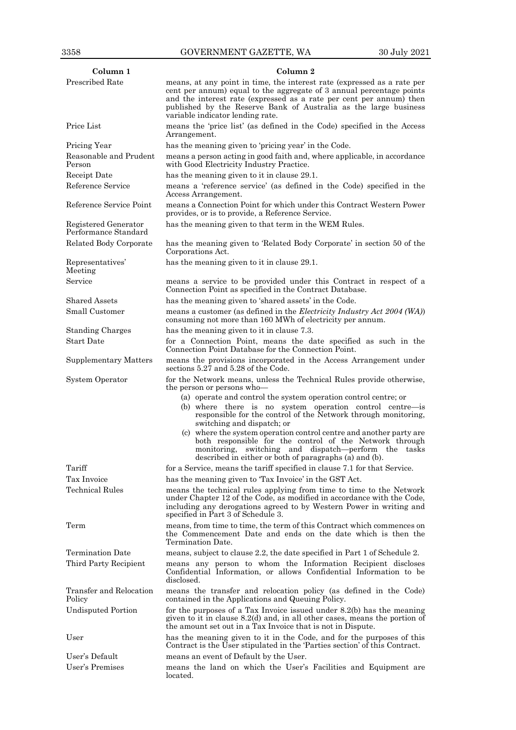| Column 1 | Column 2 |
|---|---|
| Prescribed Rate | means, at any point in time, the interest rate (expressed as a rate per cent per annum) equal to the aggregate of 3 annual percentage points and the interest rate (expressed as a rate per cent per annum) then published by the Reserve Bank of Australia as the large business variable indicator lending rate. |
| Price List | means the 'price list' (as defined in the Code) specified in the Access Arrangement. |
| Pricing Year | has the meaning given to 'pricing year' in the Code. |
| Reasonable and Prudent Person | means a person acting in good faith and, where applicable, in accordance with Good Electricity Industry Practice. |
| Receipt Date | has the meaning given to it in clause 29.1. |
| Reference Service | means a 'reference service' (as defined in the Code) specified in the Access Arrangement. |
| Reference Service Point | means a Connection Point for which under this Contract Western Power provides, or is to provide, a Reference Service. |
| Registered Generator Performance Standard | has the meaning given to that term in the WEM Rules. |
| Related Body Corporate | has the meaning given to 'Related Body Corporate' in section 50 of the Corporations Act. |
| Representatives' Meeting | has the meaning given to it in clause 29.1. |
| Service | means a service to be provided under this Contract in respect of a Connection Point as specified in the Contract Database. |
| Shared Assets | has the meaning given to 'shared assets' in the Code. |
| Small Customer | means a customer (as defined in the *Electricity Industry Act 2004 (WA)*) consuming not more than 160 MWh of electricity per annum. |
| Standing Charges | has the meaning given to it in clause 7.3. |
| Start Date | for a Connection Point, means the date specified as such in the Connection Point Database for the Connection Point. |
| Supplementary Matters | means the provisions incorporated in the Access Arrangement under sections 5.27 and 5.28 of the Code. |
| System Operator | for the Network means, unless the Technical Rules provide otherwise, the person or persons who— (a) operate and control the system operation control centre; or (b) where there is no system operation control centre—is responsible for the control of the Network through monitoring, switching and dispatch; or (c) where the system operation control centre and another party are both responsible for the control of the Network through monitoring, switching and dispatch—perform the tasks described in either or both of paragraphs (a) and (b). |
| Tariff | for a Service, means the tariff specified in clause 7.1 for that Service. |
| Tax Invoice | has the meaning given to 'Tax Invoice' in the GST Act. |
| Technical Rules | means the technical rules applying from time to time to the Network under Chapter 12 of the Code, as modified in accordance with the Code, including any derogations agreed to by Western Power in writing and specified in Part 3 of Schedule 3. |
| Term | means, from time to time, the term of this Contract which commences on the Commencement Date and ends on the date which is then the Termination Date. |
| Termination Date | means, subject to clause 2.2, the date specified in Part 1 of Schedule 2. |
| Third Party Recipient | means any person to whom the Information Recipient discloses Confidential Information, or allows Confidential Information to be disclosed. |
| Transfer and Relocation Policy | means the transfer and relocation policy (as defined in the Code) contained in the Applications and Queuing Policy. |
| Undisputed Portion | for the purposes of a Tax Invoice issued under 8.2(b) has the meaning given to it in clause 8.2(d) and, in all other cases, means the portion of the amount set out in a Tax Invoice that is not in Dispute. |
| User | has the meaning given to it in the Code, and for the purposes of this Contract is the User stipulated in the 'Parties section' of this Contract. |
| User's Default | means an event of Default by the User. |
| User's Premises | means the land on which the User's Facilities and Equipment are located. |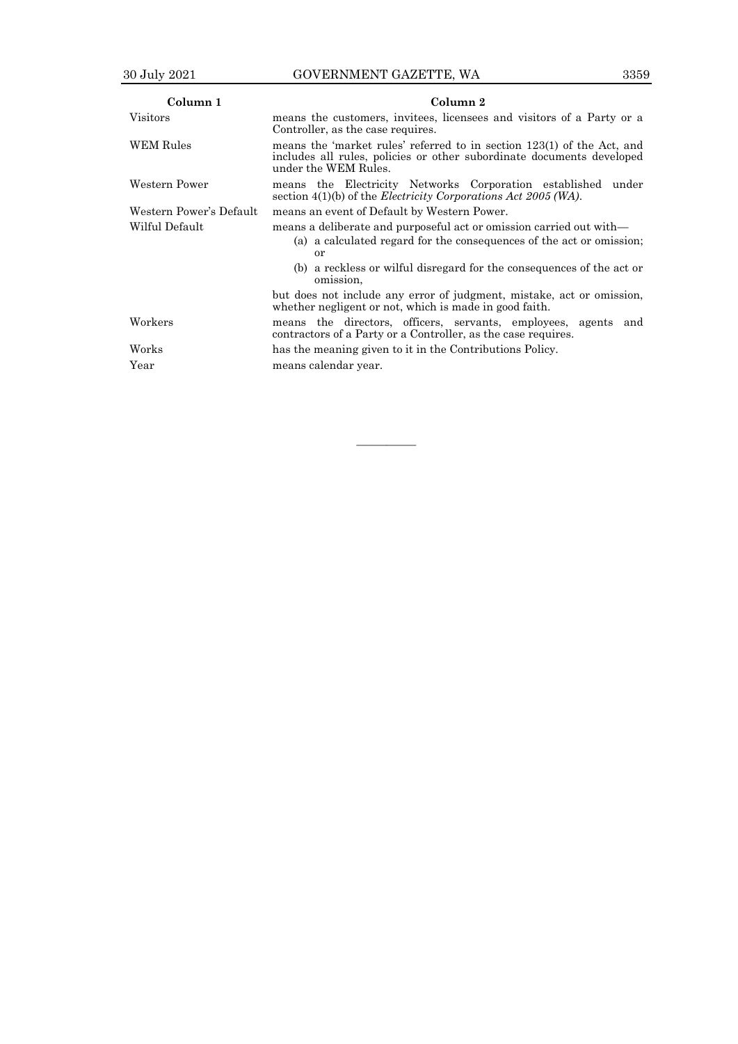| Column 1 | Column 2 |
|---|---|
| Visitors | means the customers, invitees, licensees and visitors of a Party or a Controller, as the case requires. |
| WEM Rules | means the 'market rules' referred to in section 123(1) of the Act, and includes all rules, policies or other subordinate documents developed under the WEM Rules. |
| Western Power | means the Electricity Networks Corporation established under section 4(1)(b) of the *Electricity Corporations Act 2005 (WA)*. |
| Western Power's Default | means an event of Default by Western Power. |
| Wilful Default | means a deliberate and purposeful act or omission carried out with—<br>(a) a calculated regard for the consequences of the act or omission; or<br>(b) a reckless or wilful disregard for the consequences of the act or omission,<br>but does not include any error of judgment, mistake, act or omission, whether negligent or not, which is made in good faith. |
| Workers | means the directors, officers, servants, employees, agents and contractors of a Party or a Controller, as the case requires. |
| Works | has the meaning given to it in the Contributions Policy. |
| Year | means calendar year. |

———————————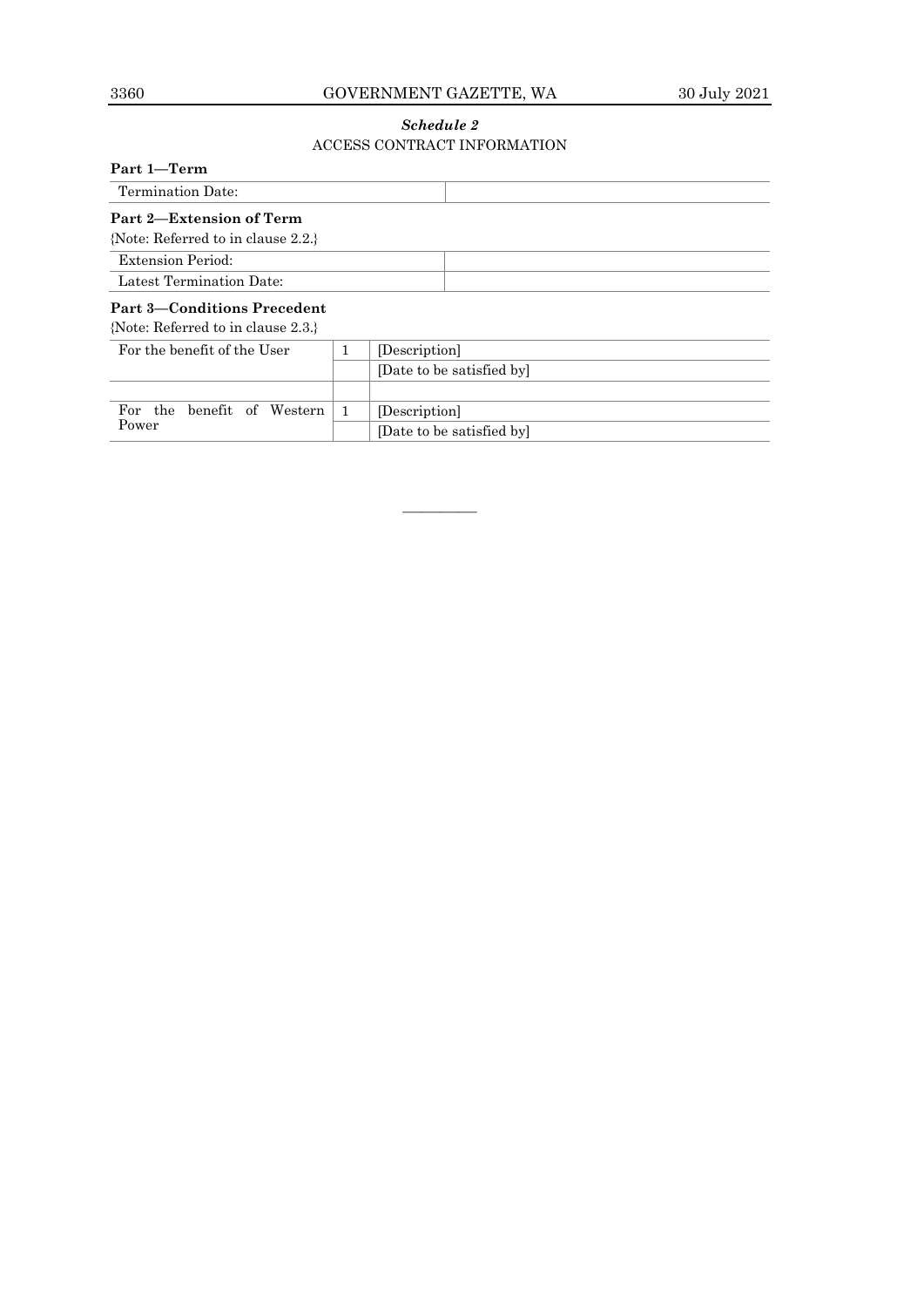***Schedule 2***

ACCESS CONTRACT INFORMATION

**Part 1—Term**

| Termination Date: | |
|---|---|

**Part 2—Extension of Term**

{Note: Referred to in clause 2.2.}

| Extension Period: | |
|---|---|
| Latest Termination Date: | |

**Part 3—Conditions Precedent**

{Note: Referred to in clause 2.3.}

| For the benefit of the User | 1 | [Description] |
|---|---|---|
| | | [Date to be satisfied by] |
| | | |
| For the benefit of Western Power | 1 | [Description] |
| | | [Date to be satisfied by] |

———————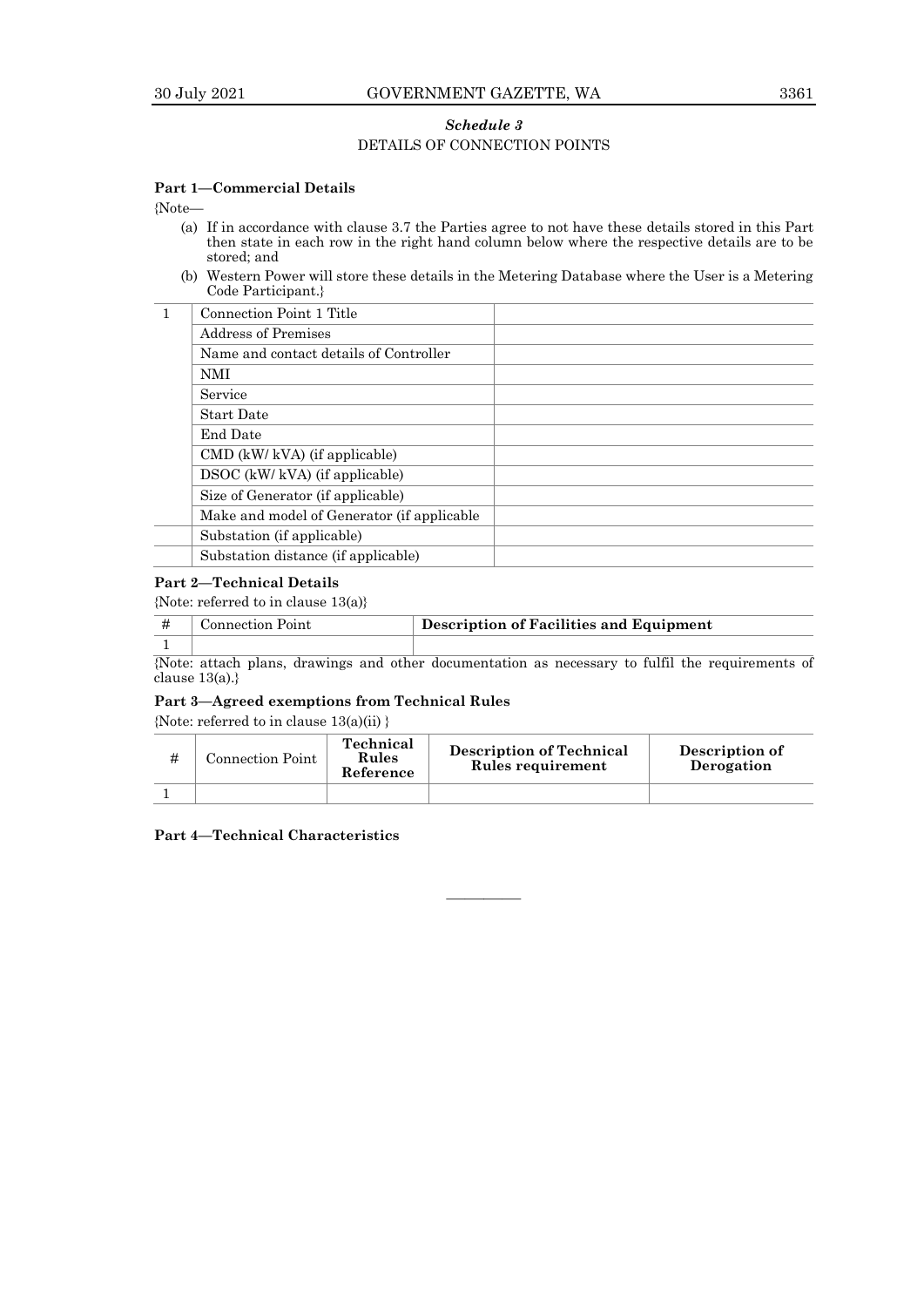## *Schedule 3*

DETAILS OF CONNECTION POINTS

### Part 1—Commercial Details

{Note—

(a) If in accordance with clause 3.7 the Parties agree to not have these details stored in this Part then state in each row in the right hand column below where the respective details are to be stored; and

(b) Western Power will store these details in the Metering Database where the User is a Metering Code Participant.}

| | | |
|---|---|---|
| 1 | Connection Point 1 Title | |
| | Address of Premises | |
| | Name and contact details of Controller | |
| | NMI | |
| | Service | |
| | Start Date | |
| | End Date | |
| | CMD (kW/ kVA) (if applicable) | |
| | DSOC (kW/ kVA) (if applicable) | |
| | Size of Generator (if applicable) | |
| | Make and model of Generator (if applicable | |
| | Substation (if applicable) | |
| | Substation distance (if applicable) | |

### Part 2—Technical Details

{Note: referred to in clause 13(a)}

| # | Connection Point | **Description of Facilities and Equipment** |
|---|---|---|
| 1 | | |

{Note: attach plans, drawings and other documentation as necessary to fulfil the requirements of clause 13(a).}

### Part 3—Agreed exemptions from Technical Rules

{Note: referred to in clause 13(a)(ii) }

| # | Connection Point | **Technical Rules Reference** | **Description of Technical Rules requirement** | **Description of Derogation** |
|---|---|---|---|---|
| 1 | | | | |

### Part 4—Technical Characteristics

———————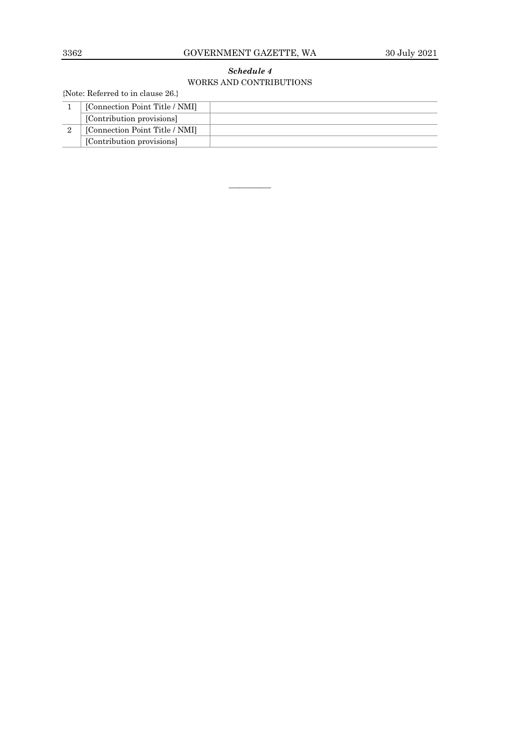### *Schedule 4*

### WORKS AND CONTRIBUTIONS

{Note: Referred to in clause 26.}

| | | |
|---|---|---|
| 1 | [Connection Point Title / NMI] | |
| | [Contribution provisions] | |
| 2 | [Connection Point Title / NMI] | |
| | [Contribution provisions] | |

———————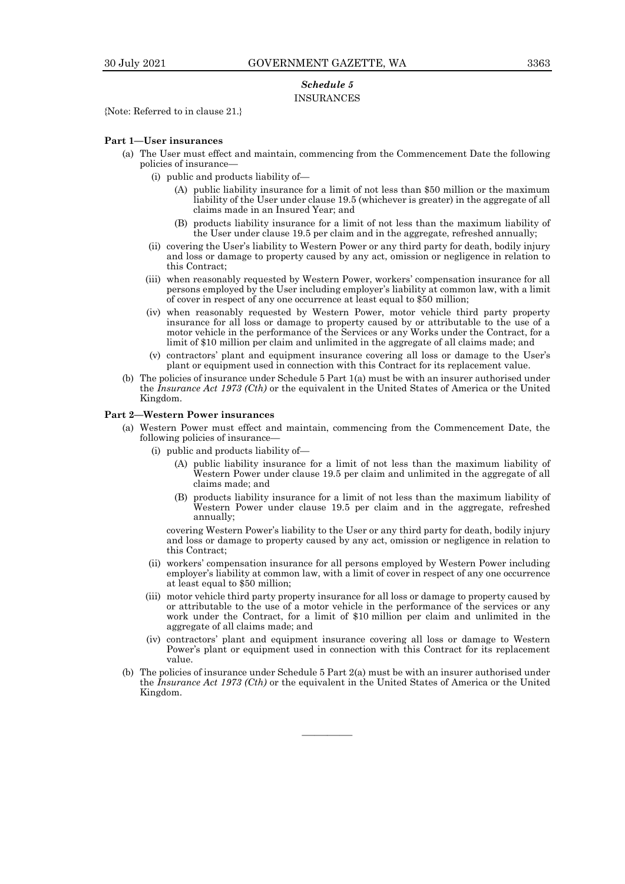## *Schedule 5*
## INSURANCES

{Note: Referred to in clause 21.}

**Part 1—User insurances**

- (a) The User must effect and maintain, commencing from the Commencement Date the following policies of insurance—
  - (i) public and products liability of—
    - (A) public liability insurance for a limit of not less than $50 million or the maximum liability of the User under clause 19.5 (whichever is greater) in the aggregate of all claims made in an Insured Year; and
    - (B) products liability insurance for a limit of not less than the maximum liability of the User under clause 19.5 per claim and in the aggregate, refreshed annually;
  - (ii) covering the User's liability to Western Power or any third party for death, bodily injury and loss or damage to property caused by any act, omission or negligence in relation to this Contract;
  - (iii) when reasonably requested by Western Power, workers' compensation insurance for all persons employed by the User including employer's liability at common law, with a limit of cover in respect of any one occurrence at least equal to $50 million;
  - (iv) when reasonably requested by Western Power, motor vehicle third party property insurance for all loss or damage to property caused by or attributable to the use of a motor vehicle in the performance of the Services or any Works under the Contract, for a limit of $10 million per claim and unlimited in the aggregate of all claims made; and
  - (v) contractors' plant and equipment insurance covering all loss or damage to the User's plant or equipment used in connection with this Contract for its replacement value.
- (b) The policies of insurance under Schedule 5 Part 1(a) must be with an insurer authorised under the *Insurance Act 1973 (Cth)* or the equivalent in the United States of America or the United Kingdom.

**Part 2—Western Power insurances**

- (a) Western Power must effect and maintain, commencing from the Commencement Date, the following policies of insurance—
  - (i) public and products liability of—
    - (A) public liability insurance for a limit of not less than the maximum liability of Western Power under clause 19.5 per claim and unlimited in the aggregate of all claims made; and
    - (B) products liability insurance for a limit of not less than the maximum liability of Western Power under clause 19.5 per claim and in the aggregate, refreshed annually;

    covering Western Power's liability to the User or any third party for death, bodily injury and loss or damage to property caused by any act, omission or negligence in relation to this Contract;
  - (ii) workers' compensation insurance for all persons employed by Western Power including employer's liability at common law, with a limit of cover in respect of any one occurrence at least equal to $50 million;
  - (iii) motor vehicle third party property insurance for all loss or damage to property caused by or attributable to the use of a motor vehicle in the performance of the services or any work under the Contract, for a limit of $10 million per claim and unlimited in the aggregate of all claims made; and
  - (iv) contractors' plant and equipment insurance covering all loss or damage to Western Power's plant or equipment used in connection with this Contract for its replacement value.
- (b) The policies of insurance under Schedule 5 Part 2(a) must be with an insurer authorised under the *Insurance Act 1973 (Cth)* or the equivalent in the United States of America or the United Kingdom.

————————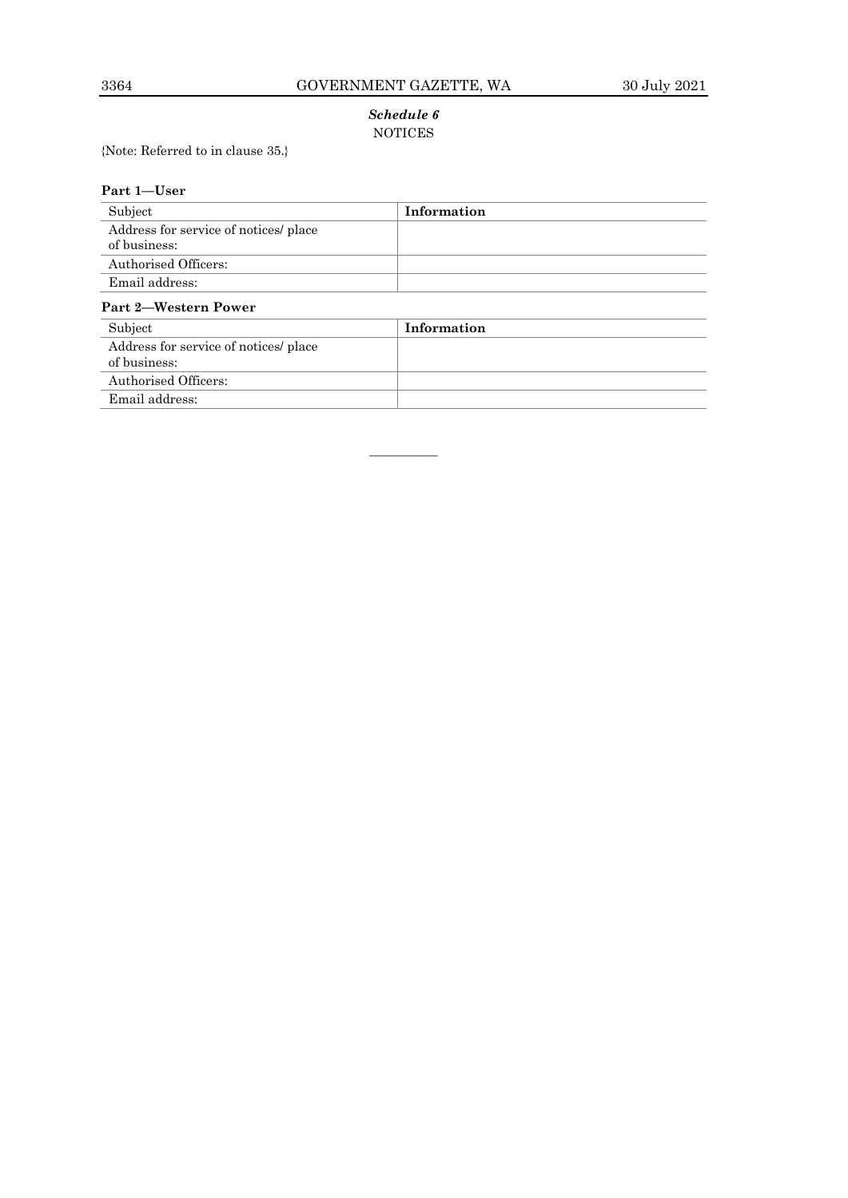## *Schedule 6*
## NOTICES

{Note: Referred to in clause 35.}

**Part 1—User**

| Subject | **Information** |
|---|---|
| Address for service of notices/ place of business: | |
| Authorised Officers: | |
| Email address: | |

**Part 2—Western Power**

| Subject | **Information** |
|---|---|
| Address for service of notices/ place of business: | |
| Authorised Officers: | |
| Email address: | |

———————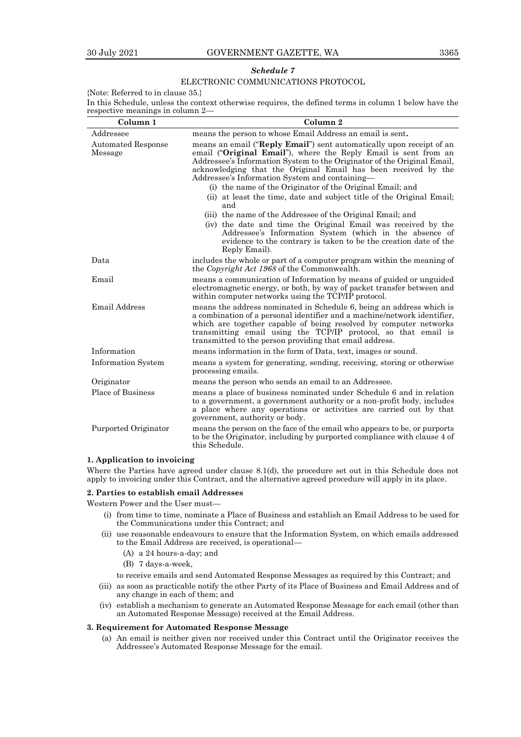## *Schedule 7*

### ELECTRONIC COMMUNICATIONS PROTOCOL

{Note: Referred to in clause 35.}

In this Schedule, unless the context otherwise requires, the defined terms in column 1 below have the respective meanings in column 2—

| Column 1 | Column 2 |
|---|---|
| Addressee | means the person to whose Email Address an email is sent**.** |
| Automated Response Message | means an email ("**Reply Email**") sent automatically upon receipt of an email ("**Original Email**"), where the Reply Email is sent from an Addressee's Information System to the Originator of the Original Email, acknowledging that the Original Email has been received by the Addressee's Information System and containing— (i) the name of the Originator of the Original Email; and (ii) at least the time, date and subject title of the Original Email; and (iii) the name of the Addressee of the Original Email; and (iv) the date and time the Original Email was received by the Addressee's Information System (which in the absence of evidence to the contrary is taken to be the creation date of the Reply Email). |
| Data | includes the whole or part of a computer program within the meaning of the *Copyright Act 1968* of the Commonwealth. |
| Email | means a communication of Information by means of guided or unguided electromagnetic energy, or both, by way of packet transfer between and within computer networks using the TCP/IP protocol. |
| Email Address | means the address nominated in Schedule 6, being an address which is a combination of a personal identifier and a machine/network identifier, which are together capable of being resolved by computer networks transmitting email using the TCP/IP protocol, so that email is transmitted to the person providing that email address. |
| Information | means information in the form of Data, text, images or sound. |
| Information System | means a system for generating, sending, receiving, storing or otherwise processing emails. |
| Originator | means the person who sends an email to an Addressee. |
| Place of Business | means a place of business nominated under Schedule 6 and in relation to a government, a government authority or a non-profit body, includes a place where any operations or activities are carried out by that government, authority or body. |
| Purported Originator | means the person on the face of the email who appears to be, or purports to be the Originator, including by purported compliance with clause 4 of this Schedule. |

**1. Application to invoicing**

Where the Parties have agreed under clause 8.1(d), the procedure set out in this Schedule does not apply to invoicing under this Contract, and the alternative agreed procedure will apply in its place.

**2. Parties to establish email Addresses**

Western Power and the User must—

(i) from time to time, nominate a Place of Business and establish an Email Address to be used for the Communications under this Contract; and

(ii) use reasonable endeavours to ensure that the Information System, on which emails addressed to the Email Address are received, is operational—

(A) a 24 hours-a-day; and

(B) 7 days-a-week,

to receive emails and send Automated Response Messages as required by this Contract; and

(iii) as soon as practicable notify the other Party of its Place of Business and Email Address and of any change in each of them; and

(iv) establish a mechanism to generate an Automated Response Message for each email (other than an Automated Response Message) received at the Email Address.

**3. Requirement for Automated Response Message**

(a) An email is neither given nor received under this Contract until the Originator receives the Addressee's Automated Response Message for the email.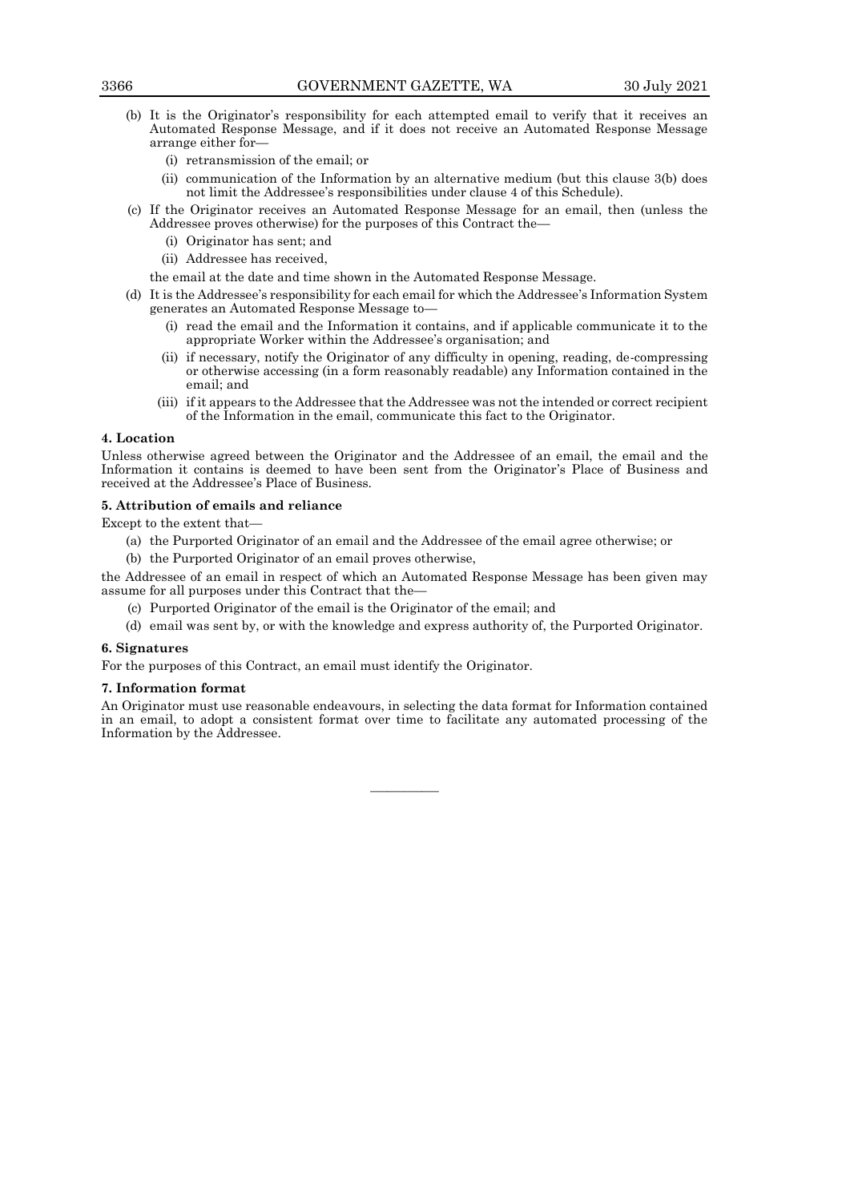(b) It is the Originator's responsibility for each attempted email to verify that it receives an Automated Response Message, and if it does not receive an Automated Response Message arrange either for—

   (i) retransmission of the email; or

   (ii) communication of the Information by an alternative medium (but this clause 3(b) does not limit the Addressee's responsibilities under clause 4 of this Schedule).

(c) If the Originator receives an Automated Response Message for an email, then (unless the Addressee proves otherwise) for the purposes of this Contract the—

   (i) Originator has sent; and

   (ii) Addressee has received,

   the email at the date and time shown in the Automated Response Message.

(d) It is the Addressee's responsibility for each email for which the Addressee's Information System generates an Automated Response Message to—

   (i) read the email and the Information it contains, and if applicable communicate it to the appropriate Worker within the Addressee's organisation; and

   (ii) if necessary, notify the Originator of any difficulty in opening, reading, de-compressing or otherwise accessing (in a form reasonably readable) any Information contained in the email; and

   (iii) if it appears to the Addressee that the Addressee was not the intended or correct recipient of the Information in the email, communicate this fact to the Originator.

**4. Location**

Unless otherwise agreed between the Originator and the Addressee of an email, the email and the Information it contains is deemed to have been sent from the Originator's Place of Business and received at the Addressee's Place of Business.

**5. Attribution of emails and reliance**

Except to the extent that—

(a) the Purported Originator of an email and the Addressee of the email agree otherwise; or

(b) the Purported Originator of an email proves otherwise,

the Addressee of an email in respect of which an Automated Response Message has been given may assume for all purposes under this Contract that the—

(c) Purported Originator of the email is the Originator of the email; and

(d) email was sent by, or with the knowledge and express authority of, the Purported Originator.

**6. Signatures**

For the purposes of this Contract, an email must identify the Originator.

**7. Information format**

An Originator must use reasonable endeavours, in selecting the data format for Information contained in an email, to adopt a consistent format over time to facilitate any automated processing of the Information by the Addressee.

———————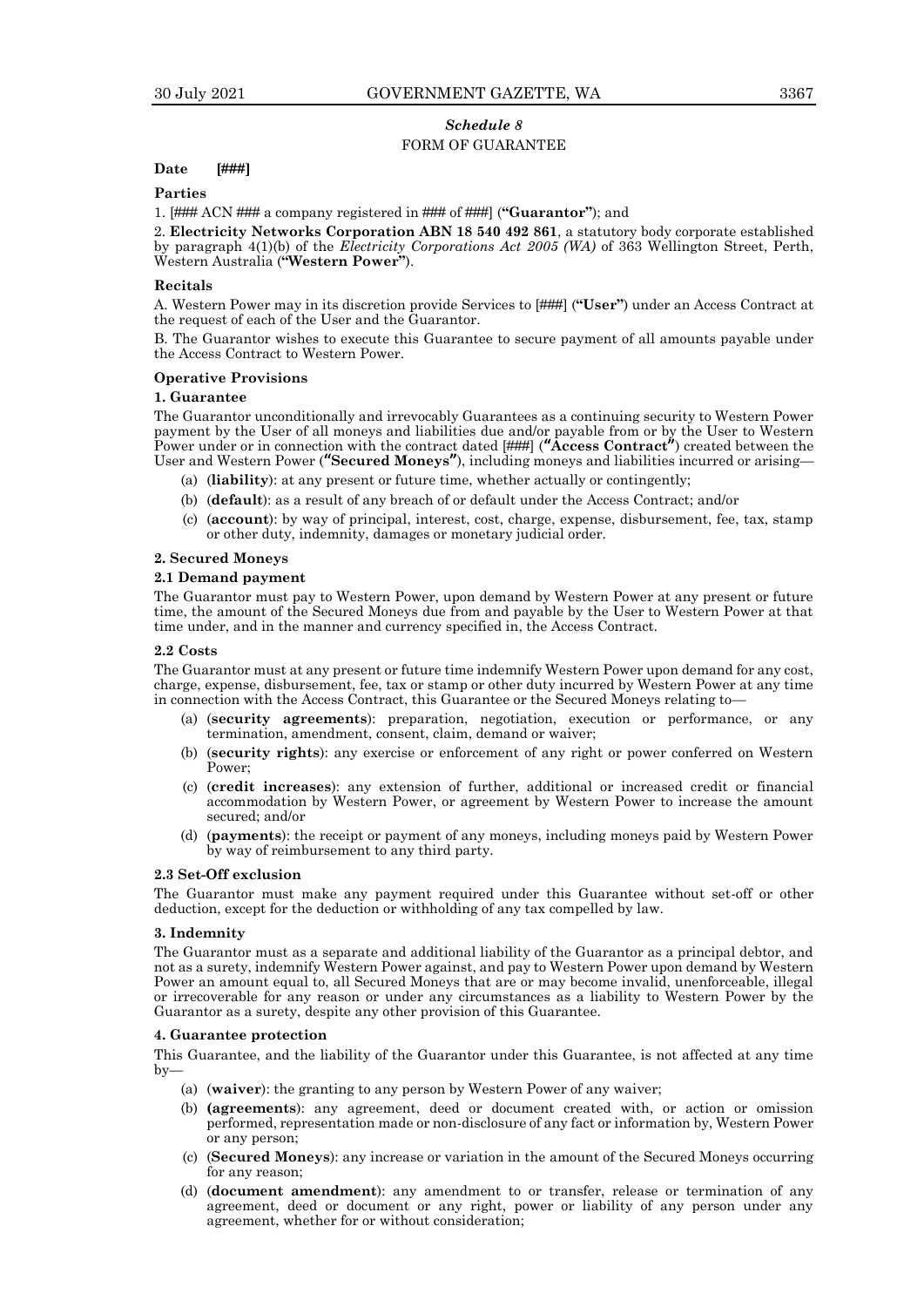## *Schedule 8*

### FORM OF GUARANTEE

**Date [###]**

**Parties**

1. [### ACN ### a company registered in ### of ###] (**"Guarantor"**); and

2. **Electricity Networks Corporation ABN 18 540 492 861**, a statutory body corporate established by paragraph 4(1)(b) of the *Electricity Corporations Act 2005 (WA)* of 363 Wellington Street, Perth, Western Australia (**"Western Power"**).

**Recitals**

A. Western Power may in its discretion provide Services to [###] (**"User"**) under an Access Contract at the request of each of the User and the Guarantor.

B. The Guarantor wishes to execute this Guarantee to secure payment of all amounts payable under the Access Contract to Western Power.

**Operative Provisions**

**1. Guarantee**

The Guarantor unconditionally and irrevocably Guarantees as a continuing security to Western Power payment by the User of all moneys and liabilities due and/or payable from or by the User to Western Power under or in connection with the contract dated [###] (**"Access Contract"**) created between the User and Western Power (**"Secured Moneys"**), including moneys and liabilities incurred or arising—

(a) (**liability**): at any present or future time, whether actually or contingently;

(b) (**default**): as a result of any breach of or default under the Access Contract; and/or

(c) (**account**): by way of principal, interest, cost, charge, expense, disbursement, fee, tax, stamp or other duty, indemnity, damages or monetary judicial order.

**2. Secured Moneys**

**2.1 Demand payment**

The Guarantor must pay to Western Power, upon demand by Western Power at any present or future time, the amount of the Secured Moneys due from and payable by the User to Western Power at that time under, and in the manner and currency specified in, the Access Contract.

**2.2 Costs**

The Guarantor must at any present or future time indemnify Western Power upon demand for any cost, charge, expense, disbursement, fee, tax or stamp or other duty incurred by Western Power at any time in connection with the Access Contract, this Guarantee or the Secured Moneys relating to—

(a) (**security agreements**): preparation, negotiation, execution or performance, or any termination, amendment, consent, claim, demand or waiver;

(b) (**security rights**): any exercise or enforcement of any right or power conferred on Western Power;

(c) (**credit increases**): any extension of further, additional or increased credit or financial accommodation by Western Power, or agreement by Western Power to increase the amount secured; and/or

(d) (**payments**): the receipt or payment of any moneys, including moneys paid by Western Power by way of reimbursement to any third party.

**2.3 Set-Off exclusion**

The Guarantor must make any payment required under this Guarantee without set-off or other deduction, except for the deduction or withholding of any tax compelled by law.

**3. Indemnity**

The Guarantor must as a separate and additional liability of the Guarantor as a principal debtor, and not as a surety, indemnify Western Power against, and pay to Western Power upon demand by Western Power an amount equal to, all Secured Moneys that are or may become invalid, unenforceable, illegal or irrecoverable for any reason or under any circumstances as a liability to Western Power by the Guarantor as a surety, despite any other provision of this Guarantee.

**4. Guarantee protection**

This Guarantee, and the liability of the Guarantor under this Guarantee, is not affected at any time by—

(a) (**waiver**): the granting to any person by Western Power of any waiver;

(b) **(agreements**): any agreement, deed or document created with, or action or omission performed, representation made or non-disclosure of any fact or information by, Western Power or any person;

(c) (**Secured Moneys**): any increase or variation in the amount of the Secured Moneys occurring for any reason;

(d) (**document amendment**): any amendment to or transfer, release or termination of any agreement, deed or document or any right, power or liability of any person under any agreement, whether for or without consideration;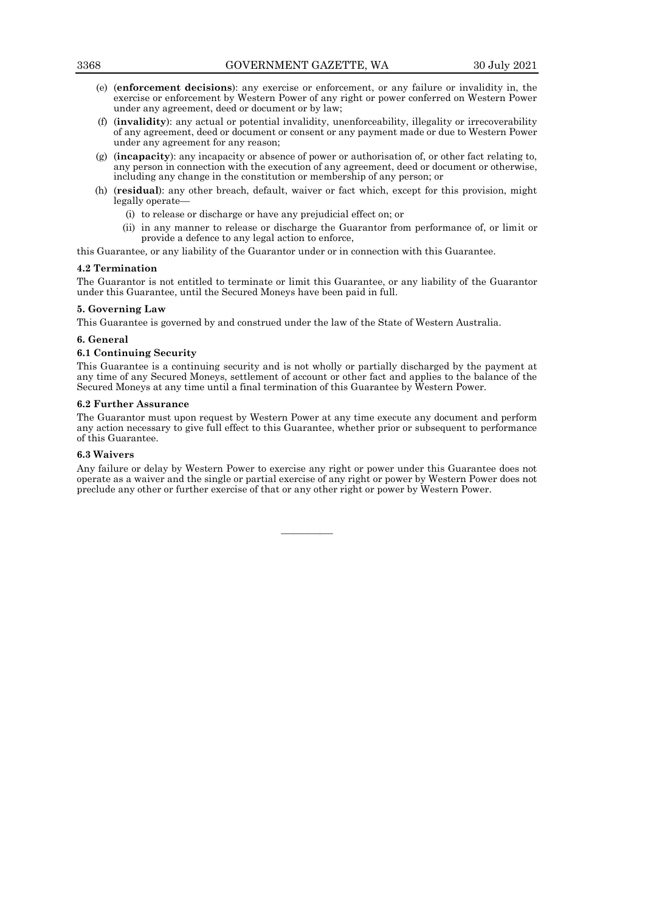(e) (**enforcement decisions**): any exercise or enforcement, or any failure or invalidity in, the exercise or enforcement by Western Power of any right or power conferred on Western Power under any agreement, deed or document or by law;

(f) (**invalidity**): any actual or potential invalidity, unenforceability, illegality or irrecoverability of any agreement, deed or document or consent or any payment made or due to Western Power under any agreement for any reason;

(g) (**incapacity**): any incapacity or absence of power or authorisation of, or other fact relating to, any person in connection with the execution of any agreement, deed or document or otherwise, including any change in the constitution or membership of any person; or

(h) (**residual**): any other breach, default, waiver or fact which, except for this provision, might legally operate—

  (i) to release or discharge or have any prejudicial effect on; or

  (ii) in any manner to release or discharge the Guarantor from performance of, or limit or provide a defence to any legal action to enforce,

this Guarantee, or any liability of the Guarantor under or in connection with this Guarantee.

**4.2 Termination**

The Guarantor is not entitled to terminate or limit this Guarantee, or any liability of the Guarantor under this Guarantee, until the Secured Moneys have been paid in full.

**5. Governing Law**

This Guarantee is governed by and construed under the law of the State of Western Australia.

**6. General**

**6.1 Continuing Security**

This Guarantee is a continuing security and is not wholly or partially discharged by the payment at any time of any Secured Moneys, settlement of account or other fact and applies to the balance of the Secured Moneys at any time until a final termination of this Guarantee by Western Power.

**6.2 Further Assurance**

The Guarantor must upon request by Western Power at any time execute any document and perform any action necessary to give full effect to this Guarantee, whether prior or subsequent to performance of this Guarantee.

**6.3 Waivers**

Any failure or delay by Western Power to exercise any right or power under this Guarantee does not operate as a waiver and the single or partial exercise of any right or power by Western Power does not preclude any other or further exercise of that or any other right or power by Western Power.

———————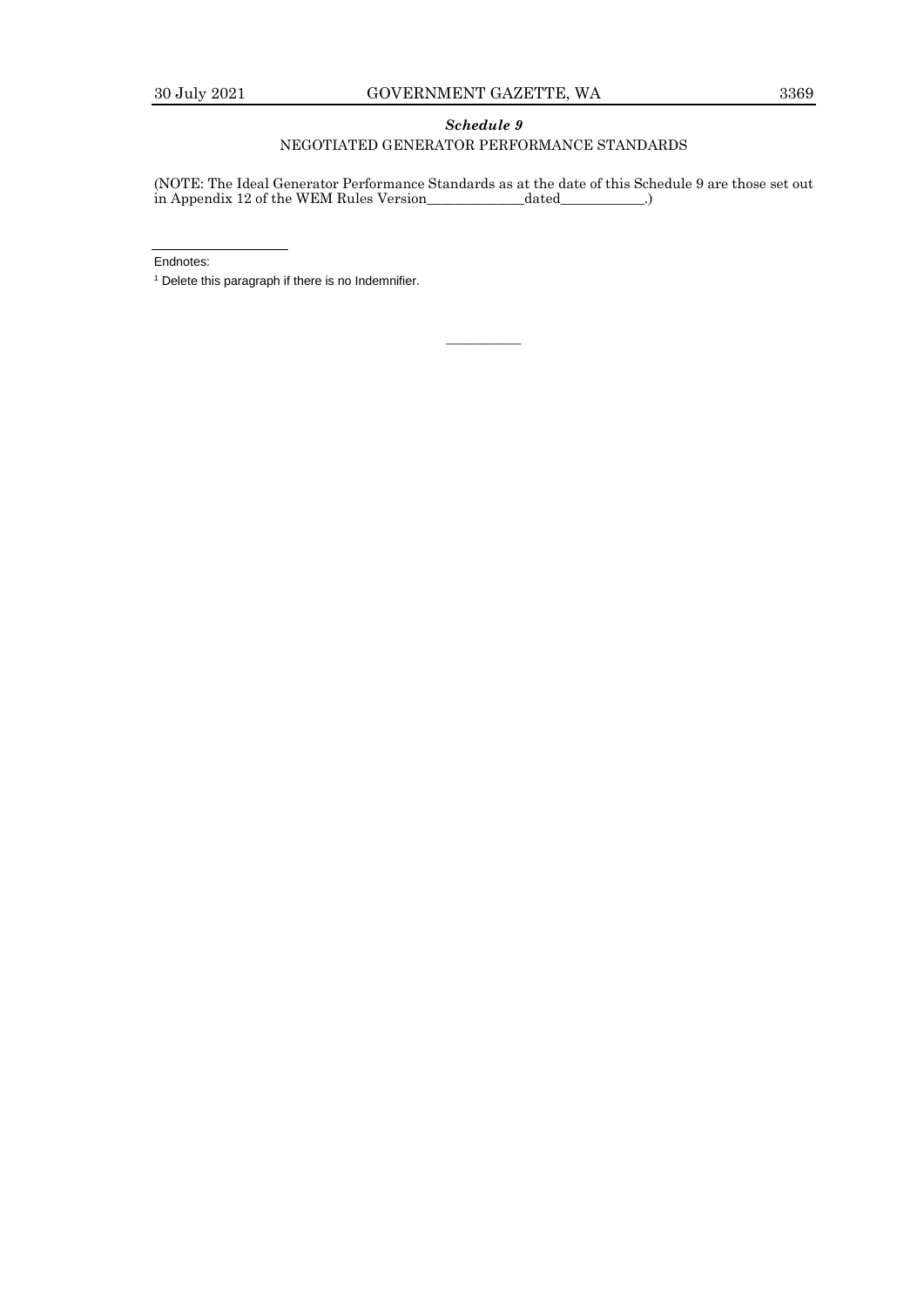### *Schedule 9*

NEGOTIATED GENERATOR PERFORMANCE STANDARDS

(NOTE: The Ideal Generator Performance Standards as at the date of this Schedule 9 are those set out in Appendix 12 of the WEM Rules Version______________dated____________.)

---

Endnotes:

[1] Delete this paragraph if there is no Indemnifier.

———————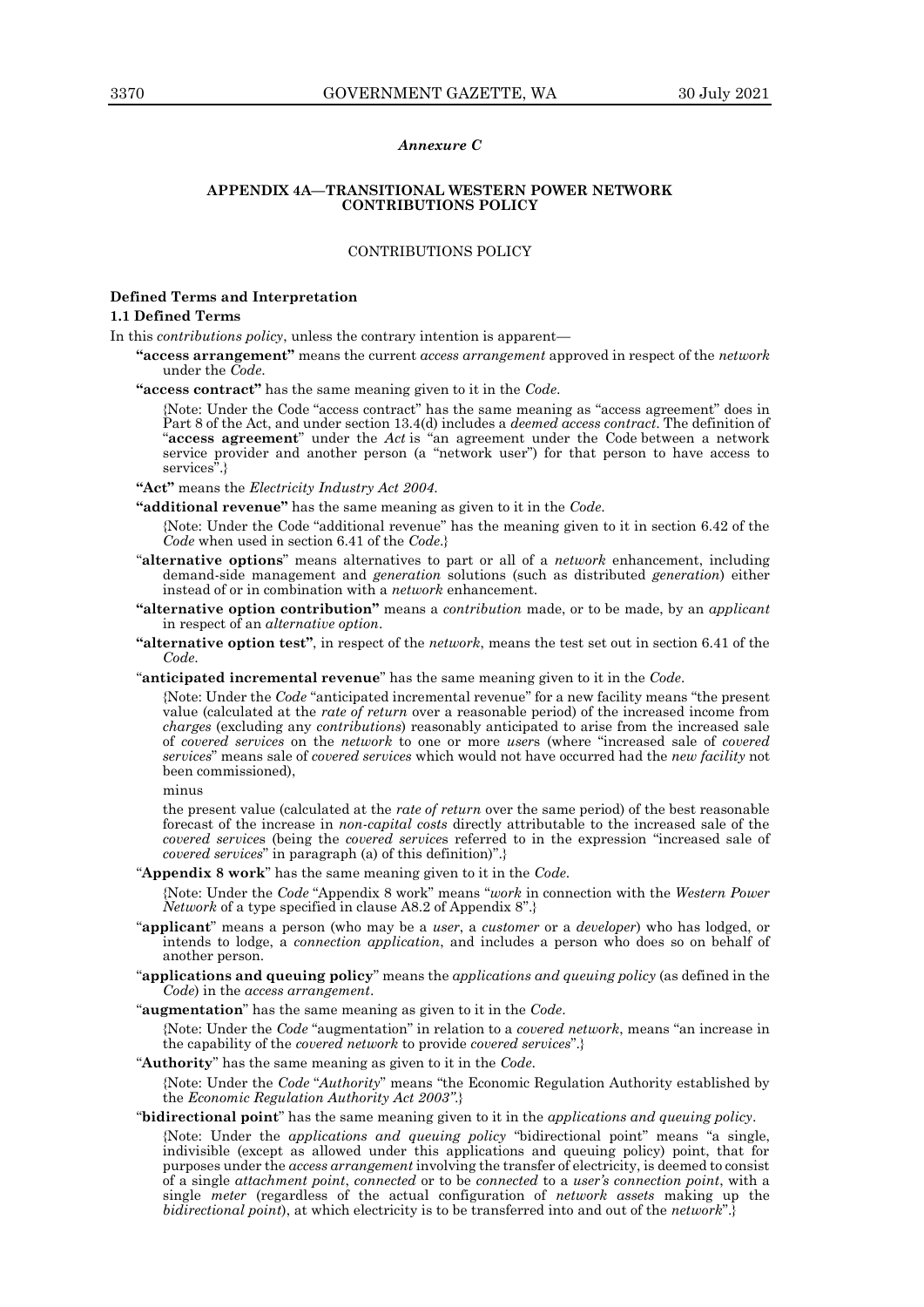*Annexure C*

**APPENDIX 4A—TRANSITIONAL WESTERN POWER NETWORK CONTRIBUTIONS POLICY**

CONTRIBUTIONS POLICY

**Defined Terms and Interpretation**

**1.1 Defined Terms**

In this *contributions policy*, unless the contrary intention is apparent—

**"access arrangement"** means the current *access arrangement* approved in respect of the *network* under the *Code*.

**"access contract"** has the same meaning given to it in the *Code*.

{Note: Under the Code "access contract" has the same meaning as "access agreement" does in Part 8 of the Act, and under section 13.4(d) includes a *deemed access contract*. The definition of "**access agreement**" under the *Act* is "an agreement under the Code between a network service provider and another person (a "network user") for that person to have access to services".}

**"Act"** means the *Electricity Industry Act 2004*.

**"additional revenue"** has the same meaning as given to it in the *Code*.

{Note: Under the Code "additional revenue" has the meaning given to it in section 6.42 of the *Code* when used in section 6.41 of the *Code*.}

"**alternative options**" means alternatives to part or all of a *network* enhancement, including demand-side management and *generation* solutions (such as distributed *generation*) either instead of or in combination with a *network* enhancement.

**"alternative option contribution"** means a *contribution* made, or to be made, by an *applicant* in respect of an *alternative option*.

**"alternative option test"**, in respect of the *network*, means the test set out in section 6.41 of the *Code*.

"**anticipated incremental revenue**" has the same meaning given to it in the *Code*.

{Note: Under the *Code* "anticipated incremental revenue" for a new facility means "the present value (calculated at the *rate of return* over a reasonable period) of the increased income from *charges* (excluding any *contributions*) reasonably anticipated to arise from the increased sale of *covered services* on the *network* to one or more *users* (where "increased sale of *covered services*" means sale of *covered services* which would not have occurred had the *new facility* not been commissioned),

minus

the present value (calculated at the *rate of return* over the same period) of the best reasonable forecast of the increase in *non-capital costs* directly attributable to the increased sale of the *covered services* (being the *covered services* referred to in the expression "increased sale of *covered services*" in paragraph (a) of this definition)".}

"**Appendix 8 work**" has the same meaning given to it in the *Code*.

{Note: Under the *Code* "Appendix 8 work" means "*work* in connection with the *Western Power Network* of a type specified in clause A8.2 of Appendix 8".}

"**applicant**" means a person (who may be a *user*, a *customer* or a *developer*) who has lodged, or intends to lodge, a *connection application*, and includes a person who does so on behalf of another person.

"**applications and queuing policy**" means the *applications and queuing policy* (as defined in the *Code*) in the *access arrangement*.

"**augmentation**" has the same meaning as given to it in the *Code*.

{Note: Under the *Code* "augmentation" in relation to a *covered network*, means "an increase in the capability of the *covered network* to provide *covered services*".}

"**Authority**" has the same meaning as given to it in the *Code*.

{Note: Under the *Code* "*Authority*" means "the Economic Regulation Authority established by the *Economic Regulation Authority Act 2003"*.}

"**bidirectional point**" has the same meaning given to it in the *applications and queuing policy*.

{Note: Under the *applications and queuing policy* "bidirectional point" means "a single, indivisible (except as allowed under this applications and queuing policy) point, that for purposes under the *access arrangement* involving the transfer of electricity, is deemed to consist of a single *attachment point*, *connected* or to be *connected* to a *user's connection point*, with a single *meter* (regardless of the actual configuration of *network assets* making up the *bidirectional point*), at which electricity is to be transferred into and out of the *network*".}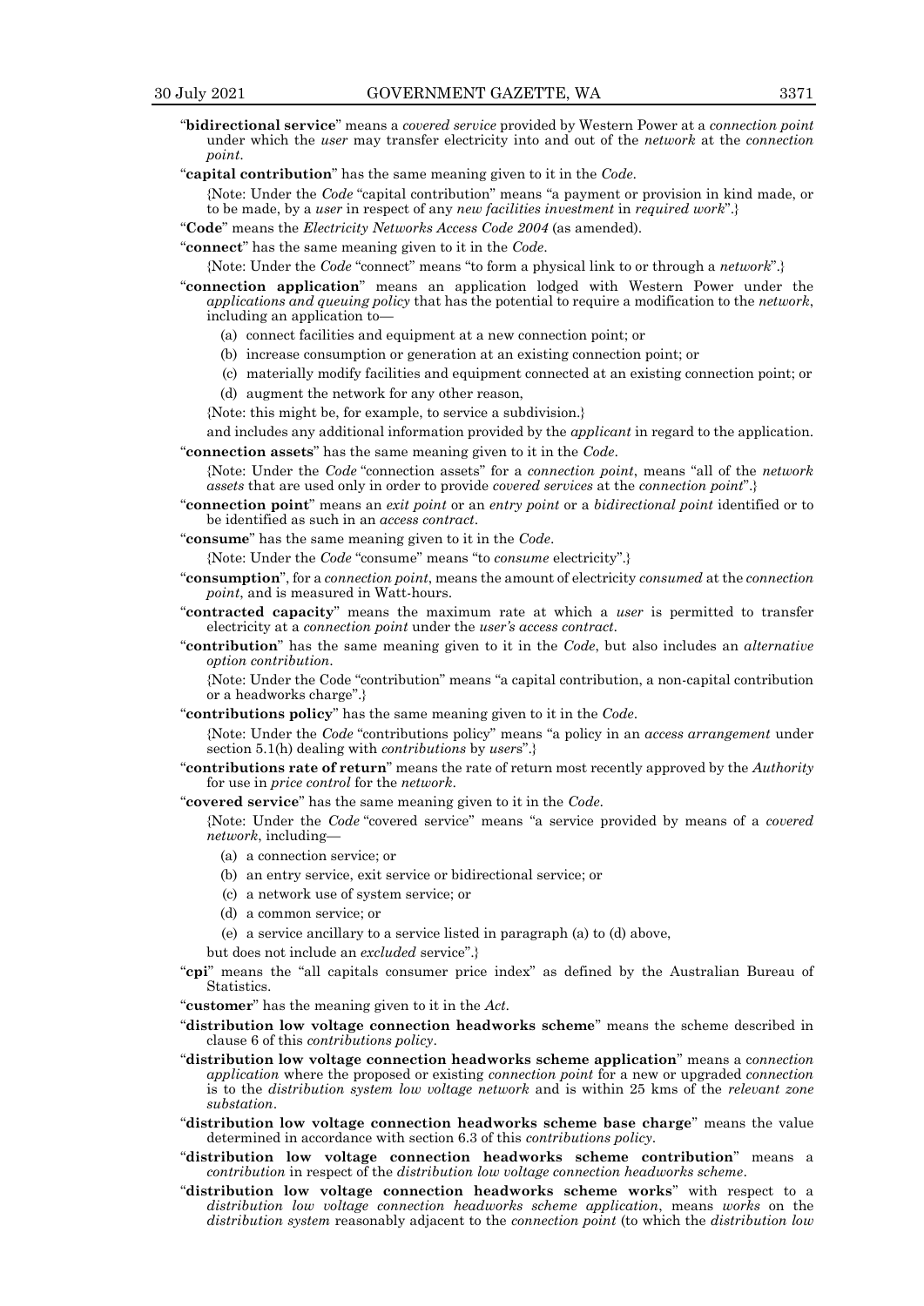"**bidirectional service**" means a *covered service* provided by Western Power at a *connection point* under which the *user* may transfer electricity into and out of the *network* at the *connection point*.

"**capital contribution**" has the same meaning given to it in the *Code*.

{Note: Under the *Code* "capital contribution" means "a payment or provision in kind made, or to be made, by a *user* in respect of any *new facilities investment* in *required work*".}

"**Code**" means the *Electricity Networks Access Code 2004* (as amended).

"**connect**" has the same meaning given to it in the *Code*.

{Note: Under the *Code* "connect" means "to form a physical link to or through a *network*".}

"**connection application**" means an application lodged with Western Power under the *applications and queuing policy* that has the potential to require a modification to the *network*, including an application to—

(a) connect facilities and equipment at a new connection point; or

(b) increase consumption or generation at an existing connection point; or

(c) materially modify facilities and equipment connected at an existing connection point; or

(d) augment the network for any other reason,

{Note: this might be, for example, to service a subdivision.}

and includes any additional information provided by the *applicant* in regard to the application.

"**connection assets**" has the same meaning given to it in the *Code*.

{Note: Under the *Code* "connection assets" for a *connection point*, means "all of the *network assets* that are used only in order to provide *covered services* at the *connection point*".}

"**connection point**" means an *exit point* or an *entry point* or a *bidirectional point* identified or to be identified as such in an *access contract*.

"**consume**" has the same meaning given to it in the *Code*.

{Note: Under the *Code* "consume" means "to *consume* electricity".}

"**consumption**", for a *connection point*, means the amount of electricity *consumed* at the *connection point*, and is measured in Watt-hours.

"**contracted capacity**" means the maximum rate at which a *user* is permitted to transfer electricity at a *connection point* under the *user's access contract*.

"**contribution**" has the same meaning given to it in the *Code*, but also includes an *alternative option contribution*.

{Note: Under the Code "contribution" means "a capital contribution, a non-capital contribution or a headworks charge".}

"**contributions policy**" has the same meaning given to it in the *Code*.

{Note: Under the *Code* "contributions policy" means "a policy in an *access arrangement* under section 5.1(h) dealing with *contributions* by *users*".}

"**contributions rate of return**" means the rate of return most recently approved by the *Authority* for use in *price control* for the *network*.

"**covered service**" has the same meaning given to it in the *Code*.

{Note: Under the *Code* "covered service" means "a service provided by means of a *covered network*, including—

(a) a connection service; or

(b) an entry service, exit service or bidirectional service; or

(c) a network use of system service; or

(d) a common service; or

(e) a service ancillary to a service listed in paragraph (a) to (d) above,

but does not include an *excluded* service".}

"**cpi**" means the "all capitals consumer price index" as defined by the Australian Bureau of Statistics.

"**customer**" has the meaning given to it in the *Act*.

"**distribution low voltage connection headworks scheme**" means the scheme described in clause 6 of this *contributions policy*.

"**distribution low voltage connection headworks scheme application**" means a *connection application* where the proposed or existing *connection point* for a new or upgraded *connection* is to the *distribution system low voltage network* and is within 25 kms of the *relevant zone substation*.

"**distribution low voltage connection headworks scheme base charge**" means the value determined in accordance with section 6.3 of this *contributions policy*.

"**distribution low voltage connection headworks scheme contribution**" means a *contribution* in respect of the *distribution low voltage connection headworks scheme*.

"**distribution low voltage connection headworks scheme works**" with respect to a *distribution low voltage connection headworks scheme application*, means *works* on the *distribution system* reasonably adjacent to the *connection point* (to which the *distribution low*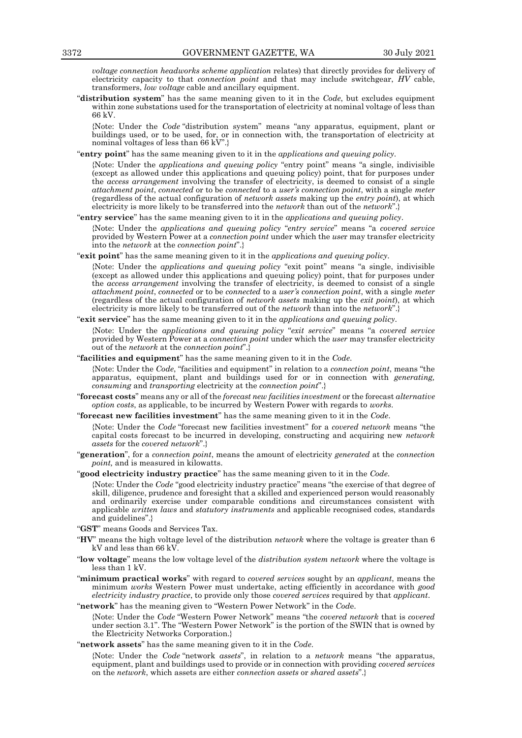*voltage connection headworks scheme application* relates) that directly provides for delivery of electricity capacity to that *connection point* and that may include switchgear, *HV* cable, transformers, *low voltage* cable and ancillary equipment.

"**distribution system**" has the same meaning given to it in the *Code*, but excludes equipment within zone substations used for the transportation of electricity at nominal voltage of less than 66 kV.

{Note: Under the *Code* "distribution system" means "any apparatus, equipment, plant or buildings used, or to be used, for, or in connection with, the transportation of electricity at nominal voltages of less than 66 kV".}

"**entry point**" has the same meaning given to it in the *applications and queuing policy*.

{Note: Under the *applications and queuing policy* "entry point" means "a single, indivisible (except as allowed under this applications and queuing policy) point, that for purposes under the *access arrangement* involving the transfer of electricity, is deemed to consist of a single *attachment point*, *connected* or to be *connected* to a *user's connection point*, with a single *meter* (regardless of the actual configuration of *network assets* making up the *entry point*), at which electricity is more likely to be transferred into the *network* than out of the *network*".}

"**entry service**" has the same meaning given to it in the *applications and queuing policy*.

{Note: Under the *applications and queuing policy* "*entry service*" means "a *covered service* provided by Western Power at a *connection point* under which the *user* may transfer electricity into the *network* at the *connection point*".}

"**exit point**" has the same meaning given to it in the *applications and queuing policy*.

{Note: Under the *applications and queuing policy* "exit point" means "a single, indivisible (except as allowed under this applications and queuing policy) point, that for purposes under the *access arrangement* involving the transfer of electricity, is deemed to consist of a single *attachment point*, *connected* or to be *connected* to a *user's connection point*, with a single *meter* (regardless of the actual configuration of *network assets* making up the *exit point*), at which electricity is more likely to be transferred out of the *network* than into the *network*".}

"**exit service**" has the same meaning given to it in the *applications and queuing policy*.

{Note: Under the *applications and queuing policy* "*exit service*" means "a *covered service* provided by Western Power at a *connection point* under which the *user* may transfer electricity out of the *network* at the *connection point*".}

"**facilities and equipment**" has the same meaning given to it in the *Code*.

{Note: Under the *Code*, "facilities and equipment" in relation to a *connection point*, means "the apparatus, equipment, plant and buildings used for or in connection with *generating, consuming* and *transporting* electricity at the *connection point*".}

"**forecast costs**" means any or all of the *forecast new facilities investment* or the forecast *alternative option costs*, as applicable, to be incurred by Western Power with regards to *works*.

"**forecast new facilities investment**" has the same meaning given to it in the *Code*.

{Note: Under the *Code* "forecast new facilities investment" for a *covered network* means "the capital costs forecast to be incurred in developing, constructing and acquiring new *network assets* for the *covered network*".}

"**generation**", for a *connection point*, means the amount of electricity *generated* at the *connection point,* and is measured in kilowatts.

"**good electricity industry practice**" has the same meaning given to it in the *Code*.

{Note: Under the *Code* "good electricity industry practice" means "the exercise of that degree of skill, diligence, prudence and foresight that a skilled and experienced person would reasonably and ordinarily exercise under comparable conditions and circumstances consistent with applicable *written laws* and *statutory instruments* and applicable recognised codes, standards and guidelines".}

"**GST**" means Goods and Services Tax.

"**HV**" means the high voltage level of the distribution *network* where the voltage is greater than 6 kV and less than 66 kV.

"**low voltage**" means the low voltage level of the *distribution system network* where the voltage is less than 1 kV.

"**minimum practical works**" with regard to *covered services* sought by an *applicant*, means the minimum *works* Western Power must undertake, acting efficiently in accordance with *good electricity industry practice*, to provide only those *covered services* required by that *applicant*.

"**network**" has the meaning given to "Western Power Network" in the *Code*.

{Note: Under the *Code* "Western Power Network" means "the *covered network* that is *covered* under section 3.1". The "Western Power Network" is the portion of the SWIN that is owned by the Electricity Networks Corporation.}

"**network assets**" has the same meaning given to it in the *Code*.

{Note: Under the *Code* "network *assets*", in relation to a *network* means "the apparatus, equipment, plant and buildings used to provide or in connection with providing *covered services* on the *network*, which assets are either *connection assets* or *shared assets*".}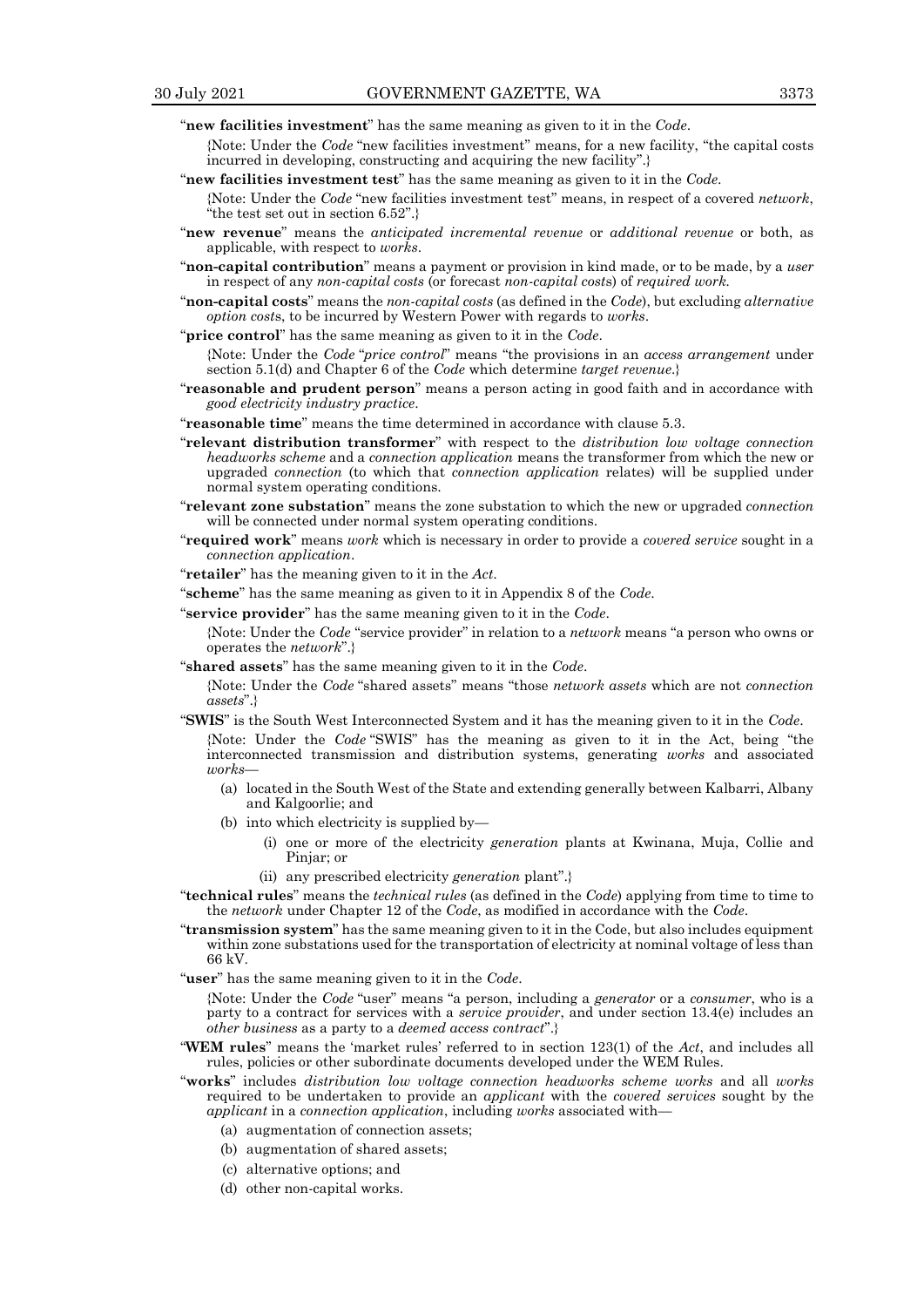"**new facilities investment**" has the same meaning as given to it in the *Code*.

{Note: Under the *Code* "new facilities investment" means, for a new facility, "the capital costs incurred in developing, constructing and acquiring the new facility".}

"**new facilities investment test**" has the same meaning as given to it in the *Code*.

{Note: Under the *Code* "new facilities investment test" means, in respect of a covered *network*, "the test set out in section 6.52".}

"**new revenue**" means the *anticipated incremental revenue* or *additional revenue* or both, as applicable, with respect to *works*.

"**non-capital contribution**" means a payment or provision in kind made, or to be made, by a *user* in respect of any *non-capital costs* (or forecast *non-capital costs*) of *required work*.

"**non-capital costs**" means the *non-capital costs* (as defined in the *Code*), but excluding *alternative option costs*, to be incurred by Western Power with regards to *works*.

"**price control**" has the same meaning as given to it in the *Code*.

{Note: Under the *Code* "*price control*" means "the provisions in an *access arrangement* under section 5.1(d) and Chapter 6 of the *Code* which determine *target revenue*.}

"**reasonable and prudent person**" means a person acting in good faith and in accordance with *good electricity industry practice*.

"**reasonable time**" means the time determined in accordance with clause 5.3.

"**relevant distribution transformer**" with respect to the *distribution low voltage connection headworks scheme* and a *connection application* means the transformer from which the new or upgraded *connection* (to which that *connection application* relates) will be supplied under normal system operating conditions.

"**relevant zone substation**" means the zone substation to which the new or upgraded *connection* will be connected under normal system operating conditions.

"**required work**" means *work* which is necessary in order to provide a *covered service* sought in a *connection application*.

"**retailer**" has the meaning given to it in the *Act*.

"**scheme**" has the same meaning as given to it in Appendix 8 of the *Code*.

"**service provider**" has the same meaning given to it in the *Code*.

{Note: Under the *Code* "service provider" in relation to a *network* means "a person who owns or operates the *network*".}

"**shared assets**" has the same meaning given to it in the *Code*.

{Note: Under the *Code* "shared assets" means "those *network assets* which are not *connection assets*".}

"**SWIS**" is the South West Interconnected System and it has the meaning given to it in the *Code*.

{Note: Under the *Code* "SWIS" has the meaning as given to it in the Act, being "the interconnected transmission and distribution systems, generating *works* and associated *works*—

(a) located in the South West of the State and extending generally between Kalbarri, Albany and Kalgoorlie; and

(b) into which electricity is supplied by—

(i) one or more of the electricity *generation* plants at Kwinana, Muja, Collie and Pinjar; or

(ii) any prescribed electricity *generation* plant".}

"**technical rules**" means the *technical rules* (as defined in the *Code*) applying from time to time to the *network* under Chapter 12 of the *Code*, as modified in accordance with the *Code*.

"**transmission system**" has the same meaning given to it in the Code, but also includes equipment within zone substations used for the transportation of electricity at nominal voltage of less than 66 kV.

"**user**" has the same meaning given to it in the *Code*.

{Note: Under the *Code* "user" means "a person, including a *generator* or a *consumer*, who is a party to a contract for services with a *service provider*, and under section 13.4(e) includes an *other business* as a party to a *deemed access contract*".}

"**WEM rules**" means the 'market rules' referred to in section 123(1) of the *Act*, and includes all rules, policies or other subordinate documents developed under the WEM Rules.

"**works**" includes *distribution low voltage connection headworks scheme works* and all *works* required to be undertaken to provide an *applicant* with the *covered services* sought by the *applicant* in a *connection application*, including *works* associated with—

(a) augmentation of connection assets;

(b) augmentation of shared assets;

(c) alternative options; and

(d) other non-capital works.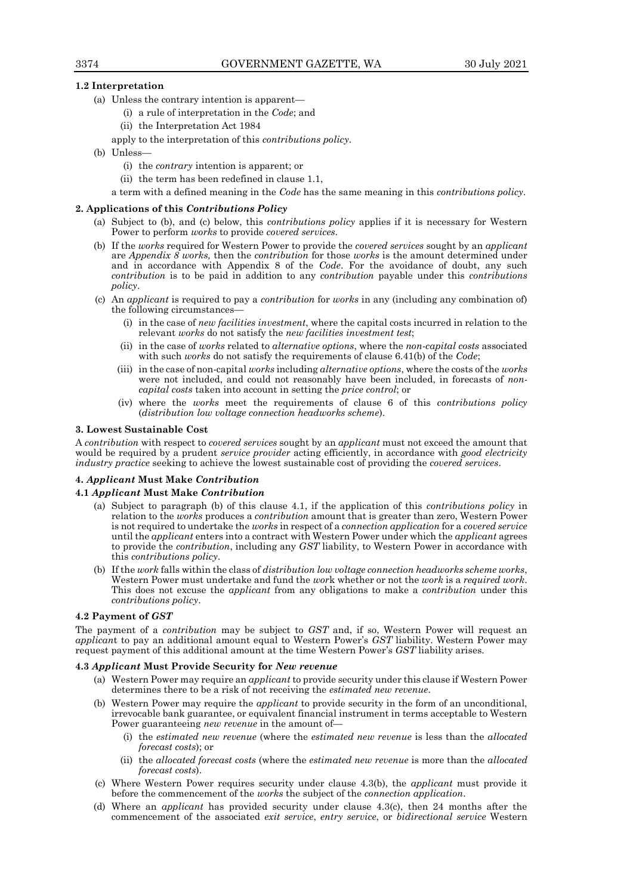### 1.2 Interpretation

(a) Unless the contrary intention is apparent—

  (i) a rule of interpretation in the *Code*; and

  (ii) the Interpretation Act 1984

apply to the interpretation of this *contributions policy*.

(b) Unless—

  (i) the *contrary* intention is apparent; or

  (ii) the term has been redefined in clause 1.1,

a term with a defined meaning in the *Code* has the same meaning in this *contributions policy*.

## 2. Applications of this *Contributions Policy*

(a) Subject to (b), and (c) below, this *contributions policy* applies if it is necessary for Western Power to perform *works* to provide *covered services*.

(b) If the *works* required for Western Power to provide the *covered services* sought by an *applicant* are *Appendix 8 works,* then the *contribution* for those *works* is the amount determined under and in accordance with Appendix 8 of the *Code*. For the avoidance of doubt, any such *contribution* is to be paid in addition to any *contribution* payable under this *contributions policy*.

(c) An *applicant* is required to pay a *contribution* for *works* in any (including any combination of) the following circumstances—

  (i) in the case of *new facilities investment*, where the capital costs incurred in relation to the relevant *works* do not satisfy the *new facilities investment test*;

  (ii) in the case of *works* related to *alternative options*, where the *non-capital costs* associated with such *works* do not satisfy the requirements of clause 6.41(b) of the *Code*;

  (iii) in the case of non-capital *works* including *alternative options*, where the costs of the *works* were not included, and could not reasonably have been included, in forecasts of *non-capital costs* taken into account in setting the *price control*; or

  (iv) where the *works* meet the requirements of clause 6 of this *contributions policy* (*distribution low voltage connection headworks scheme*).

## 3. Lowest Sustainable Cost

A *contribution* with respect to *covered services* sought by an *applicant* must not exceed the amount that would be required by a prudent *service provider* acting efficiently, in accordance with *good electricity industry practice* seeking to achieve the lowest sustainable cost of providing the *covered services*.

## 4. *Applicant* Must Make *Contribution*

### 4.1 *Applicant* Must Make *Contribution*

(a) Subject to paragraph (b) of this clause 4.1, if the application of this *contributions policy* in relation to the *works* produces a *contribution* amount that is greater than zero, Western Power is not required to undertake the *works* in respect of a *connection application* for a *covered service* until the *applicant* enters into a contract with Western Power under which the *applicant* agrees to provide the *contribution*, including any *GST* liability, to Western Power in accordance with this *contributions policy*.

(b) If the *work* falls within the class of *distribution low voltage connection headworks scheme works*, Western Power must undertake and fund the *work* whether or not the *work* is a *required work*. This does not excuse the *applicant* from any obligations to make a *contribution* under this *contributions policy*.

### 4.2 Payment of *GST*

The payment of a *contribution* may be subject to *GST* and, if so, Western Power will request an *applicant* to pay an additional amount equal to Western Power's *GST* liability. Western Power may request payment of this additional amount at the time Western Power's *GST* liability arises.

### 4.3 *Applicant* Must Provide Security for *New revenue*

(a) Western Power may require an *applicant* to provide security under this clause if Western Power determines there to be a risk of not receiving the *estimated new revenue*.

(b) Western Power may require the *applicant* to provide security in the form of an unconditional, irrevocable bank guarantee, or equivalent financial instrument in terms acceptable to Western Power guaranteeing *new revenue* in the amount of—

  (i) the *estimated new revenue* (where the *estimated new revenue* is less than the *allocated forecast costs*); or

  (ii) the *allocated forecast costs* (where the *estimated new revenue* is more than the *allocated forecast costs*).

(c) Where Western Power requires security under clause 4.3(b), the *applicant* must provide it before the commencement of the *works* the subject of the *connection application*.

(d) Where an *applicant* has provided security under clause 4.3(c), then 24 months after the commencement of the associated *exit service*, *entry service*, or *bidirectional service* Western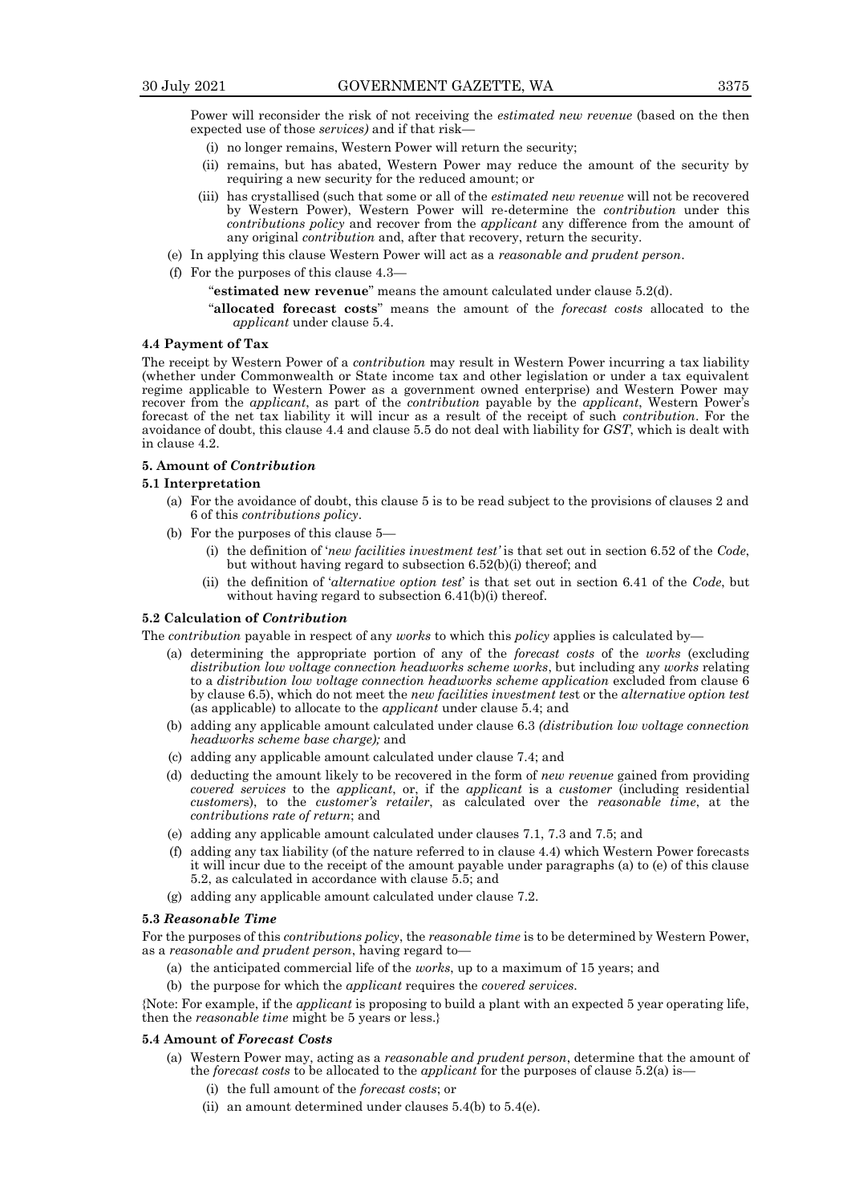Power will reconsider the risk of not receiving the *estimated new revenue* (based on the then expected use of those *services)* and if that risk—

(i) no longer remains, Western Power will return the security;

(ii) remains, but has abated, Western Power may reduce the amount of the security by requiring a new security for the reduced amount; or

(iii) has crystallised (such that some or all of the *estimated new revenue* will not be recovered by Western Power), Western Power will re-determine the *contribution* under this *contributions policy* and recover from the *applicant* any difference from the amount of any original *contribution* and, after that recovery, return the security.

(e) In applying this clause Western Power will act as a *reasonable and prudent person*.

(f) For the purposes of this clause 4.3—

"**estimated new revenue**" means the amount calculated under clause 5.2(d).

"**allocated forecast costs**" means the amount of the *forecast costs* allocated to the *applicant* under clause 5.4.

#### 4.4 Payment of Tax

The receipt by Western Power of a *contribution* may result in Western Power incurring a tax liability (whether under Commonwealth or State income tax and other legislation or under a tax equivalent regime applicable to Western Power as a government owned enterprise) and Western Power may recover from the *applicant*, as part of the *contribution* payable by the *applicant*, Western Power's forecast of the net tax liability it will incur as a result of the receipt of such *contribution*. For the avoidance of doubt, this clause 4.4 and clause 5.5 do not deal with liability for *GST*, which is dealt with in clause 4.2.

### 5. Amount of *Contribution*

#### 5.1 Interpretation

(a) For the avoidance of doubt, this clause 5 is to be read subject to the provisions of clauses 2 and 6 of this *contributions policy*.

(b) For the purposes of this clause 5—

(i) the definition of '*new facilities investment test'* is that set out in section 6.52 of the *Code*, but without having regard to subsection 6.52(b)(i) thereof; and

(ii) the definition of '*alternative option test*' is that set out in section 6.41 of the *Code*, but without having regard to subsection 6.41(b)(i) thereof.

#### 5.2 Calculation of *Contribution*

The *contribution* payable in respect of any *works* to which this *policy* applies is calculated by—

(a) determining the appropriate portion of any of the *forecast costs* of the *works* (excluding *distribution low voltage connection headworks scheme works*, but including any *works* relating to a *distribution low voltage connection headworks scheme application* excluded from clause 6 by clause 6.5), which do not meet the *new facilities investment test* or the *alternative option test* (as applicable) to allocate to the *applicant* under clause 5.4; and

(b) adding any applicable amount calculated under clause 6.3 *(distribution low voltage connection headworks scheme base charge);* and

(c) adding any applicable amount calculated under clause 7.4; and

(d) deducting the amount likely to be recovered in the form of *new revenue* gained from providing *covered services* to the *applicant*, or, if the *applicant* is a *customer* (including residential *customer*s), to the *customer's retailer*, as calculated over the *reasonable time*, at the *contributions rate of return*; and

(e) adding any applicable amount calculated under clauses 7.1, 7.3 and 7.5; and

(f) adding any tax liability (of the nature referred to in clause 4.4) which Western Power forecasts it will incur due to the receipt of the amount payable under paragraphs (a) to (e) of this clause 5.2, as calculated in accordance with clause 5.5; and

(g) adding any applicable amount calculated under clause 7.2.

#### 5.3 *Reasonable Time*

For the purposes of this *contributions policy*, the *reasonable time* is to be determined by Western Power, as a *reasonable and prudent person*, having regard to—

(a) the anticipated commercial life of the *works*, up to a maximum of 15 years; and

(b) the purpose for which the *applicant* requires the *covered services*.

{Note: For example, if the *applicant* is proposing to build a plant with an expected 5 year operating life, then the *reasonable time* might be 5 years or less.}

#### 5.4 Amount of *Forecast Costs*

(a) Western Power may, acting as a *reasonable and prudent person*, determine that the amount of the *forecast costs* to be allocated to the *applicant* for the purposes of clause 5.2(a) is—

(i) the full amount of the *forecast costs*; or

(ii) an amount determined under clauses 5.4(b) to 5.4(e).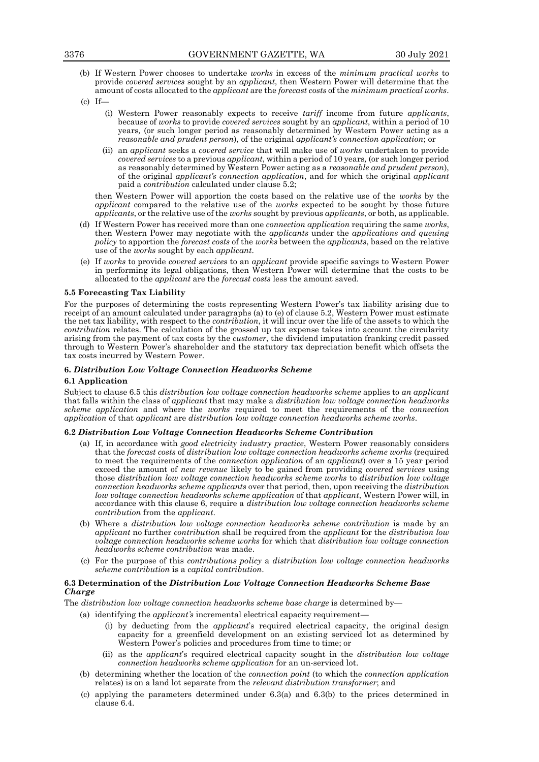(b) If Western Power chooses to undertake *works* in excess of the *minimum practical works* to provide *covered services* sought by an *applicant*, then Western Power will determine that the amount of costs allocated to the *applicant* are the *forecast costs* of the *minimum practical works*.

(c) If—

(i) Western Power reasonably expects to receive *tariff* income from future *applicants*, because of *works* to provide *covered services* sought by an *applicant*, within a period of 10 years, (or such longer period as reasonably determined by Western Power acting as a *reasonable and prudent person*), of the original *applicant's connection application*; or

(ii) an *applicant* seeks a *covered service* that will make use of *works* undertaken to provide *covered services* to a previous *applicant*, within a period of 10 years, (or such longer period as reasonably determined by Western Power acting as a *reasonable and prudent person*), of the original *applicant's connection application*, and for which the original *applicant* paid a *contribution* calculated under clause 5.2;

then Western Power will apportion the costs based on the relative use of the *works* by the *applicant* compared to the relative use of the *works* expected to be sought by those future *applicants*, or the relative use of the *works* sought by previous *applicants*, or both, as applicable.

(d) If Western Power has received more than one *connection application* requiring the same *works*, then Western Power may negotiate with the *applicants* under the *applications and queuing policy* to apportion the *forecast costs* of the *works* between the *applicants*, based on the relative use of the *works* sought by each *applicant*.

(e) If *works* to provide *covered services* to an *applicant* provide specific savings to Western Power in performing its legal obligations, then Western Power will determine that the costs to be allocated to the *applicant* are the *forecast costs* less the amount saved.

**5.5 Forecasting Tax Liability**

For the purposes of determining the costs representing Western Power's tax liability arising due to receipt of an amount calculated under paragraphs (a) to (e) of clause 5.2, Western Power must estimate the net tax liability, with respect to the *contribution*, it will incur over the life of the assets to which the *contribution* relates. The calculation of the grossed up tax expense takes into account the circularity arising from the payment of tax costs by the *customer*, the dividend imputation franking credit passed through to Western Power's shareholder and the statutory tax depreciation benefit which offsets the tax costs incurred by Western Power.

**6. *Distribution Low Voltage Connection Headworks Scheme***

**6.1 Application**

Subject to clause 6.5 this *distribution low voltage connection headworks scheme* applies to *an applicant* that falls within the class of *applicant* that may make a *distribution low voltage connection headworks scheme application* and where the *works* required to meet the requirements of the *connection application* of that *applicant* are *distribution low voltage connection headworks scheme works*.

**6.2 *Distribution Low Voltage Connection Headworks Scheme Contribution***

(a) If, in accordance with *good electricity industry practice*, Western Power reasonably considers that the *forecast costs* of *distribution low voltage connection headworks scheme works* (required to meet the requirements of the *connection application* of an *applicant*) over a 15 year period exceed the amount of *new revenue* likely to be gained from providing *covered services* using those *distribution low voltage connection headworks scheme works* to *distribution low voltage connection headworks scheme applicants* over that period, then, upon receiving the *distribution low voltage connection headworks scheme application* of that *applicant*, Western Power will, in accordance with this clause 6, require a *distribution low voltage connection headworks scheme contribution* from the *applicant*.

(b) Where a *distribution low voltage connection headworks scheme contribution* is made by an *applicant* no further *contribution* shall be required from the *applicant* for the *distribution low voltage connection headworks scheme works* for which that *distribution low voltage connection headworks scheme contribution* was made.

(c) For the purpose of this *contributions policy* a *distribution low voltage connection headworks scheme contribution* is a *capital contribution*.

**6.3 Determination of the *Distribution Low Voltage Connection Headworks Scheme Base Charge***

The *distribution low voltage connection headworks scheme base charge* is determined by—

(a) identifying the *applicant's* incremental electrical capacity requirement—

(i) by deducting from the *applicant*'s required electrical capacity, the original design capacity for a greenfield development on an existing serviced lot as determined by Western Power's policies and procedures from time to time; or

(ii) as the *applicant*'s required electrical capacity sought in the *distribution low voltage connection headworks scheme application* for an un-serviced lot.

(b) determining whether the location of the *connection point* (to which the *connection application* relates) is on a land lot separate from the *relevant distribution transformer*; and

(c) applying the parameters determined under 6.3(a) and 6.3(b) to the prices determined in clause 6.4.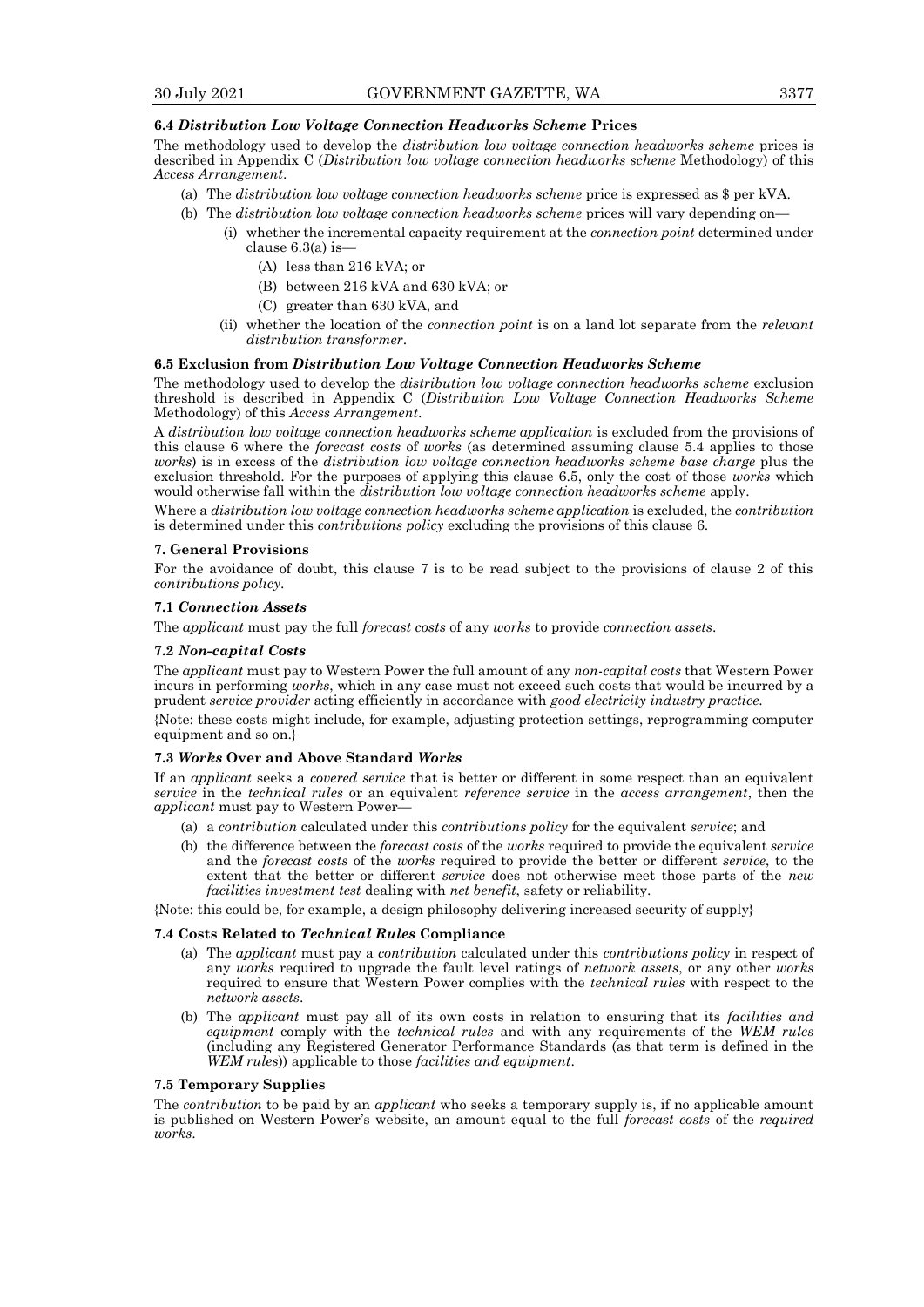### 6.4 *Distribution Low Voltage Connection Headworks Scheme* Prices

The methodology used to develop the *distribution low voltage connection headworks scheme* prices is described in Appendix C (*Distribution low voltage connection headworks scheme* Methodology) of this *Access Arrangement*.

- (a) The *distribution low voltage connection headworks scheme* price is expressed as $ per kVA.
- (b) The *distribution low voltage connection headworks scheme* prices will vary depending on—
  - (i) whether the incremental capacity requirement at the *connection point* determined under clause 6.3(a) is—
    - (A) less than 216 kVA; or
    - (B) between 216 kVA and 630 kVA; or
    - (C) greater than 630 kVA, and
  - (ii) whether the location of the *connection point* is on a land lot separate from the *relevant distribution transformer*.

### 6.5 Exclusion from *Distribution Low Voltage Connection Headworks Scheme*

The methodology used to develop the *distribution low voltage connection headworks scheme* exclusion threshold is described in Appendix C (*Distribution Low Voltage Connection Headworks Scheme* Methodology) of this *Access Arrangement*.

A *distribution low voltage connection headworks scheme application* is excluded from the provisions of this clause 6 where the *forecast costs* of *works* (as determined assuming clause 5.4 applies to those *works*) is in excess of the *distribution low voltage connection headworks scheme base charge* plus the exclusion threshold. For the purposes of applying this clause 6.5, only the cost of those *works* which would otherwise fall within the *distribution low voltage connection headworks scheme* apply.

Where a *distribution low voltage connection headworks scheme application* is excluded, the *contribution* is determined under this *contributions policy* excluding the provisions of this clause 6.

### 7. General Provisions

For the avoidance of doubt, this clause 7 is to be read subject to the provisions of clause 2 of this *contributions policy*.

### 7.1 *Connection Assets*

The *applicant* must pay the full *forecast costs* of any *works* to provide *connection assets*.

### 7.2 *Non-capital Costs*

The *applicant* must pay to Western Power the full amount of any *non-capital costs* that Western Power incurs in performing *works*, which in any case must not exceed such costs that would be incurred by a prudent *service provider* acting efficiently in accordance with *good electricity industry practice*.

{Note: these costs might include, for example, adjusting protection settings, reprogramming computer equipment and so on.}

### 7.3 *Works* Over and Above Standard *Works*

If an *applicant* seeks a *covered service* that is better or different in some respect than an equivalent *service* in the *technical rules* or an equivalent *reference service* in the *access arrangement*, then the *applicant* must pay to Western Power—

- (a) a *contribution* calculated under this *contributions policy* for the equivalent *service*; and
- (b) the difference between the *forecast costs* of the *works* required to provide the equivalent *service* and the *forecast costs* of the *works* required to provide the better or different *service*, to the extent that the better or different *service* does not otherwise meet those parts of the *new facilities investment test* dealing with *net benefit*, safety or reliability.

{Note: this could be, for example, a design philosophy delivering increased security of supply}

### 7.4 Costs Related to *Technical Rules* Compliance

- (a) The *applicant* must pay a *contribution* calculated under this *contributions policy* in respect of any *works* required to upgrade the fault level ratings of *network assets*, or any other *works* required to ensure that Western Power complies with the *technical rules* with respect to the *network assets*.
- (b) The *applicant* must pay all of its own costs in relation to ensuring that its *facilities and equipment* comply with the *technical rules* and with any requirements of the *WEM rules* (including any Registered Generator Performance Standards (as that term is defined in the *WEM rules*)) applicable to those *facilities and equipment*.

### 7.5 Temporary Supplies

The *contribution* to be paid by an *applicant* who seeks a temporary supply is, if no applicable amount is published on Western Power's website, an amount equal to the full *forecast costs* of the *required works*.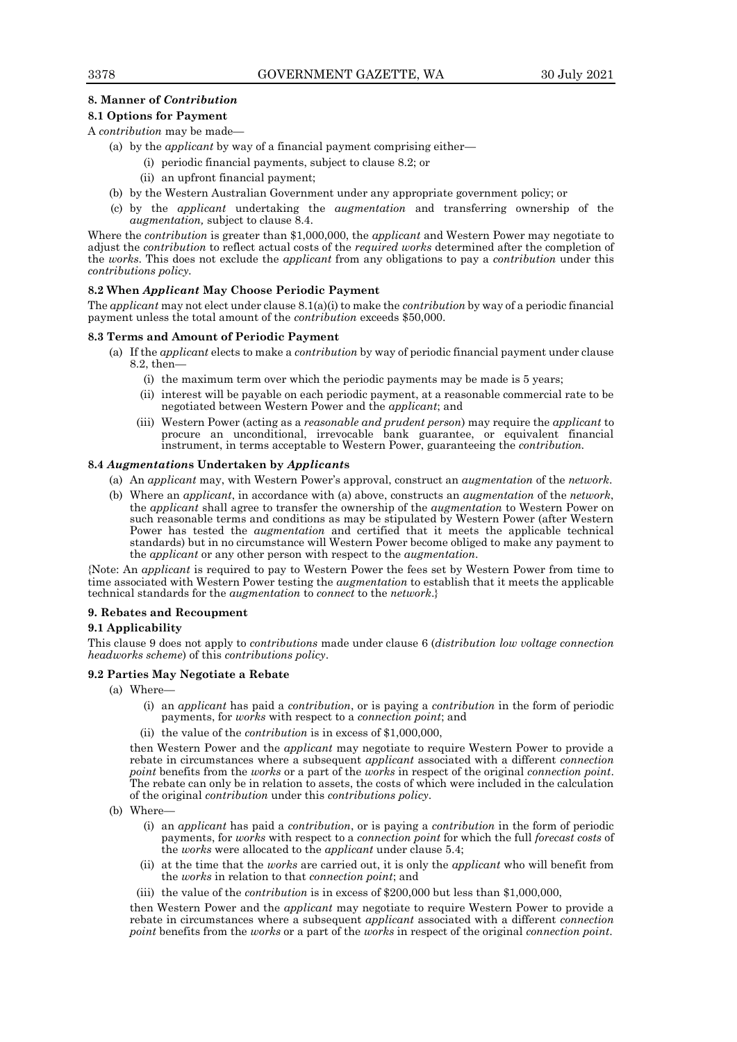### 8. Manner of *Contribution*

#### 8.1 Options for Payment

A *contribution* may be made—

- (a) by the *applicant* by way of a financial payment comprising either—
  - (i) periodic financial payments, subject to clause 8.2; or
  - (ii) an upfront financial payment;
- (b) by the Western Australian Government under any appropriate government policy; or
- (c) by the *applicant* undertaking the *augmentation* and transferring ownership of the *augmentation,* subject to clause 8.4.

Where the *contribution* is greater than $1,000,000, the *applicant* and Western Power may negotiate to adjust the *contribution* to reflect actual costs of the *required works* determined after the completion of the *works*. This does not exclude the *applicant* from any obligations to pay a *contribution* under this *contributions policy*.

#### 8.2 When *Applicant* May Choose Periodic Payment

The *applicant* may not elect under clause 8.1(a)(i) to make the *contribution* by way of a periodic financial payment unless the total amount of the *contribution* exceeds $50,000.

#### 8.3 Terms and Amount of Periodic Payment

- (a) If the *applicant* elects to make a *contribution* by way of periodic financial payment under clause 8.2, then—
  - (i) the maximum term over which the periodic payments may be made is 5 years;
  - (ii) interest will be payable on each periodic payment, at a reasonable commercial rate to be negotiated between Western Power and the *applicant*; and
  - (iii) Western Power (acting as a *reasonable and prudent person*) may require the *applicant* to procure an unconditional, irrevocable bank guarantee, or equivalent financial instrument, in terms acceptable to Western Power, guaranteeing the *contribution*.

#### 8.4 *Augmentation*s Undertaken by *Applicant*s

- (a) An *applicant* may, with Western Power's approval, construct an *augmentation* of the *network*.
- (b) Where an *applicant*, in accordance with (a) above, constructs an *augmentation* of the *network*, the *applicant* shall agree to transfer the ownership of the *augmentation* to Western Power on such reasonable terms and conditions as may be stipulated by Western Power (after Western Power has tested the *augmentation* and certified that it meets the applicable technical standards) but in no circumstance will Western Power become obliged to make any payment to the *applicant* or any other person with respect to the *augmentation*.

{Note: An *applicant* is required to pay to Western Power the fees set by Western Power from time to time associated with Western Power testing the *augmentation* to establish that it meets the applicable technical standards for the *augmentation* to *connect* to the *network*.}

### 9. Rebates and Recoupment

#### 9.1 Applicability

This clause 9 does not apply to *contributions* made under clause 6 (*distribution low voltage connection headworks scheme*) of this *contributions policy*.

#### 9.2 Parties May Negotiate a Rebate

- (a) Where—
  - (i) an *applicant* has paid a *contribution*, or is paying a *contribution* in the form of periodic payments, for *works* with respect to a *connection point*; and
  - (ii) the value of the *contribution* is in excess of $1,000,000,

  then Western Power and the *applicant* may negotiate to require Western Power to provide a rebate in circumstances where a subsequent *applicant* associated with a different *connection point* benefits from the *works* or a part of the *works* in respect of the original *connection point*. The rebate can only be in relation to assets, the costs of which were included in the calculation of the original *contribution* under this *contributions policy*.
- (b) Where—
  - (i) an *applicant* has paid a *contribution*, or is paying a *contribution* in the form of periodic payments, for *works* with respect to a *connection point* for which the full *forecast costs* of the *works* were allocated to the *applicant* under clause 5.4;
  - (ii) at the time that the *works* are carried out, it is only the *applicant* who will benefit from the *works* in relation to that *connection point*; and
  - (iii) the value of the *contribution* is in excess of $200,000 but less than $1,000,000,

  then Western Power and the *applicant* may negotiate to require Western Power to provide a rebate in circumstances where a subsequent *applicant* associated with a different *connection point* benefits from the *works* or a part of the *works* in respect of the original *connection point*.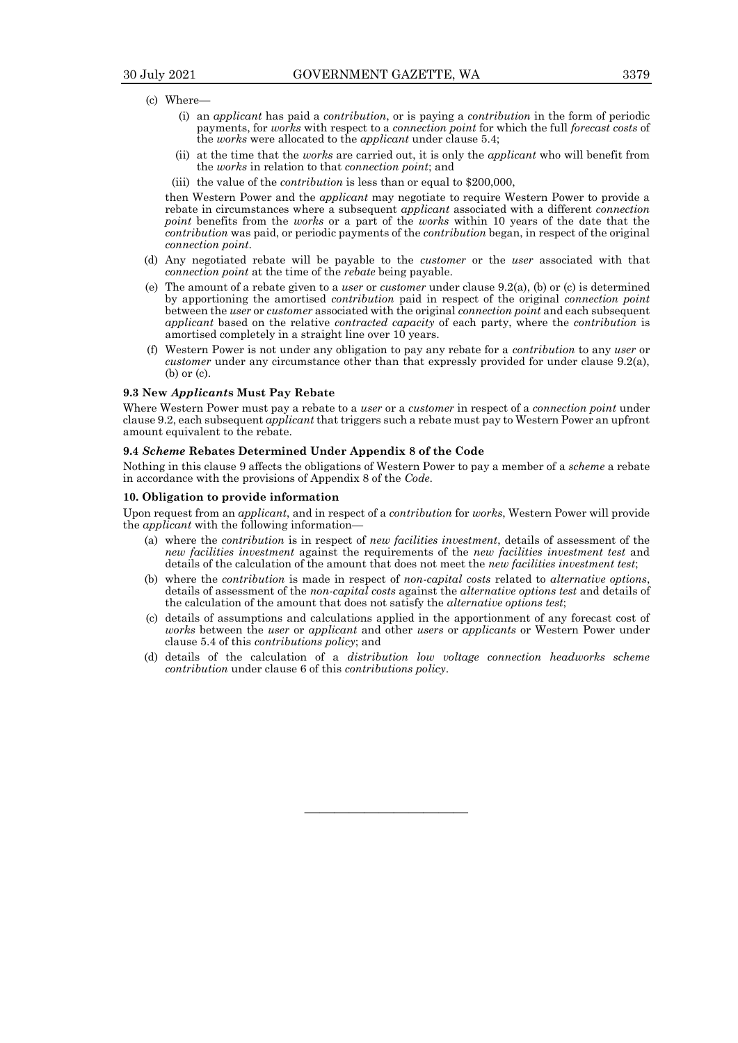(c) Where—

(i) an *applicant* has paid a *contribution*, or is paying a *contribution* in the form of periodic payments, for *works* with respect to a *connection point* for which the full *forecast costs* of the *works* were allocated to the *applicant* under clause 5.4;

(ii) at the time that the *works* are carried out, it is only the *applicant* who will benefit from the *works* in relation to that *connection point*; and

(iii) the value of the *contribution* is less than or equal to $200,000,

then Western Power and the *applicant* may negotiate to require Western Power to provide a rebate in circumstances where a subsequent *applicant* associated with a different *connection point* benefits from the *works* or a part of the *works* within 10 years of the date that the *contribution* was paid, or periodic payments of the *contribution* began, in respect of the original *connection point*.

(d) Any negotiated rebate will be payable to the *customer* or the *user* associated with that *connection point* at the time of the *rebate* being payable.

(e) The amount of a rebate given to a *user* or *customer* under clause 9.2(a), (b) or (c) is determined by apportioning the amortised *contribution* paid in respect of the original *connection point* between the *user* or *customer* associated with the original *connection point* and each subsequent *applicant* based on the relative *contracted capacity* of each party, where the *contribution* is amortised completely in a straight line over 10 years.

(f) Western Power is not under any obligation to pay any rebate for a *contribution* to any *user* or *customer* under any circumstance other than that expressly provided for under clause 9.2(a), (b) or (c).

**9.3 New *Applicant*s Must Pay Rebate**

Where Western Power must pay a rebate to a *user* or a *customer* in respect of a *connection point* under clause 9.2, each subsequent *applicant* that triggers such a rebate must pay to Western Power an upfront amount equivalent to the rebate.

**9.4 *Scheme* Rebates Determined Under Appendix 8 of the Code**

Nothing in this clause 9 affects the obligations of Western Power to pay a member of a *scheme* a rebate in accordance with the provisions of Appendix 8 of the *Code*.

**10. Obligation to provide information**

Upon request from an *applicant*, and in respect of a *contribution* for *works*, Western Power will provide the *applicant* with the following information—

(a) where the *contribution* is in respect of *new facilities investment*, details of assessment of the *new facilities investment* against the requirements of the *new facilities investment test* and details of the calculation of the amount that does not meet the *new facilities investment test*;

(b) where the *contribution* is made in respect of *non-capital costs* related to *alternative options*, details of assessment of the *non-capital costs* against the *alternative options test* and details of the calculation of the amount that does not satisfy the *alternative options test*;

(c) details of assumptions and calculations applied in the apportionment of any forecast cost of *works* between the *user* or *applicant* and other *users* or *applicants* or Western Power under clause 5.4 of this *contributions policy*; and

(d) details of the calculation of a *distribution low voltage connection headworks scheme contribution* under clause 6 of this *contributions policy*.

———————————